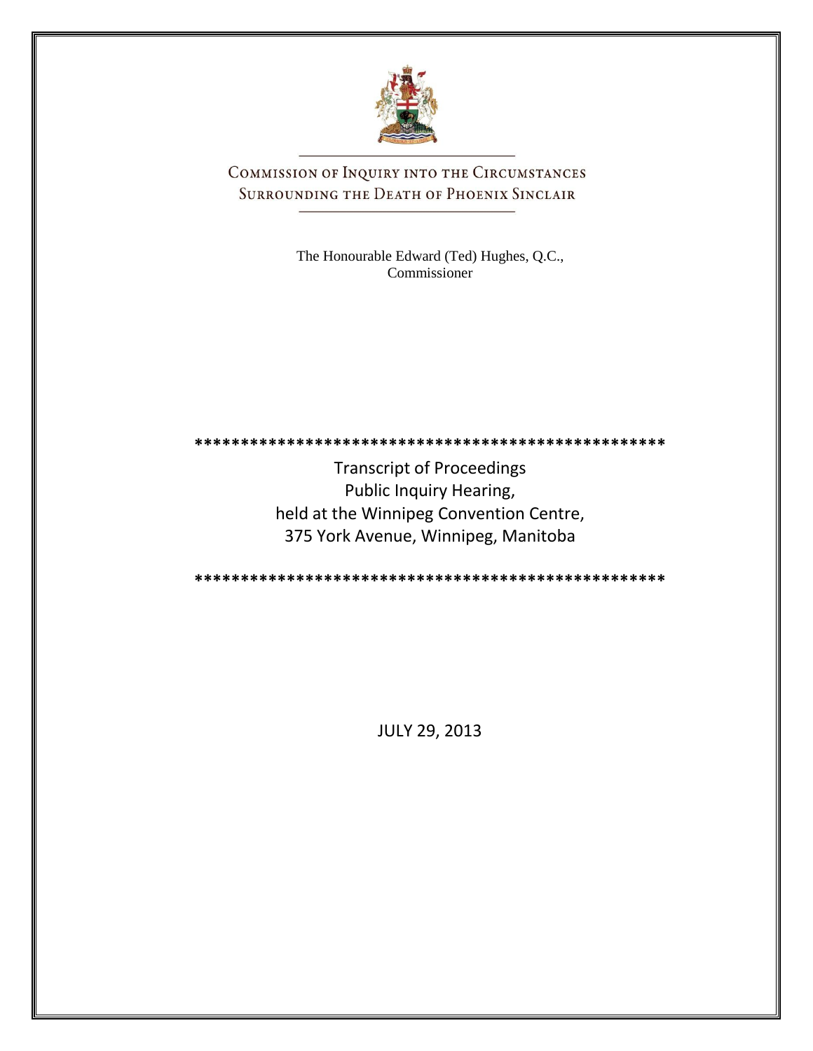# Commission of Inquiry into the Circumstances Surrounding the Death of Phoenix Sinclair

The Honourable Edward (Ted) Hughes, Q.C., Commissioner

***************************************************

Transcript of Proceedings
Public Inquiry Hearing,
held at the Winnipeg Convention Centre,
375 York Avenue, Winnipeg, Manitoba

***************************************************

JULY 29, 2013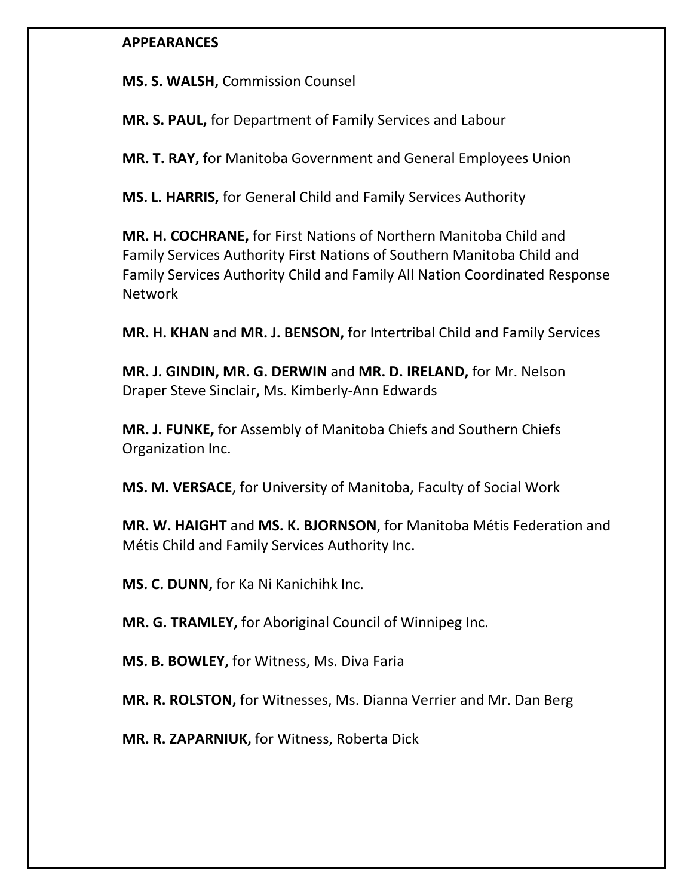**APPEARANCES**

**MS. S. WALSH,** Commission Counsel

**MR. S. PAUL,** for Department of Family Services and Labour

**MR. T. RAY,** for Manitoba Government and General Employees Union

**MS. L. HARRIS,** for General Child and Family Services Authority

**MR. H. COCHRANE,** for First Nations of Northern Manitoba Child and Family Services Authority First Nations of Southern Manitoba Child and Family Services Authority Child and Family All Nation Coordinated Response Network

**MR. H. KHAN** and **MR. J. BENSON,** for Intertribal Child and Family Services

**MR. J. GINDIN, MR. G. DERWIN** and **MR. D. IRELAND,** for Mr. Nelson Draper Steve Sinclair**,** Ms. Kimberly-Ann Edwards

**MR. J. FUNKE,** for Assembly of Manitoba Chiefs and Southern Chiefs Organization Inc.

**MS. M. VERSACE**, for University of Manitoba, Faculty of Social Work

**MR. W. HAIGHT** and **MS. K. BJORNSON**, for Manitoba Métis Federation and Métis Child and Family Services Authority Inc.

**MS. C. DUNN,** for Ka Ni Kanichihk Inc.

**MR. G. TRAMLEY,** for Aboriginal Council of Winnipeg Inc.

**MS. B. BOWLEY,** for Witness, Ms. Diva Faria

**MR. R. ROLSTON,** for Witnesses, Ms. Dianna Verrier and Mr. Dan Berg

**MR. R. ZAPARNIUK,** for Witness, Roberta Dick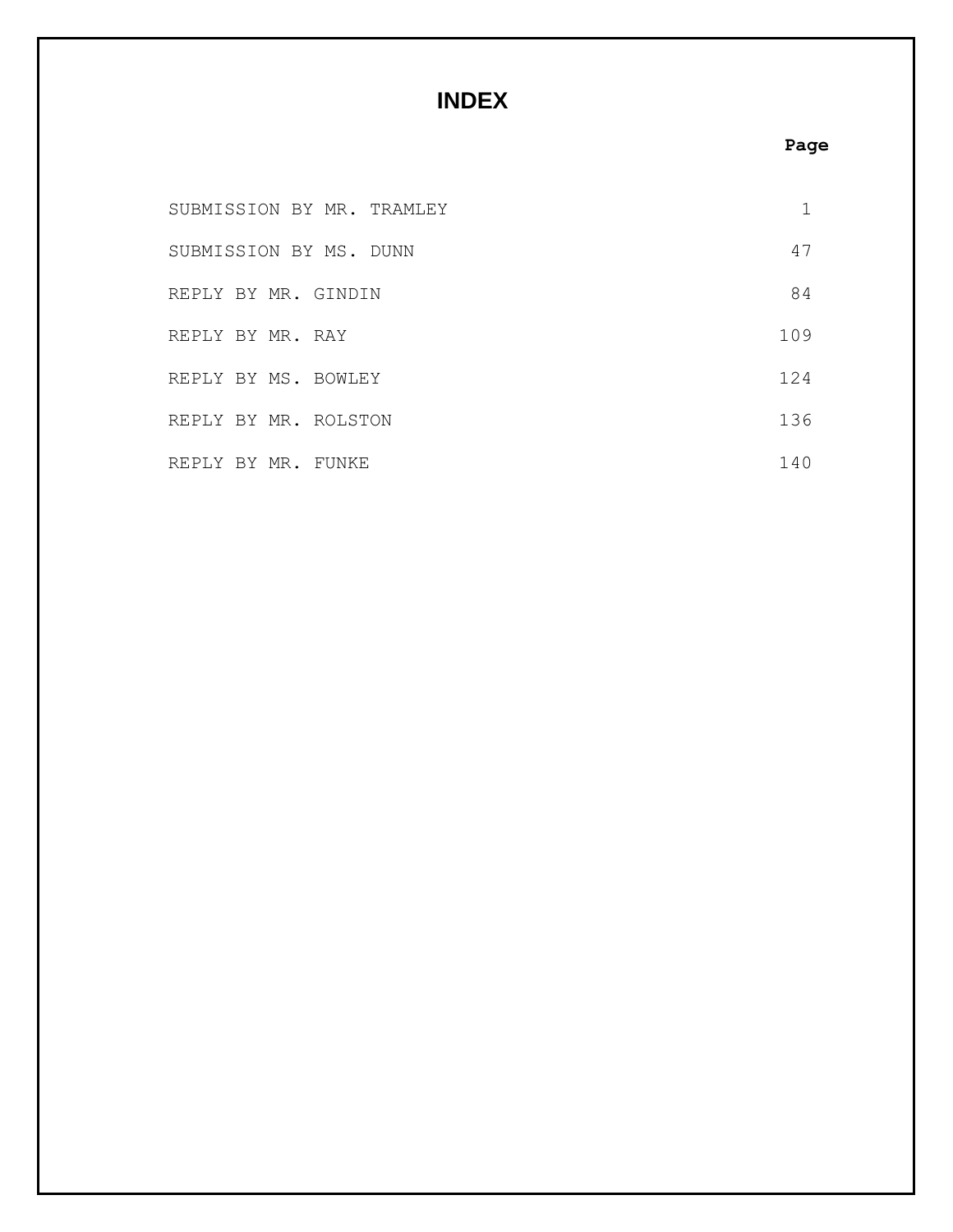# INDEX

| | Page |
|---|---|
| SUBMISSION BY MR. TRAMLEY | 1 |
| SUBMISSION BY MS. DUNN | 47 |
| REPLY BY MR. GINDIN | 84 |
| REPLY BY MR. RAY | 109 |
| REPLY BY MS. BOWLEY | 124 |
| REPLY BY MR. ROLSTON | 136 |
| REPLY BY MR. FUNKE | 140 |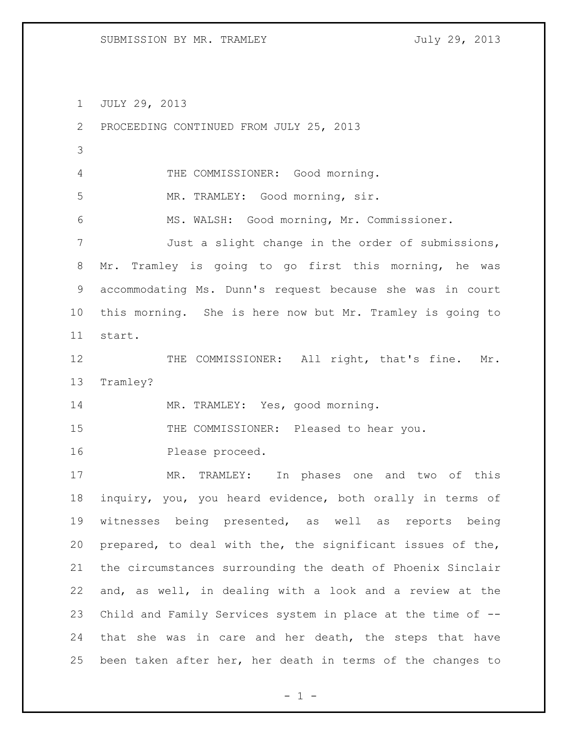JULY 29, 2013

PROCEEDING CONTINUED FROM JULY 25, 2013

THE COMMISSIONER: Good morning.

MR. TRAMLEY: Good morning, sir.

MS. WALSH: Good morning, Mr. Commissioner.

Just a slight change in the order of submissions, Mr. Tramley is going to go first this morning, he was accommodating Ms. Dunn's request because she was in court this morning. She is here now but Mr. Tramley is going to start.

THE COMMISSIONER: All right, that's fine. Mr. Tramley?

MR. TRAMLEY: Yes, good morning.

THE COMMISSIONER: Pleased to hear you.

Please proceed.

MR. TRAMLEY: In phases one and two of this inquiry, you, you heard evidence, both orally in terms of witnesses being presented, as well as reports being prepared, to deal with the, the significant issues of the, the circumstances surrounding the death of Phoenix Sinclair and, as well, in dealing with a look and a review at the Child and Family Services system in place at the time of -- that she was in care and her death, the steps that have been taken after her, her death in terms of the changes to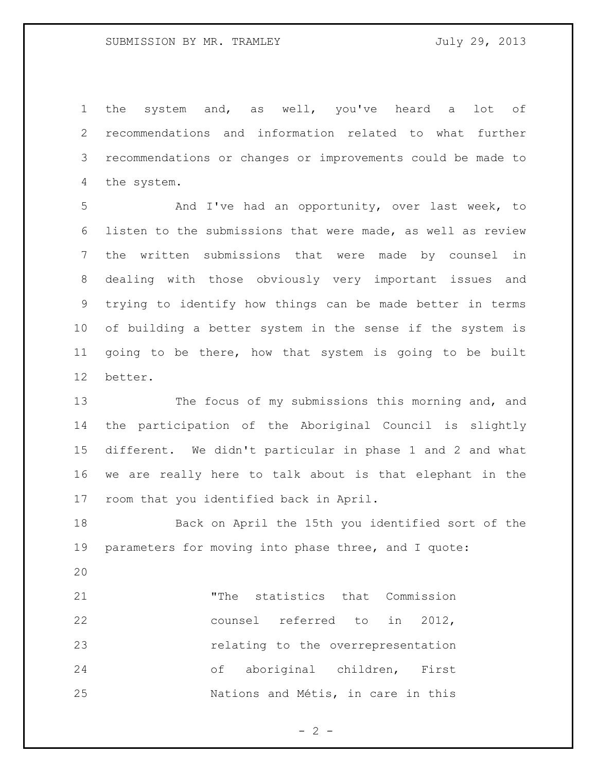the system and, as well, you've heard a lot of recommendations and information related to what further recommendations or changes or improvements could be made to the system.

And I've had an opportunity, over last week, to listen to the submissions that were made, as well as review the written submissions that were made by counsel in dealing with those obviously very important issues and trying to identify how things can be made better in terms of building a better system in the sense if the system is going to be there, how that system is going to be built better.

The focus of my submissions this morning and, and the participation of the Aboriginal Council is slightly different. We didn't particular in phase 1 and 2 and what we are really here to talk about is that elephant in the room that you identified back in April.

Back on April the 15th you identified sort of the parameters for moving into phase three, and I quote:

> "The statistics that Commission counsel referred to in 2012, relating to the overrepresentation of aboriginal children, First Nations and Métis, in care in this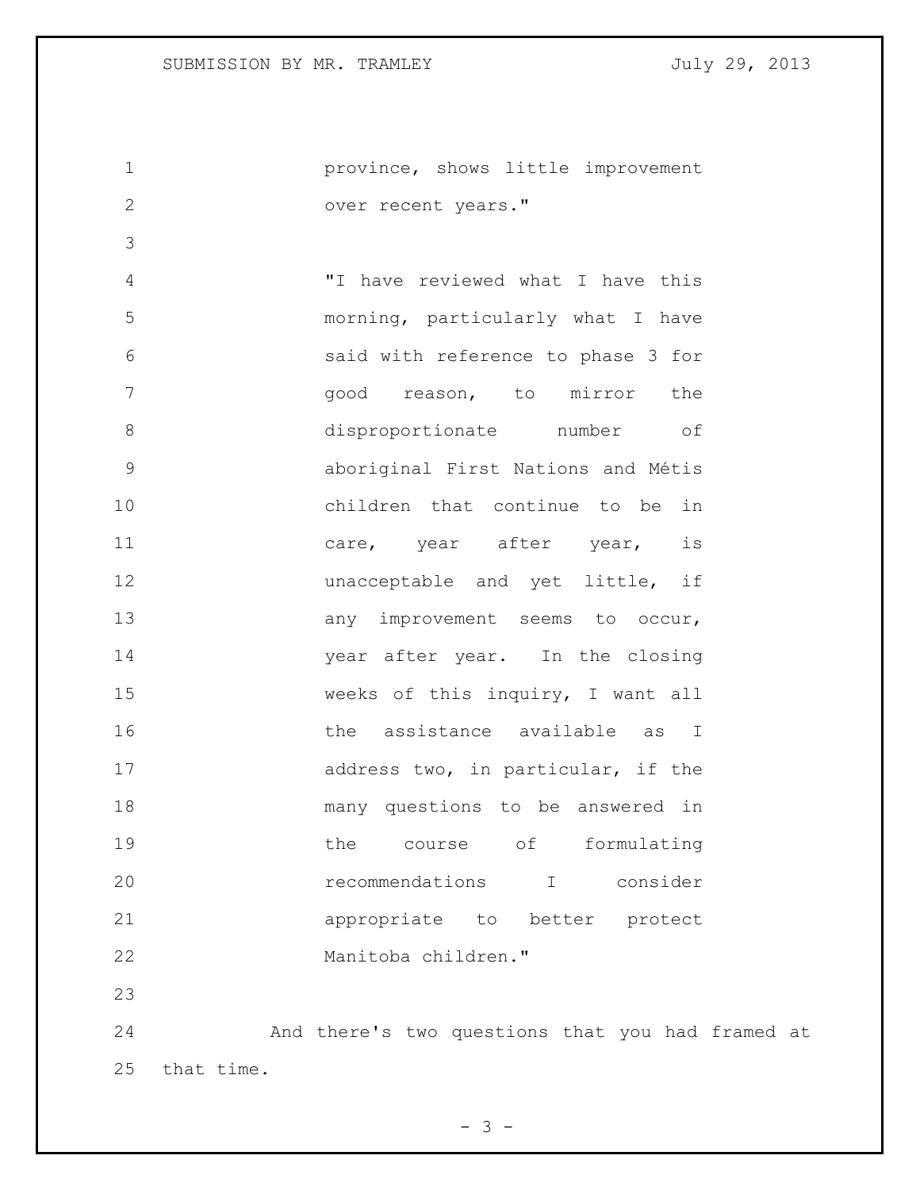province, shows little improvement over recent years."

"I have reviewed what I have this morning, particularly what I have said with reference to phase 3 for good reason, to mirror the disproportionate number of aboriginal First Nations and Métis children that continue to be in care, year after year, is unacceptable and yet little, if any improvement seems to occur, year after year. In the closing weeks of this inquiry, I want all the assistance available as I address two, in particular, if the many questions to be answered in the course of formulating recommendations I consider appropriate to better protect Manitoba children."

And there's two questions that you had framed at that time.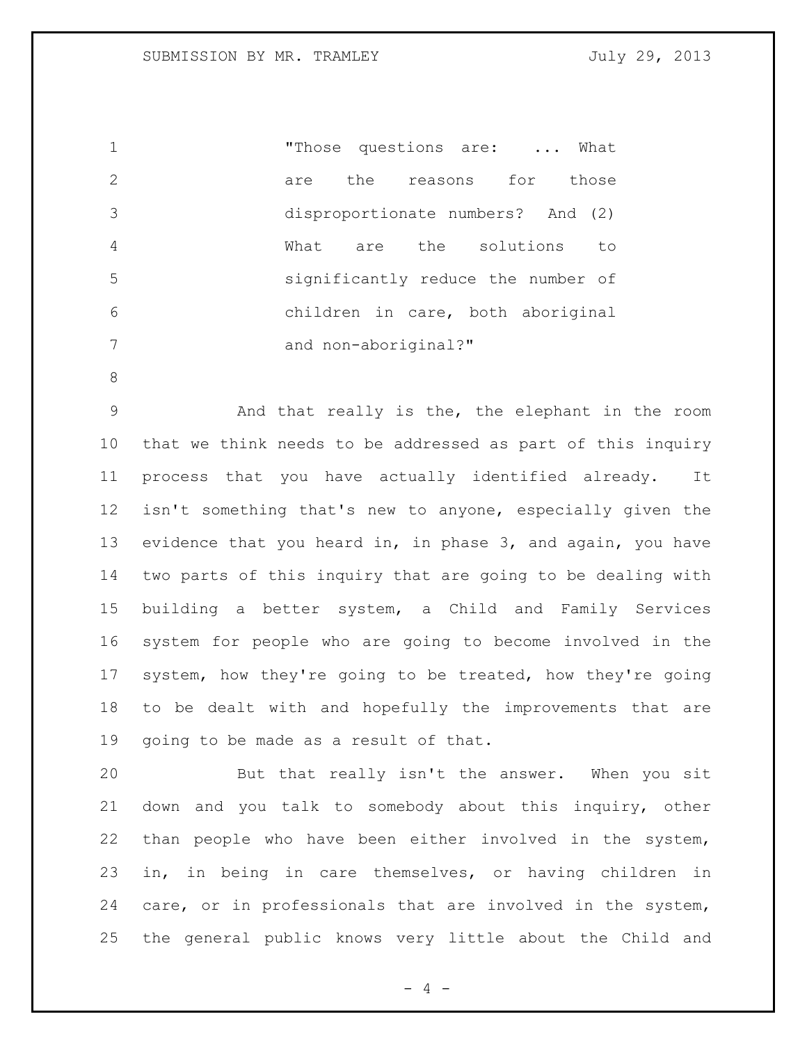"Those questions are: ... What are the reasons for those disproportionate numbers? And (2) What are the solutions to significantly reduce the number of children in care, both aboriginal and non-aboriginal?"

And that really is the, the elephant in the room that we think needs to be addressed as part of this inquiry process that you have actually identified already. It isn't something that's new to anyone, especially given the evidence that you heard in, in phase 3, and again, you have two parts of this inquiry that are going to be dealing with building a better system, a Child and Family Services system for people who are going to become involved in the system, how they're going to be treated, how they're going to be dealt with and hopefully the improvements that are going to be made as a result of that.

But that really isn't the answer. When you sit down and you talk to somebody about this inquiry, other than people who have been either involved in the system, in, in being in care themselves, or having children in care, or in professionals that are involved in the system, the general public knows very little about the Child and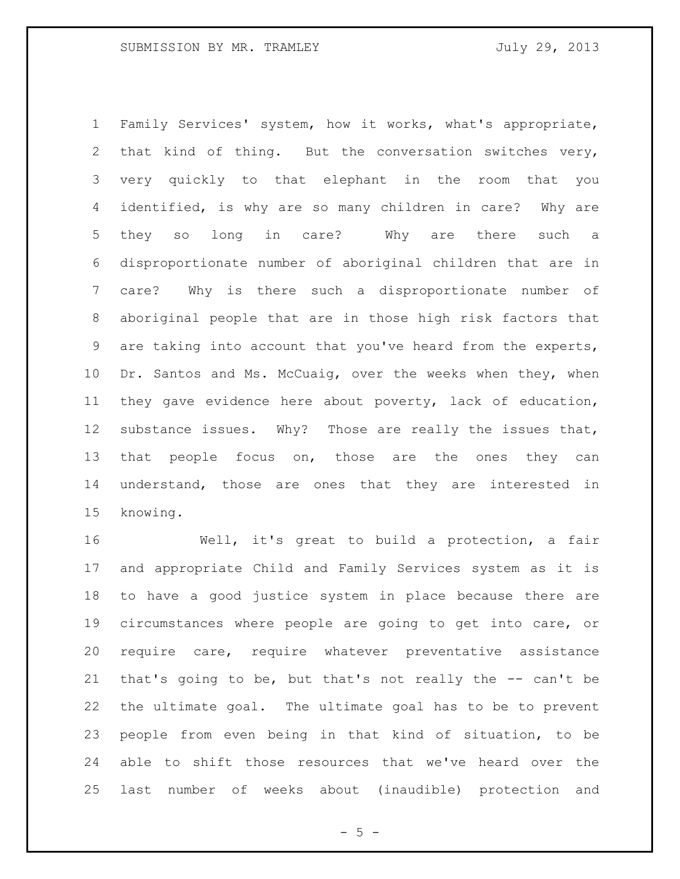Family Services' system, how it works, what's appropriate, that kind of thing. But the conversation switches very, very quickly to that elephant in the room that you identified, is why are so many children in care? Why are they so long in care? Why are there such a disproportionate number of aboriginal children that are in care? Why is there such a disproportionate number of aboriginal people that are in those high risk factors that are taking into account that you've heard from the experts, Dr. Santos and Ms. McCuaig, over the weeks when they, when they gave evidence here about poverty, lack of education, substance issues. Why? Those are really the issues that, that people focus on, those are the ones they can understand, those are ones that they are interested in knowing.

Well, it's great to build a protection, a fair and appropriate Child and Family Services system as it is to have a good justice system in place because there are circumstances where people are going to get into care, or require care, require whatever preventative assistance that's going to be, but that's not really the -- can't be the ultimate goal. The ultimate goal has to be to prevent people from even being in that kind of situation, to be able to shift those resources that we've heard over the last number of weeks about (inaudible) protection and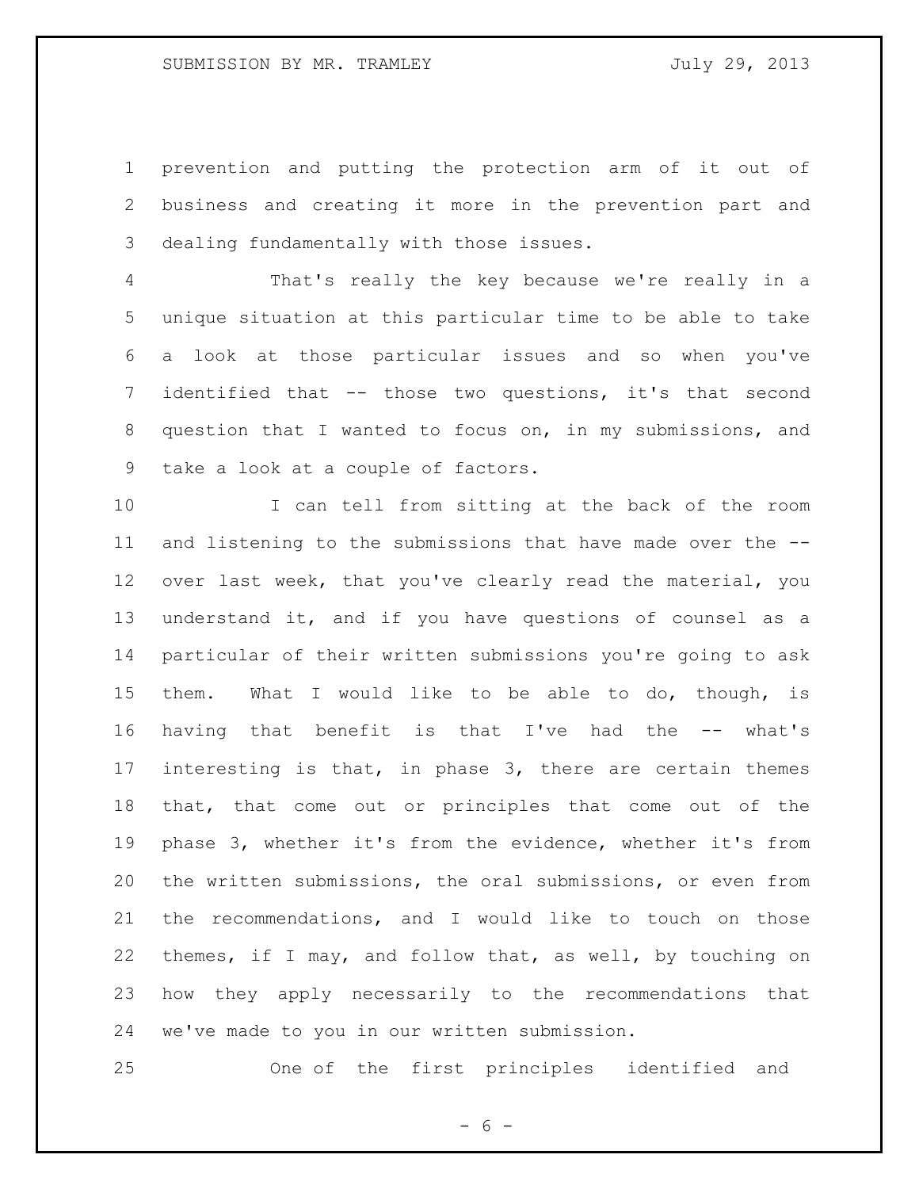prevention and putting the protection arm of it out of business and creating it more in the prevention part and dealing fundamentally with those issues.

That's really the key because we're really in a unique situation at this particular time to be able to take a look at those particular issues and so when you've identified that -- those two questions, it's that second question that I wanted to focus on, in my submissions, and take a look at a couple of factors.

I can tell from sitting at the back of the room and listening to the submissions that have made over the -- over last week, that you've clearly read the material, you understand it, and if you have questions of counsel as a particular of their written submissions you're going to ask them. What I would like to be able to do, though, is having that benefit is that I've had the -- what's interesting is that, in phase 3, there are certain themes that, that come out or principles that come out of the phase 3, whether it's from the evidence, whether it's from the written submissions, the oral submissions, or even from the recommendations, and I would like to touch on those themes, if I may, and follow that, as well, by touching on how they apply necessarily to the recommendations that we've made to you in our written submission.

One of the first principles identified and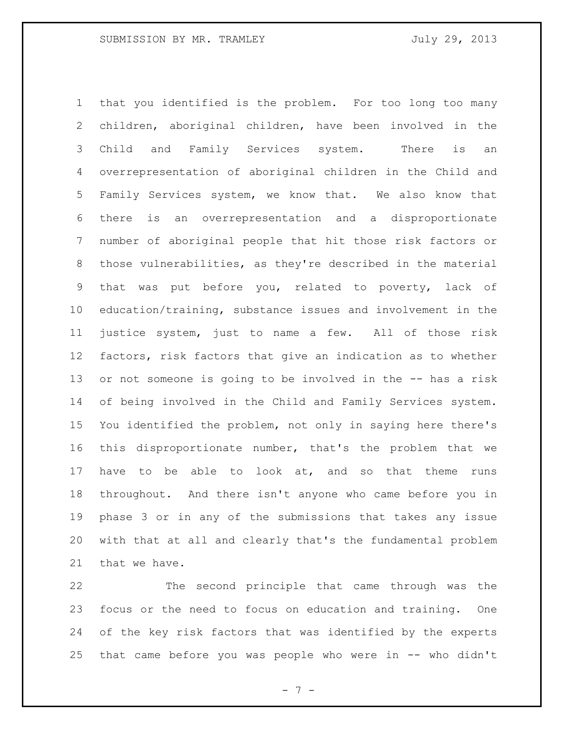that you identified is the problem. For too long too many children, aboriginal children, have been involved in the Child and Family Services system. There is an overrepresentation of aboriginal children in the Child and Family Services system, we know that. We also know that there is an overrepresentation and a disproportionate number of aboriginal people that hit those risk factors or those vulnerabilities, as they're described in the material that was put before you, related to poverty, lack of education/training, substance issues and involvement in the justice system, just to name a few. All of those risk factors, risk factors that give an indication as to whether or not someone is going to be involved in the -- has a risk of being involved in the Child and Family Services system. You identified the problem, not only in saying here there's this disproportionate number, that's the problem that we have to be able to look at, and so that theme runs throughout. And there isn't anyone who came before you in phase 3 or in any of the submissions that takes any issue with that at all and clearly that's the fundamental problem that we have.

The second principle that came through was the focus or the need to focus on education and training. One of the key risk factors that was identified by the experts that came before you was people who were in -- who didn't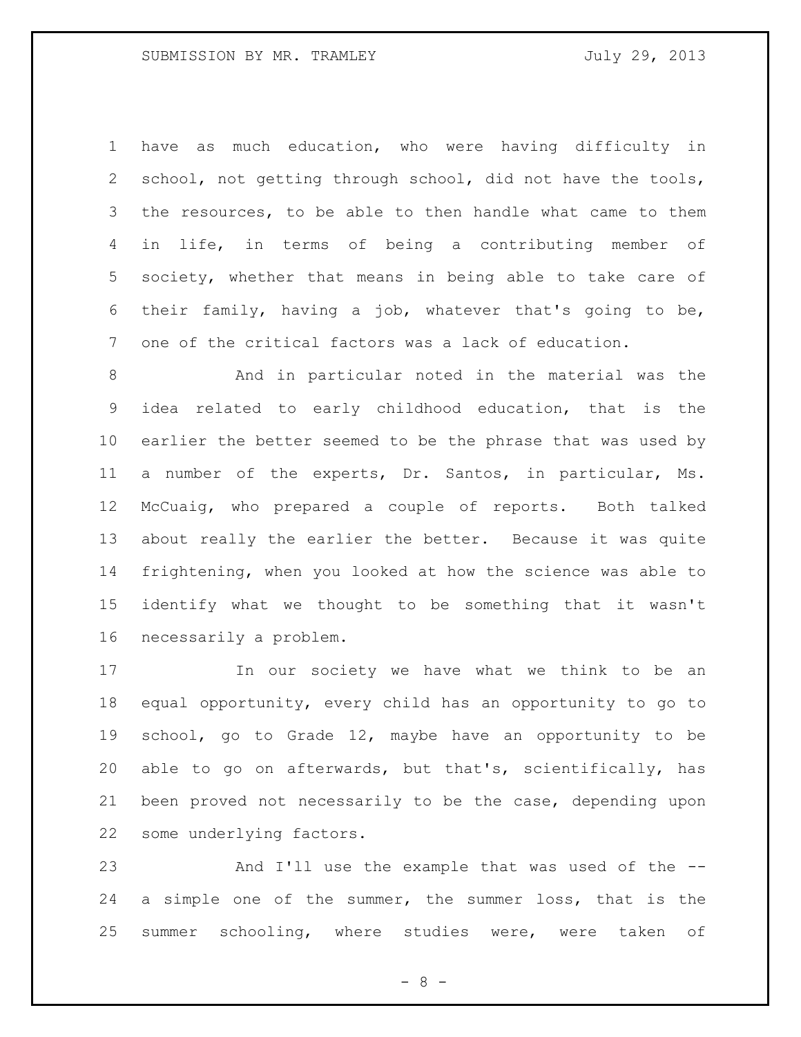have as much education, who were having difficulty in school, not getting through school, did not have the tools, the resources, to be able to then handle what came to them in life, in terms of being a contributing member of society, whether that means in being able to take care of their family, having a job, whatever that's going to be, one of the critical factors was a lack of education.

And in particular noted in the material was the idea related to early childhood education, that is the earlier the better seemed to be the phrase that was used by a number of the experts, Dr. Santos, in particular, Ms. McCuaig, who prepared a couple of reports. Both talked about really the earlier the better. Because it was quite frightening, when you looked at how the science was able to identify what we thought to be something that it wasn't necessarily a problem.

In our society we have what we think to be an equal opportunity, every child has an opportunity to go to school, go to Grade 12, maybe have an opportunity to be able to go on afterwards, but that's, scientifically, has been proved not necessarily to be the case, depending upon some underlying factors.

And I'll use the example that was used of the -- a simple one of the summer, the summer loss, that is the summer schooling, where studies were, were taken of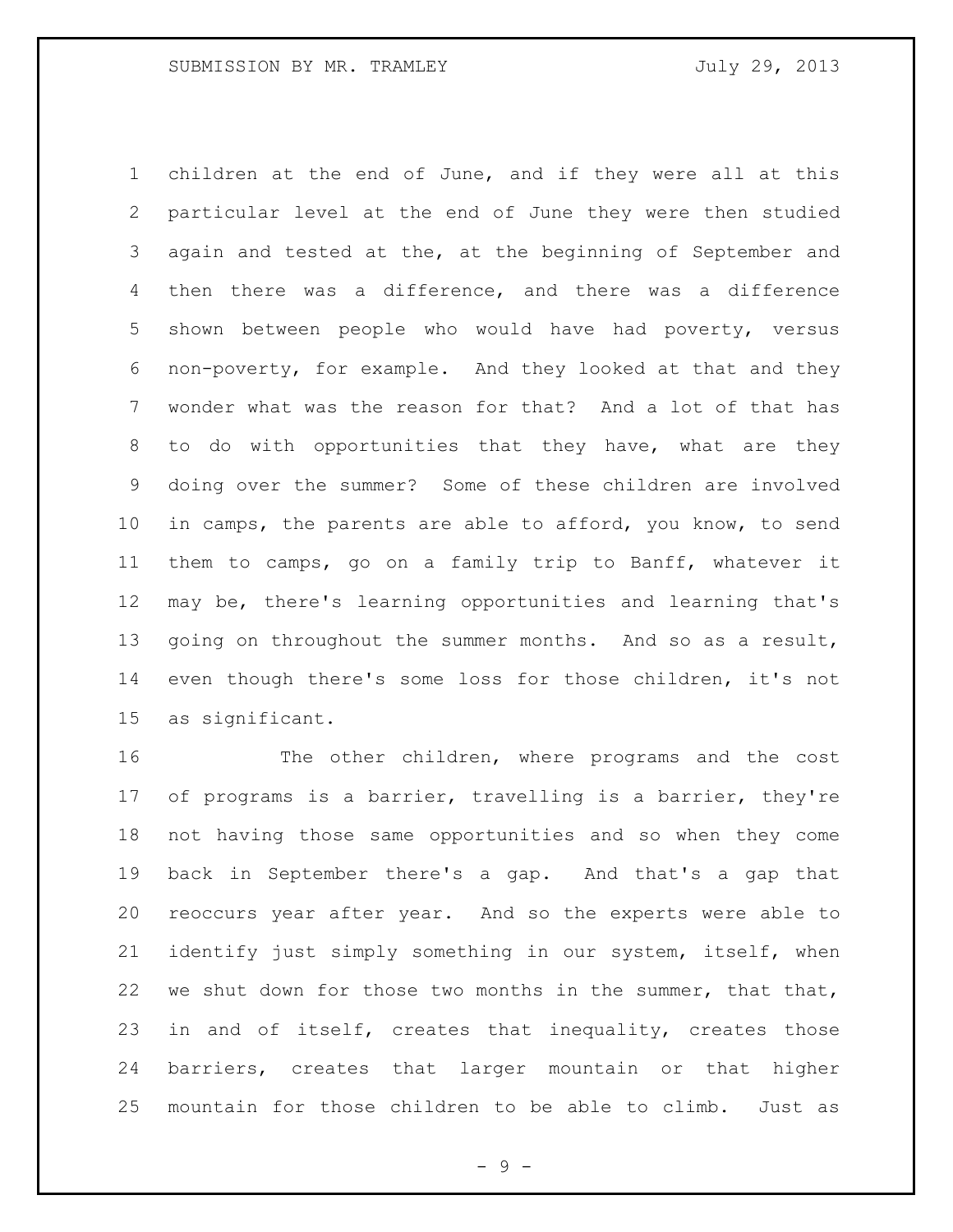children at the end of June, and if they were all at this particular level at the end of June they were then studied again and tested at the, at the beginning of September and then there was a difference, and there was a difference shown between people who would have had poverty, versus non-poverty, for example. And they looked at that and they wonder what was the reason for that? And a lot of that has to do with opportunities that they have, what are they doing over the summer? Some of these children are involved in camps, the parents are able to afford, you know, to send them to camps, go on a family trip to Banff, whatever it may be, there's learning opportunities and learning that's going on throughout the summer months. And so as a result, even though there's some loss for those children, it's not as significant.

The other children, where programs and the cost of programs is a barrier, travelling is a barrier, they're not having those same opportunities and so when they come back in September there's a gap. And that's a gap that reoccurs year after year. And so the experts were able to identify just simply something in our system, itself, when we shut down for those two months in the summer, that that, in and of itself, creates that inequality, creates those barriers, creates that larger mountain or that higher mountain for those children to be able to climb. Just as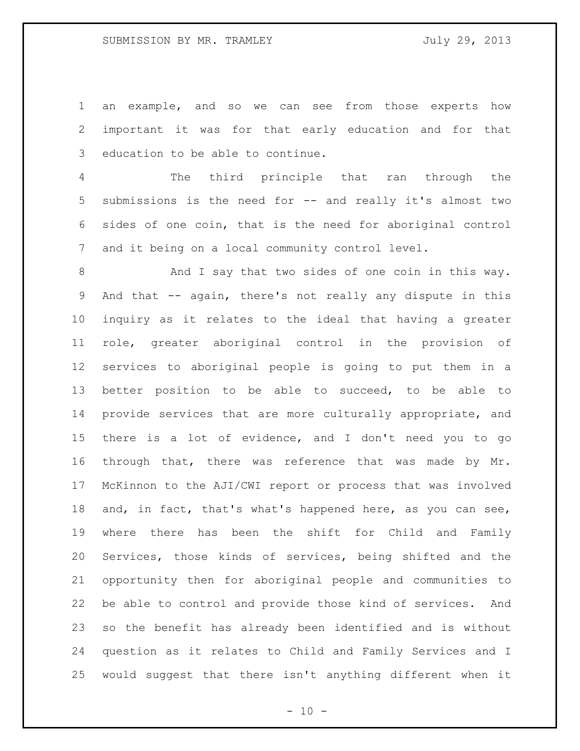an example, and so we can see from those experts how important it was for that early education and for that education to be able to continue.

The third principle that ran through the submissions is the need for -- and really it's almost two sides of one coin, that is the need for aboriginal control and it being on a local community control level.

And I say that two sides of one coin in this way. And that -- again, there's not really any dispute in this inquiry as it relates to the ideal that having a greater role, greater aboriginal control in the provision of services to aboriginal people is going to put them in a better position to be able to succeed, to be able to provide services that are more culturally appropriate, and there is a lot of evidence, and I don't need you to go through that, there was reference that was made by Mr. McKinnon to the AJI/CWI report or process that was involved and, in fact, that's what's happened here, as you can see, where there has been the shift for Child and Family Services, those kinds of services, being shifted and the opportunity then for aboriginal people and communities to be able to control and provide those kind of services. And so the benefit has already been identified and is without question as it relates to Child and Family Services and I would suggest that there isn't anything different when it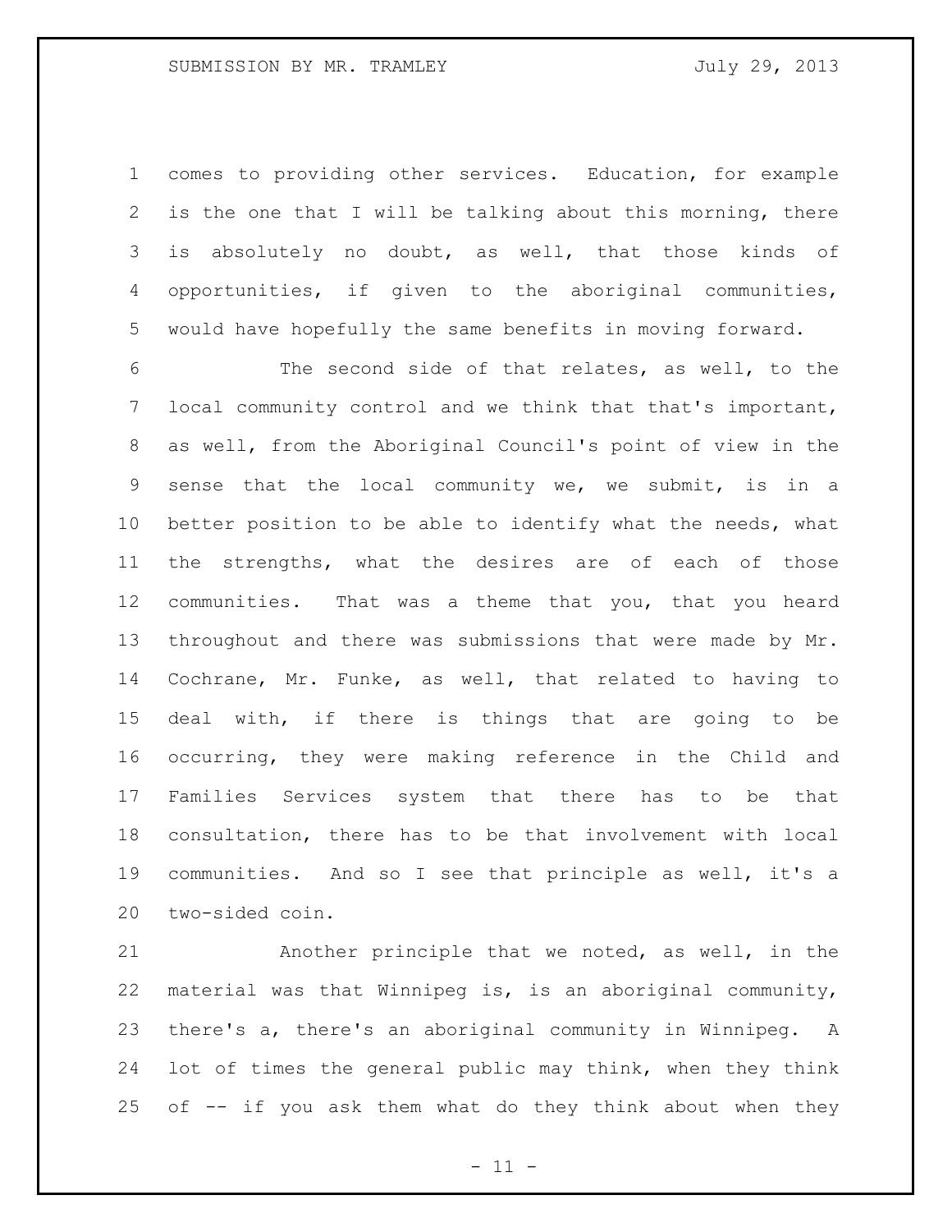comes to providing other services. Education, for example is the one that I will be talking about this morning, there is absolutely no doubt, as well, that those kinds of opportunities, if given to the aboriginal communities, would have hopefully the same benefits in moving forward.

The second side of that relates, as well, to the local community control and we think that that's important, as well, from the Aboriginal Council's point of view in the sense that the local community we, we submit, is in a better position to be able to identify what the needs, what the strengths, what the desires are of each of those communities. That was a theme that you, that you heard throughout and there was submissions that were made by Mr. Cochrane, Mr. Funke, as well, that related to having to deal with, if there is things that are going to be occurring, they were making reference in the Child and Families Services system that there has to be that consultation, there has to be that involvement with local communities. And so I see that principle as well, it's a two-sided coin.

Another principle that we noted, as well, in the material was that Winnipeg is, is an aboriginal community, there's a, there's an aboriginal community in Winnipeg. A lot of times the general public may think, when they think of -- if you ask them what do they think about when they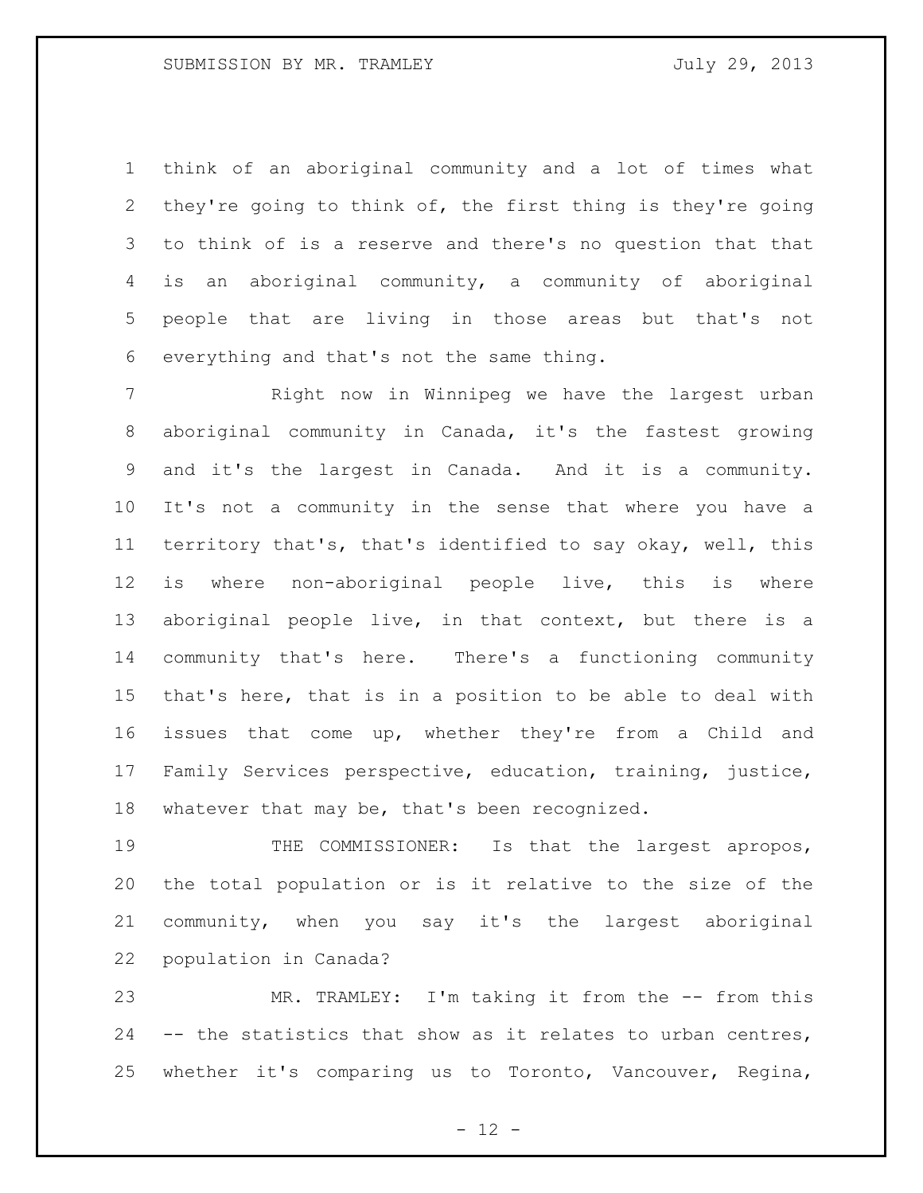think of an aboriginal community and a lot of times what they're going to think of, the first thing is they're going to think of is a reserve and there's no question that that is an aboriginal community, a community of aboriginal people that are living in those areas but that's not everything and that's not the same thing.

Right now in Winnipeg we have the largest urban aboriginal community in Canada, it's the fastest growing and it's the largest in Canada. And it is a community. It's not a community in the sense that where you have a territory that's, that's identified to say okay, well, this is where non-aboriginal people live, this is where aboriginal people live, in that context, but there is a community that's here. There's a functioning community that's here, that is in a position to be able to deal with issues that come up, whether they're from a Child and Family Services perspective, education, training, justice, whatever that may be, that's been recognized.

THE COMMISSIONER: Is that the largest apropos, the total population or is it relative to the size of the community, when you say it's the largest aboriginal population in Canada?

MR. TRAMLEY: I'm taking it from the -- from this -- the statistics that show as it relates to urban centres, whether it's comparing us to Toronto, Vancouver, Regina,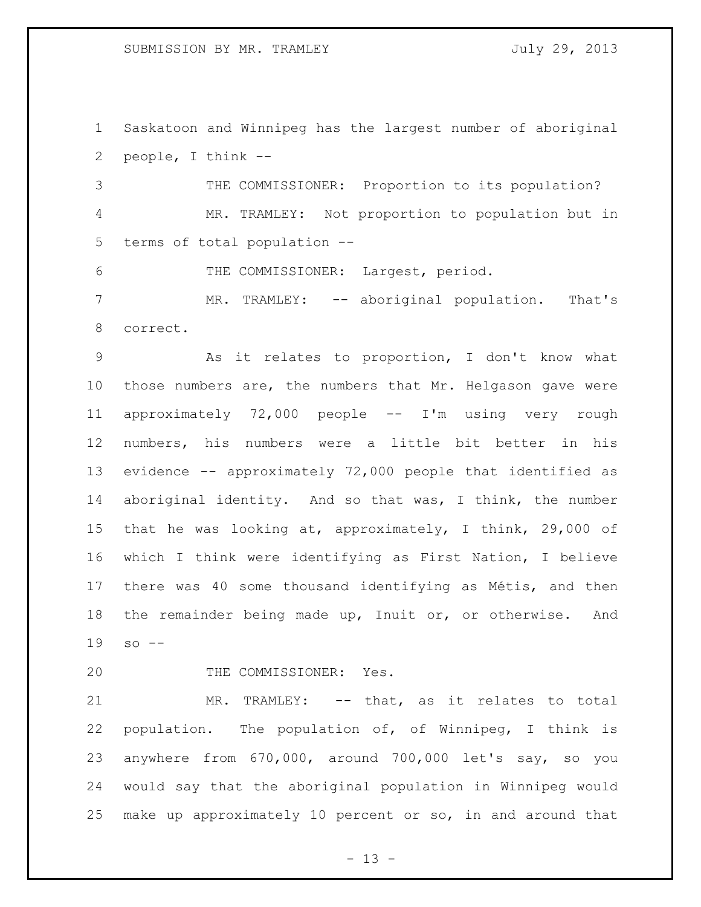Saskatoon and Winnipeg has the largest number of aboriginal people, I think --

THE COMMISSIONER: Proportion to its population?

MR. TRAMLEY: Not proportion to population but in terms of total population --

THE COMMISSIONER: Largest, period.

MR. TRAMLEY: -- aboriginal population. That's correct.

As it relates to proportion, I don't know what those numbers are, the numbers that Mr. Helgason gave were approximately 72,000 people -- I'm using very rough numbers, his numbers were a little bit better in his evidence -- approximately 72,000 people that identified as aboriginal identity. And so that was, I think, the number that he was looking at, approximately, I think, 29,000 of which I think were identifying as First Nation, I believe there was 40 some thousand identifying as Métis, and then the remainder being made up, Inuit or, or otherwise. And so --

THE COMMISSIONER: Yes.

MR. TRAMLEY: -- that, as it relates to total population. The population of, of Winnipeg, I think is anywhere from 670,000, around 700,000 let's say, so you would say that the aboriginal population in Winnipeg would make up approximately 10 percent or so, in and around that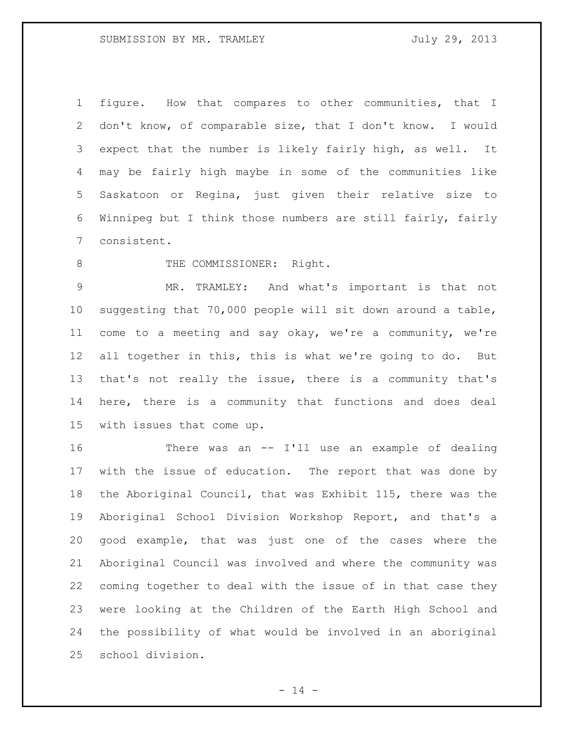figure. How that compares to other communities, that I don't know, of comparable size, that I don't know. I would expect that the number is likely fairly high, as well. It may be fairly high maybe in some of the communities like Saskatoon or Regina, just given their relative size to Winnipeg but I think those numbers are still fairly, fairly consistent.

THE COMMISSIONER: Right.

MR. TRAMLEY: And what's important is that not suggesting that 70,000 people will sit down around a table, come to a meeting and say okay, we're a community, we're all together in this, this is what we're going to do. But that's not really the issue, there is a community that's here, there is a community that functions and does deal with issues that come up.

There was an -- I'll use an example of dealing with the issue of education. The report that was done by the Aboriginal Council, that was Exhibit 115, there was the Aboriginal School Division Workshop Report, and that's a good example, that was just one of the cases where the Aboriginal Council was involved and where the community was coming together to deal with the issue of in that case they were looking at the Children of the Earth High School and the possibility of what would be involved in an aboriginal school division.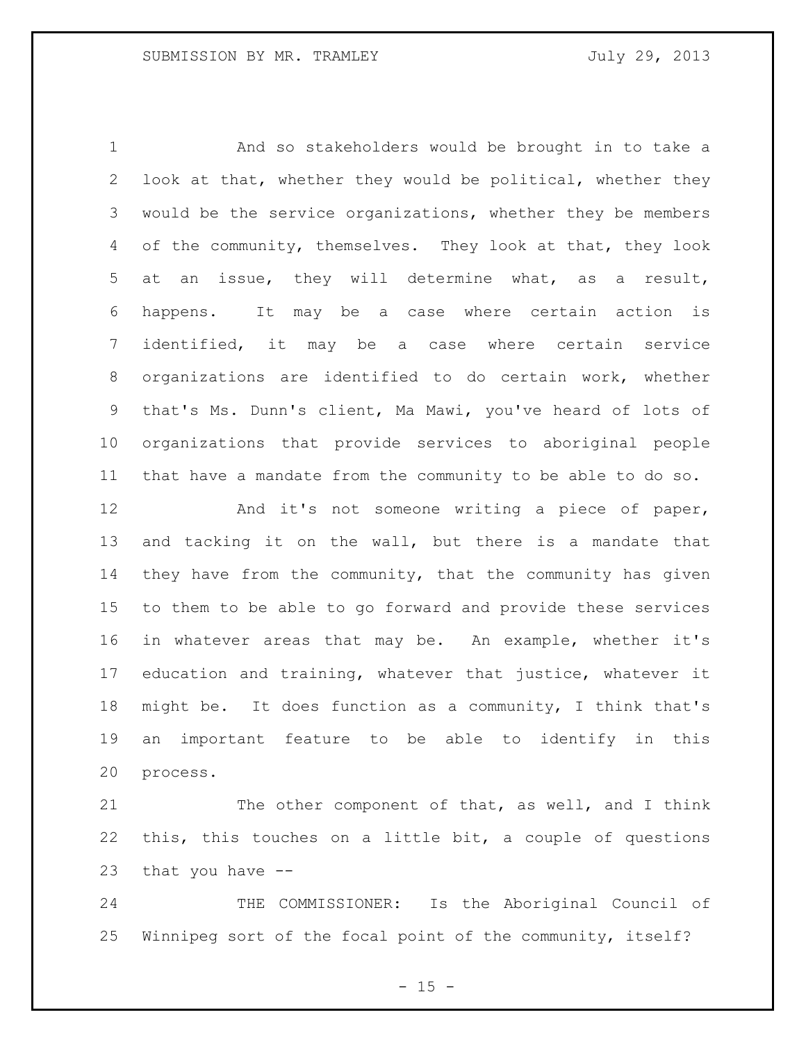And so stakeholders would be brought in to take a look at that, whether they would be political, whether they would be the service organizations, whether they be members of the community, themselves. They look at that, they look at an issue, they will determine what, as a result, happens. It may be a case where certain action is identified, it may be a case where certain service organizations are identified to do certain work, whether that's Ms. Dunn's client, Ma Mawi, you've heard of lots of organizations that provide services to aboriginal people that have a mandate from the community to be able to do so.

And it's not someone writing a piece of paper, and tacking it on the wall, but there is a mandate that they have from the community, that the community has given to them to be able to go forward and provide these services in whatever areas that may be. An example, whether it's education and training, whatever that justice, whatever it might be. It does function as a community, I think that's an important feature to be able to identify in this process.

The other component of that, as well, and I think this, this touches on a little bit, a couple of questions that you have --

THE COMMISSIONER: Is the Aboriginal Council of Winnipeg sort of the focal point of the community, itself?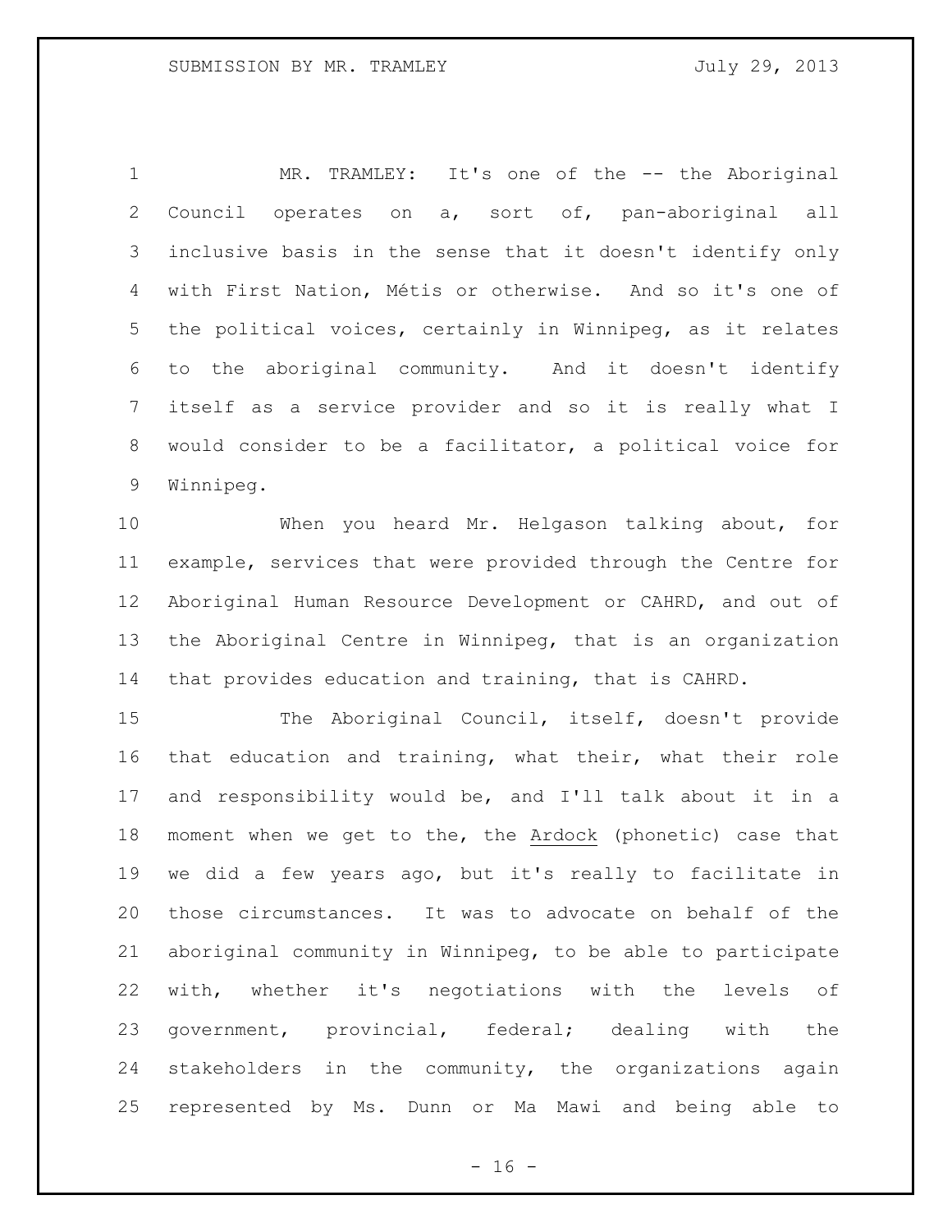MR. TRAMLEY: It's one of the -- the Aboriginal Council operates on a, sort of, pan-aboriginal all inclusive basis in the sense that it doesn't identify only with First Nation, Métis or otherwise. And so it's one of the political voices, certainly in Winnipeg, as it relates to the aboriginal community. And it doesn't identify itself as a service provider and so it is really what I would consider to be a facilitator, a political voice for Winnipeg.

When you heard Mr. Helgason talking about, for example, services that were provided through the Centre for Aboriginal Human Resource Development or CAHRD, and out of the Aboriginal Centre in Winnipeg, that is an organization that provides education and training, that is CAHRD.

The Aboriginal Council, itself, doesn't provide that education and training, what their, what their role and responsibility would be, and I'll talk about it in a moment when we get to the, the Ardock (phonetic) case that we did a few years ago, but it's really to facilitate in those circumstances. It was to advocate on behalf of the aboriginal community in Winnipeg, to be able to participate with, whether it's negotiations with the levels of government, provincial, federal; dealing with the stakeholders in the community, the organizations again represented by Ms. Dunn or Ma Mawi and being able to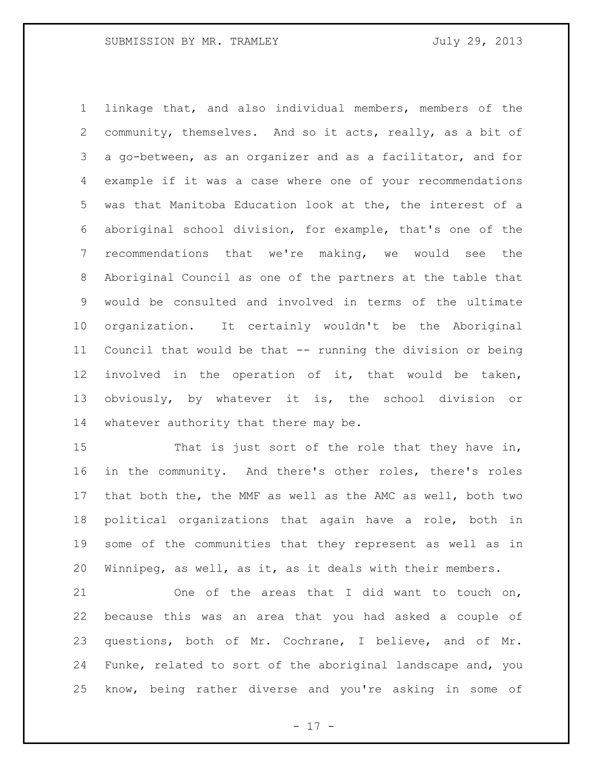linkage that, and also individual members, members of the community, themselves. And so it acts, really, as a bit of a go-between, as an organizer and as a facilitator, and for example if it was a case where one of your recommendations was that Manitoba Education look at the, the interest of a aboriginal school division, for example, that's one of the recommendations that we're making, we would see the Aboriginal Council as one of the partners at the table that would be consulted and involved in terms of the ultimate organization. It certainly wouldn't be the Aboriginal Council that would be that -- running the division or being involved in the operation of it, that would be taken, obviously, by whatever it is, the school division or whatever authority that there may be.

That is just sort of the role that they have in, in the community. And there's other roles, there's roles that both the, the MMF as well as the AMC as well, both two political organizations that again have a role, both in some of the communities that they represent as well as in Winnipeg, as well, as it, as it deals with their members.

One of the areas that I did want to touch on, because this was an area that you had asked a couple of questions, both of Mr. Cochrane, I believe, and of Mr. Funke, related to sort of the aboriginal landscape and, you know, being rather diverse and you're asking in some of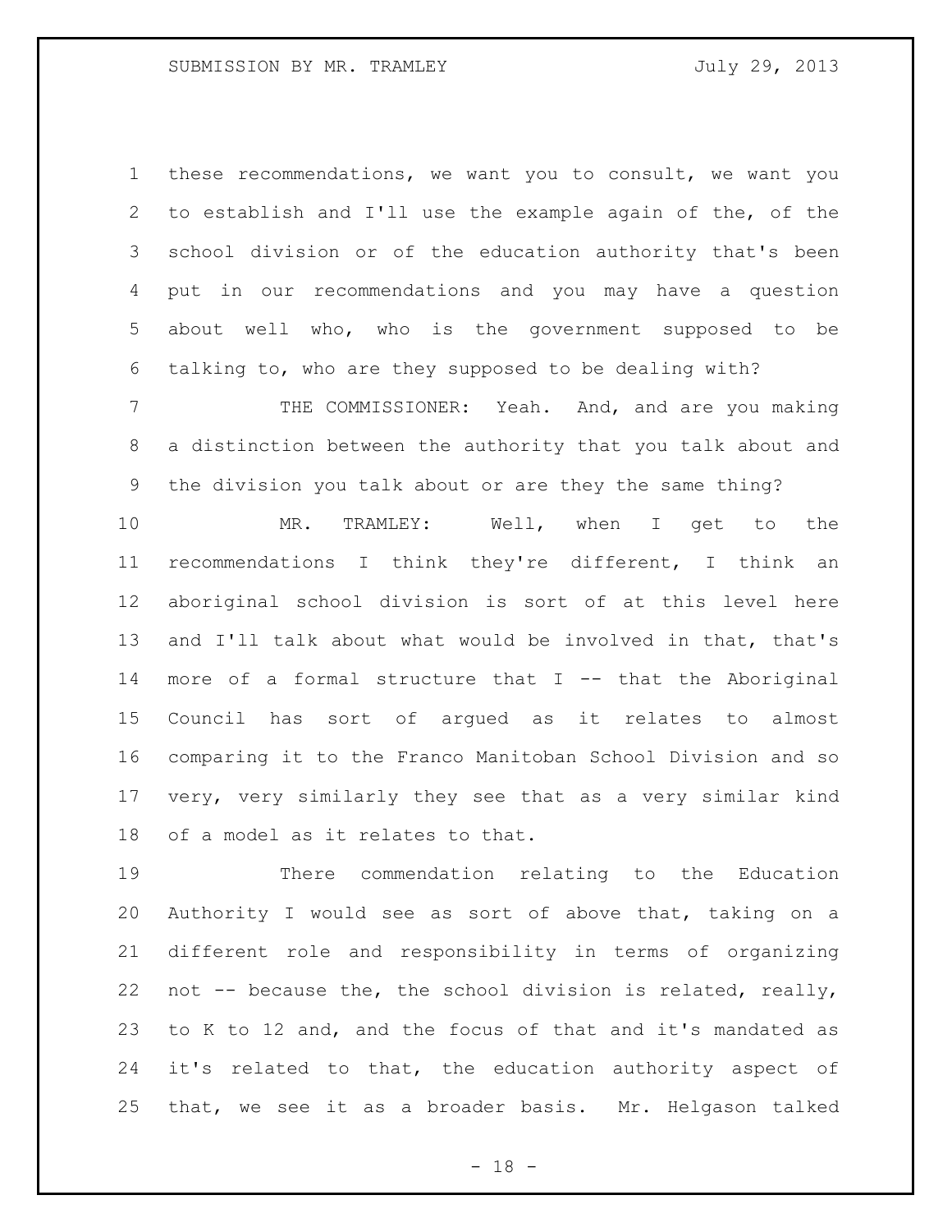these recommendations, we want you to consult, we want you to establish and I'll use the example again of the, of the school division or of the education authority that's been put in our recommendations and you may have a question about well who, who is the government supposed to be talking to, who are they supposed to be dealing with?

THE COMMISSIONER: Yeah. And, and are you making a distinction between the authority that you talk about and the division you talk about or are they the same thing?

MR. TRAMLEY: Well, when I get to the recommendations I think they're different, I think an aboriginal school division is sort of at this level here and I'll talk about what would be involved in that, that's more of a formal structure that I -- that the Aboriginal Council has sort of argued as it relates to almost comparing it to the Franco Manitoban School Division and so very, very similarly they see that as a very similar kind of a model as it relates to that.

There commendation relating to the Education Authority I would see as sort of above that, taking on a different role and responsibility in terms of organizing not -- because the, the school division is related, really, to K to 12 and, and the focus of that and it's mandated as it's related to that, the education authority aspect of that, we see it as a broader basis. Mr. Helgason talked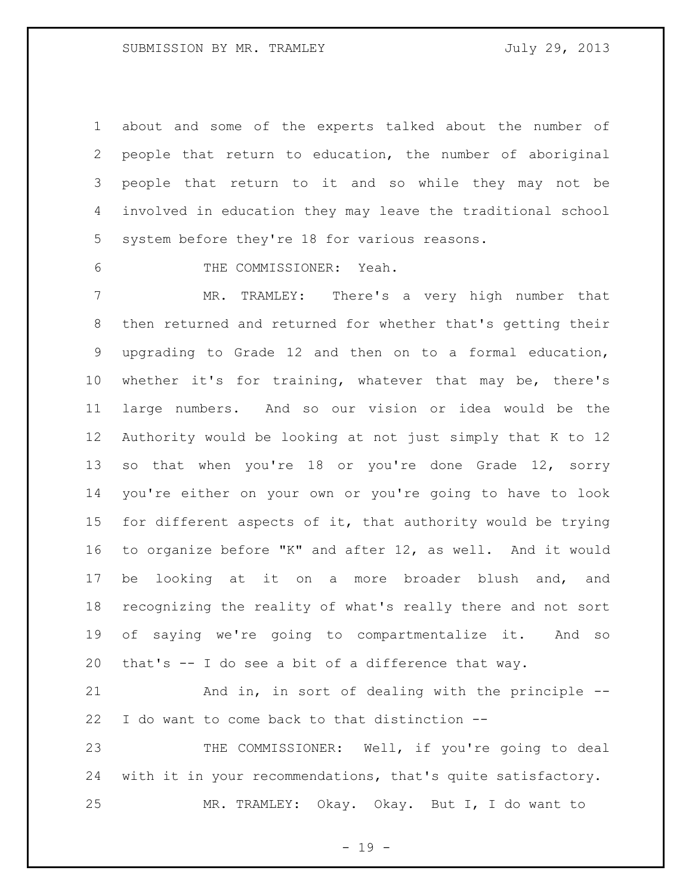about and some of the experts talked about the number of people that return to education, the number of aboriginal people that return to it and so while they may not be involved in education they may leave the traditional school system before they're 18 for various reasons.

THE COMMISSIONER: Yeah.

MR. TRAMLEY: There's a very high number that then returned and returned for whether that's getting their upgrading to Grade 12 and then on to a formal education, whether it's for training, whatever that may be, there's large numbers. And so our vision or idea would be the Authority would be looking at not just simply that K to 12 so that when you're 18 or you're done Grade 12, sorry you're either on your own or you're going to have to look for different aspects of it, that authority would be trying to organize before "K" and after 12, as well. And it would be looking at it on a more broader blush and, and recognizing the reality of what's really there and not sort of saying we're going to compartmentalize it. And so that's -- I do see a bit of a difference that way.

And in, in sort of dealing with the principle -- I do want to come back to that distinction --

THE COMMISSIONER: Well, if you're going to deal with it in your recommendations, that's quite satisfactory.

MR. TRAMLEY: Okay. Okay. But I, I do want to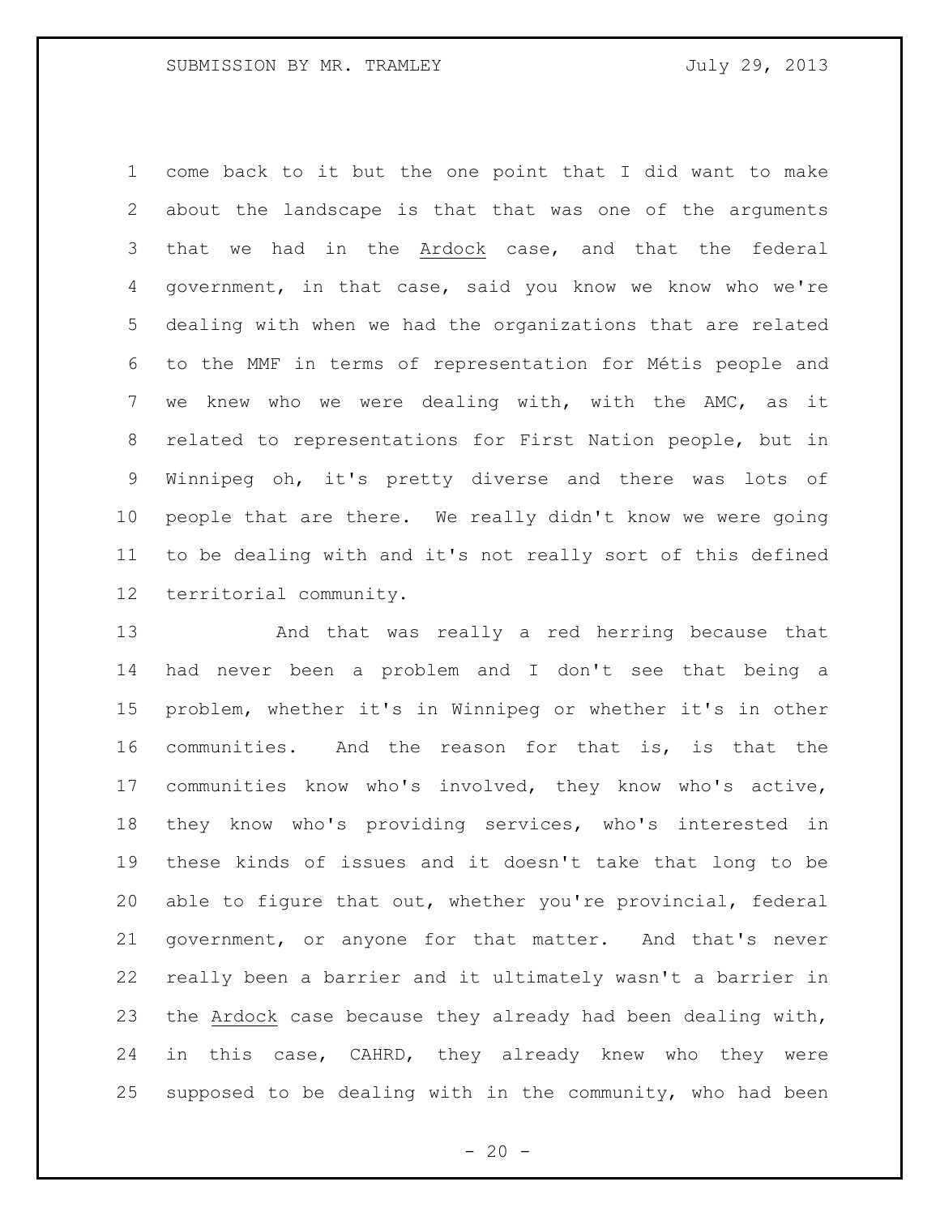come back to it but the one point that I did want to make about the landscape is that that was one of the arguments that we had in the _Ardock_ case, and that the federal government, in that case, said you know we know who we're dealing with when we had the organizations that are related to the MMF in terms of representation for Métis people and we knew who we were dealing with, with the AMC, as it related to representations for First Nation people, but in Winnipeg oh, it's pretty diverse and there was lots of people that are there. We really didn't know we were going to be dealing with and it's not really sort of this defined territorial community.

And that was really a red herring because that had never been a problem and I don't see that being a problem, whether it's in Winnipeg or whether it's in other communities. And the reason for that is, is that the communities know who's involved, they know who's active, they know who's providing services, who's interested in these kinds of issues and it doesn't take that long to be able to figure that out, whether you're provincial, federal government, or anyone for that matter. And that's never really been a barrier and it ultimately wasn't a barrier in the _Ardock_ case because they already had been dealing with, in this case, CAHRD, they already knew who they were supposed to be dealing with in the community, who had been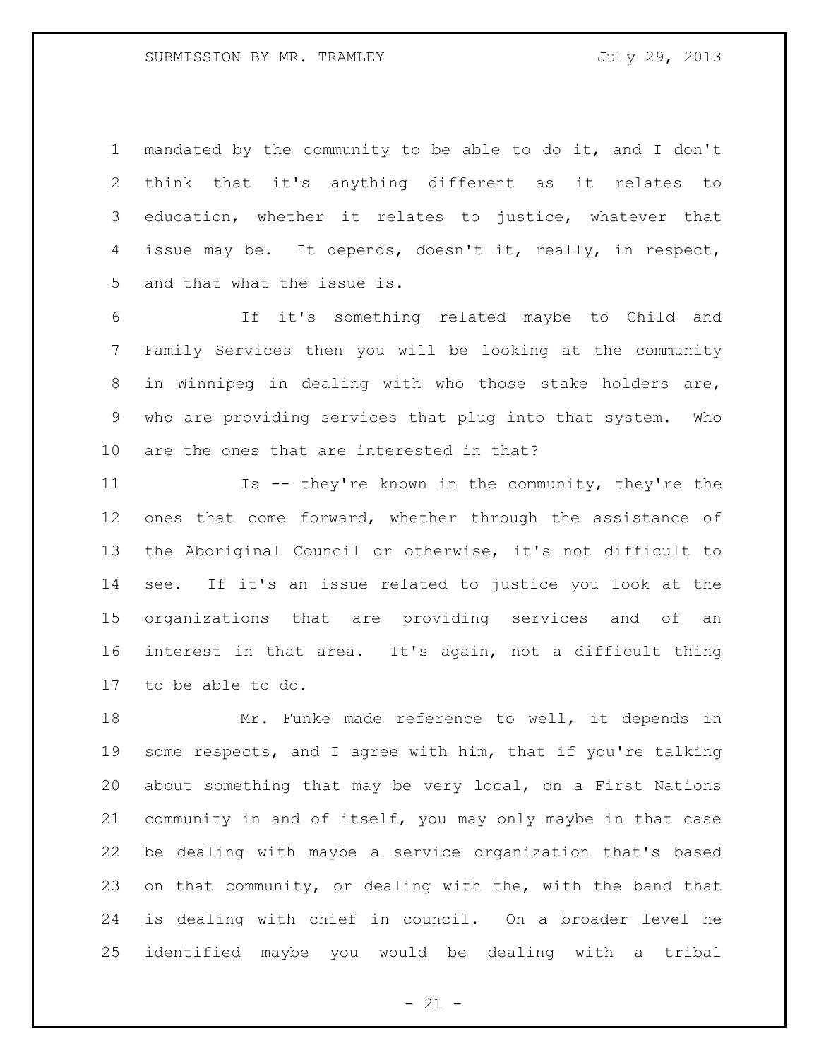mandated by the community to be able to do it, and I don't think that it's anything different as it relates to education, whether it relates to justice, whatever that issue may be. It depends, doesn't it, really, in respect, and that what the issue is.

If it's something related maybe to Child and Family Services then you will be looking at the community in Winnipeg in dealing with who those stake holders are, who are providing services that plug into that system. Who are the ones that are interested in that?

Is -- they're known in the community, they're the ones that come forward, whether through the assistance of the Aboriginal Council or otherwise, it's not difficult to see. If it's an issue related to justice you look at the organizations that are providing services and of an interest in that area. It's again, not a difficult thing to be able to do.

Mr. Funke made reference to well, it depends in some respects, and I agree with him, that if you're talking about something that may be very local, on a First Nations community in and of itself, you may only maybe in that case be dealing with maybe a service organization that's based on that community, or dealing with the, with the band that is dealing with chief in council. On a broader level he identified maybe you would be dealing with a tribal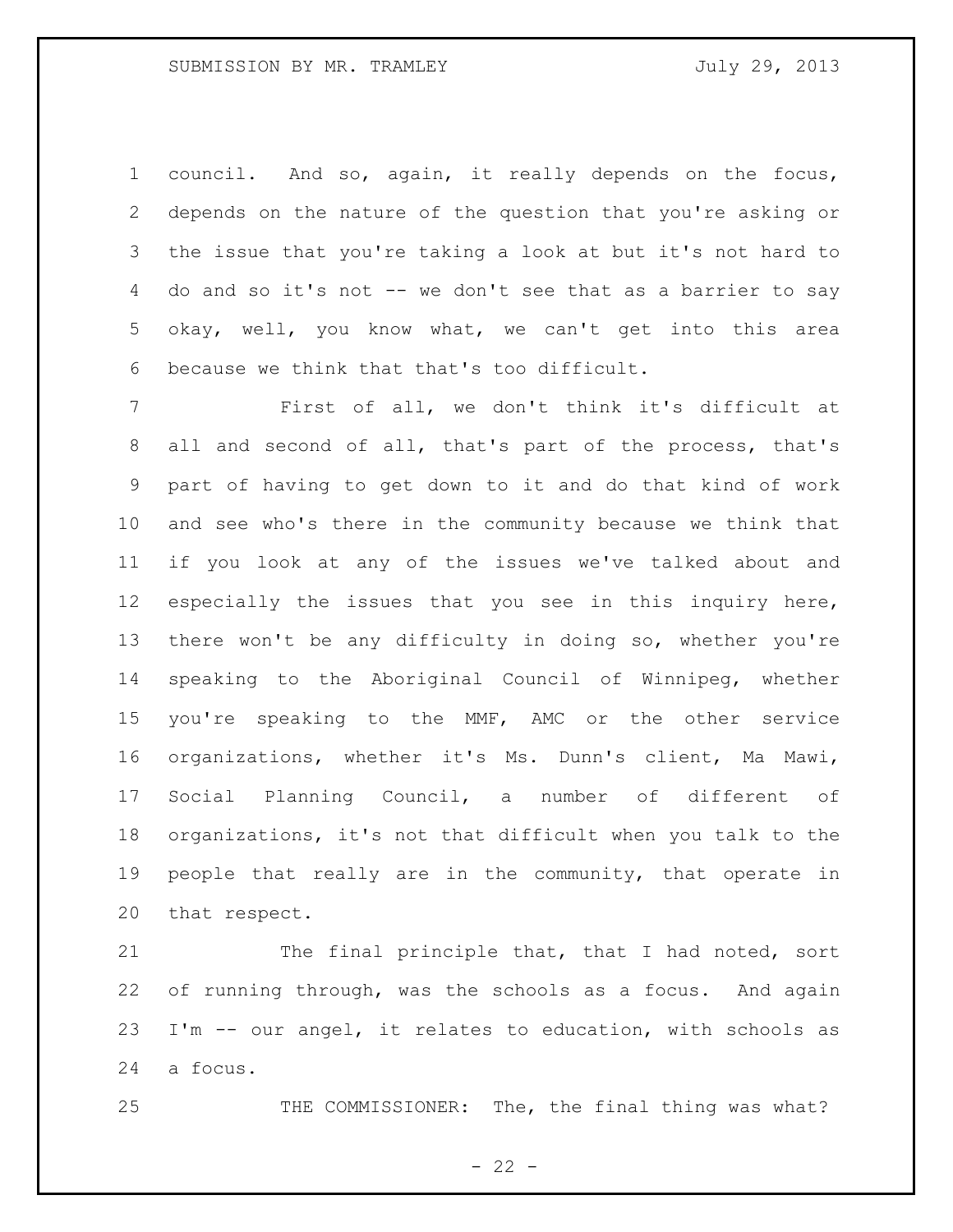council. And so, again, it really depends on the focus, depends on the nature of the question that you're asking or the issue that you're taking a look at but it's not hard to do and so it's not -- we don't see that as a barrier to say okay, well, you know what, we can't get into this area because we think that that's too difficult.

First of all, we don't think it's difficult at all and second of all, that's part of the process, that's part of having to get down to it and do that kind of work and see who's there in the community because we think that if you look at any of the issues we've talked about and especially the issues that you see in this inquiry here, there won't be any difficulty in doing so, whether you're speaking to the Aboriginal Council of Winnipeg, whether you're speaking to the MMF, AMC or the other service organizations, whether it's Ms. Dunn's client, Ma Mawi, Social Planning Council, a number of different of organizations, it's not that difficult when you talk to the people that really are in the community, that operate in that respect.

The final principle that, that I had noted, sort of running through, was the schools as a focus. And again I'm -- our angel, it relates to education, with schools as a focus.

THE COMMISSIONER: The, the final thing was what?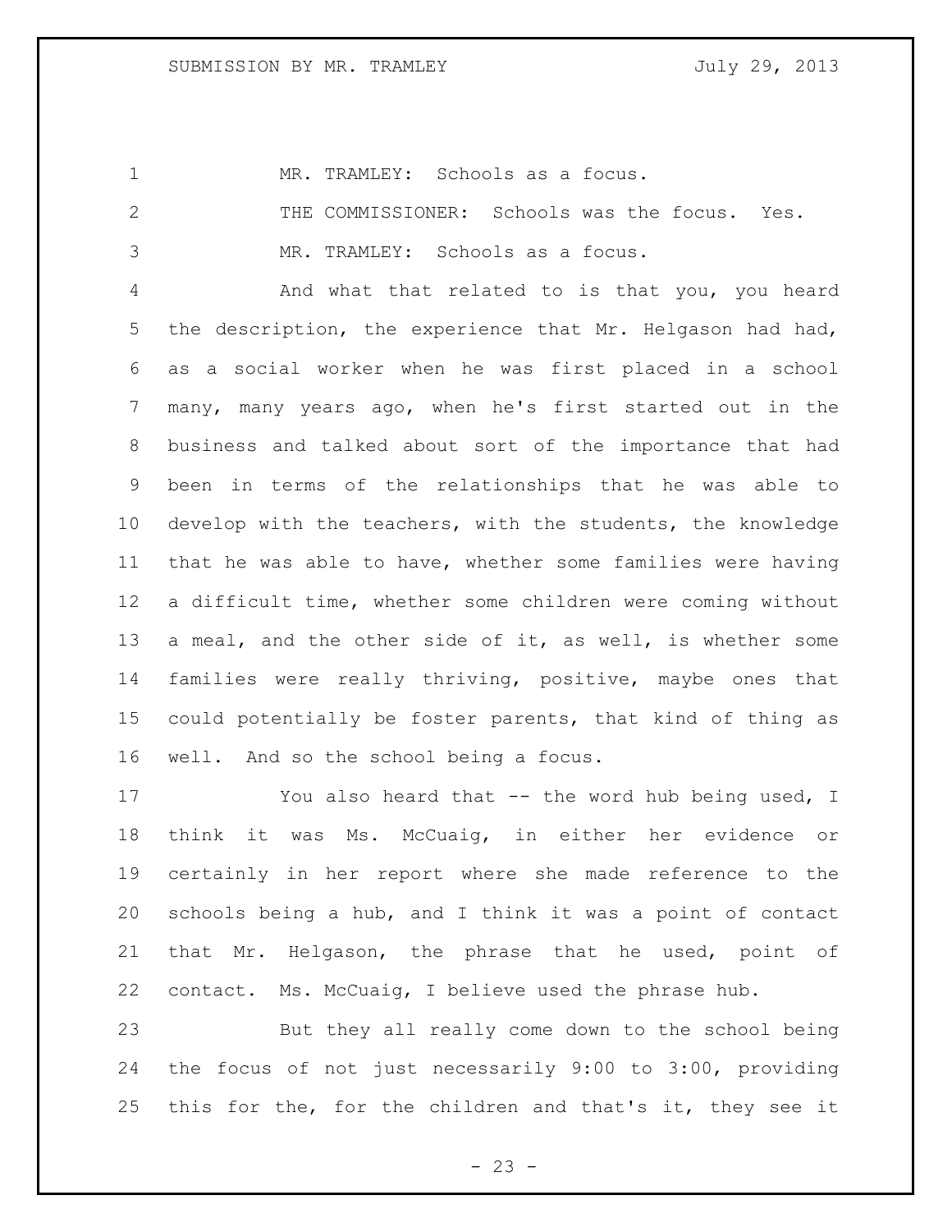MR. TRAMLEY: Schools as a focus.

THE COMMISSIONER: Schools was the focus. Yes.

MR. TRAMLEY: Schools as a focus.

And what that related to is that you, you heard the description, the experience that Mr. Helgason had had, as a social worker when he was first placed in a school many, many years ago, when he's first started out in the business and talked about sort of the importance that had been in terms of the relationships that he was able to develop with the teachers, with the students, the knowledge that he was able to have, whether some families were having a difficult time, whether some children were coming without a meal, and the other side of it, as well, is whether some families were really thriving, positive, maybe ones that could potentially be foster parents, that kind of thing as well. And so the school being a focus.

You also heard that -- the word hub being used, I think it was Ms. McCuaig, in either her evidence or certainly in her report where she made reference to the schools being a hub, and I think it was a point of contact that Mr. Helgason, the phrase that he used, point of contact. Ms. McCuaig, I believe used the phrase hub.

But they all really come down to the school being the focus of not just necessarily 9:00 to 3:00, providing this for the, for the children and that's it, they see it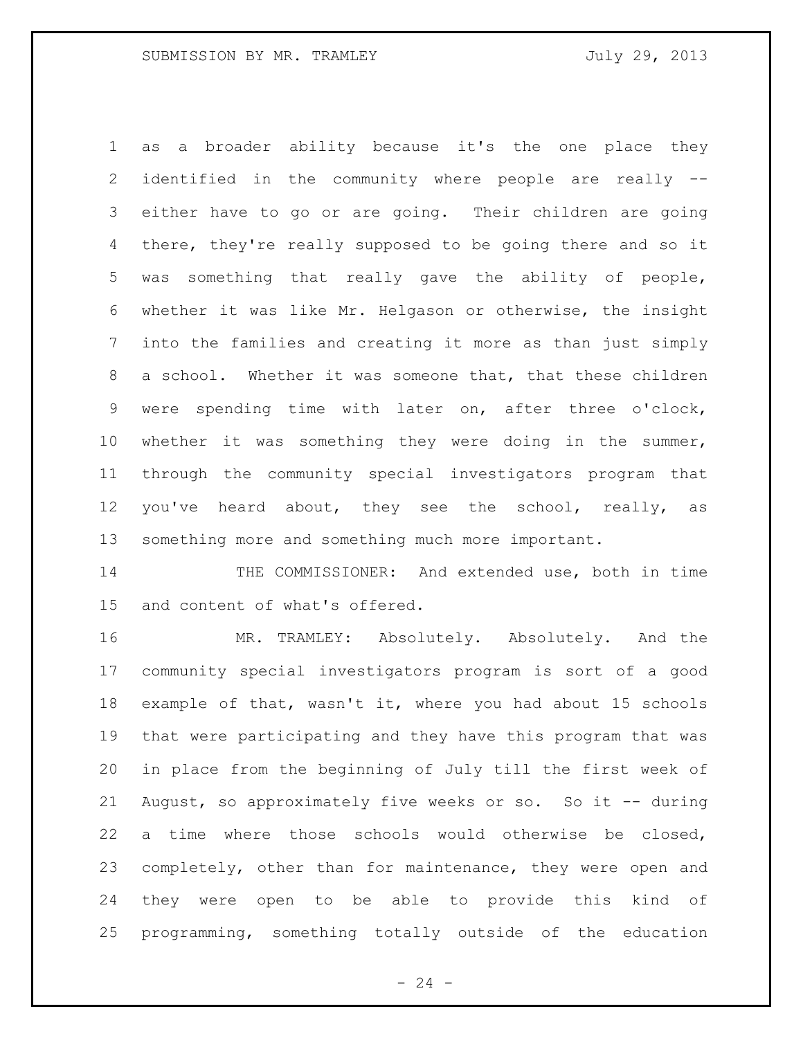as a broader ability because it's the one place they identified in the community where people are really -- either have to go or are going. Their children are going there, they're really supposed to be going there and so it was something that really gave the ability of people, whether it was like Mr. Helgason or otherwise, the insight into the families and creating it more as than just simply a school. Whether it was someone that, that these children were spending time with later on, after three o'clock, whether it was something they were doing in the summer, through the community special investigators program that you've heard about, they see the school, really, as something more and something much more important.

THE COMMISSIONER: And extended use, both in time and content of what's offered.

MR. TRAMLEY: Absolutely. Absolutely. And the community special investigators program is sort of a good example of that, wasn't it, where you had about 15 schools that were participating and they have this program that was in place from the beginning of July till the first week of August, so approximately five weeks or so. So it -- during a time where those schools would otherwise be closed, completely, other than for maintenance, they were open and they were open to be able to provide this kind of programming, something totally outside of the education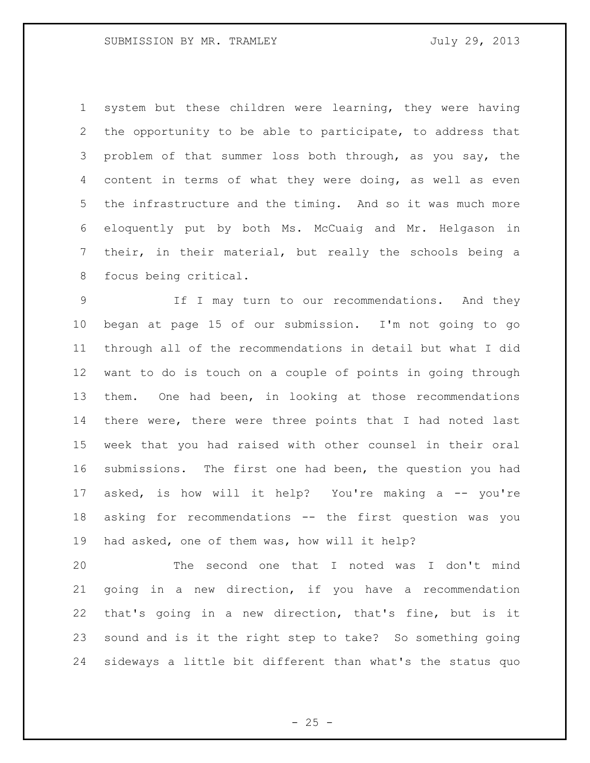system but these children were learning, they were having the opportunity to be able to participate, to address that problem of that summer loss both through, as you say, the content in terms of what they were doing, as well as even the infrastructure and the timing. And so it was much more eloquently put by both Ms. McCuaig and Mr. Helgason in their, in their material, but really the schools being a focus being critical.

If I may turn to our recommendations. And they began at page 15 of our submission. I'm not going to go through all of the recommendations in detail but what I did want to do is touch on a couple of points in going through them. One had been, in looking at those recommendations there were, there were three points that I had noted last week that you had raised with other counsel in their oral submissions. The first one had been, the question you had asked, is how will it help? You're making a -- you're asking for recommendations -- the first question was you had asked, one of them was, how will it help?

The second one that I noted was I don't mind going in a new direction, if you have a recommendation that's going in a new direction, that's fine, but is it sound and is it the right step to take? So something going sideways a little bit different than what's the status quo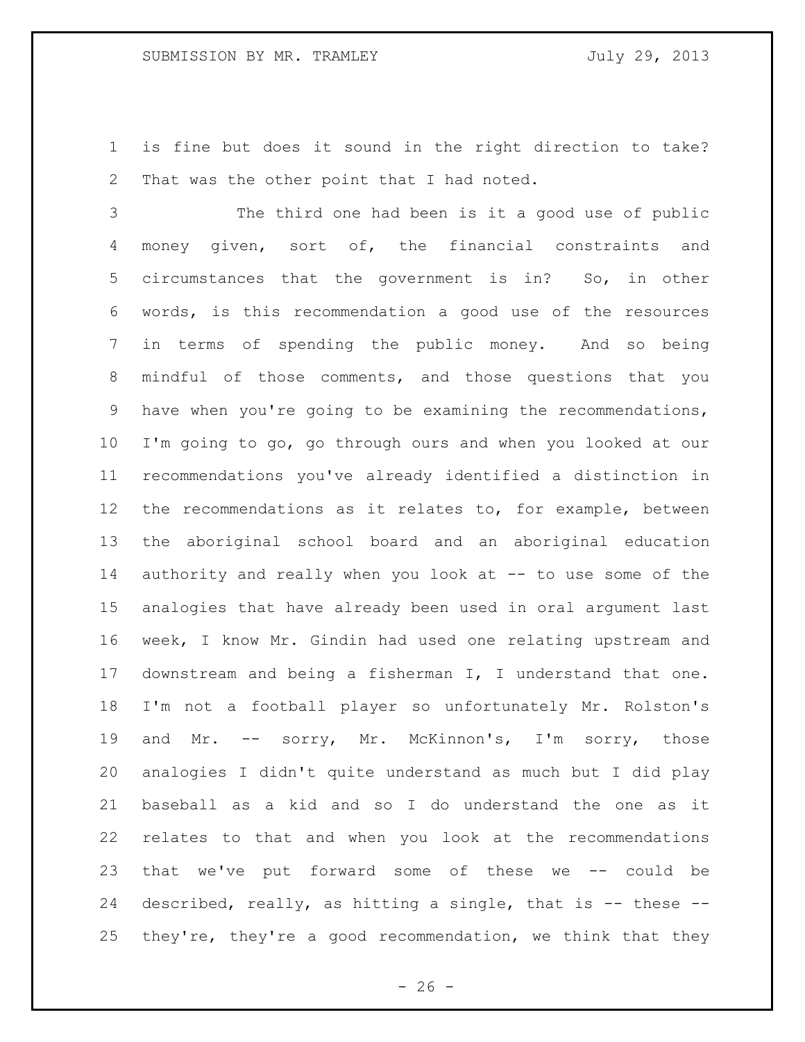is fine but does it sound in the right direction to take? That was the other point that I had noted.

The third one had been is it a good use of public money given, sort of, the financial constraints and circumstances that the government is in? So, in other words, is this recommendation a good use of the resources in terms of spending the public money. And so being mindful of those comments, and those questions that you have when you're going to be examining the recommendations, I'm going to go, go through ours and when you looked at our recommendations you've already identified a distinction in the recommendations as it relates to, for example, between the aboriginal school board and an aboriginal education authority and really when you look at -- to use some of the analogies that have already been used in oral argument last week, I know Mr. Gindin had used one relating upstream and downstream and being a fisherman I, I understand that one. I'm not a football player so unfortunately Mr. Rolston's and Mr. -- sorry, Mr. McKinnon's, I'm sorry, those analogies I didn't quite understand as much but I did play baseball as a kid and so I do understand the one as it relates to that and when you look at the recommendations that we've put forward some of these we -- could be described, really, as hitting a single, that is -- these -- they're, they're a good recommendation, we think that they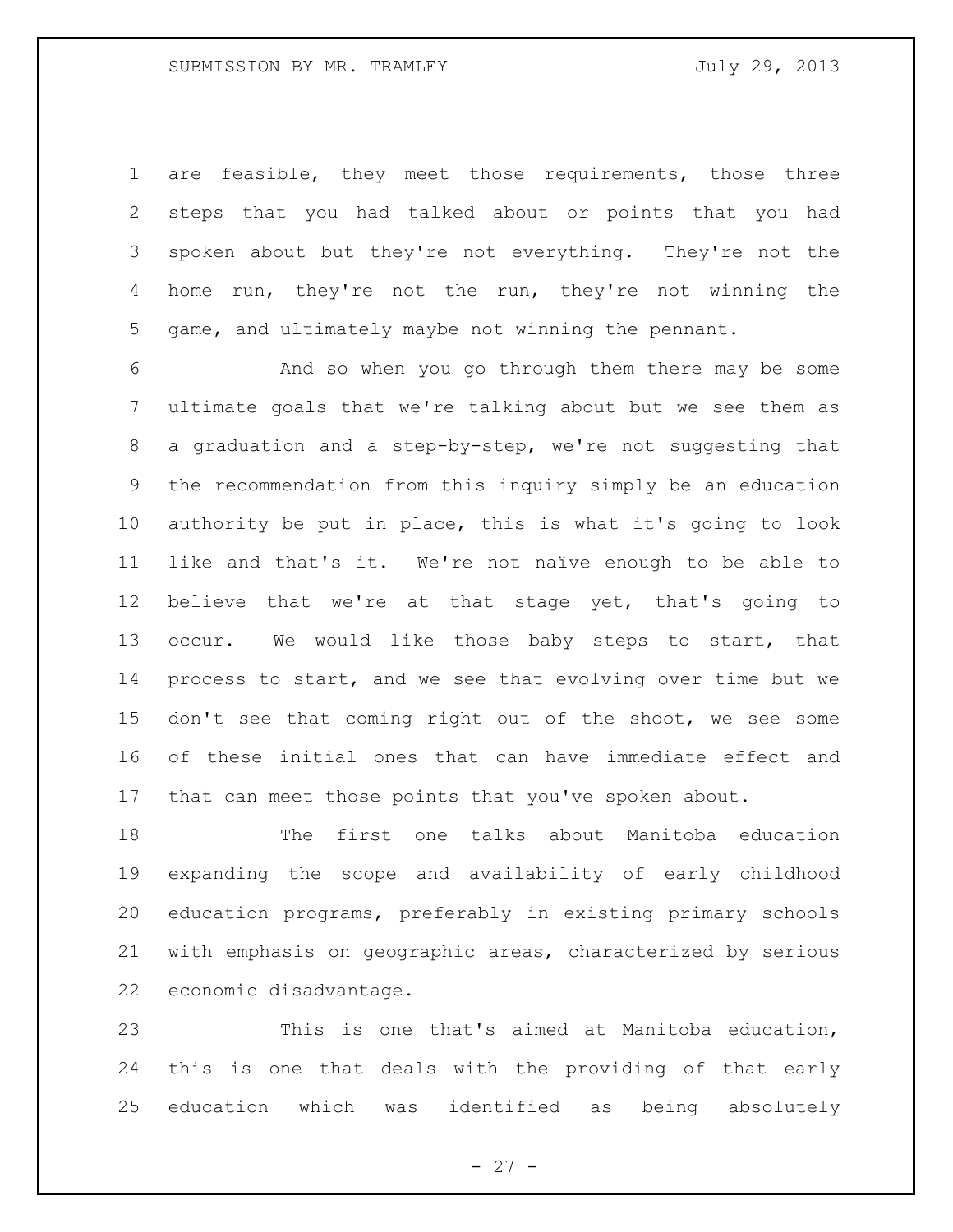are feasible, they meet those requirements, those three steps that you had talked about or points that you had spoken about but they're not everything. They're not the home run, they're not the run, they're not winning the game, and ultimately maybe not winning the pennant.

And so when you go through them there may be some ultimate goals that we're talking about but we see them as a graduation and a step-by-step, we're not suggesting that the recommendation from this inquiry simply be an education authority be put in place, this is what it's going to look like and that's it. We're not naïve enough to be able to believe that we're at that stage yet, that's going to occur. We would like those baby steps to start, that process to start, and we see that evolving over time but we don't see that coming right out of the shoot, we see some of these initial ones that can have immediate effect and that can meet those points that you've spoken about.

The first one talks about Manitoba education expanding the scope and availability of early childhood education programs, preferably in existing primary schools with emphasis on geographic areas, characterized by serious economic disadvantage.

This is one that's aimed at Manitoba education, this is one that deals with the providing of that early education which was identified as being absolutely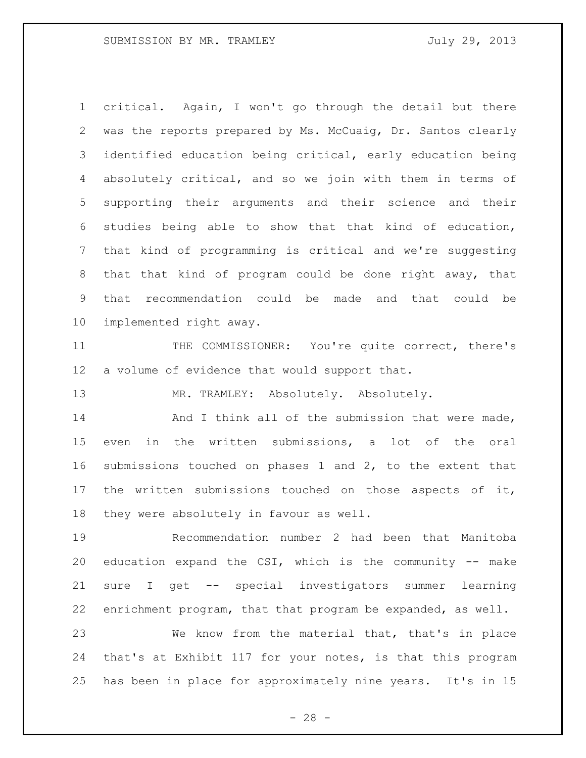critical. Again, I won't go through the detail but there was the reports prepared by Ms. McCuaig, Dr. Santos clearly identified education being critical, early education being absolutely critical, and so we join with them in terms of supporting their arguments and their science and their studies being able to show that that kind of education, that kind of programming is critical and we're suggesting that that kind of program could be done right away, that that recommendation could be made and that could be implemented right away.

THE COMMISSIONER: You're quite correct, there's a volume of evidence that would support that.

MR. TRAMLEY: Absolutely. Absolutely.

And I think all of the submission that were made, even in the written submissions, a lot of the oral submissions touched on phases 1 and 2, to the extent that the written submissions touched on those aspects of it, they were absolutely in favour as well.

Recommendation number 2 had been that Manitoba education expand the CSI, which is the community -- make sure I get -- special investigators summer learning enrichment program, that that program be expanded, as well.

We know from the material that, that's in place that's at Exhibit 117 for your notes, is that this program has been in place for approximately nine years. It's in 15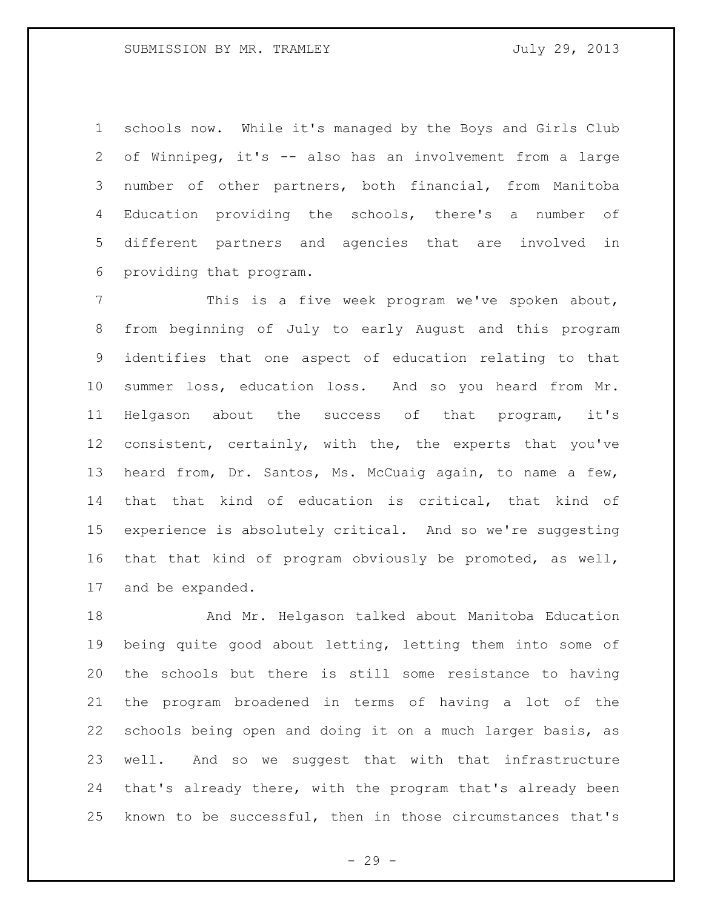schools now. While it's managed by the Boys and Girls Club of Winnipeg, it's -- also has an involvement from a large number of other partners, both financial, from Manitoba Education providing the schools, there's a number of different partners and agencies that are involved in providing that program.

This is a five week program we've spoken about, from beginning of July to early August and this program identifies that one aspect of education relating to that summer loss, education loss. And so you heard from Mr. Helgason about the success of that program, it's consistent, certainly, with the, the experts that you've heard from, Dr. Santos, Ms. McCuaig again, to name a few, that that kind of education is critical, that kind of experience is absolutely critical. And so we're suggesting that that kind of program obviously be promoted, as well, and be expanded.

And Mr. Helgason talked about Manitoba Education being quite good about letting, letting them into some of the schools but there is still some resistance to having the program broadened in terms of having a lot of the schools being open and doing it on a much larger basis, as well. And so we suggest that with that infrastructure that's already there, with the program that's already been known to be successful, then in those circumstances that's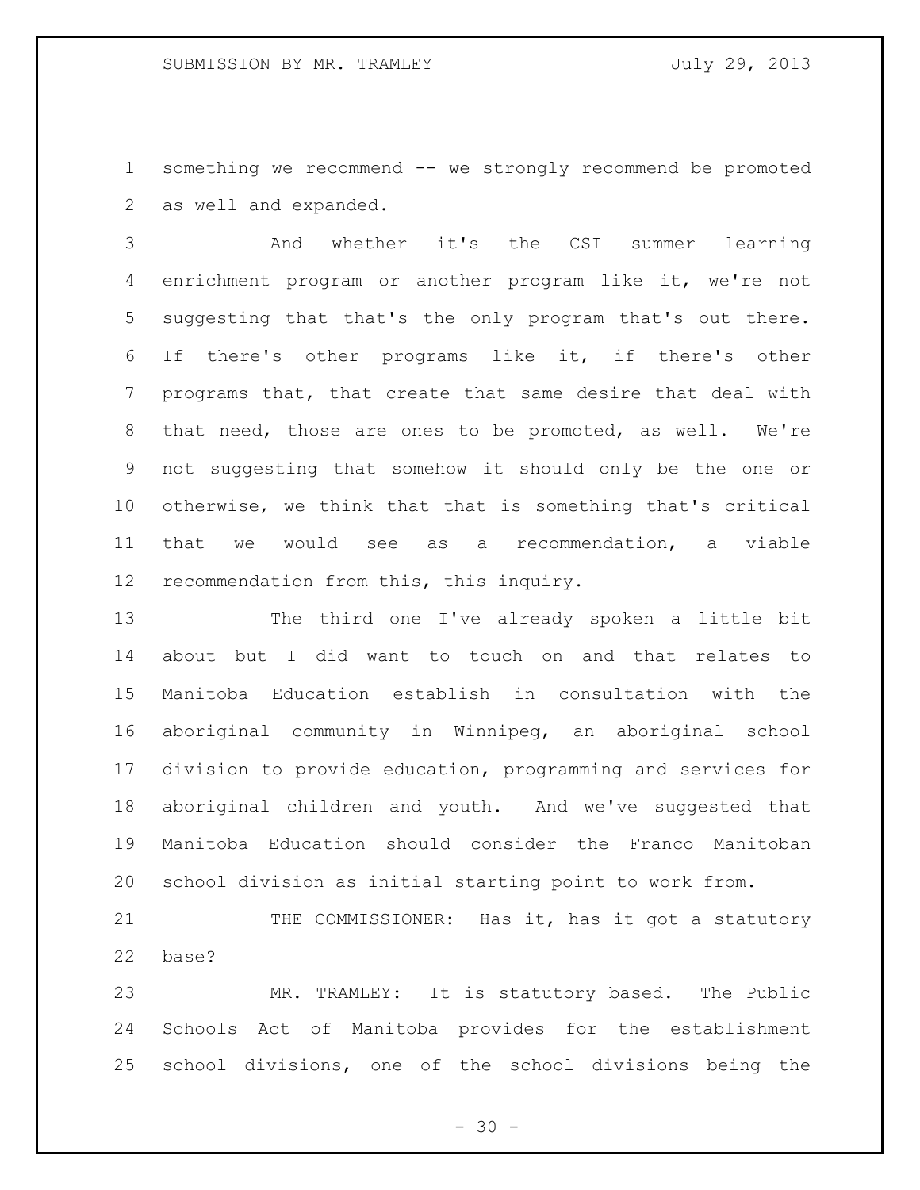something we recommend -- we strongly recommend be promoted as well and expanded.

And whether it's the CSI summer learning enrichment program or another program like it, we're not suggesting that that's the only program that's out there. If there's other programs like it, if there's other programs that, that create that same desire that deal with that need, those are ones to be promoted, as well. We're not suggesting that somehow it should only be the one or otherwise, we think that that is something that's critical that we would see as a recommendation, a viable recommendation from this, this inquiry.

The third one I've already spoken a little bit about but I did want to touch on and that relates to Manitoba Education establish in consultation with the aboriginal community in Winnipeg, an aboriginal school division to provide education, programming and services for aboriginal children and youth. And we've suggested that Manitoba Education should consider the Franco Manitoban school division as initial starting point to work from.

THE COMMISSIONER: Has it, has it got a statutory base?

MR. TRAMLEY: It is statutory based. The Public Schools Act of Manitoba provides for the establishment school divisions, one of the school divisions being the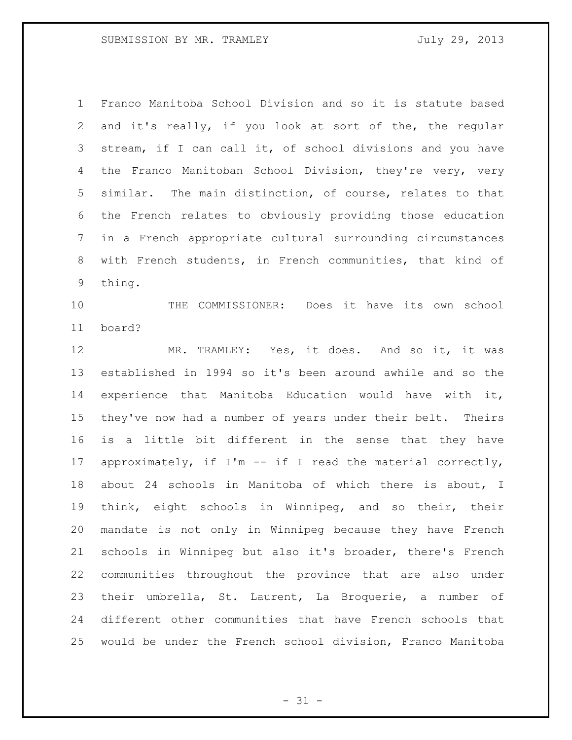Franco Manitoba School Division and so it is statute based and it's really, if you look at sort of the, the regular stream, if I can call it, of school divisions and you have the Franco Manitoban School Division, they're very, very similar. The main distinction, of course, relates to that the French relates to obviously providing those education in a French appropriate cultural surrounding circumstances with French students, in French communities, that kind of thing.

THE COMMISSIONER: Does it have its own school board?

MR. TRAMLEY: Yes, it does. And so it, it was established in 1994 so it's been around awhile and so the experience that Manitoba Education would have with it, they've now had a number of years under their belt. Theirs is a little bit different in the sense that they have approximately, if I'm -- if I read the material correctly, about 24 schools in Manitoba of which there is about, I think, eight schools in Winnipeg, and so their, their mandate is not only in Winnipeg because they have French schools in Winnipeg but also it's broader, there's French communities throughout the province that are also under their umbrella, St. Laurent, La Broquerie, a number of different other communities that have French schools that would be under the French school division, Franco Manitoba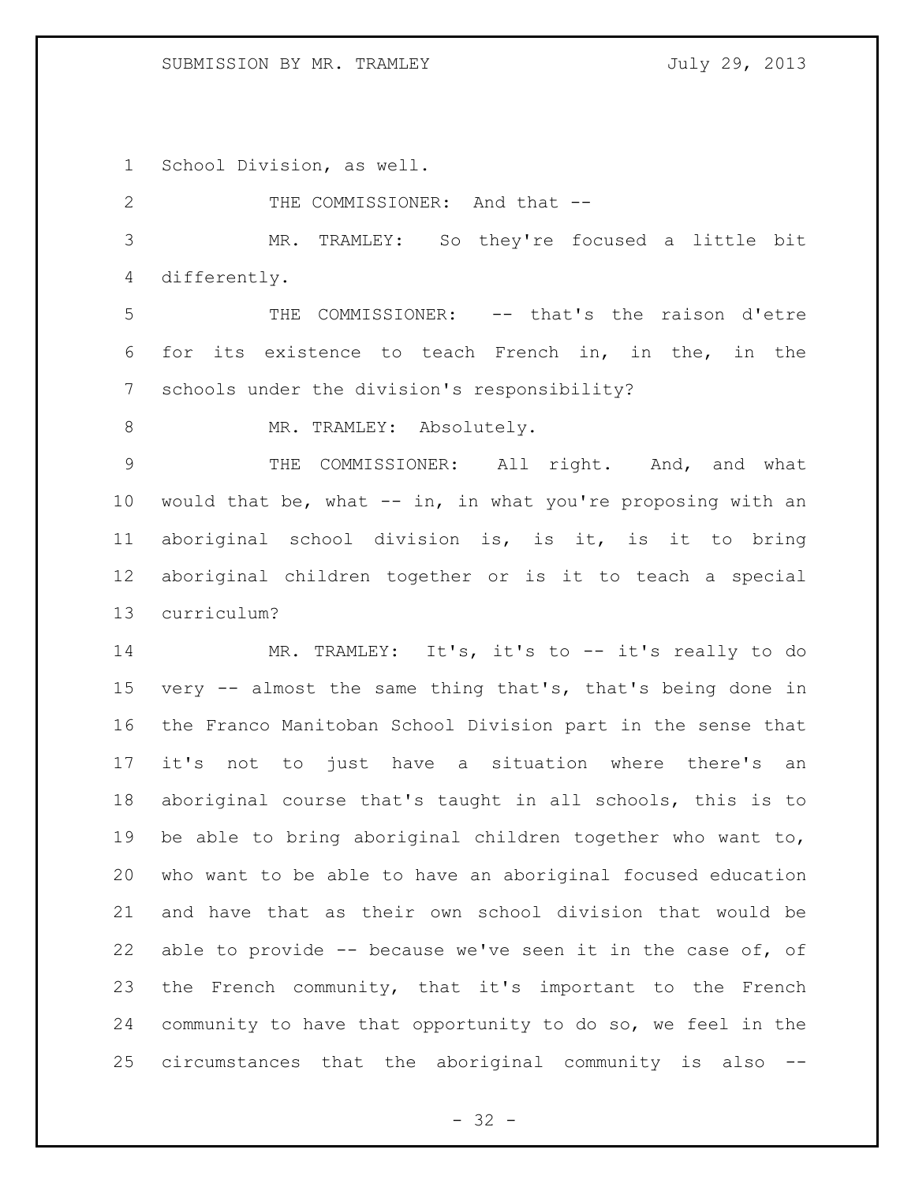School Division, as well.

THE COMMISSIONER: And that --

MR. TRAMLEY: So they're focused a little bit differently.

THE COMMISSIONER: -- that's the raison d'etre for its existence to teach French in, in the, in the schools under the division's responsibility?

MR. TRAMLEY: Absolutely.

THE COMMISSIONER: All right. And, and what would that be, what -- in, in what you're proposing with an aboriginal school division is, is it, is it to bring aboriginal children together or is it to teach a special curriculum?

MR. TRAMLEY: It's, it's to -- it's really to do very -- almost the same thing that's, that's being done in the Franco Manitoban School Division part in the sense that it's not to just have a situation where there's an aboriginal course that's taught in all schools, this is to be able to bring aboriginal children together who want to, who want to be able to have an aboriginal focused education and have that as their own school division that would be able to provide -- because we've seen it in the case of, of the French community, that it's important to the French community to have that opportunity to do so, we feel in the circumstances that the aboriginal community is also --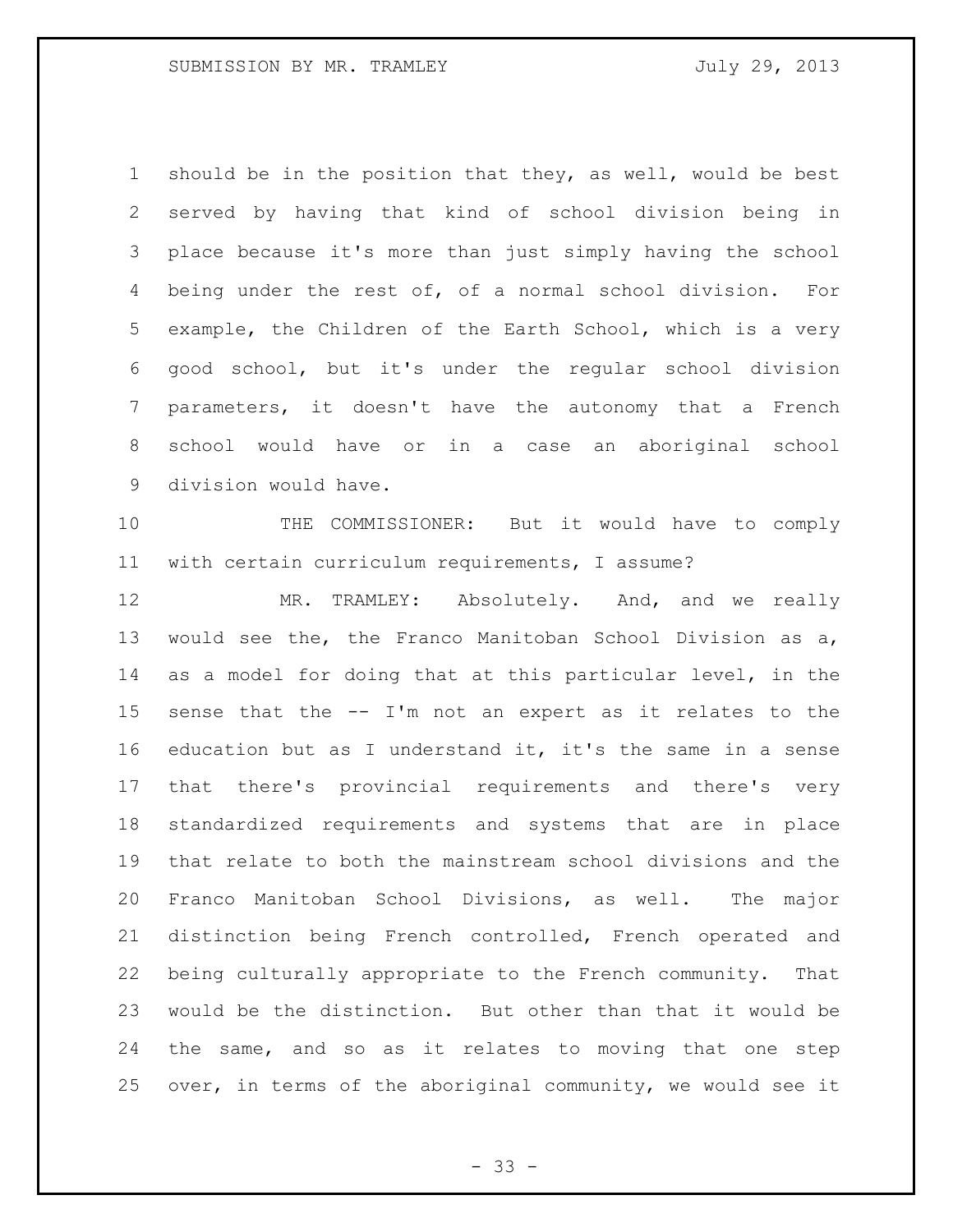should be in the position that they, as well, would be best served by having that kind of school division being in place because it's more than just simply having the school being under the rest of, of a normal school division. For example, the Children of the Earth School, which is a very good school, but it's under the regular school division parameters, it doesn't have the autonomy that a French school would have or in a case an aboriginal school division would have.

THE COMMISSIONER: But it would have to comply with certain curriculum requirements, I assume?

MR. TRAMLEY: Absolutely. And, and we really would see the, the Franco Manitoban School Division as a, as a model for doing that at this particular level, in the sense that the -- I'm not an expert as it relates to the education but as I understand it, it's the same in a sense that there's provincial requirements and there's very standardized requirements and systems that are in place that relate to both the mainstream school divisions and the Franco Manitoban School Divisions, as well. The major distinction being French controlled, French operated and being culturally appropriate to the French community. That would be the distinction. But other than that it would be the same, and so as it relates to moving that one step over, in terms of the aboriginal community, we would see it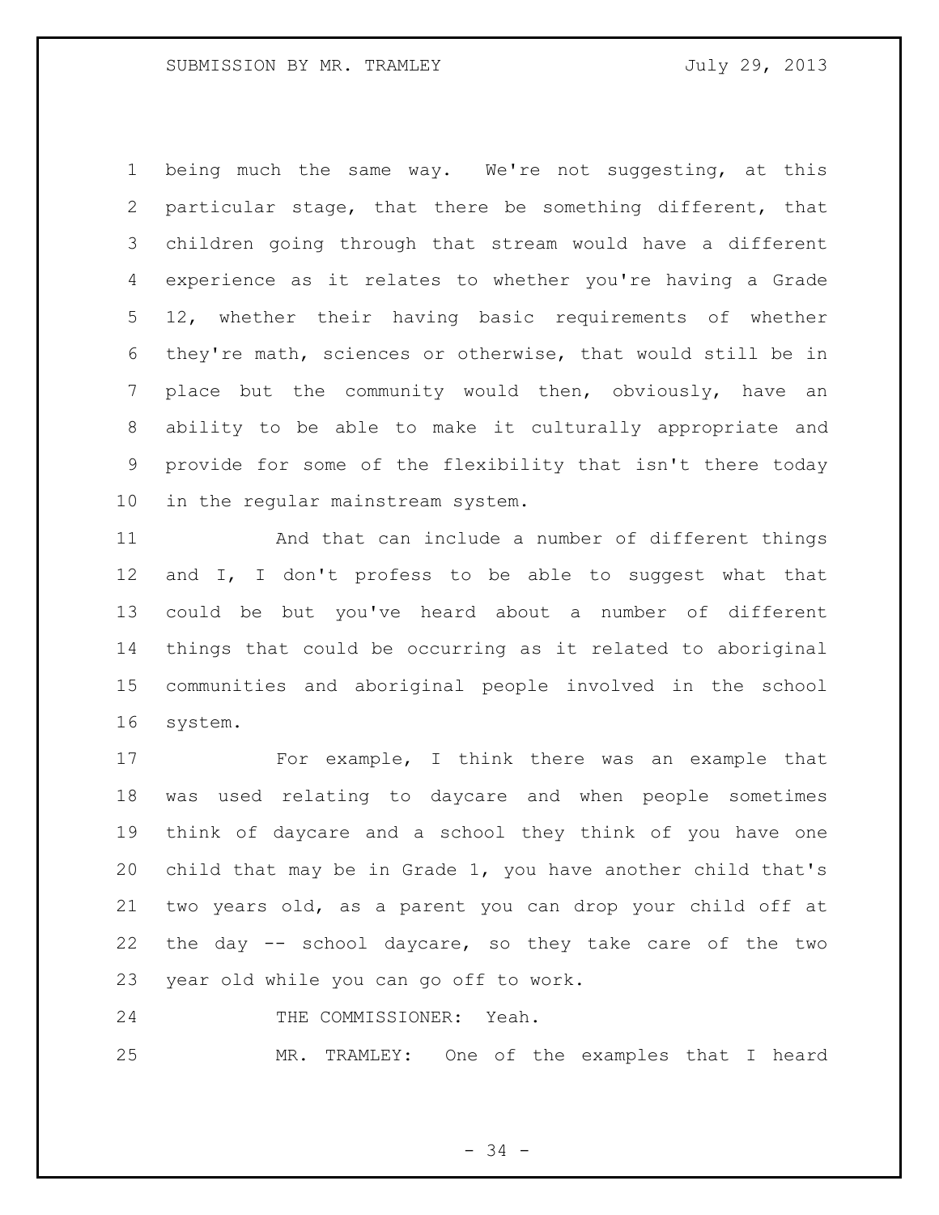being much the same way. We're not suggesting, at this particular stage, that there be something different, that children going through that stream would have a different experience as it relates to whether you're having a Grade 12, whether their having basic requirements of whether they're math, sciences or otherwise, that would still be in place but the community would then, obviously, have an ability to be able to make it culturally appropriate and provide for some of the flexibility that isn't there today in the regular mainstream system.

And that can include a number of different things and I, I don't profess to be able to suggest what that could be but you've heard about a number of different things that could be occurring as it related to aboriginal communities and aboriginal people involved in the school system.

For example, I think there was an example that was used relating to daycare and when people sometimes think of daycare and a school they think of you have one child that may be in Grade 1, you have another child that's two years old, as a parent you can drop your child off at the day -- school daycare, so they take care of the two year old while you can go off to work.

THE COMMISSIONER: Yeah.

MR. TRAMLEY: One of the examples that I heard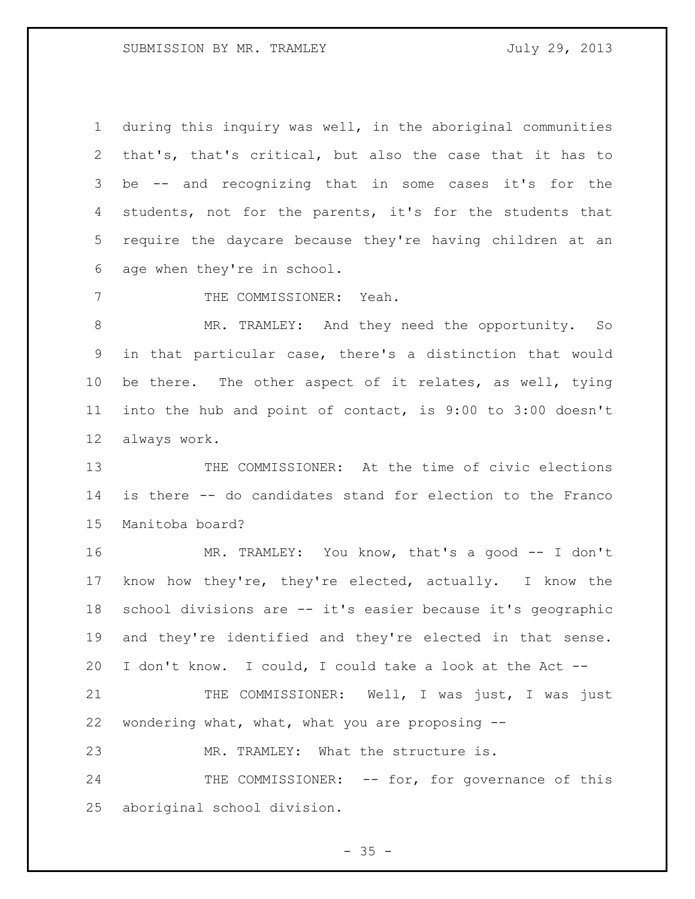during this inquiry was well, in the aboriginal communities that's, that's critical, but also the case that it has to be -- and recognizing that in some cases it's for the students, not for the parents, it's for the students that require the daycare because they're having children at an age when they're in school.

THE COMMISSIONER: Yeah.

MR. TRAMLEY: And they need the opportunity. So in that particular case, there's a distinction that would be there. The other aspect of it relates, as well, tying into the hub and point of contact, is 9:00 to 3:00 doesn't always work.

THE COMMISSIONER: At the time of civic elections is there -- do candidates stand for election to the Franco Manitoba board?

MR. TRAMLEY: You know, that's a good -- I don't know how they're, they're elected, actually. I know the school divisions are -- it's easier because it's geographic and they're identified and they're elected in that sense. I don't know. I could, I could take a look at the Act --

THE COMMISSIONER: Well, I was just, I was just wondering what, what, what you are proposing --

MR. TRAMLEY: What the structure is.

THE COMMISSIONER: -- for, for governance of this aboriginal school division.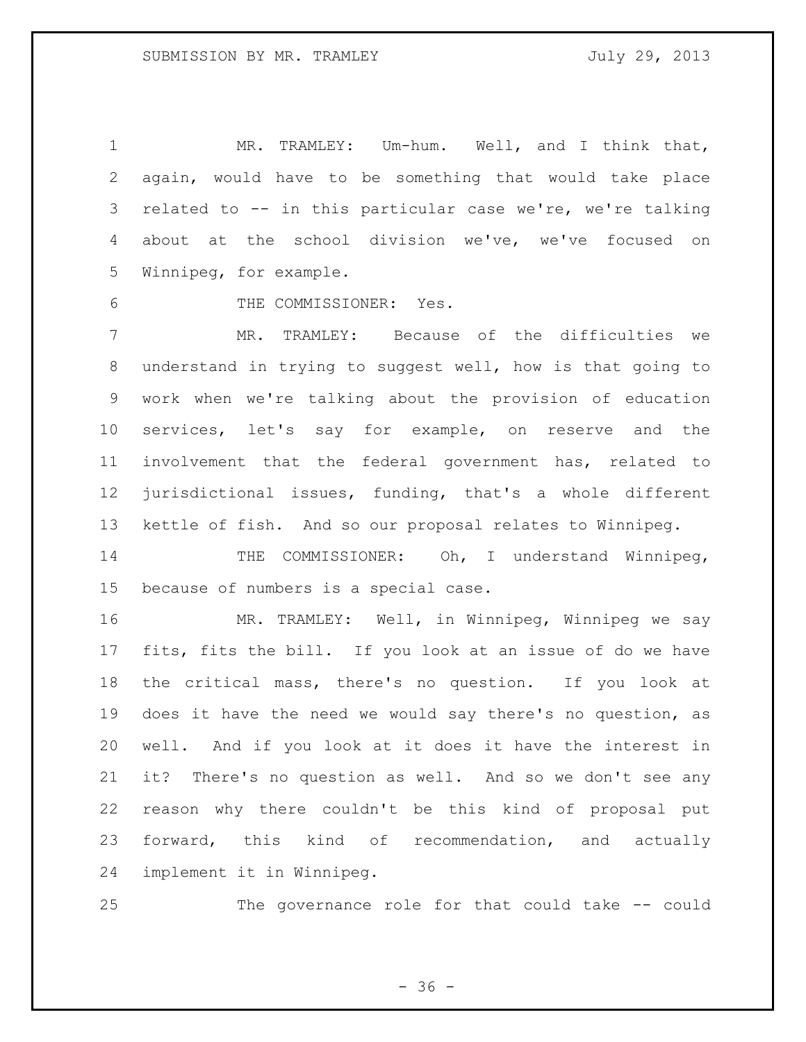MR. TRAMLEY: Um-hum. Well, and I think that, again, would have to be something that would take place related to -- in this particular case we're, we're talking about at the school division we've, we've focused on Winnipeg, for example.

THE COMMISSIONER: Yes.

MR. TRAMLEY: Because of the difficulties we understand in trying to suggest well, how is that going to work when we're talking about the provision of education services, let's say for example, on reserve and the involvement that the federal government has, related to jurisdictional issues, funding, that's a whole different kettle of fish. And so our proposal relates to Winnipeg.

THE COMMISSIONER: Oh, I understand Winnipeg, because of numbers is a special case.

MR. TRAMLEY: Well, in Winnipeg, Winnipeg we say fits, fits the bill. If you look at an issue of do we have the critical mass, there's no question. If you look at does it have the need we would say there's no question, as well. And if you look at it does it have the interest in it? There's no question as well. And so we don't see any reason why there couldn't be this kind of proposal put forward, this kind of recommendation, and actually implement it in Winnipeg.

The governance role for that could take -- could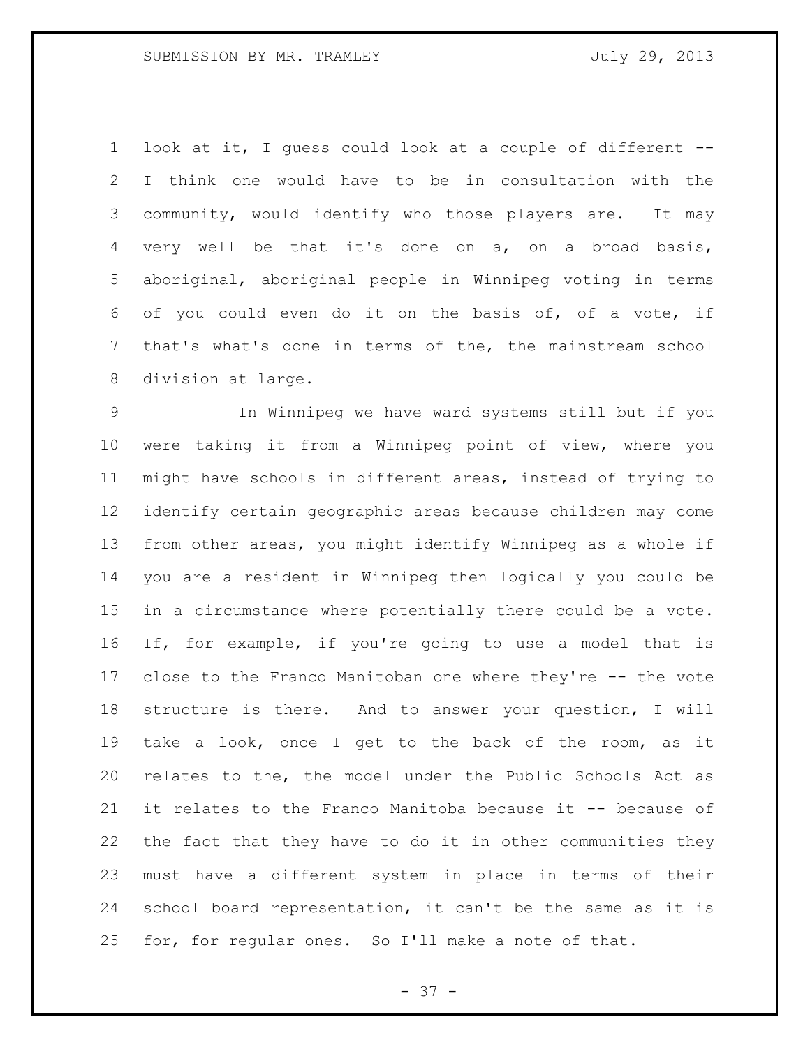look at it, I guess could look at a couple of different -- I think one would have to be in consultation with the community, would identify who those players are. It may very well be that it's done on a, on a broad basis, aboriginal, aboriginal people in Winnipeg voting in terms of you could even do it on the basis of, of a vote, if that's what's done in terms of the, the mainstream school division at large.

In Winnipeg we have ward systems still but if you were taking it from a Winnipeg point of view, where you might have schools in different areas, instead of trying to identify certain geographic areas because children may come from other areas, you might identify Winnipeg as a whole if you are a resident in Winnipeg then logically you could be in a circumstance where potentially there could be a vote. If, for example, if you're going to use a model that is close to the Franco Manitoban one where they're -- the vote structure is there. And to answer your question, I will take a look, once I get to the back of the room, as it relates to the, the model under the Public Schools Act as it relates to the Franco Manitoba because it -- because of the fact that they have to do it in other communities they must have a different system in place in terms of their school board representation, it can't be the same as it is for, for regular ones. So I'll make a note of that.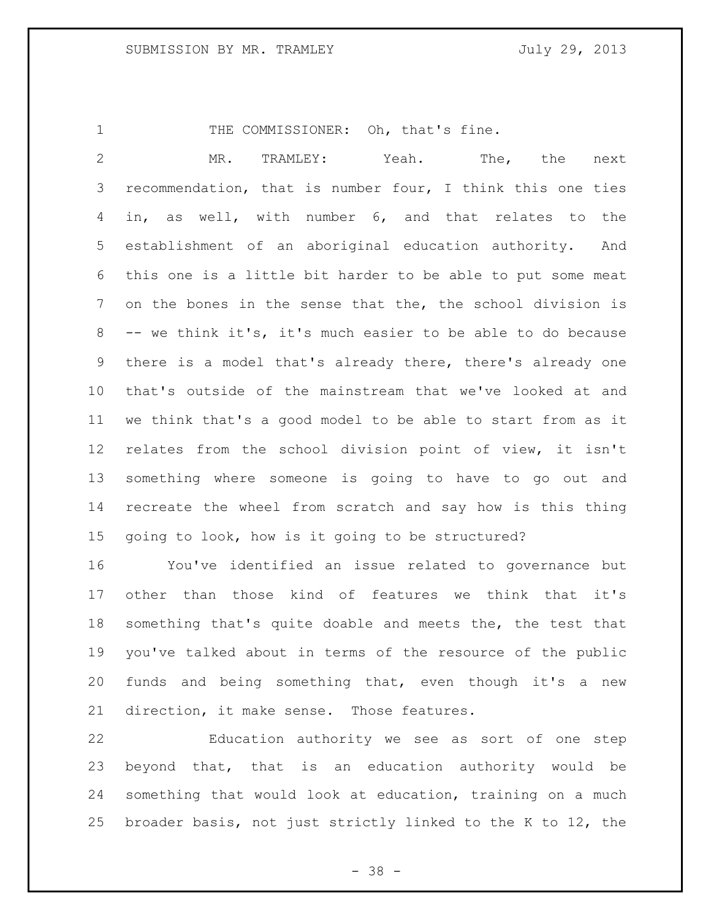THE COMMISSIONER: Oh, that's fine.

MR. TRAMLEY: Yeah. The, the next recommendation, that is number four, I think this one ties in, as well, with number 6, and that relates to the establishment of an aboriginal education authority. And this one is a little bit harder to be able to put some meat on the bones in the sense that the, the school division is -- we think it's, it's much easier to be able to do because there is a model that's already there, there's already one that's outside of the mainstream that we've looked at and we think that's a good model to be able to start from as it relates from the school division point of view, it isn't something where someone is going to have to go out and recreate the wheel from scratch and say how is this thing going to look, how is it going to be structured?

You've identified an issue related to governance but other than those kind of features we think that it's something that's quite doable and meets the, the test that you've talked about in terms of the resource of the public funds and being something that, even though it's a new direction, it make sense. Those features.

Education authority we see as sort of one step beyond that, that is an education authority would be something that would look at education, training on a much broader basis, not just strictly linked to the K to 12, the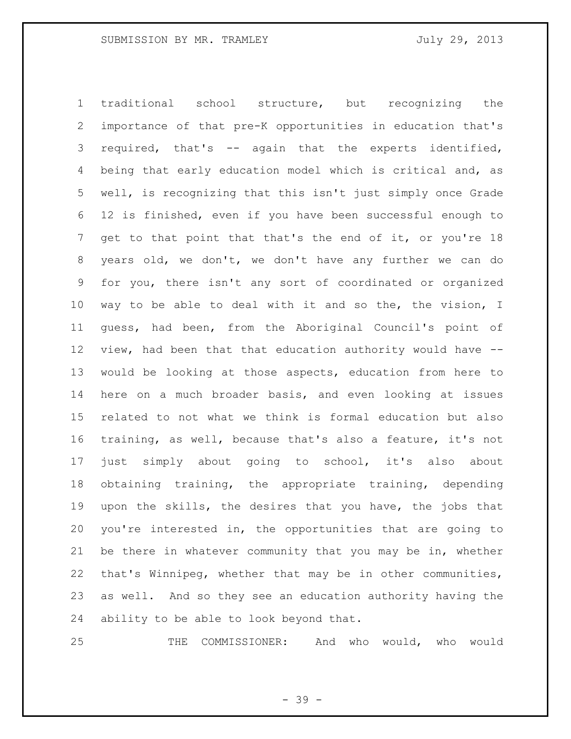traditional school structure, but recognizing the importance of that pre-K opportunities in education that's required, that's -- again that the experts identified, being that early education model which is critical and, as well, is recognizing that this isn't just simply once Grade 12 is finished, even if you have been successful enough to get to that point that that's the end of it, or you're 18 years old, we don't, we don't have any further we can do for you, there isn't any sort of coordinated or organized way to be able to deal with it and so the, the vision, I guess, had been, from the Aboriginal Council's point of view, had been that that education authority would have -- would be looking at those aspects, education from here to here on a much broader basis, and even looking at issues related to not what we think is formal education but also training, as well, because that's also a feature, it's not just simply about going to school, it's also about obtaining training, the appropriate training, depending upon the skills, the desires that you have, the jobs that you're interested in, the opportunities that are going to be there in whatever community that you may be in, whether that's Winnipeg, whether that may be in other communities, as well. And so they see an education authority having the ability to be able to look beyond that.

THE COMMISSIONER: And who would, who would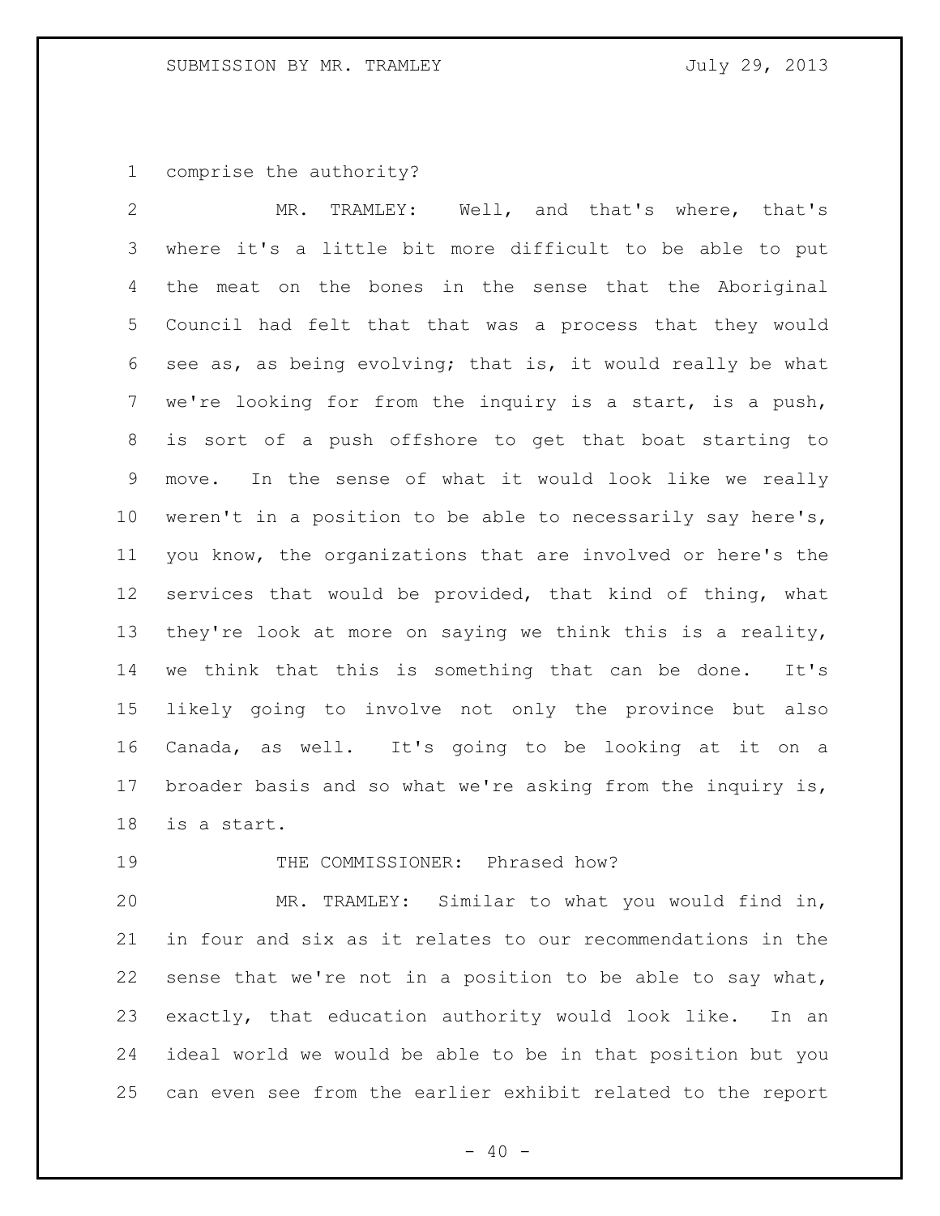comprise the authority?

MR. TRAMLEY: Well, and that's where, that's where it's a little bit more difficult to be able to put the meat on the bones in the sense that the Aboriginal Council had felt that that was a process that they would see as, as being evolving; that is, it would really be what we're looking for from the inquiry is a start, is a push, is sort of a push offshore to get that boat starting to move. In the sense of what it would look like we really weren't in a position to be able to necessarily say here's, you know, the organizations that are involved or here's the services that would be provided, that kind of thing, what they're look at more on saying we think this is a reality, we think that this is something that can be done. It's likely going to involve not only the province but also Canada, as well. It's going to be looking at it on a broader basis and so what we're asking from the inquiry is, is a start.

THE COMMISSIONER: Phrased how?

MR. TRAMLEY: Similar to what you would find in, in four and six as it relates to our recommendations in the sense that we're not in a position to be able to say what, exactly, that education authority would look like. In an ideal world we would be able to be in that position but you can even see from the earlier exhibit related to the report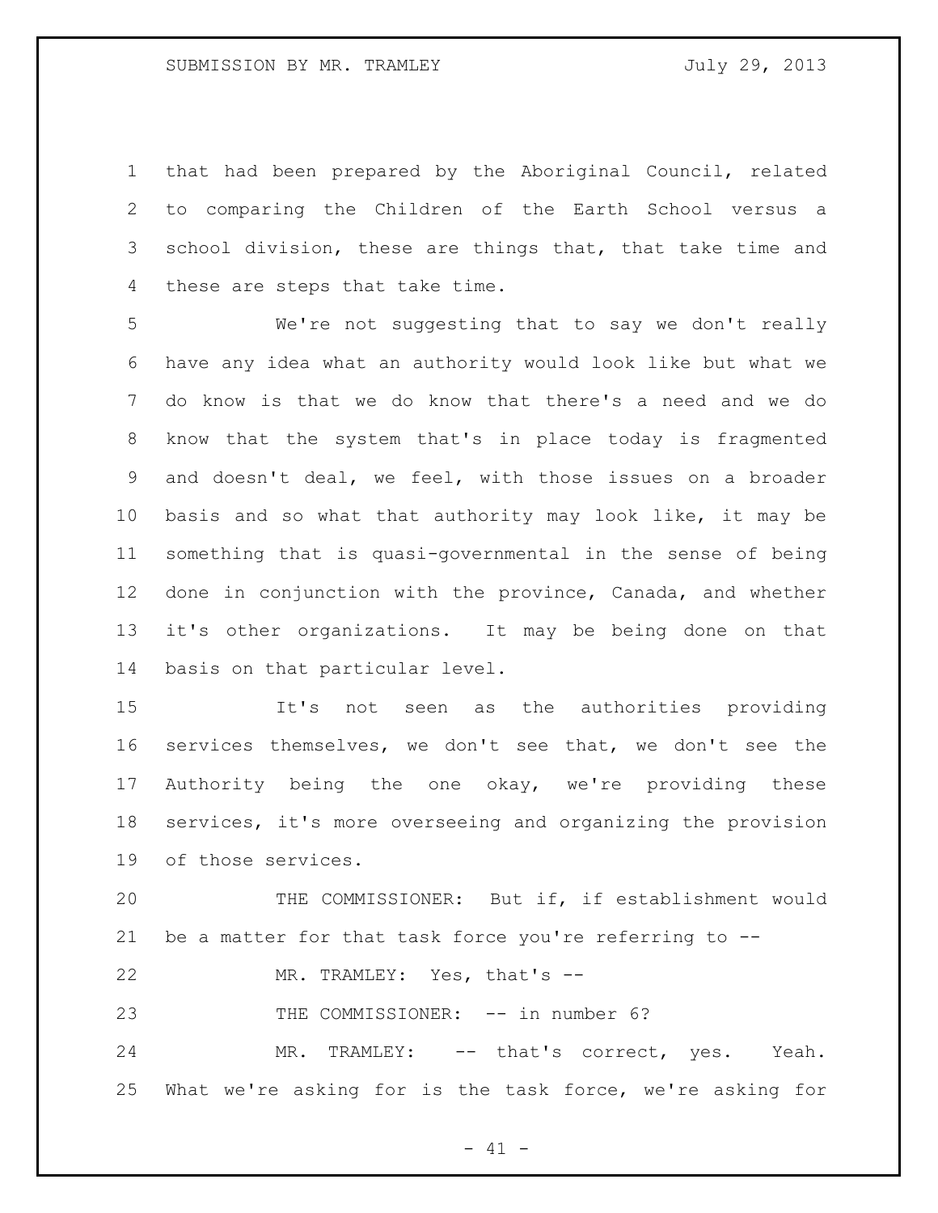that had been prepared by the Aboriginal Council, related to comparing the Children of the Earth School versus a school division, these are things that, that take time and these are steps that take time.

We're not suggesting that to say we don't really have any idea what an authority would look like but what we do know is that we do know that there's a need and we do know that the system that's in place today is fragmented and doesn't deal, we feel, with those issues on a broader basis and so what that authority may look like, it may be something that is quasi-governmental in the sense of being done in conjunction with the province, Canada, and whether it's other organizations. It may be being done on that basis on that particular level.

It's not seen as the authorities providing services themselves, we don't see that, we don't see the Authority being the one okay, we're providing these services, it's more overseeing and organizing the provision of those services.

THE COMMISSIONER: But if, if establishment would be a matter for that task force you're referring to --

MR. TRAMLEY: Yes, that's --

THE COMMISSIONER: -- in number 6?

MR. TRAMLEY: -- that's correct, yes. Yeah. What we're asking for is the task force, we're asking for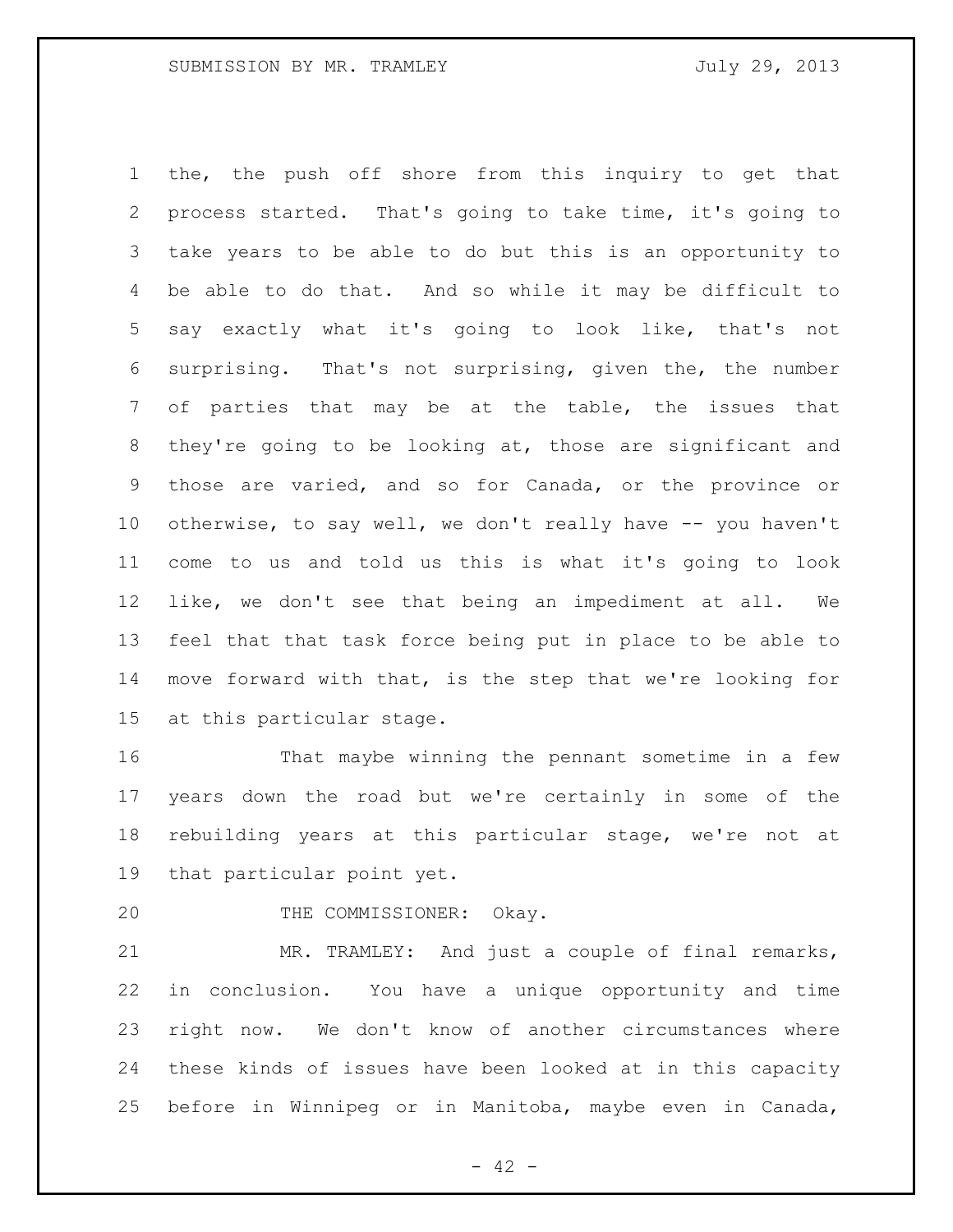the, the push off shore from this inquiry to get that process started. That's going to take time, it's going to take years to be able to do but this is an opportunity to be able to do that. And so while it may be difficult to say exactly what it's going to look like, that's not surprising. That's not surprising, given the, the number of parties that may be at the table, the issues that they're going to be looking at, those are significant and those are varied, and so for Canada, or the province or otherwise, to say well, we don't really have -- you haven't come to us and told us this is what it's going to look like, we don't see that being an impediment at all. We feel that that task force being put in place to be able to move forward with that, is the step that we're looking for at this particular stage.

That maybe winning the pennant sometime in a few years down the road but we're certainly in some of the rebuilding years at this particular stage, we're not at that particular point yet.

THE COMMISSIONER: Okay.

MR. TRAMLEY: And just a couple of final remarks, in conclusion. You have a unique opportunity and time right now. We don't know of another circumstances where these kinds of issues have been looked at in this capacity before in Winnipeg or in Manitoba, maybe even in Canada,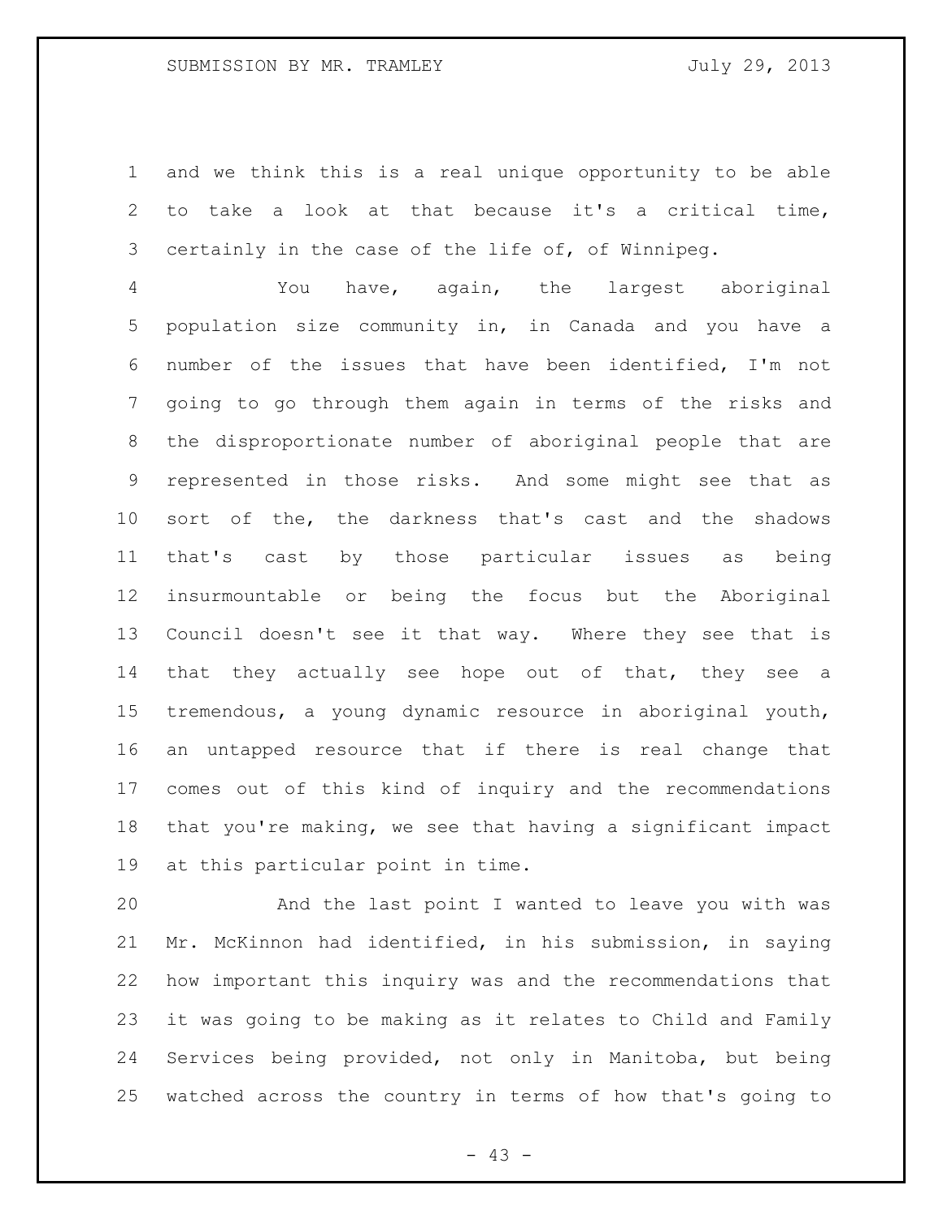and we think this is a real unique opportunity to be able to take a look at that because it's a critical time, certainly in the case of the life of, of Winnipeg.

You have, again, the largest aboriginal population size community in, in Canada and you have a number of the issues that have been identified, I'm not going to go through them again in terms of the risks and the disproportionate number of aboriginal people that are represented in those risks. And some might see that as sort of the, the darkness that's cast and the shadows that's cast by those particular issues as being insurmountable or being the focus but the Aboriginal Council doesn't see it that way. Where they see that is that they actually see hope out of that, they see a tremendous, a young dynamic resource in aboriginal youth, an untapped resource that if there is real change that comes out of this kind of inquiry and the recommendations that you're making, we see that having a significant impact at this particular point in time.

And the last point I wanted to leave you with was Mr. McKinnon had identified, in his submission, in saying how important this inquiry was and the recommendations that it was going to be making as it relates to Child and Family Services being provided, not only in Manitoba, but being watched across the country in terms of how that's going to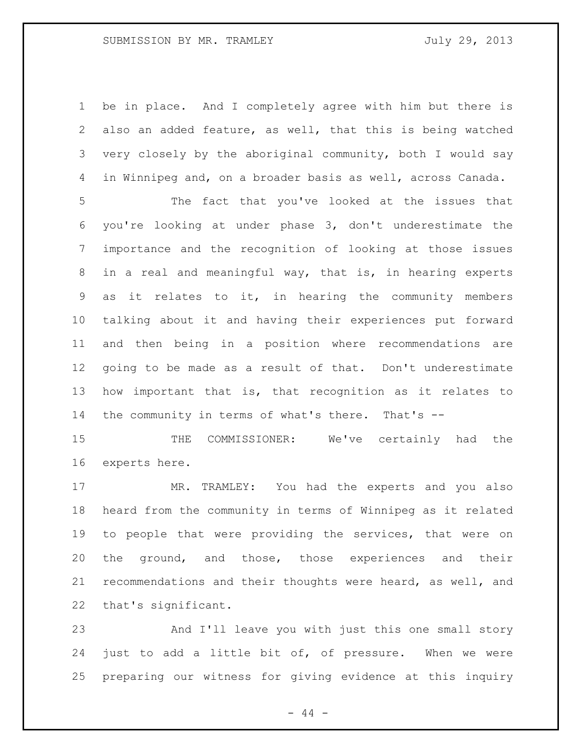be in place. And I completely agree with him but there is also an added feature, as well, that this is being watched very closely by the aboriginal community, both I would say in Winnipeg and, on a broader basis as well, across Canada.

The fact that you've looked at the issues that you're looking at under phase 3, don't underestimate the importance and the recognition of looking at those issues in a real and meaningful way, that is, in hearing experts as it relates to it, in hearing the community members talking about it and having their experiences put forward and then being in a position where recommendations are going to be made as a result of that. Don't underestimate how important that is, that recognition as it relates to the community in terms of what's there. That's --

THE COMMISSIONER: We've certainly had the experts here.

MR. TRAMLEY: You had the experts and you also heard from the community in terms of Winnipeg as it related to people that were providing the services, that were on the ground, and those, those experiences and their recommendations and their thoughts were heard, as well, and that's significant.

And I'll leave you with just this one small story just to add a little bit of, of pressure. When we were preparing our witness for giving evidence at this inquiry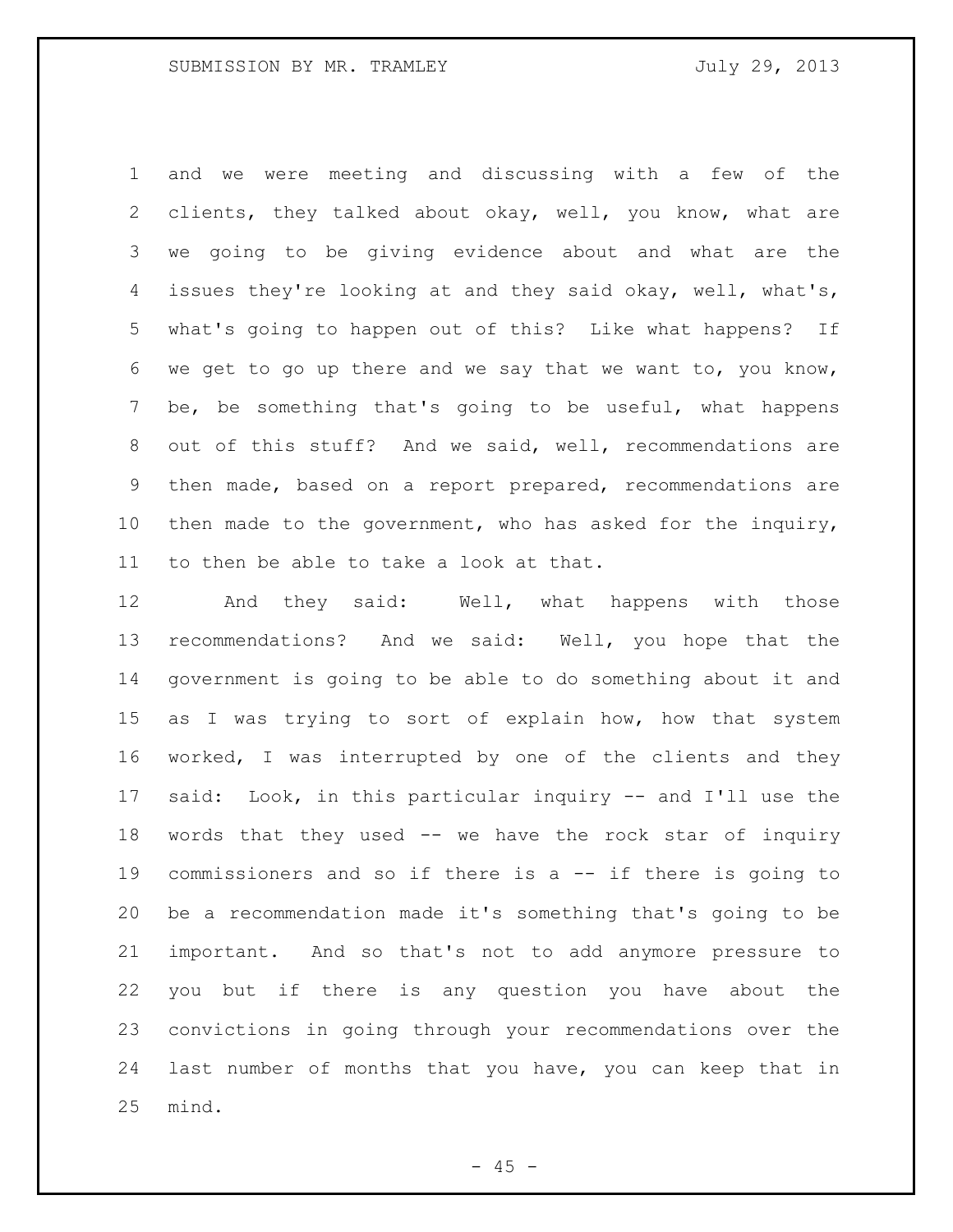and we were meeting and discussing with a few of the clients, they talked about okay, well, you know, what are we going to be giving evidence about and what are the issues they're looking at and they said okay, well, what's, what's going to happen out of this? Like what happens? If we get to go up there and we say that we want to, you know, be, be something that's going to be useful, what happens out of this stuff? And we said, well, recommendations are then made, based on a report prepared, recommendations are then made to the government, who has asked for the inquiry, to then be able to take a look at that.

And they said: Well, what happens with those recommendations? And we said: Well, you hope that the government is going to be able to do something about it and as I was trying to sort of explain how, how that system worked, I was interrupted by one of the clients and they said: Look, in this particular inquiry -- and I'll use the words that they used -- we have the rock star of inquiry commissioners and so if there is a -- if there is going to be a recommendation made it's something that's going to be important. And so that's not to add anymore pressure to you but if there is any question you have about the convictions in going through your recommendations over the last number of months that you have, you can keep that in mind.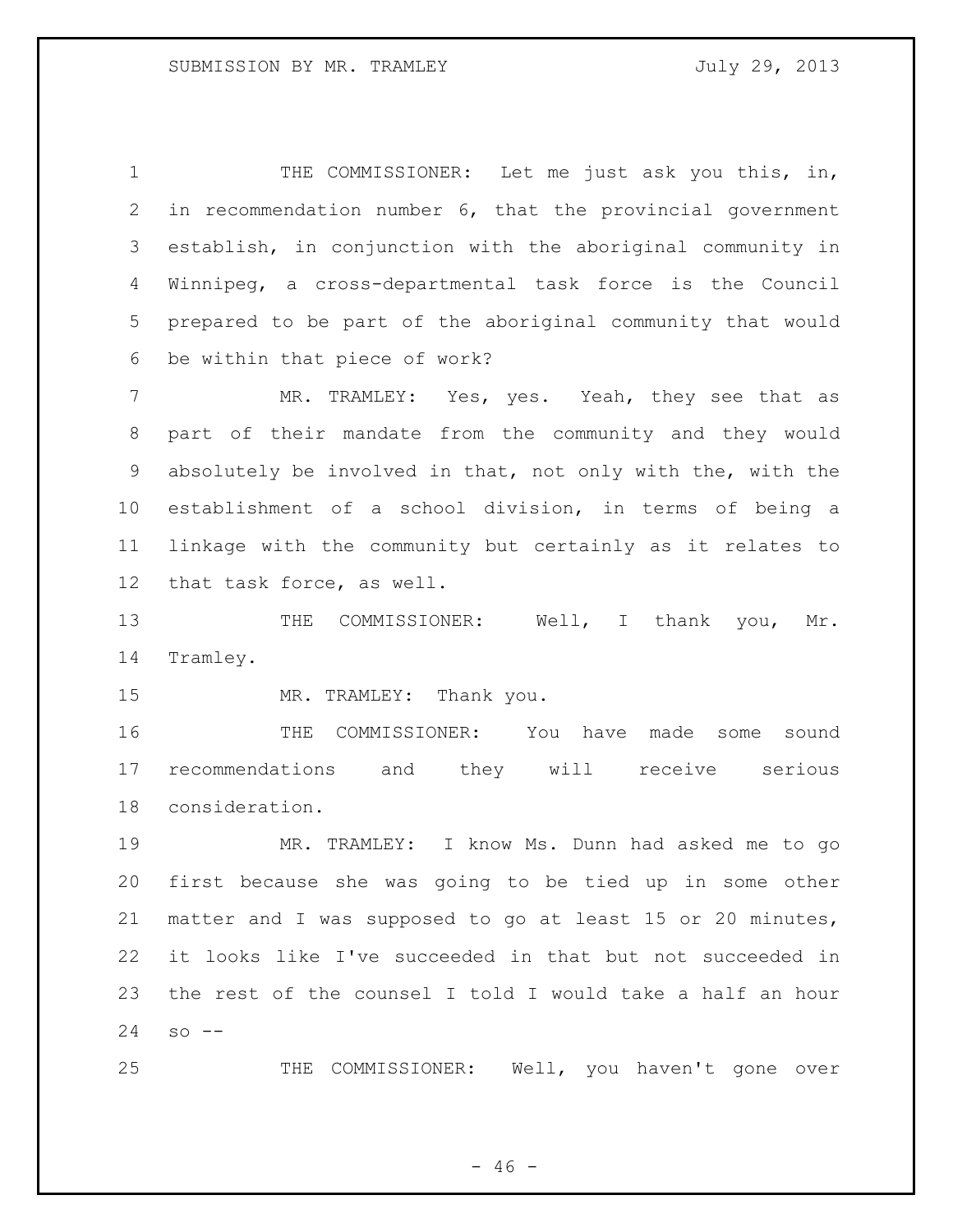THE COMMISSIONER: Let me just ask you this, in, in recommendation number 6, that the provincial government establish, in conjunction with the aboriginal community in Winnipeg, a cross-departmental task force is the Council prepared to be part of the aboriginal community that would be within that piece of work?

MR. TRAMLEY: Yes, yes. Yeah, they see that as part of their mandate from the community and they would absolutely be involved in that, not only with the, with the establishment of a school division, in terms of being a linkage with the community but certainly as it relates to that task force, as well.

THE COMMISSIONER: Well, I thank you, Mr. Tramley.

MR. TRAMLEY: Thank you.

THE COMMISSIONER: You have made some sound recommendations and they will receive serious consideration.

MR. TRAMLEY: I know Ms. Dunn had asked me to go first because she was going to be tied up in some other matter and I was supposed to go at least 15 or 20 minutes, it looks like I've succeeded in that but not succeeded in the rest of the counsel I told I would take a half an hour so --

THE COMMISSIONER: Well, you haven't gone over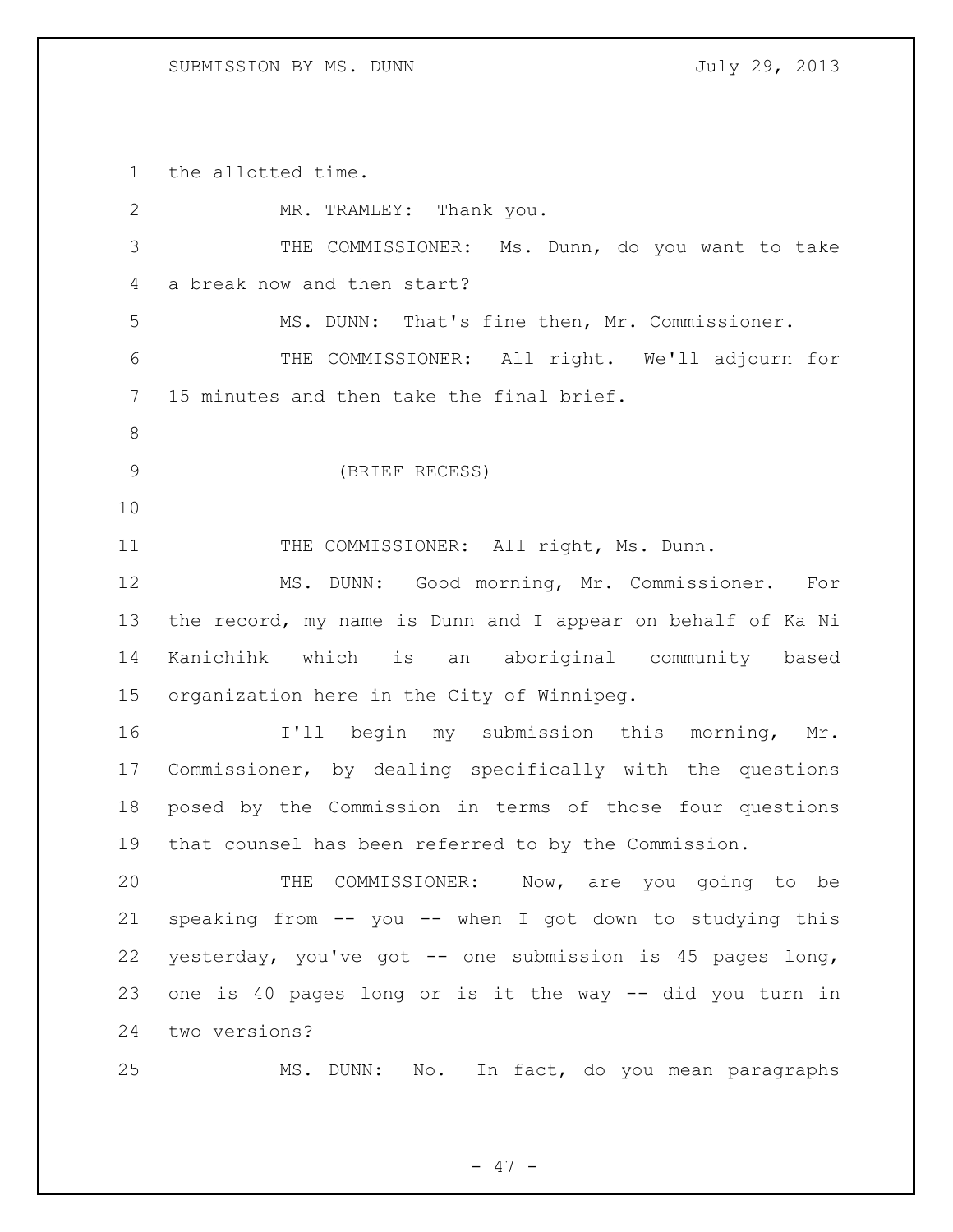the allotted time.

MR. TRAMLEY: Thank you.

THE COMMISSIONER: Ms. Dunn, do you want to take a break now and then start?

MS. DUNN: That's fine then, Mr. Commissioner.

THE COMMISSIONER: All right. We'll adjourn for 15 minutes and then take the final brief.

(BRIEF RECESS)

THE COMMISSIONER: All right, Ms. Dunn.

MS. DUNN: Good morning, Mr. Commissioner. For the record, my name is Dunn and I appear on behalf of Ka Ni Kanichihk which is an aboriginal community based organization here in the City of Winnipeg.

I'll begin my submission this morning, Mr. Commissioner, by dealing specifically with the questions posed by the Commission in terms of those four questions that counsel has been referred to by the Commission.

THE COMMISSIONER: Now, are you going to be speaking from -- you -- when I got down to studying this yesterday, you've got -- one submission is 45 pages long, one is 40 pages long or is it the way -- did you turn in two versions?

MS. DUNN: No. In fact, do you mean paragraphs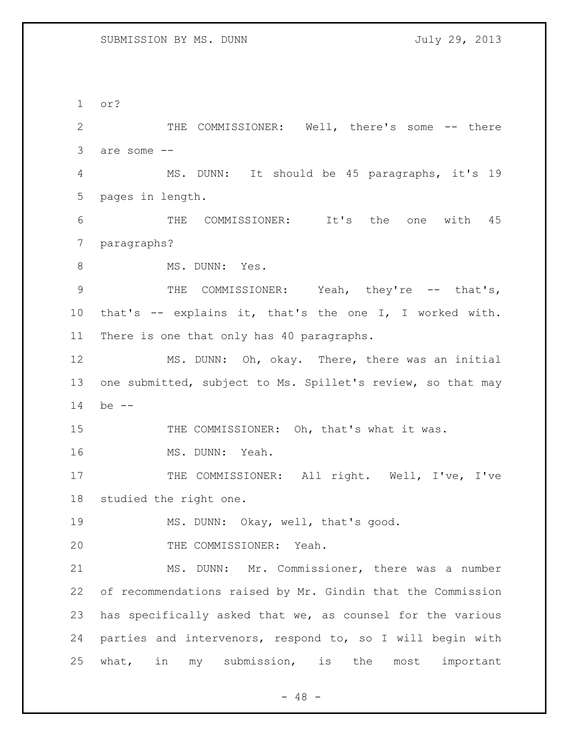or?

THE COMMISSIONER: Well, there's some -- there are some --

MS. DUNN: It should be 45 paragraphs, it's 19 pages in length.

THE COMMISSIONER: It's the one with 45 paragraphs?

MS. DUNN: Yes.

THE COMMISSIONER: Yeah, they're -- that's, that's -- explains it, that's the one I, I worked with. There is one that only has 40 paragraphs.

MS. DUNN: Oh, okay. There, there was an initial one submitted, subject to Ms. Spillet's review, so that may be --

THE COMMISSIONER: Oh, that's what it was.

MS. DUNN: Yeah.

THE COMMISSIONER: All right. Well, I've, I've studied the right one.

MS. DUNN: Okay, well, that's good.

THE COMMISSIONER: Yeah.

MS. DUNN: Mr. Commissioner, there was a number of recommendations raised by Mr. Gindin that the Commission has specifically asked that we, as counsel for the various parties and intervenors, respond to, so I will begin with what, in my submission, is the most important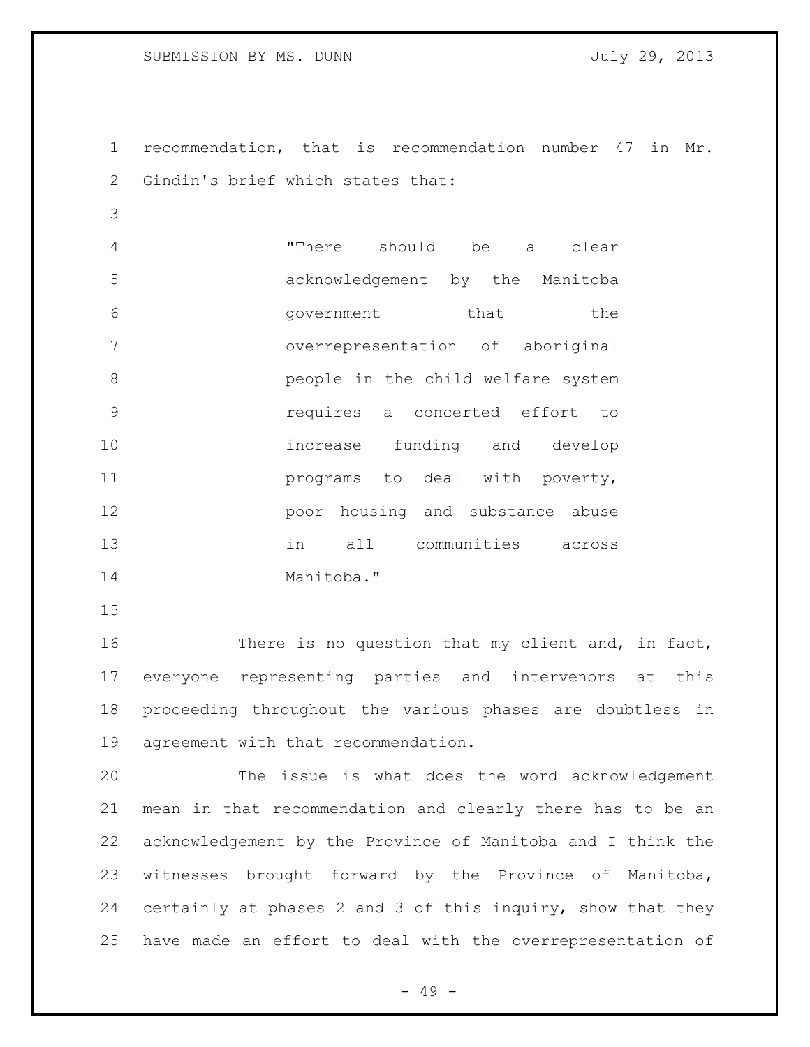recommendation, that is recommendation number 47 in Mr. Gindin's brief which states that:

> "There should be a clear acknowledgement by the Manitoba government that the overrepresentation of aboriginal people in the child welfare system requires a concerted effort to increase funding and develop programs to deal with poverty, poor housing and substance abuse in all communities across Manitoba."

There is no question that my client and, in fact, everyone representing parties and intervenors at this proceeding throughout the various phases are doubtless in agreement with that recommendation.

The issue is what does the word acknowledgement mean in that recommendation and clearly there has to be an acknowledgement by the Province of Manitoba and I think the witnesses brought forward by the Province of Manitoba, certainly at phases 2 and 3 of this inquiry, show that they have made an effort to deal with the overrepresentation of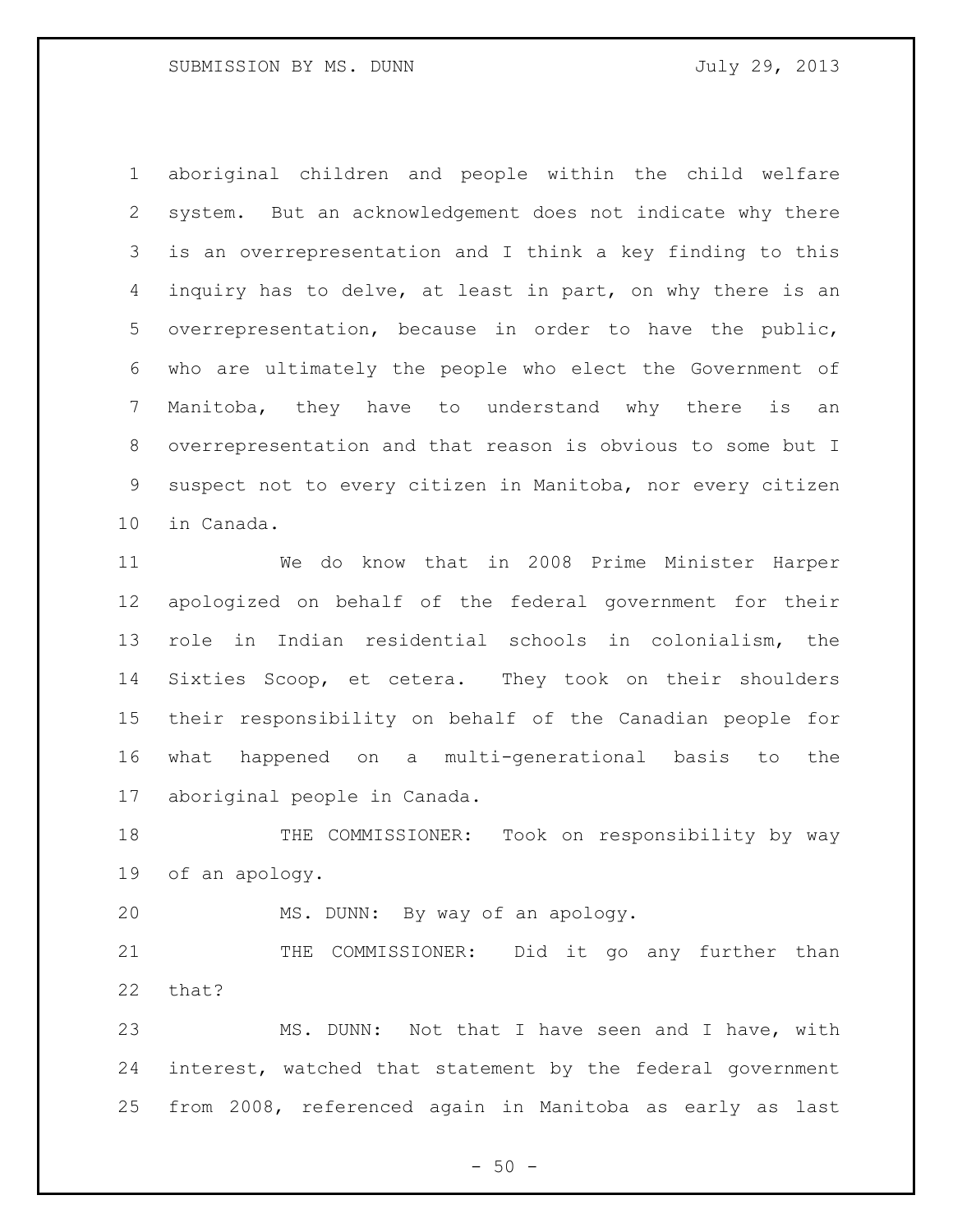aboriginal children and people within the child welfare system. But an acknowledgement does not indicate why there is an overrepresentation and I think a key finding to this inquiry has to delve, at least in part, on why there is an overrepresentation, because in order to have the public, who are ultimately the people who elect the Government of Manitoba, they have to understand why there is an overrepresentation and that reason is obvious to some but I suspect not to every citizen in Manitoba, nor every citizen in Canada.

We do know that in 2008 Prime Minister Harper apologized on behalf of the federal government for their role in Indian residential schools in colonialism, the Sixties Scoop, et cetera. They took on their shoulders their responsibility on behalf of the Canadian people for what happened on a multi-generational basis to the aboriginal people in Canada.

THE COMMISSIONER: Took on responsibility by way of an apology.

MS. DUNN: By way of an apology.

THE COMMISSIONER: Did it go any further than that?

MS. DUNN: Not that I have seen and I have, with interest, watched that statement by the federal government from 2008, referenced again in Manitoba as early as last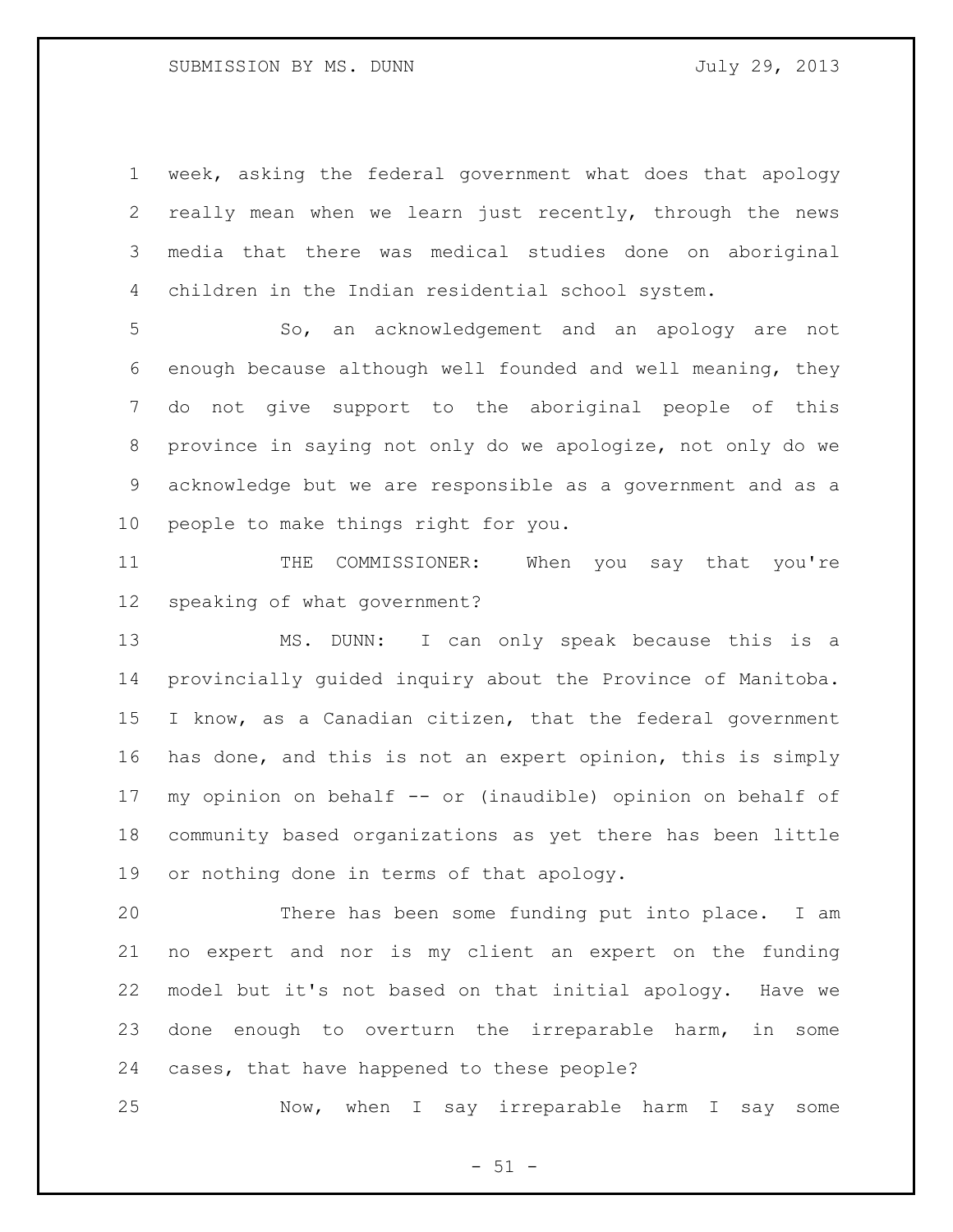week, asking the federal government what does that apology really mean when we learn just recently, through the news media that there was medical studies done on aboriginal children in the Indian residential school system.

So, an acknowledgement and an apology are not enough because although well founded and well meaning, they do not give support to the aboriginal people of this province in saying not only do we apologize, not only do we acknowledge but we are responsible as a government and as a people to make things right for you.

THE COMMISSIONER: When you say that you're speaking of what government?

MS. DUNN: I can only speak because this is a provincially guided inquiry about the Province of Manitoba. I know, as a Canadian citizen, that the federal government has done, and this is not an expert opinion, this is simply my opinion on behalf -- or (inaudible) opinion on behalf of community based organizations as yet there has been little or nothing done in terms of that apology.

There has been some funding put into place. I am no expert and nor is my client an expert on the funding model but it's not based on that initial apology. Have we done enough to overturn the irreparable harm, in some cases, that have happened to these people?

Now, when I say irreparable harm I say some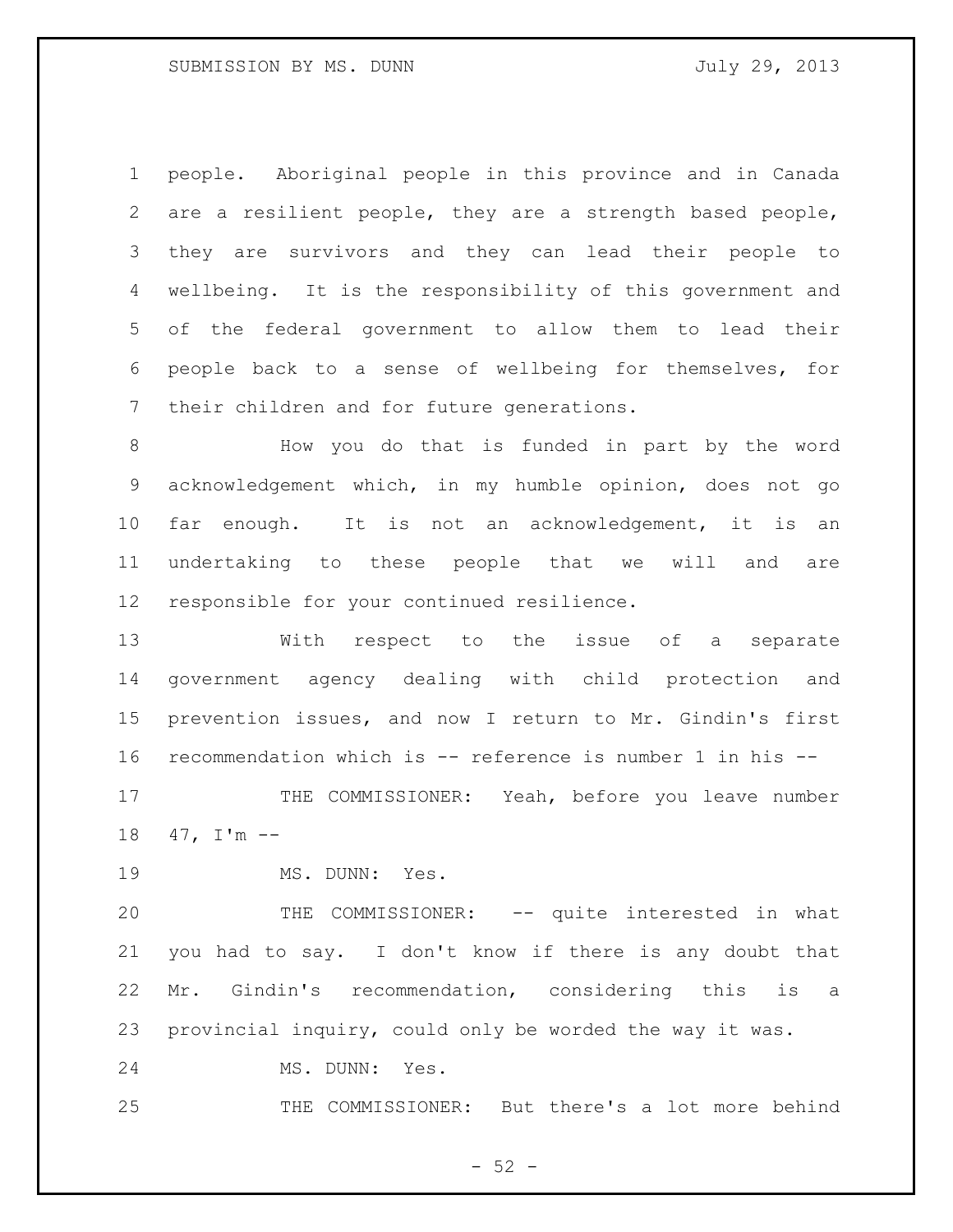people. Aboriginal people in this province and in Canada are a resilient people, they are a strength based people, they are survivors and they can lead their people to wellbeing. It is the responsibility of this government and of the federal government to allow them to lead their people back to a sense of wellbeing for themselves, for their children and for future generations.

How you do that is funded in part by the word acknowledgement which, in my humble opinion, does not go far enough. It is not an acknowledgement, it is an undertaking to these people that we will and are responsible for your continued resilience.

With respect to the issue of a separate government agency dealing with child protection and prevention issues, and now I return to Mr. Gindin's first recommendation which is -- reference is number 1 in his --

THE COMMISSIONER: Yeah, before you leave number 47, I'm --

MS. DUNN: Yes.

THE COMMISSIONER: -- quite interested in what you had to say. I don't know if there is any doubt that Mr. Gindin's recommendation, considering this is a provincial inquiry, could only be worded the way it was.

MS. DUNN: Yes.

THE COMMISSIONER: But there's a lot more behind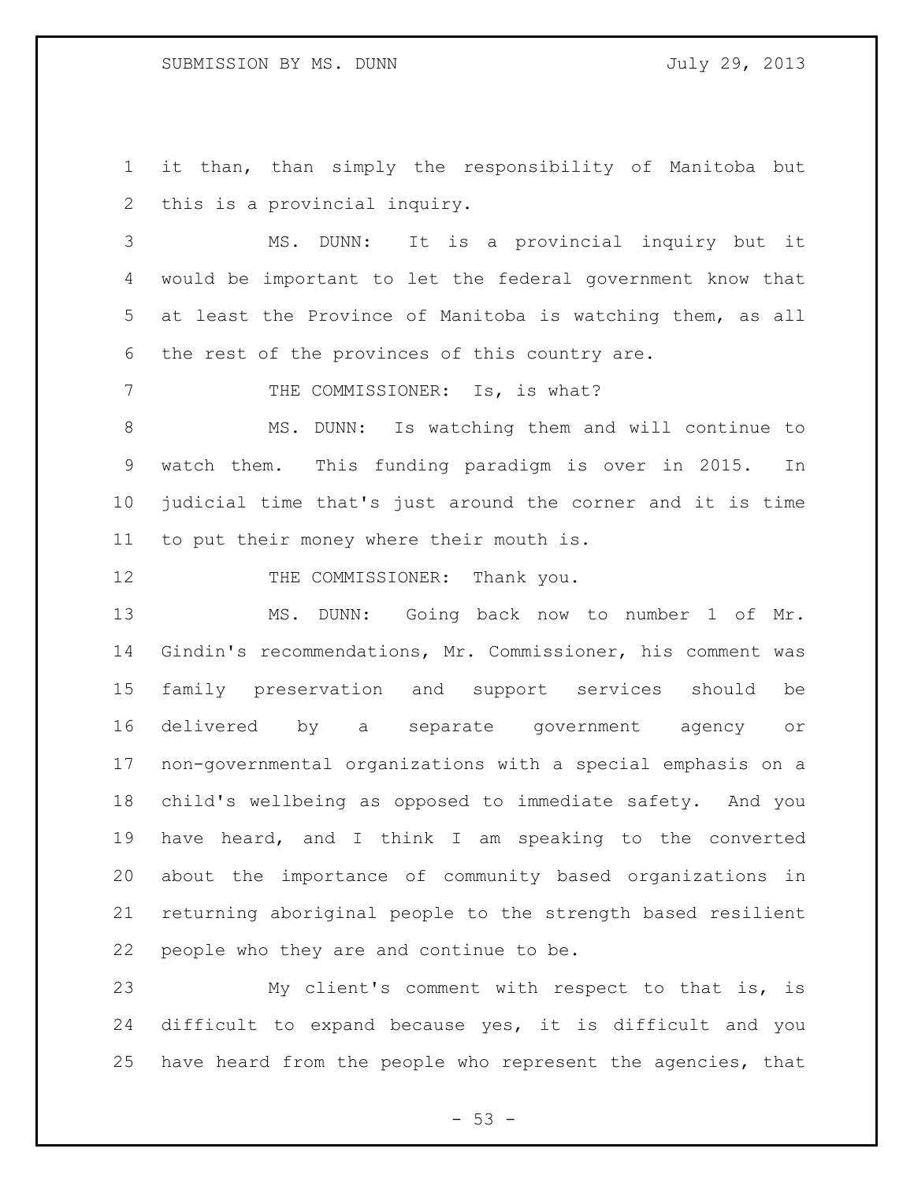it than, than simply the responsibility of Manitoba but this is a provincial inquiry.

MS. DUNN: It is a provincial inquiry but it would be important to let the federal government know that at least the Province of Manitoba is watching them, as all the rest of the provinces of this country are.

THE COMMISSIONER: Is, is what?

MS. DUNN: Is watching them and will continue to watch them. This funding paradigm is over in 2015. In judicial time that's just around the corner and it is time to put their money where their mouth is.

THE COMMISSIONER: Thank you.

MS. DUNN: Going back now to number 1 of Mr. Gindin's recommendations, Mr. Commissioner, his comment was family preservation and support services should be delivered by a separate government agency or non-governmental organizations with a special emphasis on a child's wellbeing as opposed to immediate safety. And you have heard, and I think I am speaking to the converted about the importance of community based organizations in returning aboriginal people to the strength based resilient people who they are and continue to be.

My client's comment with respect to that is, is difficult to expand because yes, it is difficult and you have heard from the people who represent the agencies, that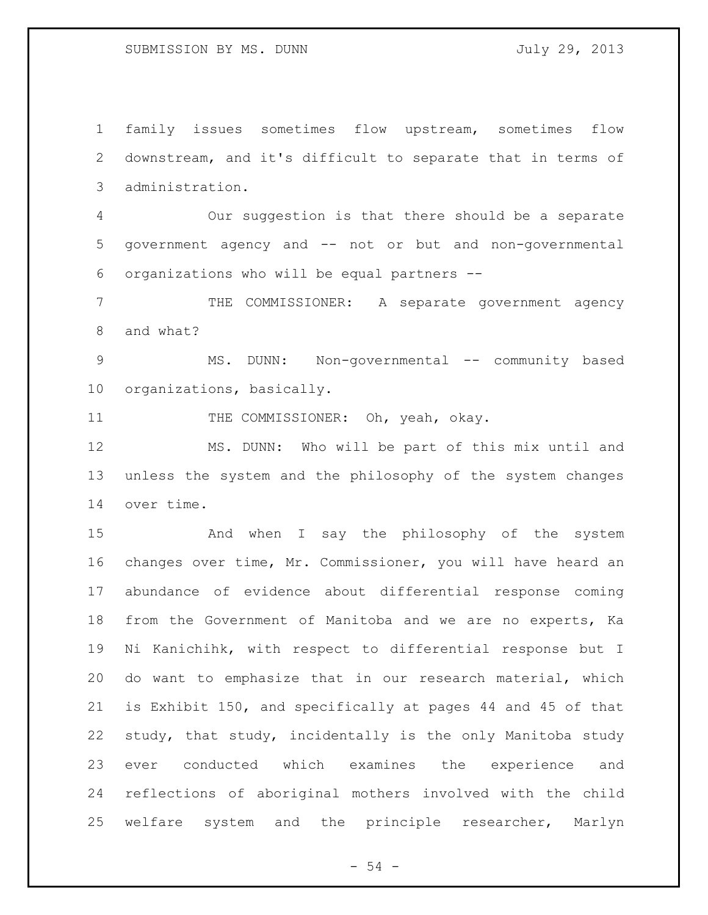family issues sometimes flow upstream, sometimes flow downstream, and it's difficult to separate that in terms of administration.

Our suggestion is that there should be a separate government agency and -- not or but and non-governmental organizations who will be equal partners --

THE COMMISSIONER: A separate government agency and what?

MS. DUNN: Non-governmental -- community based organizations, basically.

THE COMMISSIONER: Oh, yeah, okay.

MS. DUNN: Who will be part of this mix until and unless the system and the philosophy of the system changes over time.

And when I say the philosophy of the system changes over time, Mr. Commissioner, you will have heard an abundance of evidence about differential response coming from the Government of Manitoba and we are no experts, Ka Ni Kanichihk, with respect to differential response but I do want to emphasize that in our research material, which is Exhibit 150, and specifically at pages 44 and 45 of that study, that study, incidentally is the only Manitoba study ever conducted which examines the experience and reflections of aboriginal mothers involved with the child welfare system and the principle researcher, Marlyn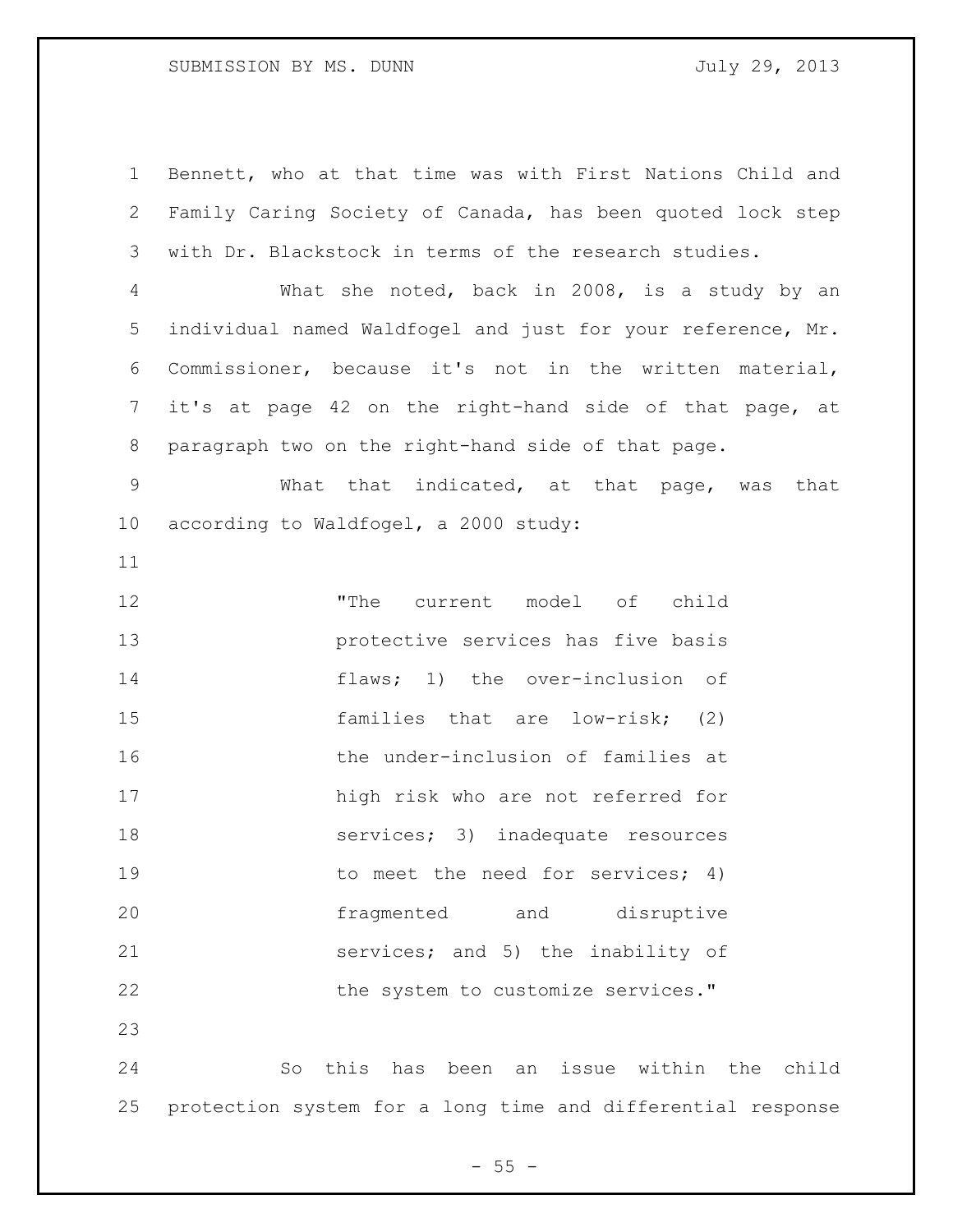Bennett, who at that time was with First Nations Child and Family Caring Society of Canada, has been quoted lock step with Dr. Blackstock in terms of the research studies.

What she noted, back in 2008, is a study by an individual named Waldfogel and just for your reference, Mr. Commissioner, because it's not in the written material, it's at page 42 on the right-hand side of that page, at paragraph two on the right-hand side of that page.

What that indicated, at that page, was that according to Waldfogel, a 2000 study:

> "The current model of child protective services has five basis flaws; 1) the over-inclusion of families that are low-risk; (2) the under-inclusion of families at high risk who are not referred for services; 3) inadequate resources to meet the need for services; 4) fragmented and disruptive services; and 5) the inability of the system to customize services."

So this has been an issue within the child protection system for a long time and differential response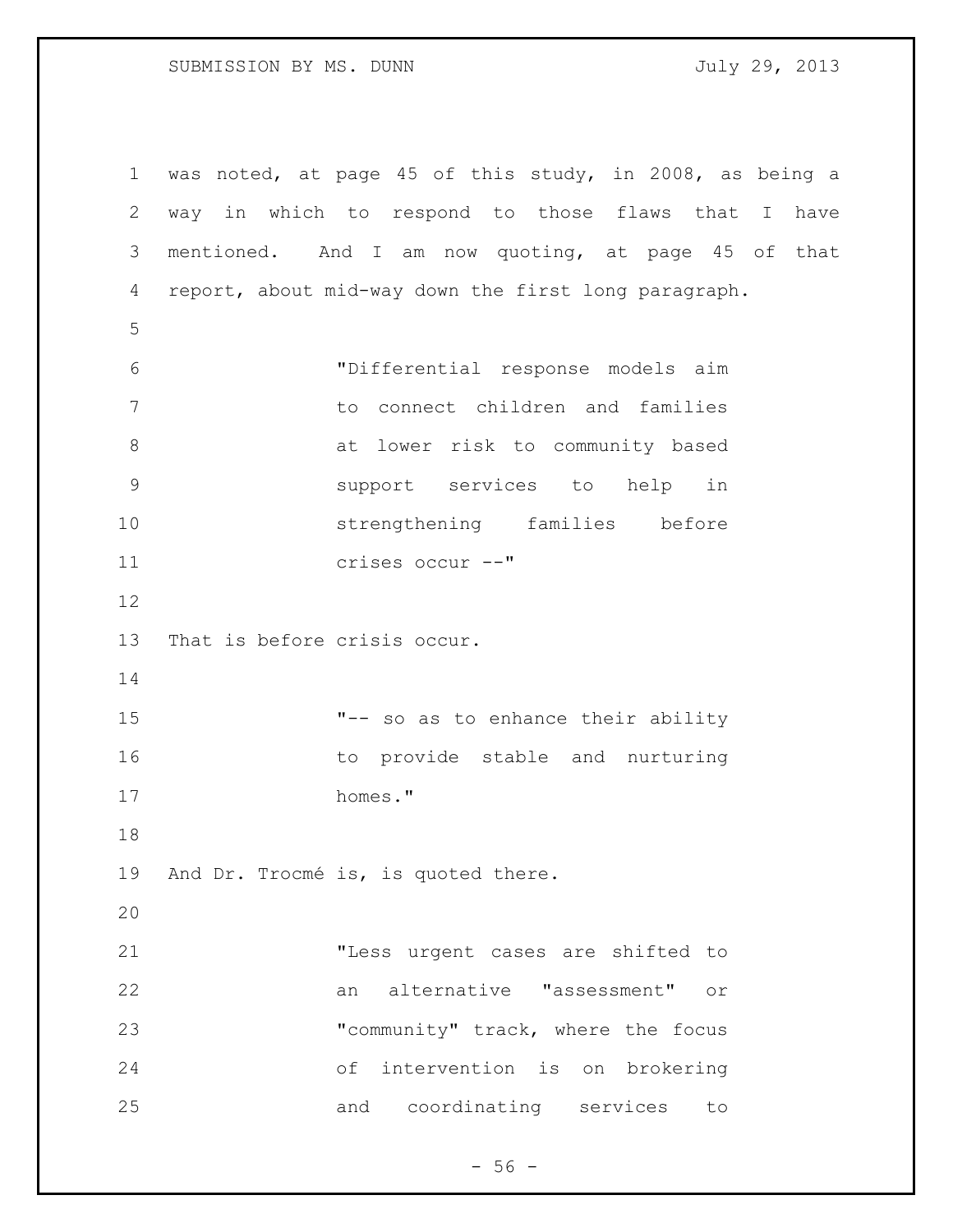was noted, at page 45 of this study, in 2008, as being a way in which to respond to those flaws that I have mentioned. And I am now quoting, at page 45 of that report, about mid-way down the first long paragraph.

> "Differential response models aim to connect children and families at lower risk to community based support services to help in strengthening families before crises occur --"

That is before crisis occur.

> "-- so as to enhance their ability to provide stable and nurturing homes."

And Dr. Trocmé is, is quoted there.

> "Less urgent cases are shifted to an alternative "assessment" or "community" track, where the focus of intervention is on brokering and coordinating services to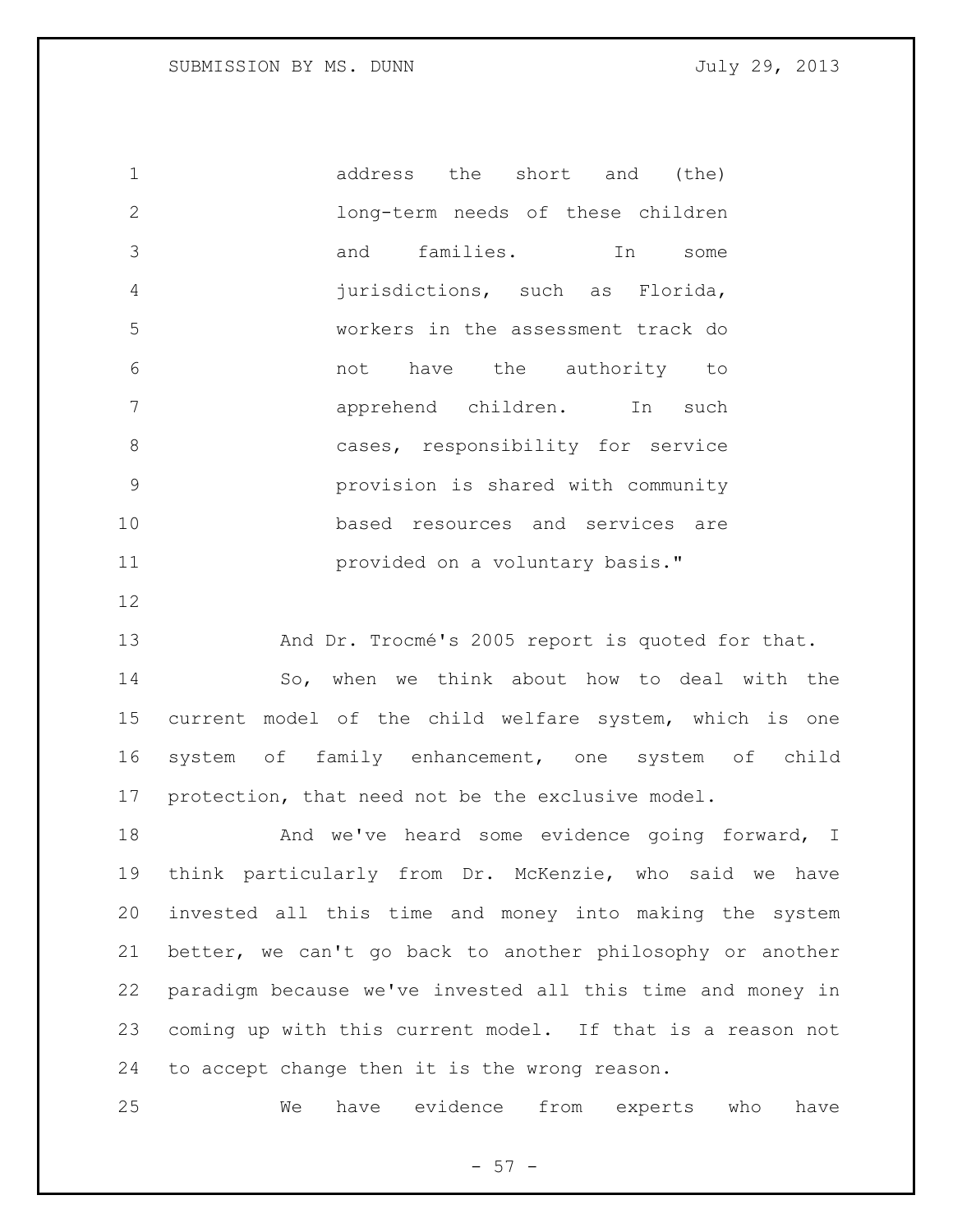> address the short and (the) long-term needs of these children and families. In some jurisdictions, such as Florida, workers in the assessment track do not have the authority to apprehend children. In such cases, responsibility for service provision is shared with community based resources and services are provided on a voluntary basis."

And Dr. Trocmé's 2005 report is quoted for that.

So, when we think about how to deal with the current model of the child welfare system, which is one system of family enhancement, one system of child protection, that need not be the exclusive model.

And we've heard some evidence going forward, I think particularly from Dr. McKenzie, who said we have invested all this time and money into making the system better, we can't go back to another philosophy or another paradigm because we've invested all this time and money in coming up with this current model. If that is a reason not to accept change then it is the wrong reason.

We have evidence from experts who have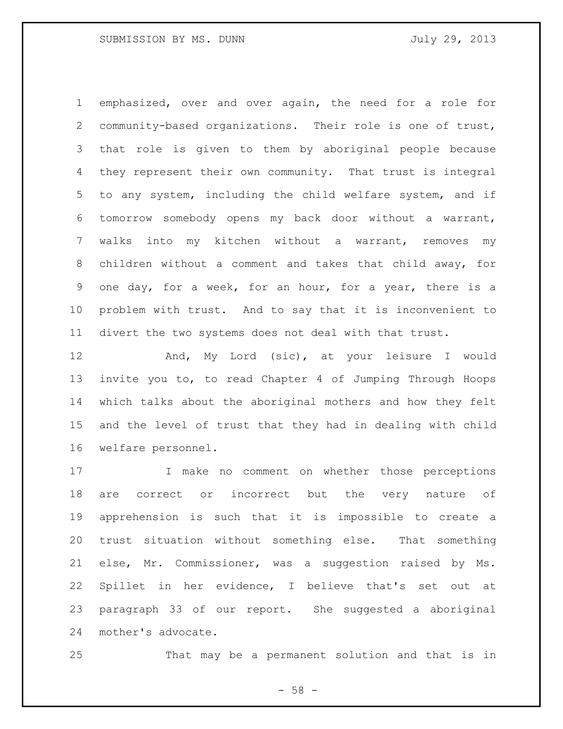emphasized, over and over again, the need for a role for community-based organizations. Their role is one of trust, that role is given to them by aboriginal people because they represent their own community. That trust is integral to any system, including the child welfare system, and if tomorrow somebody opens my back door without a warrant, walks into my kitchen without a warrant, removes my children without a comment and takes that child away, for one day, for a week, for an hour, for a year, there is a problem with trust. And to say that it is inconvenient to divert the two systems does not deal with that trust.

And, My Lord (sic), at your leisure I would invite you to, to read Chapter 4 of Jumping Through Hoops which talks about the aboriginal mothers and how they felt and the level of trust that they had in dealing with child welfare personnel.

I make no comment on whether those perceptions are correct or incorrect but the very nature of apprehension is such that it is impossible to create a trust situation without something else. That something else, Mr. Commissioner, was a suggestion raised by Ms. Spillet in her evidence, I believe that's set out at paragraph 33 of our report. She suggested a aboriginal mother's advocate.

That may be a permanent solution and that is in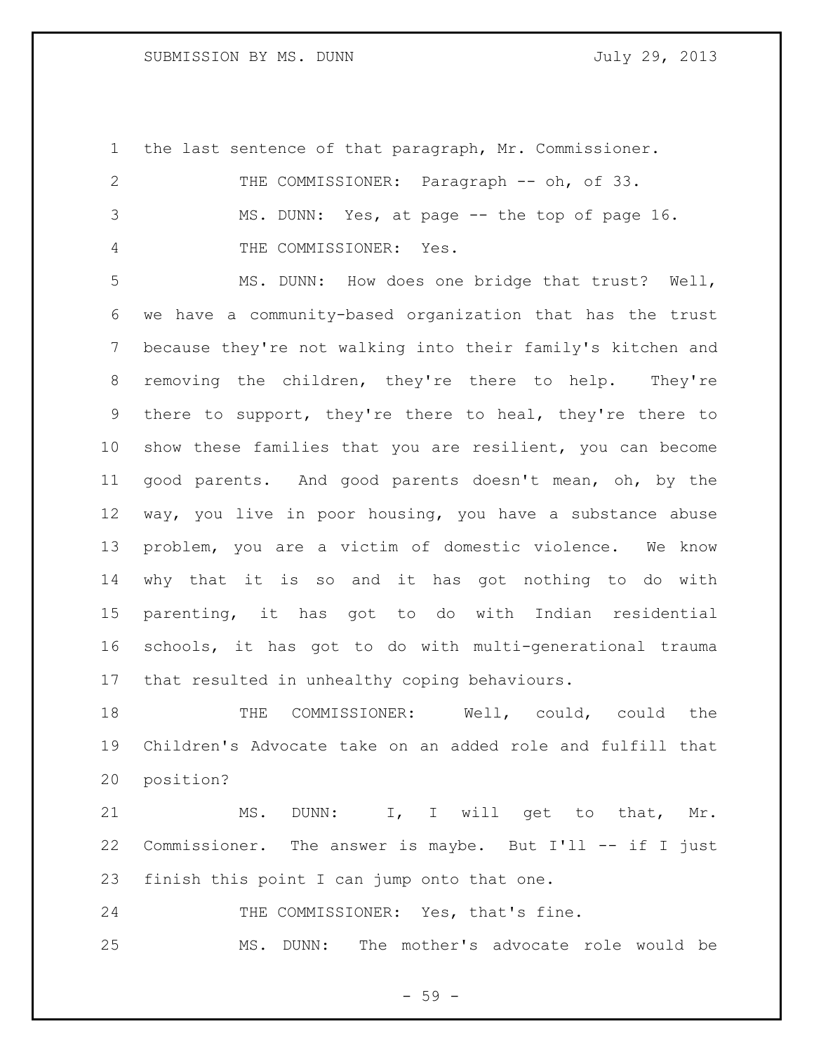the last sentence of that paragraph, Mr. Commissioner.

THE COMMISSIONER: Paragraph -- oh, of 33.

MS. DUNN: Yes, at page -- the top of page 16.

THE COMMISSIONER: Yes.

MS. DUNN: How does one bridge that trust? Well, we have a community-based organization that has the trust because they're not walking into their family's kitchen and removing the children, they're there to help. They're there to support, they're there to heal, they're there to show these families that you are resilient, you can become good parents. And good parents doesn't mean, oh, by the way, you live in poor housing, you have a substance abuse problem, you are a victim of domestic violence. We know why that it is so and it has got nothing to do with parenting, it has got to do with Indian residential schools, it has got to do with multi-generational trauma that resulted in unhealthy coping behaviours.

THE COMMISSIONER: Well, could, could the Children's Advocate take on an added role and fulfill that position?

MS. DUNN: I, I will get to that, Mr. Commissioner. The answer is maybe. But I'll -- if I just finish this point I can jump onto that one.

THE COMMISSIONER: Yes, that's fine.

MS. DUNN: The mother's advocate role would be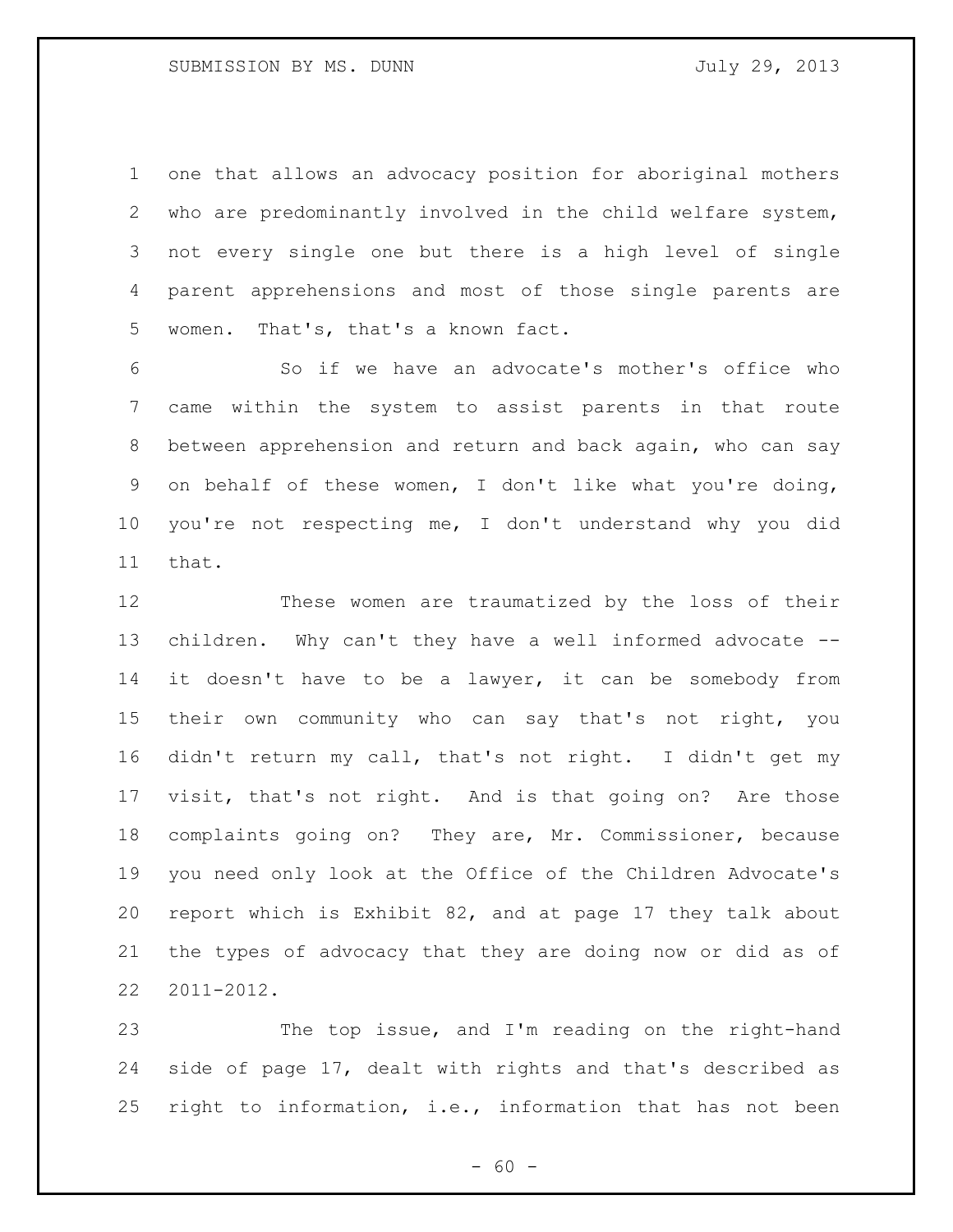one that allows an advocacy position for aboriginal mothers who are predominantly involved in the child welfare system, not every single one but there is a high level of single parent apprehensions and most of those single parents are women. That's, that's a known fact.

So if we have an advocate's mother's office who came within the system to assist parents in that route between apprehension and return and back again, who can say on behalf of these women, I don't like what you're doing, you're not respecting me, I don't understand why you did that.

These women are traumatized by the loss of their children. Why can't they have a well informed advocate -- it doesn't have to be a lawyer, it can be somebody from their own community who can say that's not right, you didn't return my call, that's not right. I didn't get my visit, that's not right. And is that going on? Are those complaints going on? They are, Mr. Commissioner, because you need only look at the Office of the Children Advocate's report which is Exhibit 82, and at page 17 they talk about the types of advocacy that they are doing now or did as of 2011-2012.

The top issue, and I'm reading on the right-hand side of page 17, dealt with rights and that's described as right to information, i.e., information that has not been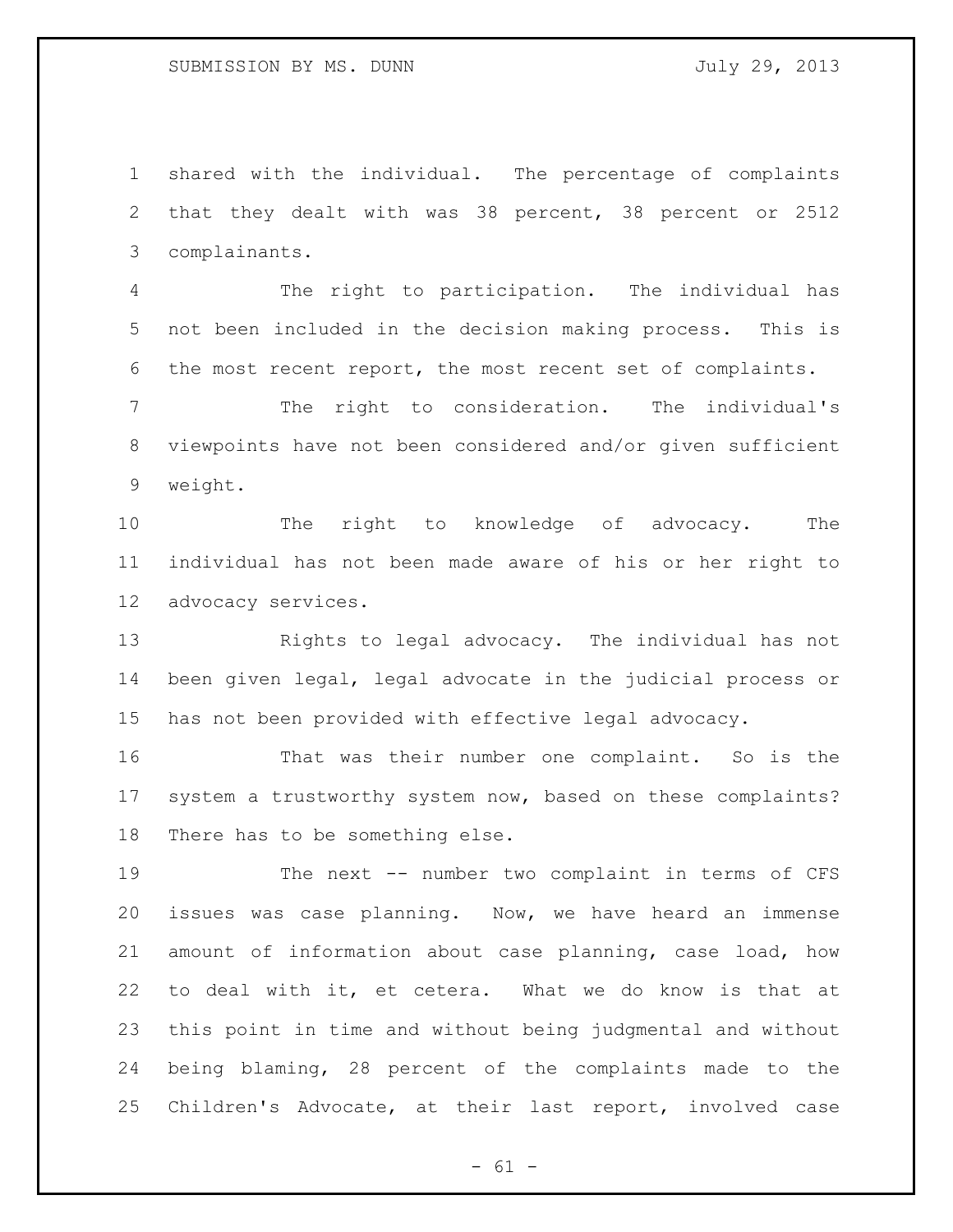shared with the individual. The percentage of complaints that they dealt with was 38 percent, 38 percent or 2512 complainants.

The right to participation. The individual has not been included in the decision making process. This is the most recent report, the most recent set of complaints.

The right to consideration. The individual's viewpoints have not been considered and/or given sufficient weight.

The right to knowledge of advocacy. The individual has not been made aware of his or her right to advocacy services.

Rights to legal advocacy. The individual has not been given legal, legal advocate in the judicial process or has not been provided with effective legal advocacy.

That was their number one complaint. So is the system a trustworthy system now, based on these complaints? There has to be something else.

The next -- number two complaint in terms of CFS issues was case planning. Now, we have heard an immense amount of information about case planning, case load, how to deal with it, et cetera. What we do know is that at this point in time and without being judgmental and without being blaming, 28 percent of the complaints made to the Children's Advocate, at their last report, involved case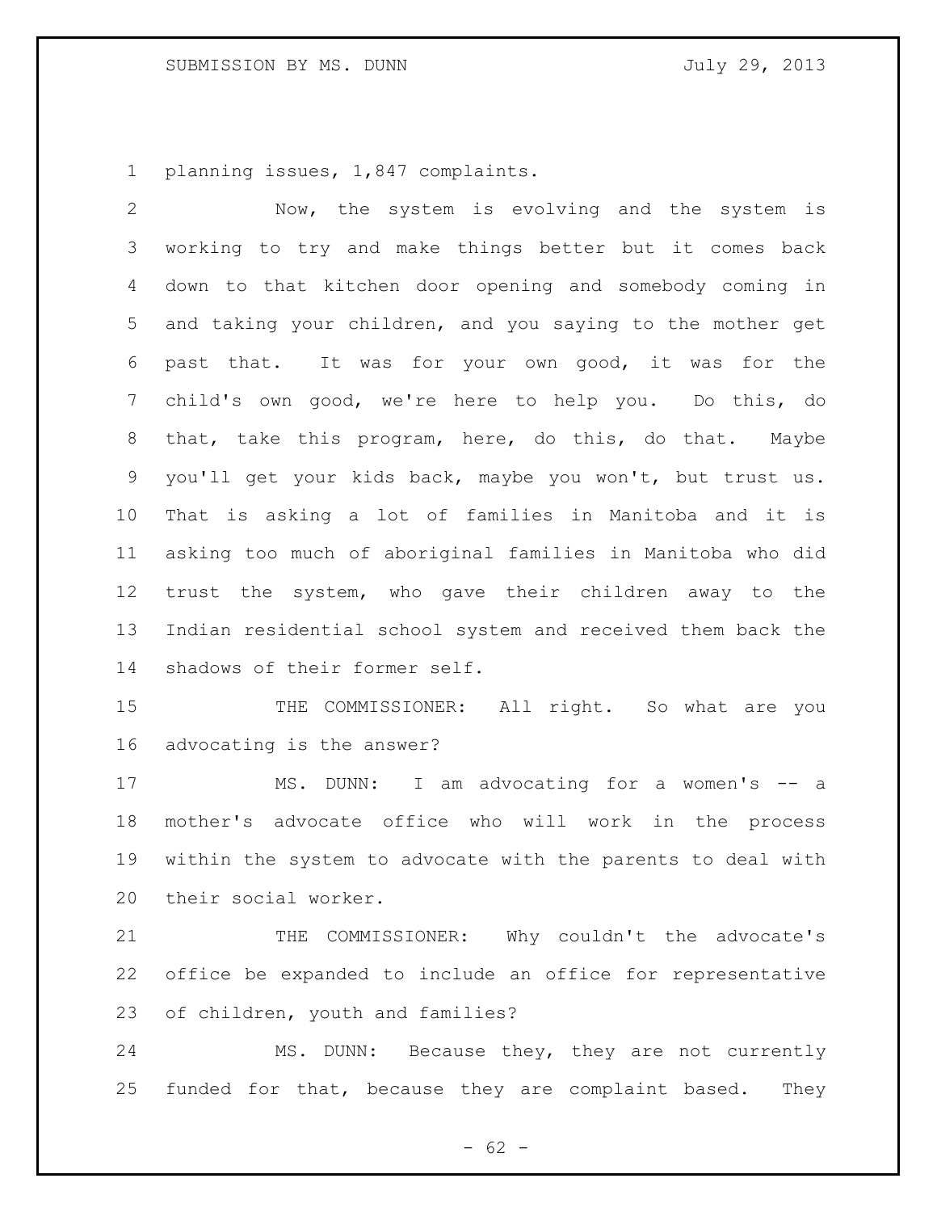planning issues, 1,847 complaints.

Now, the system is evolving and the system is working to try and make things better but it comes back down to that kitchen door opening and somebody coming in and taking your children, and you saying to the mother get past that. It was for your own good, it was for the child's own good, we're here to help you. Do this, do that, take this program, here, do this, do that. Maybe you'll get your kids back, maybe you won't, but trust us. That is asking a lot of families in Manitoba and it is asking too much of aboriginal families in Manitoba who did trust the system, who gave their children away to the Indian residential school system and received them back the shadows of their former self.

THE COMMISSIONER: All right. So what are you advocating is the answer?

MS. DUNN: I am advocating for a women's -- a mother's advocate office who will work in the process within the system to advocate with the parents to deal with their social worker.

THE COMMISSIONER: Why couldn't the advocate's office be expanded to include an office for representative of children, youth and families?

MS. DUNN: Because they, they are not currently funded for that, because they are complaint based. They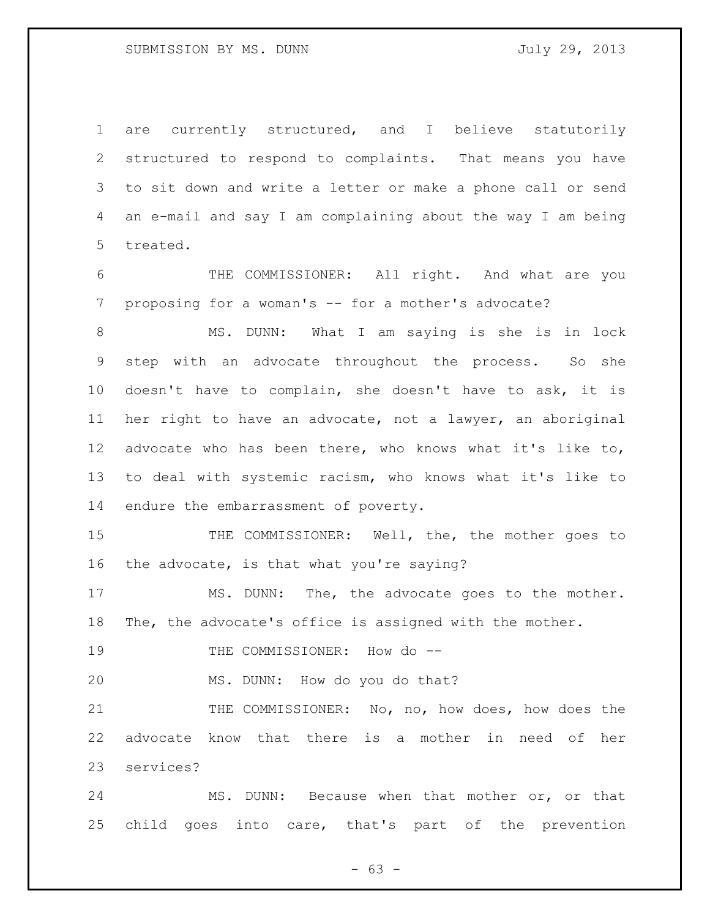are currently structured, and I believe statutorily structured to respond to complaints. That means you have to sit down and write a letter or make a phone call or send an e-mail and say I am complaining about the way I am being treated.

THE COMMISSIONER: All right. And what are you proposing for a woman's -- for a mother's advocate?

MS. DUNN: What I am saying is she is in lock step with an advocate throughout the process. So she doesn't have to complain, she doesn't have to ask, it is her right to have an advocate, not a lawyer, an aboriginal advocate who has been there, who knows what it's like to, to deal with systemic racism, who knows what it's like to endure the embarrassment of poverty.

THE COMMISSIONER: Well, the, the mother goes to the advocate, is that what you're saying?

MS. DUNN: The, the advocate goes to the mother. The, the advocate's office is assigned with the mother.

THE COMMISSIONER: How do --

MS. DUNN: How do you do that?

THE COMMISSIONER: No, no, how does, how does the advocate know that there is a mother in need of her services?

MS. DUNN: Because when that mother or, or that child goes into care, that's part of the prevention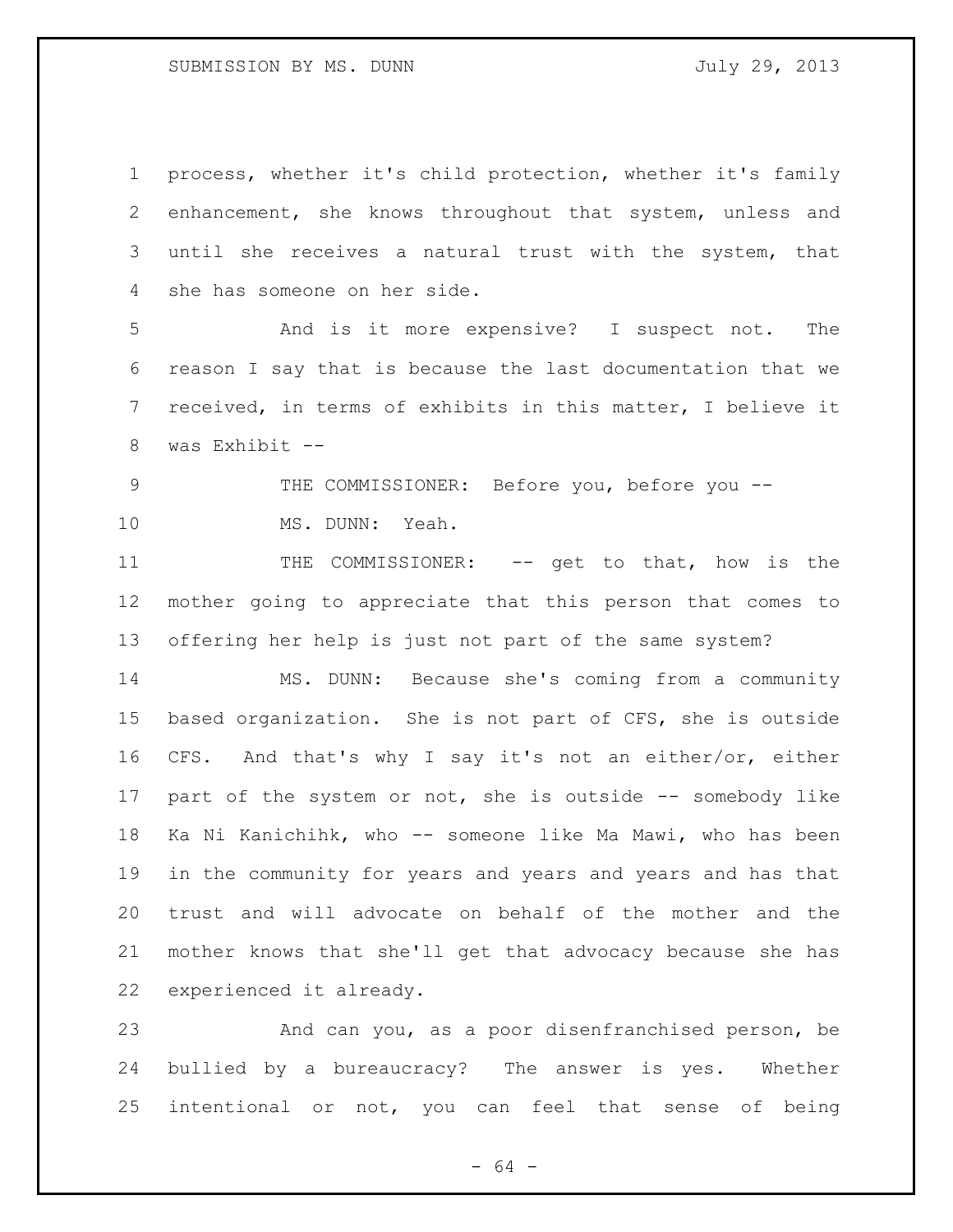process, whether it's child protection, whether it's family enhancement, she knows throughout that system, unless and until she receives a natural trust with the system, that she has someone on her side.

And is it more expensive? I suspect not. The reason I say that is because the last documentation that we received, in terms of exhibits in this matter, I believe it was Exhibit --

THE COMMISSIONER: Before you, before you --

MS. DUNN: Yeah.

THE COMMISSIONER: -- get to that, how is the mother going to appreciate that this person that comes to offering her help is just not part of the same system?

MS. DUNN: Because she's coming from a community based organization. She is not part of CFS, she is outside CFS. And that's why I say it's not an either/or, either part of the system or not, she is outside -- somebody like Ka Ni Kanichihk, who -- someone like Ma Mawi, who has been in the community for years and years and years and has that trust and will advocate on behalf of the mother and the mother knows that she'll get that advocacy because she has experienced it already.

And can you, as a poor disenfranchised person, be bullied by a bureaucracy? The answer is yes. Whether intentional or not, you can feel that sense of being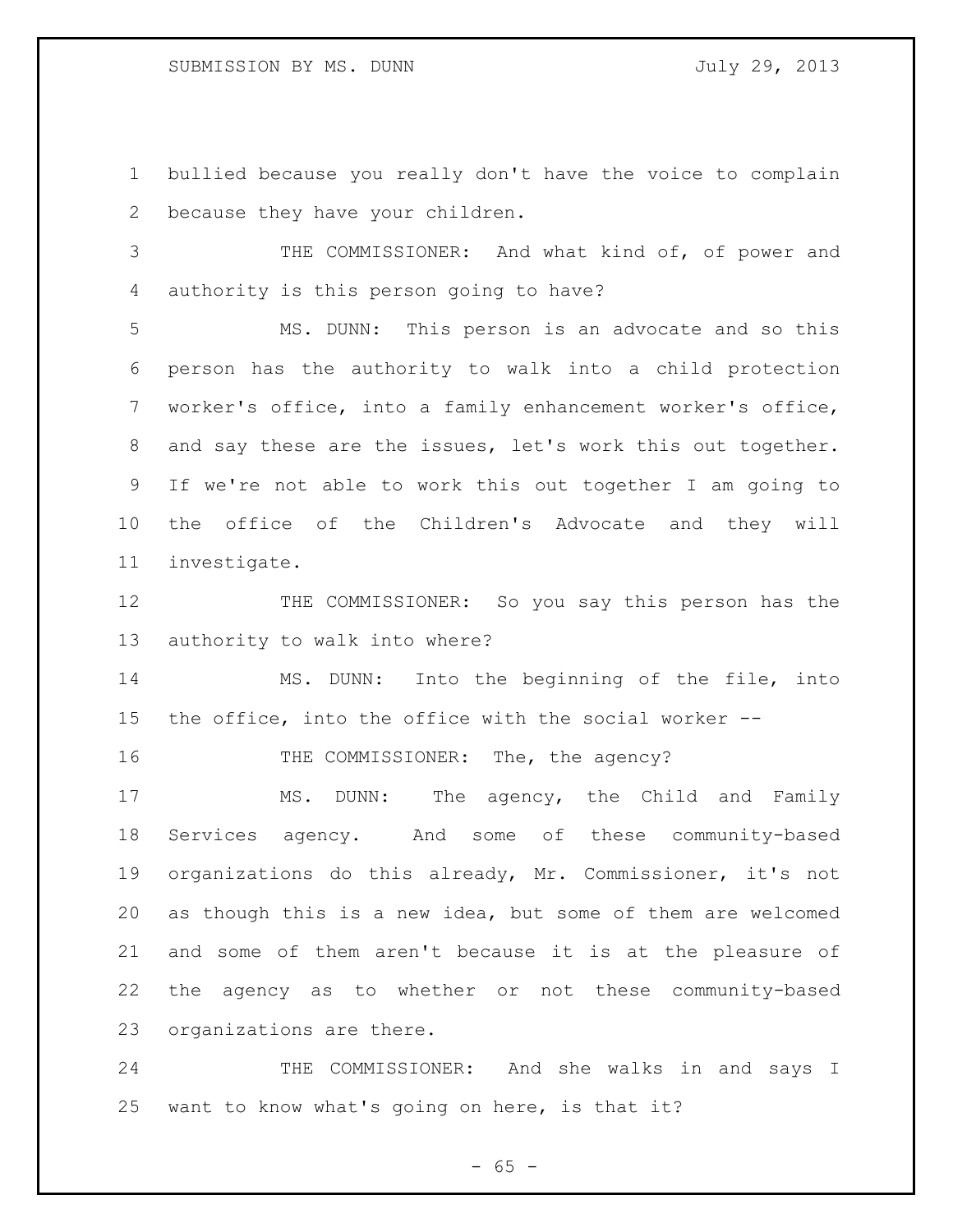bullied because you really don't have the voice to complain because they have your children.

THE COMMISSIONER: And what kind of, of power and authority is this person going to have?

MS. DUNN: This person is an advocate and so this person has the authority to walk into a child protection worker's office, into a family enhancement worker's office, and say these are the issues, let's work this out together. If we're not able to work this out together I am going to the office of the Children's Advocate and they will investigate.

THE COMMISSIONER: So you say this person has the authority to walk into where?

MS. DUNN: Into the beginning of the file, into the office, into the office with the social worker --

THE COMMISSIONER: The, the agency?

MS. DUNN: The agency, the Child and Family Services agency. And some of these community-based organizations do this already, Mr. Commissioner, it's not as though this is a new idea, but some of them are welcomed and some of them aren't because it is at the pleasure of the agency as to whether or not these community-based organizations are there.

THE COMMISSIONER: And she walks in and says I want to know what's going on here, is that it?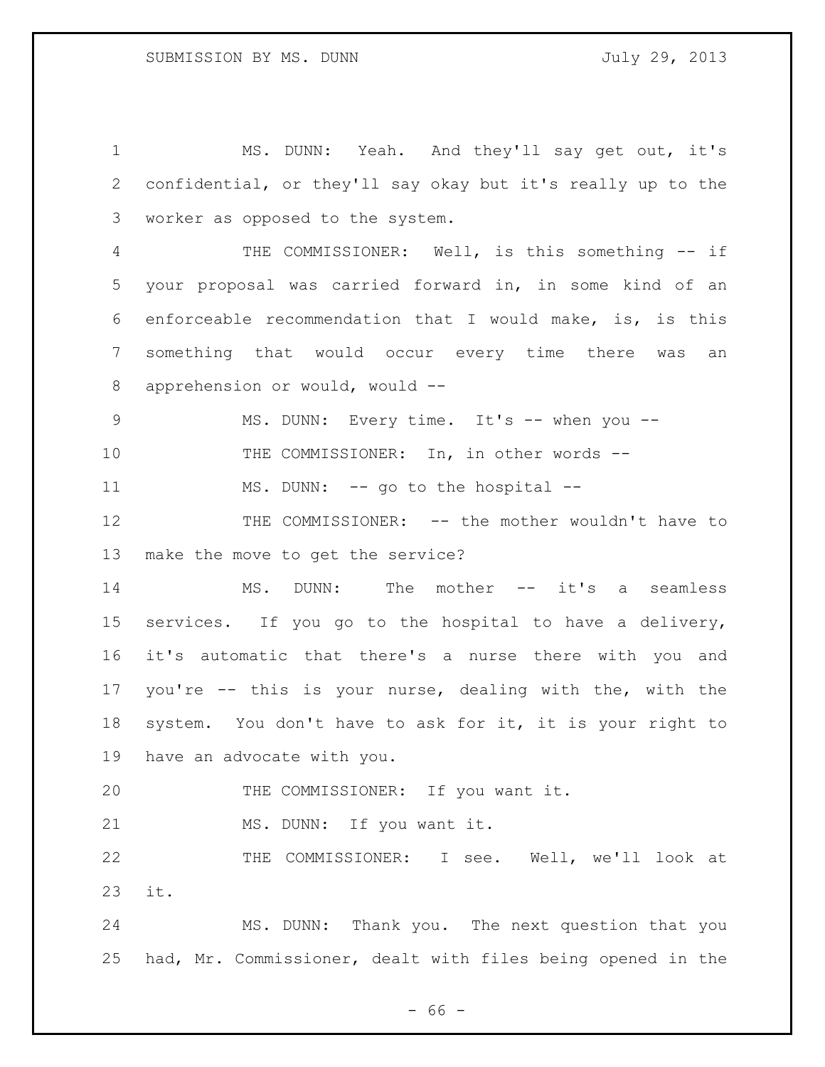MS. DUNN: Yeah. And they'll say get out, it's confidential, or they'll say okay but it's really up to the worker as opposed to the system.

THE COMMISSIONER: Well, is this something -- if your proposal was carried forward in, in some kind of an enforceable recommendation that I would make, is, is this something that would occur every time there was an apprehension or would, would --

MS. DUNN: Every time. It's -- when you --

THE COMMISSIONER: In, in other words --

MS. DUNN: -- go to the hospital --

THE COMMISSIONER: -- the mother wouldn't have to make the move to get the service?

MS. DUNN: The mother -- it's a seamless services. If you go to the hospital to have a delivery, it's automatic that there's a nurse there with you and you're -- this is your nurse, dealing with the, with the system. You don't have to ask for it, it is your right to have an advocate with you.

THE COMMISSIONER: If you want it.

MS. DUNN: If you want it.

THE COMMISSIONER: I see. Well, we'll look at it.

MS. DUNN: Thank you. The next question that you had, Mr. Commissioner, dealt with files being opened in the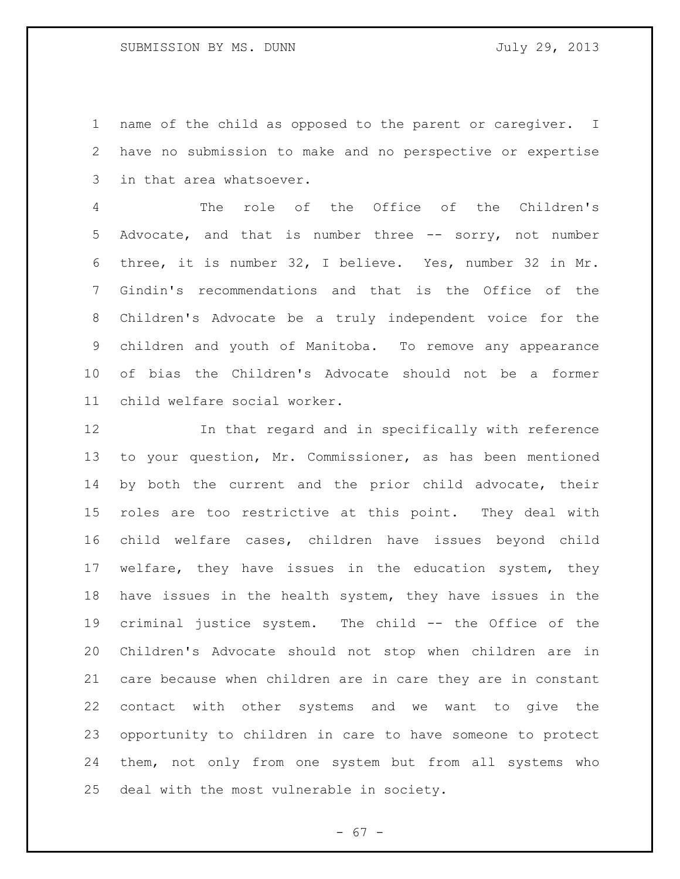name of the child as opposed to the parent or caregiver. I have no submission to make and no perspective or expertise in that area whatsoever.

The role of the Office of the Children's Advocate, and that is number three -- sorry, not number three, it is number 32, I believe. Yes, number 32 in Mr. Gindin's recommendations and that is the Office of the Children's Advocate be a truly independent voice for the children and youth of Manitoba. To remove any appearance of bias the Children's Advocate should not be a former child welfare social worker.

In that regard and in specifically with reference to your question, Mr. Commissioner, as has been mentioned by both the current and the prior child advocate, their roles are too restrictive at this point. They deal with child welfare cases, children have issues beyond child welfare, they have issues in the education system, they have issues in the health system, they have issues in the criminal justice system. The child -- the Office of the Children's Advocate should not stop when children are in care because when children are in care they are in constant contact with other systems and we want to give the opportunity to children in care to have someone to protect them, not only from one system but from all systems who deal with the most vulnerable in society.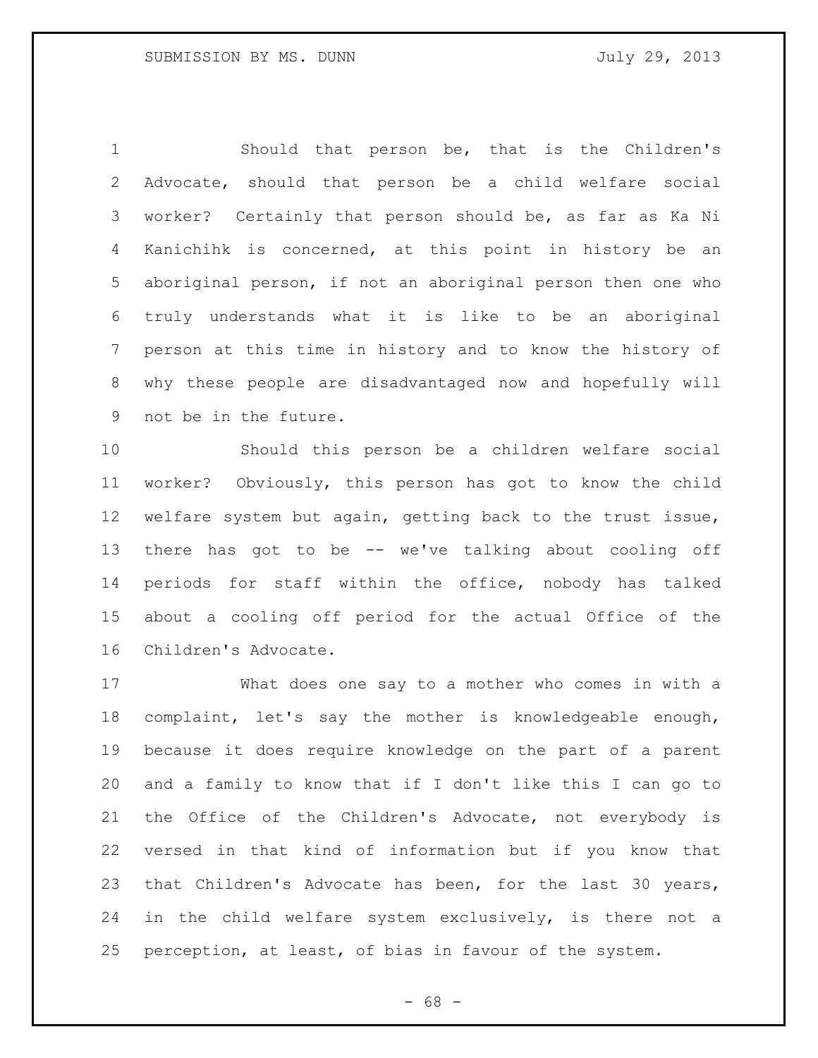Should that person be, that is the Children's Advocate, should that person be a child welfare social worker? Certainly that person should be, as far as Ka Ni Kanichihk is concerned, at this point in history be an aboriginal person, if not an aboriginal person then one who truly understands what it is like to be an aboriginal person at this time in history and to know the history of why these people are disadvantaged now and hopefully will not be in the future.

Should this person be a children welfare social worker? Obviously, this person has got to know the child welfare system but again, getting back to the trust issue, there has got to be -- we've talking about cooling off periods for staff within the office, nobody has talked about a cooling off period for the actual Office of the Children's Advocate.

What does one say to a mother who comes in with a complaint, let's say the mother is knowledgeable enough, because it does require knowledge on the part of a parent and a family to know that if I don't like this I can go to the Office of the Children's Advocate, not everybody is versed in that kind of information but if you know that that Children's Advocate has been, for the last 30 years, in the child welfare system exclusively, is there not a perception, at least, of bias in favour of the system.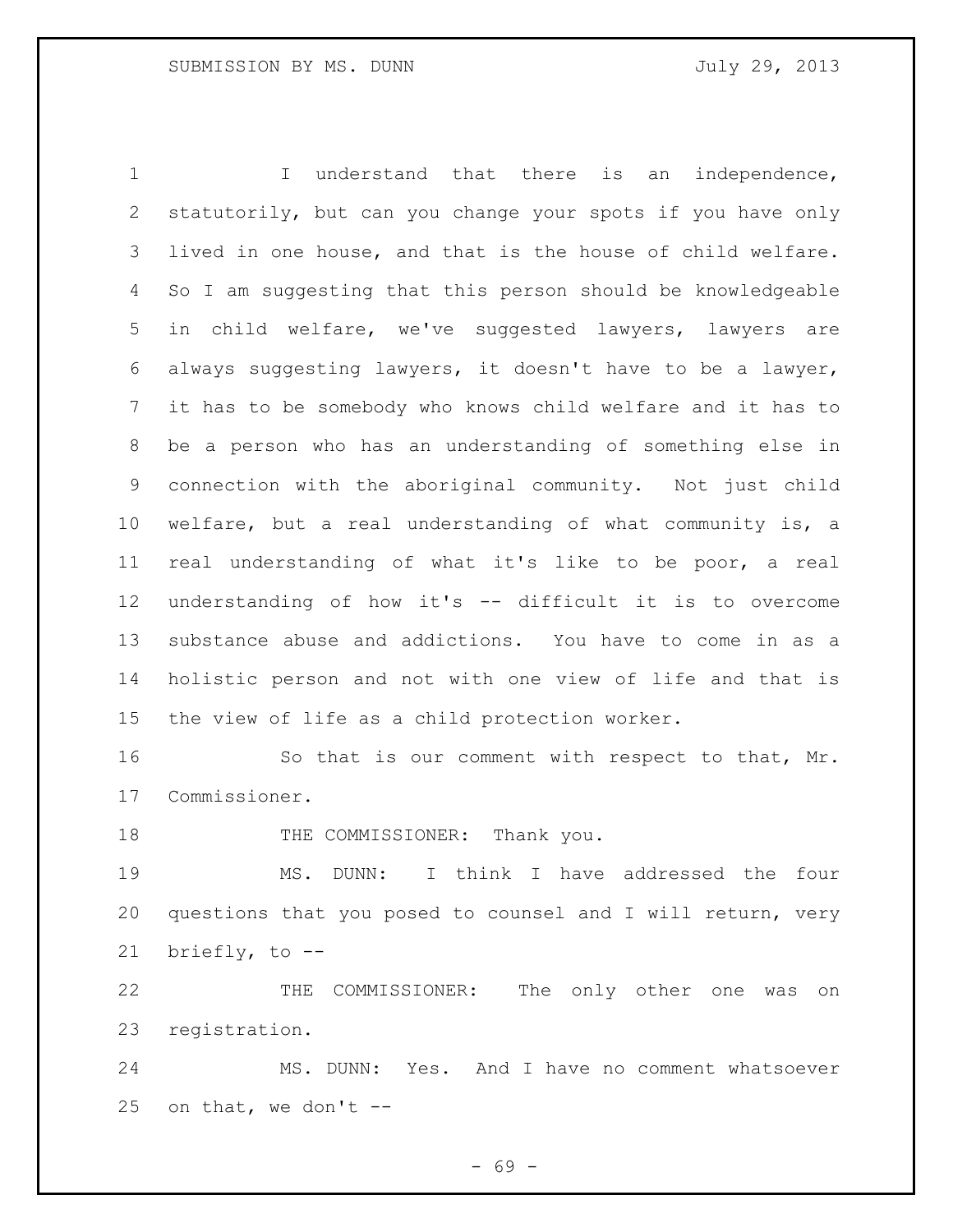I understand that there is an independence, statutorily, but can you change your spots if you have only lived in one house, and that is the house of child welfare. So I am suggesting that this person should be knowledgeable in child welfare, we've suggested lawyers, lawyers are always suggesting lawyers, it doesn't have to be a lawyer, it has to be somebody who knows child welfare and it has to be a person who has an understanding of something else in connection with the aboriginal community. Not just child welfare, but a real understanding of what community is, a real understanding of what it's like to be poor, a real understanding of how it's -- difficult it is to overcome substance abuse and addictions. You have to come in as a holistic person and not with one view of life and that is the view of life as a child protection worker.

So that is our comment with respect to that, Mr. Commissioner.

THE COMMISSIONER: Thank you.

MS. DUNN: I think I have addressed the four questions that you posed to counsel and I will return, very briefly, to --

THE COMMISSIONER: The only other one was on registration.

MS. DUNN: Yes. And I have no comment whatsoever on that, we don't --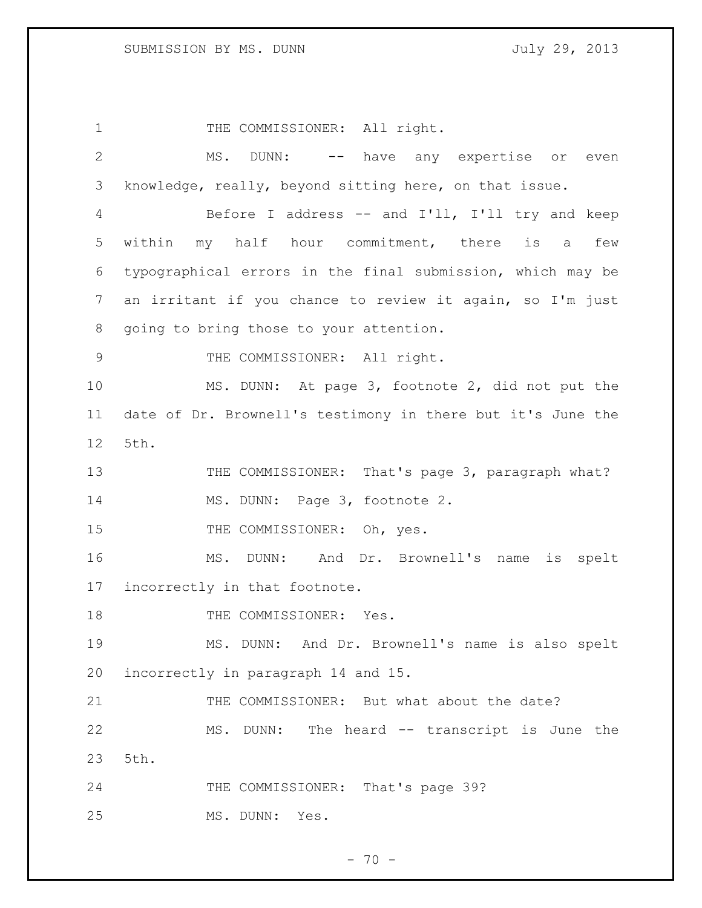THE COMMISSIONER: All right.

MS. DUNN: -- have any expertise or even knowledge, really, beyond sitting here, on that issue.

Before I address -- and I'll, I'll try and keep within my half hour commitment, there is a few typographical errors in the final submission, which may be an irritant if you chance to review it again, so I'm just going to bring those to your attention.

THE COMMISSIONER: All right.

MS. DUNN: At page 3, footnote 2, did not put the date of Dr. Brownell's testimony in there but it's June the 5th.

THE COMMISSIONER: That's page 3, paragraph what?

MS. DUNN: Page 3, footnote 2.

THE COMMISSIONER: Oh, yes.

MS. DUNN: And Dr. Brownell's name is spelt incorrectly in that footnote.

THE COMMISSIONER: Yes.

MS. DUNN: And Dr. Brownell's name is also spelt incorrectly in paragraph 14 and 15.

THE COMMISSIONER: But what about the date?

MS. DUNN: The heard -- transcript is June the 5th.

THE COMMISSIONER: That's page 39?

MS. DUNN: Yes.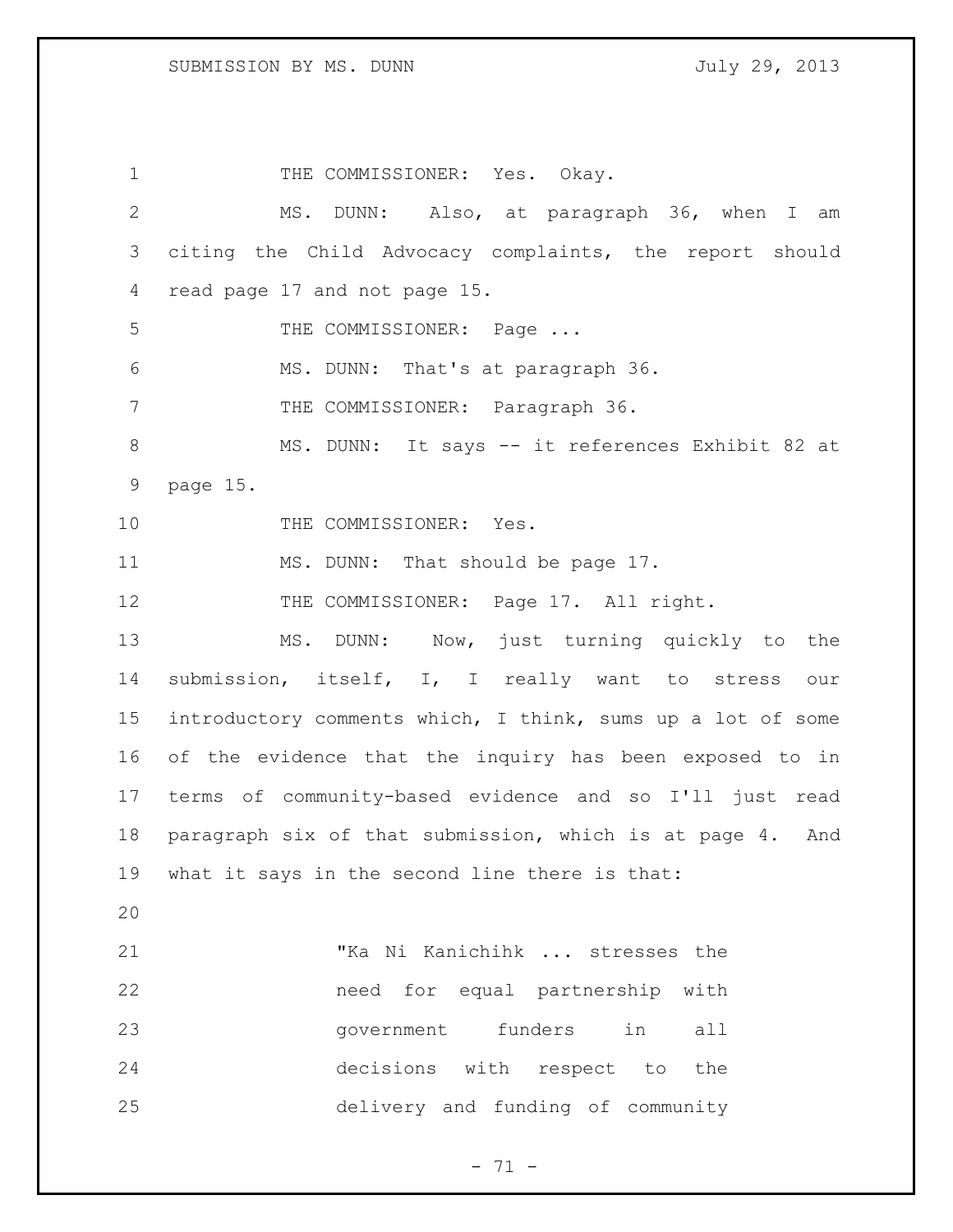THE COMMISSIONER: Yes. Okay.

MS. DUNN: Also, at paragraph 36, when I am citing the Child Advocacy complaints, the report should read page 17 and not page 15.

THE COMMISSIONER: Page ...

MS. DUNN: That's at paragraph 36.

THE COMMISSIONER: Paragraph 36.

MS. DUNN: It says -- it references Exhibit 82 at page 15.

THE COMMISSIONER: Yes.

MS. DUNN: That should be page 17.

THE COMMISSIONER: Page 17. All right.

MS. DUNN: Now, just turning quickly to the submission, itself, I, I really want to stress our introductory comments which, I think, sums up a lot of some of the evidence that the inquiry has been exposed to in terms of community-based evidence and so I'll just read paragraph six of that submission, which is at page 4. And what it says in the second line there is that:

> "Ka Ni Kanichihk ... stresses the need for equal partnership with government funders in all decisions with respect to the delivery and funding of community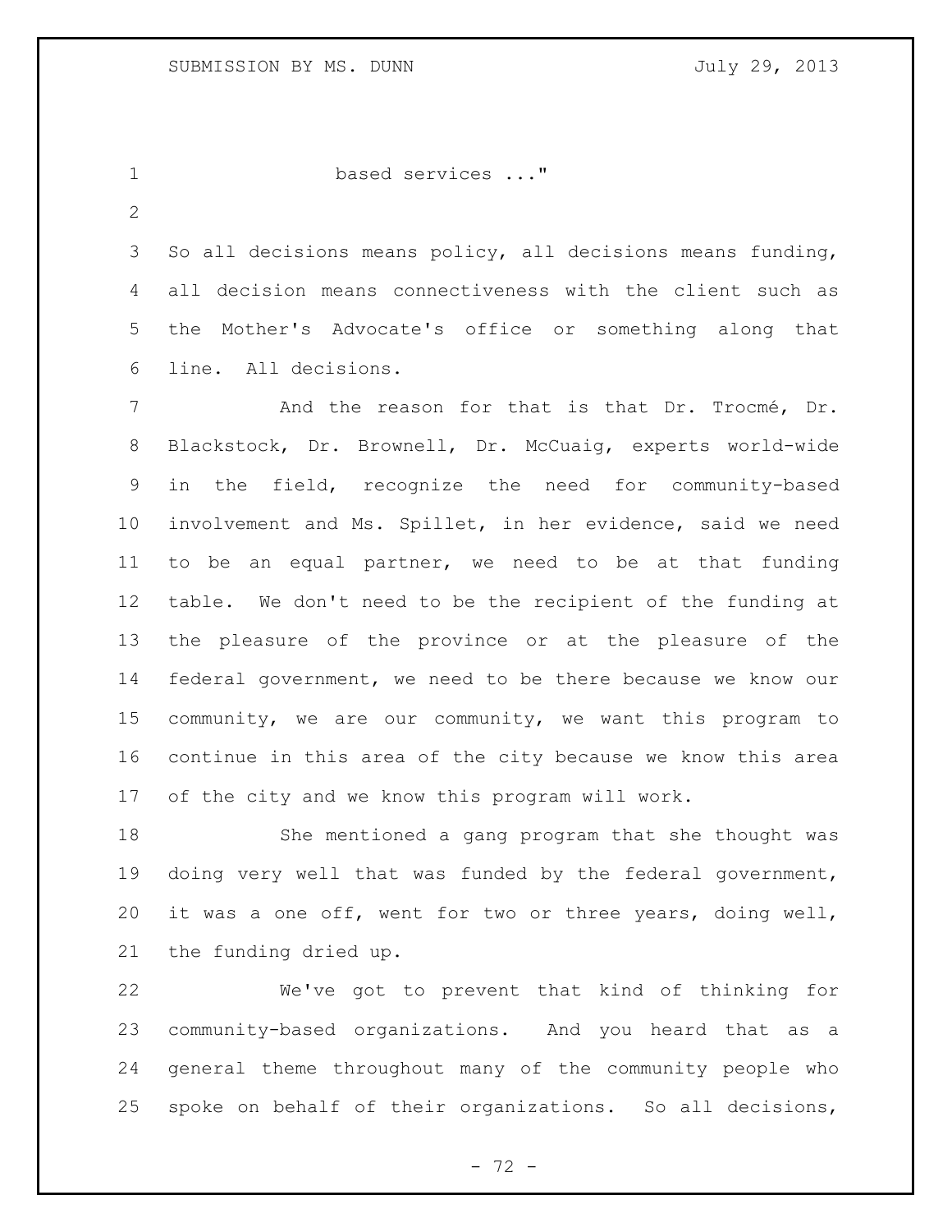based services ..."

So all decisions means policy, all decisions means funding, all decision means connectiveness with the client such as the Mother's Advocate's office or something along that line. All decisions.

And the reason for that is that Dr. Trocmé, Dr. Blackstock, Dr. Brownell, Dr. McCuaig, experts world-wide in the field, recognize the need for community-based involvement and Ms. Spillet, in her evidence, said we need to be an equal partner, we need to be at that funding table. We don't need to be the recipient of the funding at the pleasure of the province or at the pleasure of the federal government, we need to be there because we know our community, we are our community, we want this program to continue in this area of the city because we know this area of the city and we know this program will work.

She mentioned a gang program that she thought was doing very well that was funded by the federal government, it was a one off, went for two or three years, doing well, the funding dried up.

We've got to prevent that kind of thinking for community-based organizations. And you heard that as a general theme throughout many of the community people who spoke on behalf of their organizations. So all decisions,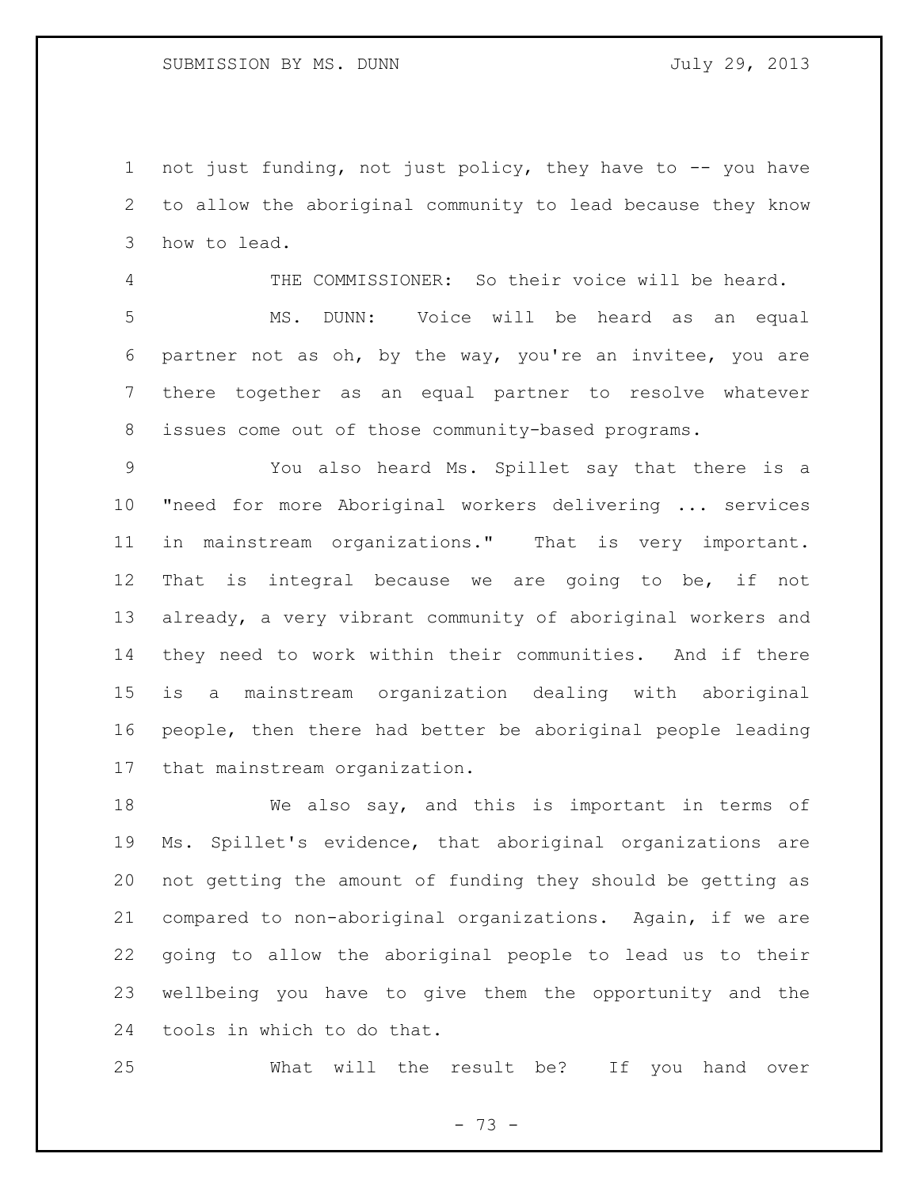not just funding, not just policy, they have to -- you have to allow the aboriginal community to lead because they know how to lead.

THE COMMISSIONER: So their voice will be heard.

MS. DUNN: Voice will be heard as an equal partner not as oh, by the way, you're an invitee, you are there together as an equal partner to resolve whatever issues come out of those community-based programs.

You also heard Ms. Spillet say that there is a "need for more Aboriginal workers delivering ... services in mainstream organizations." That is very important. That is integral because we are going to be, if not already, a very vibrant community of aboriginal workers and they need to work within their communities. And if there is a mainstream organization dealing with aboriginal people, then there had better be aboriginal people leading that mainstream organization.

We also say, and this is important in terms of Ms. Spillet's evidence, that aboriginal organizations are not getting the amount of funding they should be getting as compared to non-aboriginal organizations. Again, if we are going to allow the aboriginal people to lead us to their wellbeing you have to give them the opportunity and the tools in which to do that.

What will the result be? If you hand over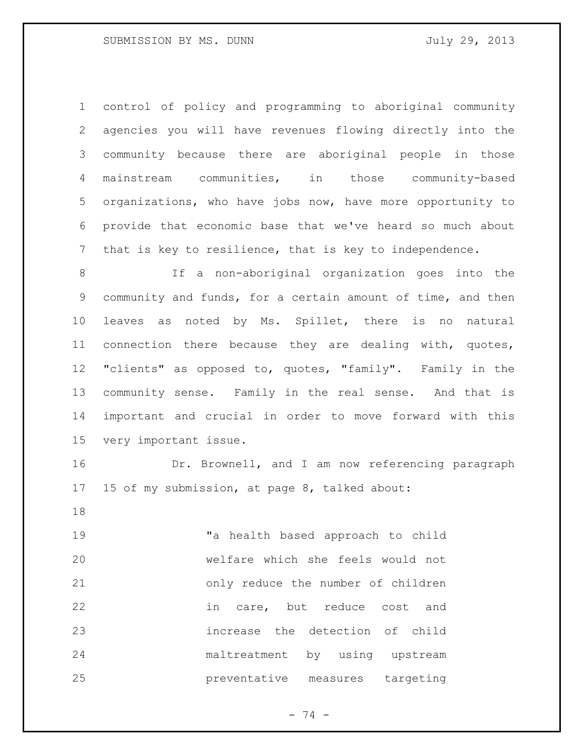control of policy and programming to aboriginal community agencies you will have revenues flowing directly into the community because there are aboriginal people in those mainstream communities, in those community-based organizations, who have jobs now, have more opportunity to provide that economic base that we've heard so much about that is key to resilience, that is key to independence.

If a non-aboriginal organization goes into the community and funds, for a certain amount of time, and then leaves as noted by Ms. Spillet, there is no natural connection there because they are dealing with, quotes, "clients" as opposed to, quotes, "family". Family in the community sense. Family in the real sense. And that is important and crucial in order to move forward with this very important issue.

Dr. Brownell, and I am now referencing paragraph 15 of my submission, at page 8, talked about:

> "a health based approach to child welfare which she feels would not only reduce the number of children in care, but reduce cost and increase the detection of child maltreatment by using upstream preventative measures targeting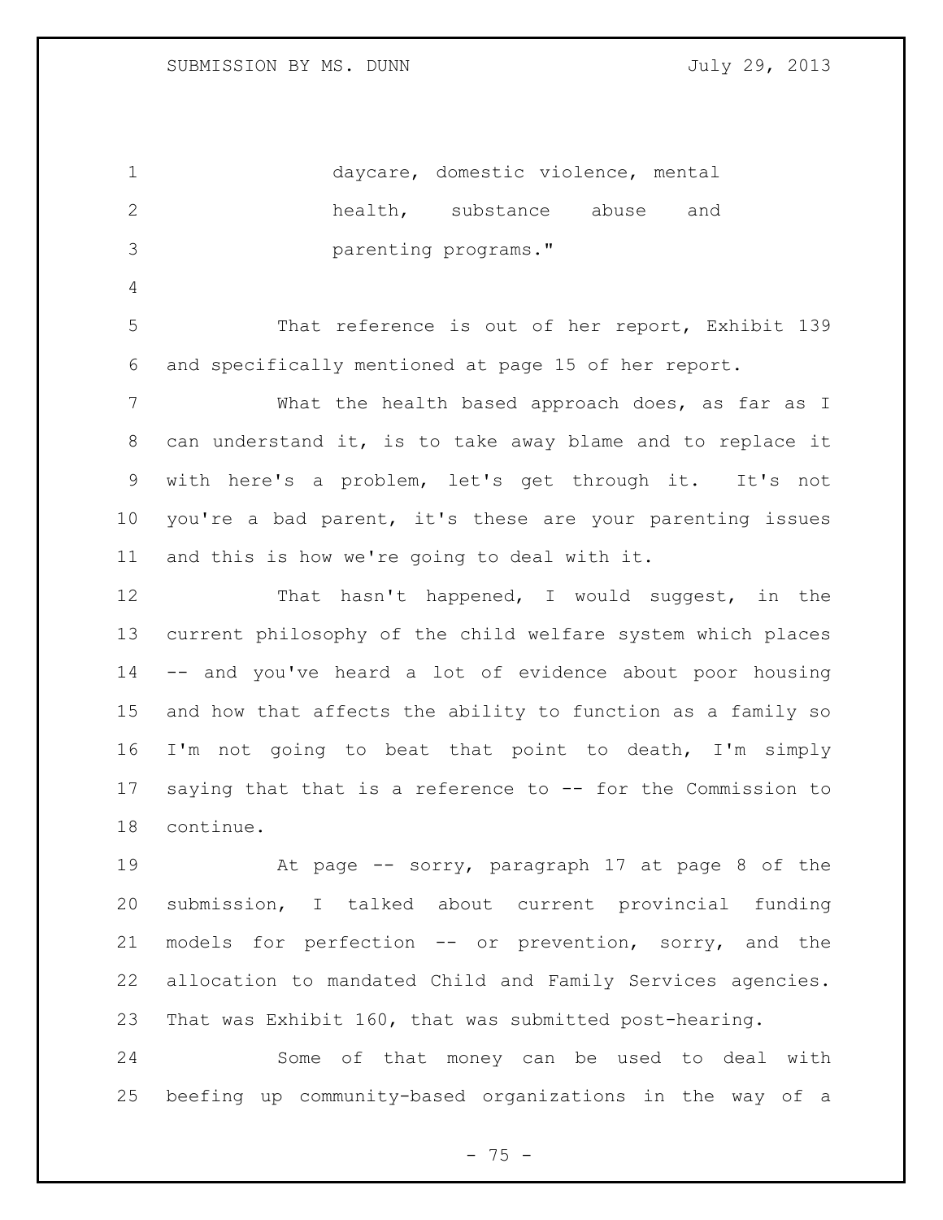daycare, domestic violence, mental health, substance abuse and parenting programs."

That reference is out of her report, Exhibit 139 and specifically mentioned at page 15 of her report.

What the health based approach does, as far as I can understand it, is to take away blame and to replace it with here's a problem, let's get through it. It's not you're a bad parent, it's these are your parenting issues and this is how we're going to deal with it.

That hasn't happened, I would suggest, in the current philosophy of the child welfare system which places -- and you've heard a lot of evidence about poor housing and how that affects the ability to function as a family so I'm not going to beat that point to death, I'm simply saying that that is a reference to -- for the Commission to continue.

At page -- sorry, paragraph 17 at page 8 of the submission, I talked about current provincial funding models for perfection -- or prevention, sorry, and the allocation to mandated Child and Family Services agencies. That was Exhibit 160, that was submitted post-hearing.

Some of that money can be used to deal with beefing up community-based organizations in the way of a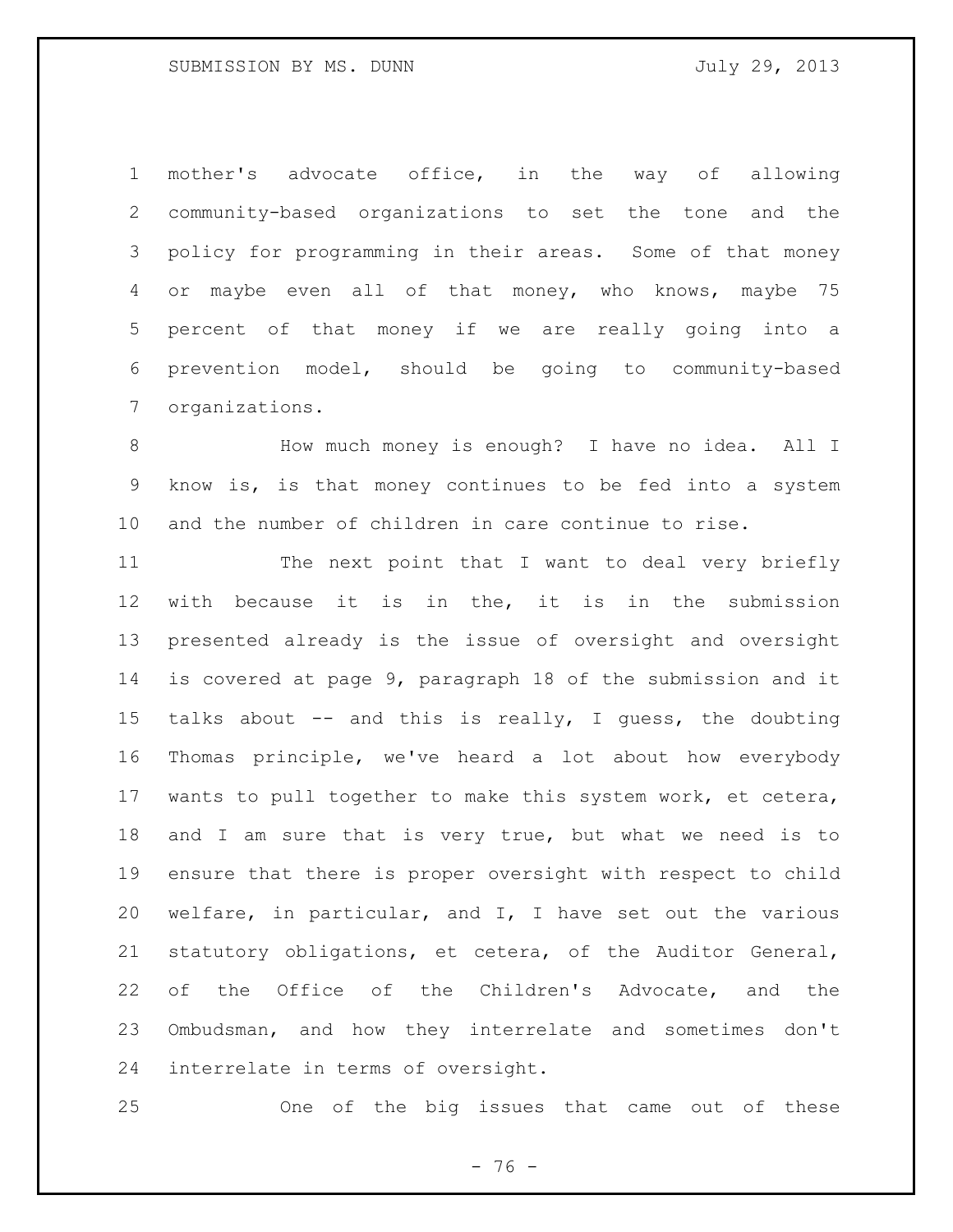mother's advocate office, in the way of allowing community-based organizations to set the tone and the policy for programming in their areas. Some of that money or maybe even all of that money, who knows, maybe 75 percent of that money if we are really going into a prevention model, should be going to community-based organizations.

How much money is enough? I have no idea. All I know is, is that money continues to be fed into a system and the number of children in care continue to rise.

The next point that I want to deal very briefly with because it is in the, it is in the submission presented already is the issue of oversight and oversight is covered at page 9, paragraph 18 of the submission and it talks about -- and this is really, I guess, the doubting Thomas principle, we've heard a lot about how everybody wants to pull together to make this system work, et cetera, and I am sure that is very true, but what we need is to ensure that there is proper oversight with respect to child welfare, in particular, and I, I have set out the various statutory obligations, et cetera, of the Auditor General, of the Office of the Children's Advocate, and the Ombudsman, and how they interrelate and sometimes don't interrelate in terms of oversight.

One of the big issues that came out of these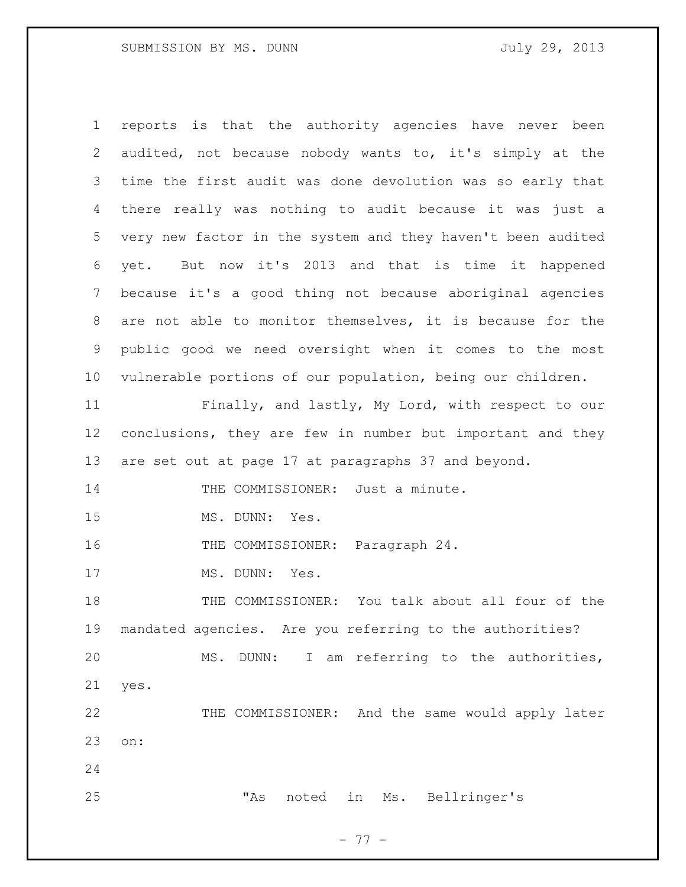reports is that the authority agencies have never been audited, not because nobody wants to, it's simply at the time the first audit was done devolution was so early that there really was nothing to audit because it was just a very new factor in the system and they haven't been audited yet. But now it's 2013 and that is time it happened because it's a good thing not because aboriginal agencies are not able to monitor themselves, it is because for the public good we need oversight when it comes to the most vulnerable portions of our population, being our children.

Finally, and lastly, My Lord, with respect to our conclusions, they are few in number but important and they are set out at page 17 at paragraphs 37 and beyond.

THE COMMISSIONER: Just a minute.

MS. DUNN: Yes.

THE COMMISSIONER: Paragraph 24.

MS. DUNN: Yes.

THE COMMISSIONER: You talk about all four of the mandated agencies. Are you referring to the authorities?

MS. DUNN: I am referring to the authorities, yes.

THE COMMISSIONER: And the same would apply later on:

"As noted in Ms. Bellringer's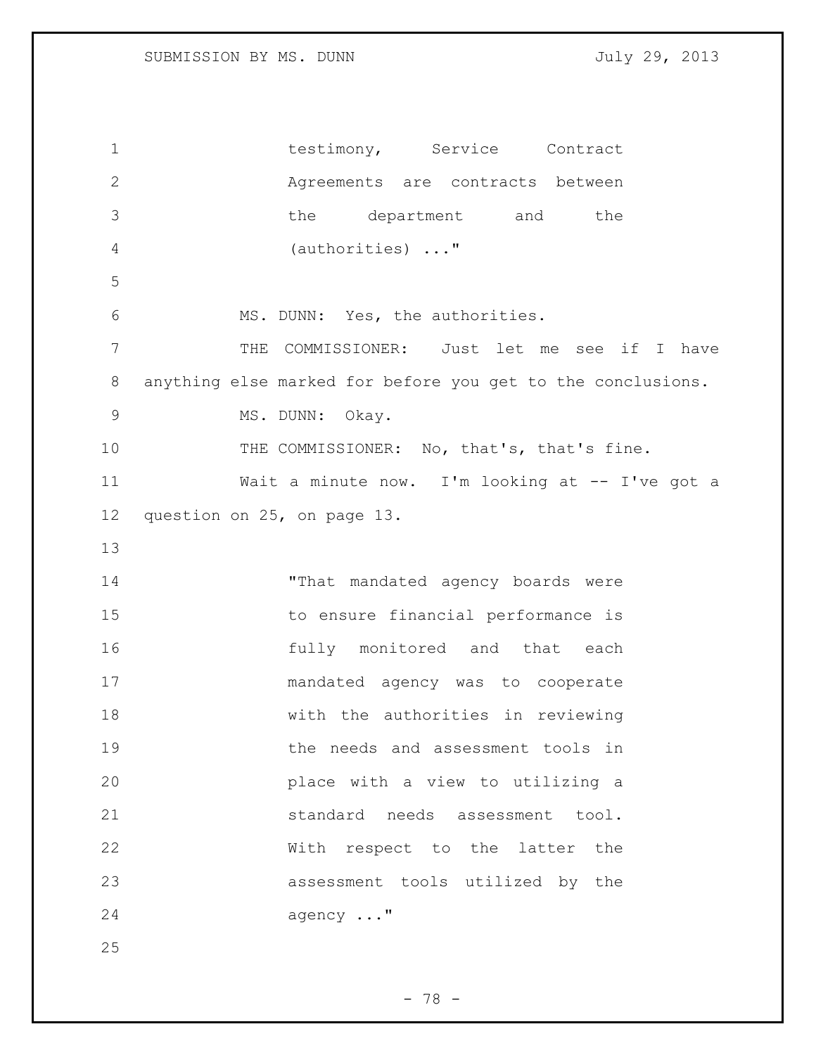testimony, Service Contract Agreements are contracts between the department and the (authorities) ..."

MS. DUNN: Yes, the authorities.

THE COMMISSIONER: Just let me see if I have anything else marked for before you get to the conclusions.

MS. DUNN: Okay.

THE COMMISSIONER: No, that's, that's fine.

Wait a minute now. I'm looking at -- I've got a question on 25, on page 13.

> "That mandated agency boards were to ensure financial performance is fully monitored and that each mandated agency was to cooperate with the authorities in reviewing the needs and assessment tools in place with a view to utilizing a standard needs assessment tool. With respect to the latter the assessment tools utilized by the agency ..."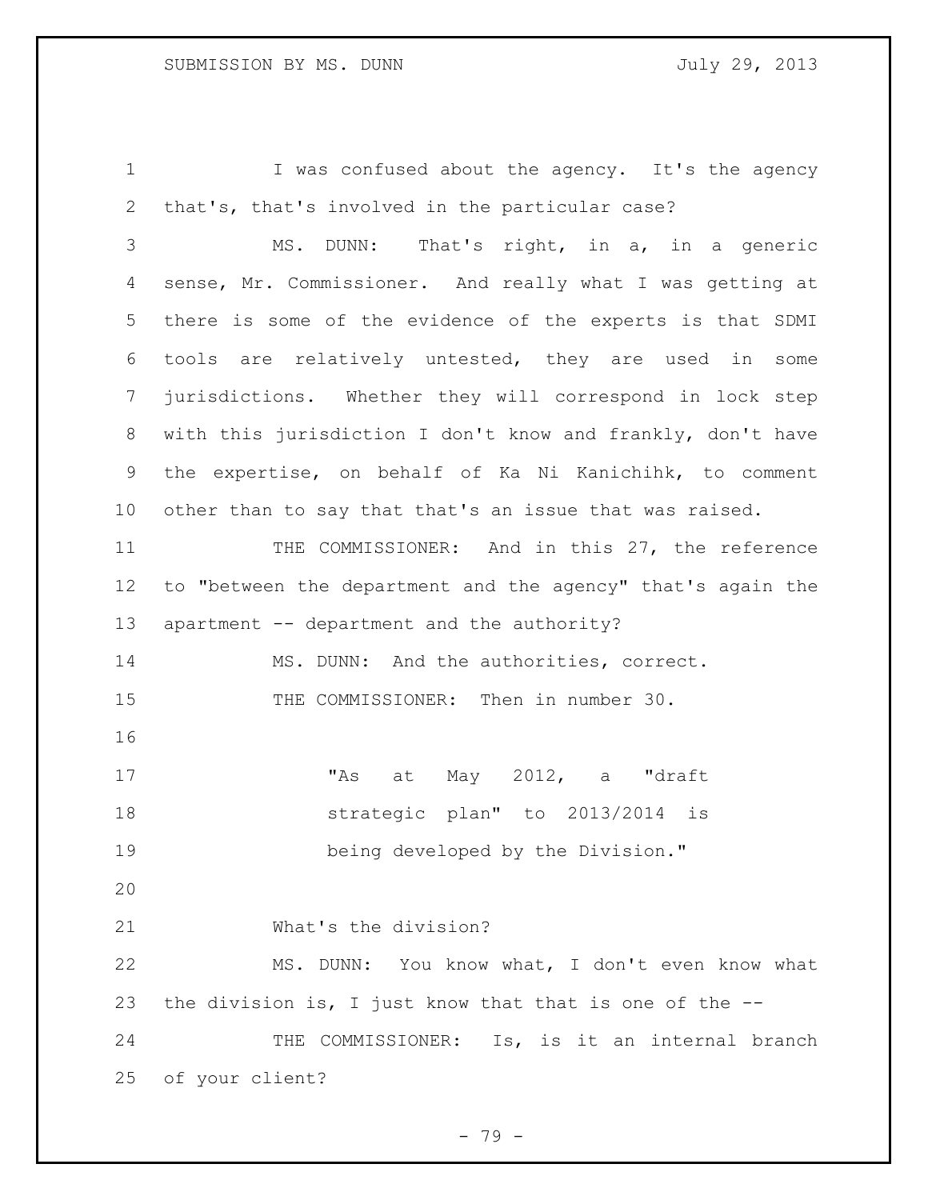I was confused about the agency. It's the agency that's, that's involved in the particular case?

MS. DUNN: That's right, in a, in a generic sense, Mr. Commissioner. And really what I was getting at there is some of the evidence of the experts is that SDMI tools are relatively untested, they are used in some jurisdictions. Whether they will correspond in lock step with this jurisdiction I don't know and frankly, don't have the expertise, on behalf of Ka Ni Kanichihk, to comment other than to say that that's an issue that was raised.

THE COMMISSIONER: And in this 27, the reference to "between the department and the agency" that's again the apartment -- department and the authority?

MS. DUNN: And the authorities, correct.

THE COMMISSIONER: Then in number 30.

> "As at May 2012, a "draft strategic plan" to 2013/2014 is being developed by the Division."

What's the division?

MS. DUNN: You know what, I don't even know what the division is, I just know that that is one of the --

THE COMMISSIONER: Is, is it an internal branch of your client?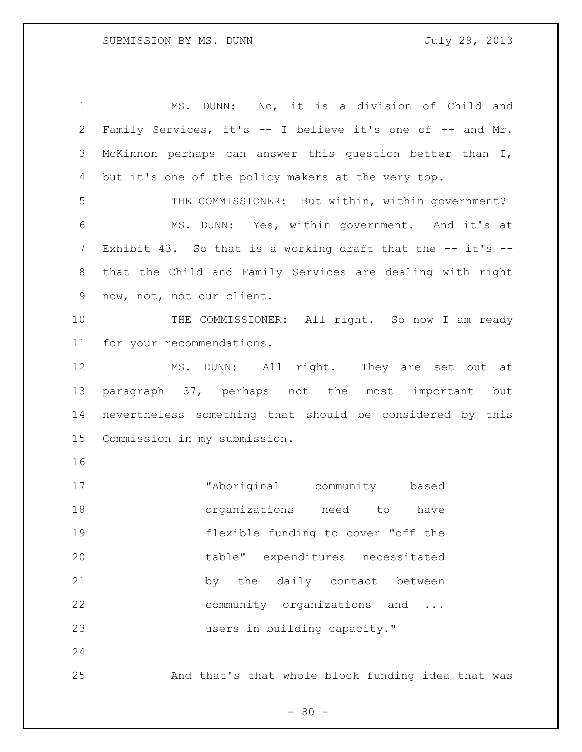MS. DUNN: No, it is a division of Child and Family Services, it's -- I believe it's one of -- and Mr. McKinnon perhaps can answer this question better than I, but it's one of the policy makers at the very top.

THE COMMISSIONER: But within, within government?

MS. DUNN: Yes, within government. And it's at Exhibit 43. So that is a working draft that the -- it's -- that the Child and Family Services are dealing with right now, not, not our client.

THE COMMISSIONER: All right. So now I am ready for your recommendations.

MS. DUNN: All right. They are set out at paragraph 37, perhaps not the most important but nevertheless something that should be considered by this Commission in my submission.

> "Aboriginal community based organizations need to have flexible funding to cover "off the table" expenditures necessitated by the daily contact between community organizations and ... users in building capacity."

And that's that whole block funding idea that was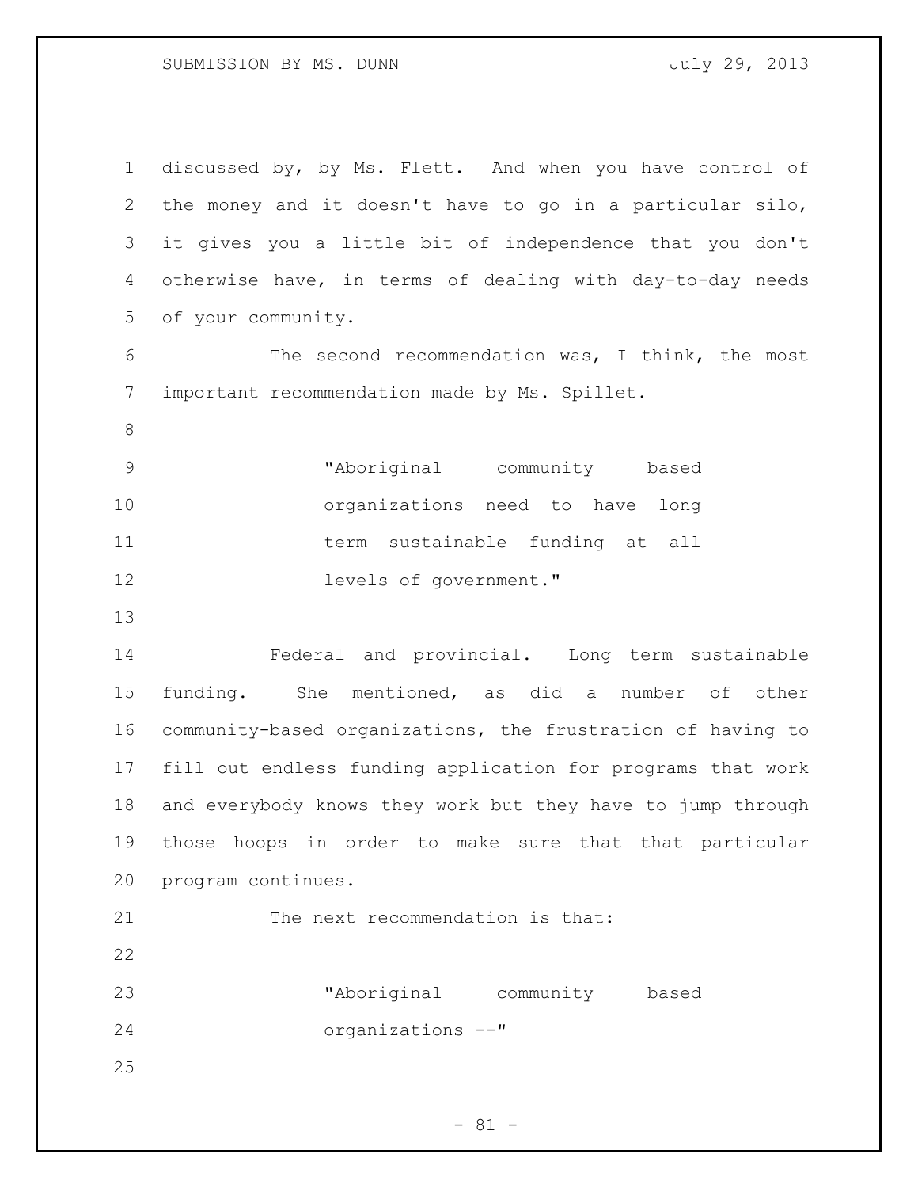discussed by, by Ms. Flett. And when you have control of the money and it doesn't have to go in a particular silo, it gives you a little bit of independence that you don't otherwise have, in terms of dealing with day-to-day needs of your community.

The second recommendation was, I think, the most important recommendation made by Ms. Spillet.

> "Aboriginal community based organizations need to have long term sustainable funding at all levels of government."

Federal and provincial. Long term sustainable funding. She mentioned, as did a number of other community-based organizations, the frustration of having to fill out endless funding application for programs that work and everybody knows they work but they have to jump through those hoops in order to make sure that that particular program continues.

The next recommendation is that:

> "Aboriginal community based organizations --"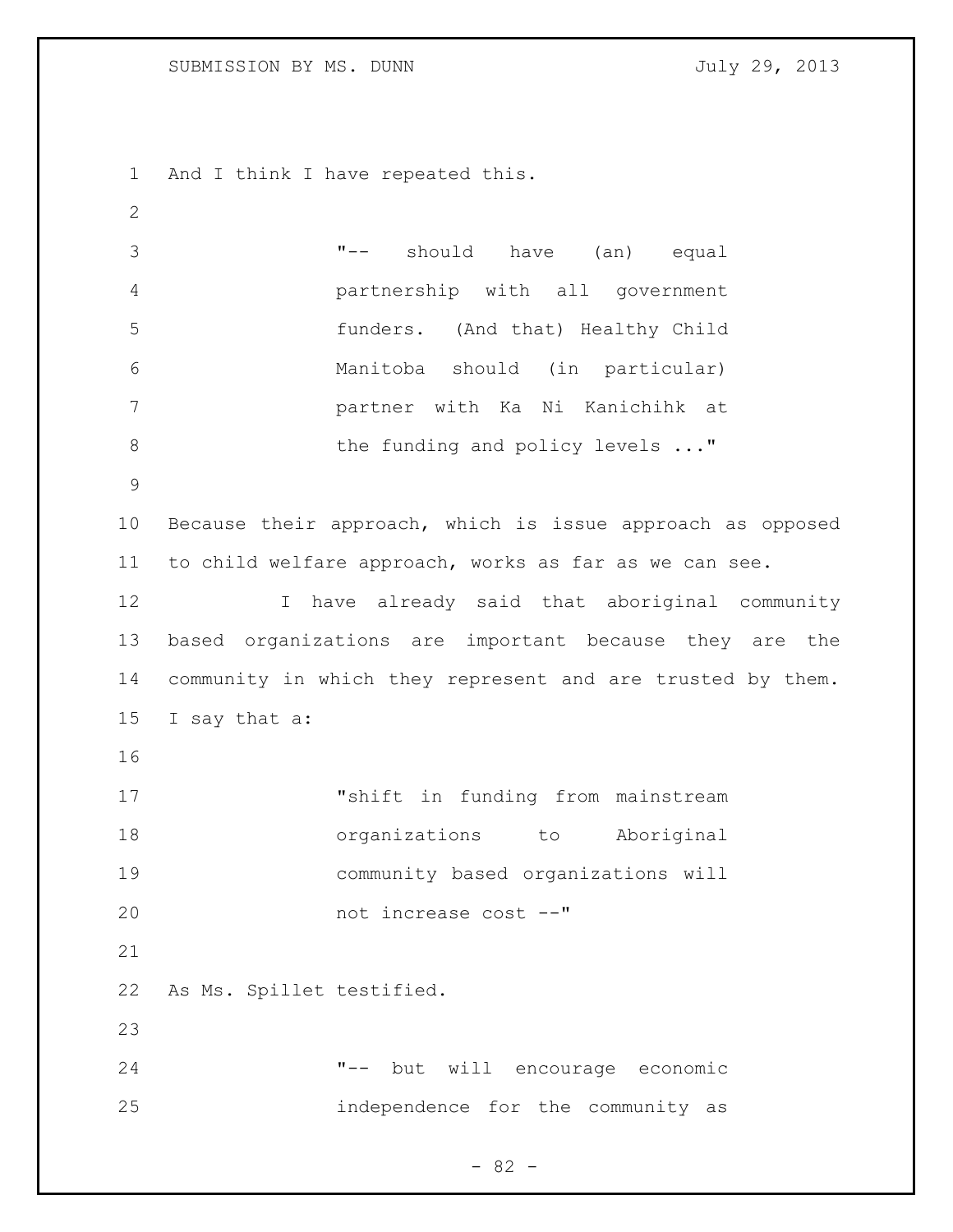And I think I have repeated this.

> "-- should have (an) equal partnership with all government funders. (And that) Healthy Child Manitoba should (in particular) partner with Ka Ni Kanichihk at the funding and policy levels ..."

Because their approach, which is issue approach as opposed to child welfare approach, works as far as we can see.

I have already said that aboriginal community based organizations are important because they are the community in which they represent and are trusted by them. I say that a:

> "shift in funding from mainstream organizations to Aboriginal community based organizations will not increase cost --"

As Ms. Spillet testified.

> "-- but will encourage economic independence for the community as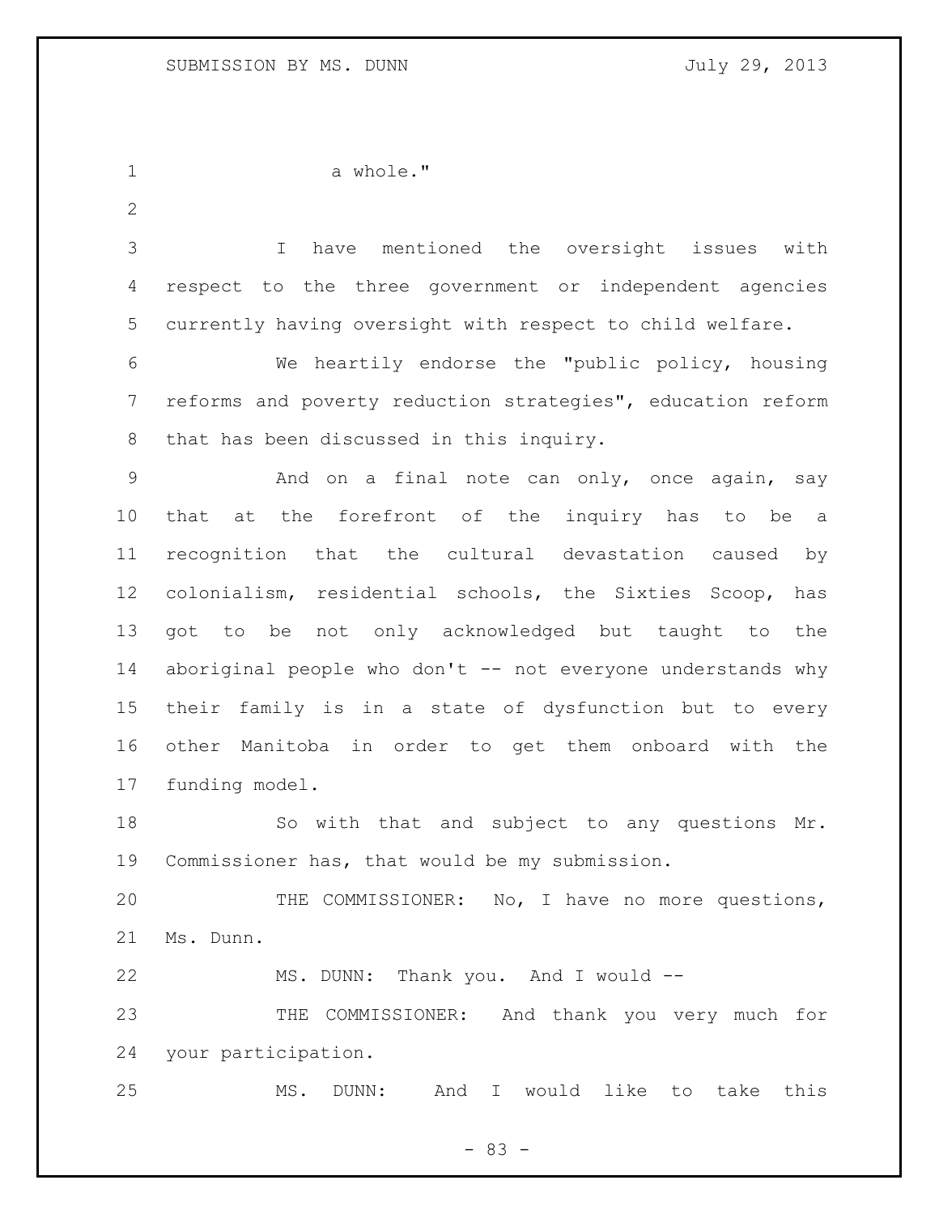a whole."

I have mentioned the oversight issues with respect to the three government or independent agencies currently having oversight with respect to child welfare.

We heartily endorse the "public policy, housing reforms and poverty reduction strategies", education reform that has been discussed in this inquiry.

And on a final note can only, once again, say that at the forefront of the inquiry has to be a recognition that the cultural devastation caused by colonialism, residential schools, the Sixties Scoop, has got to be not only acknowledged but taught to the aboriginal people who don't -- not everyone understands why their family is in a state of dysfunction but to every other Manitoba in order to get them onboard with the funding model.

So with that and subject to any questions Mr. Commissioner has, that would be my submission.

THE COMMISSIONER: No, I have no more questions, Ms. Dunn.

MS. DUNN: Thank you. And I would --

THE COMMISSIONER: And thank you very much for your participation.

MS. DUNN: And I would like to take this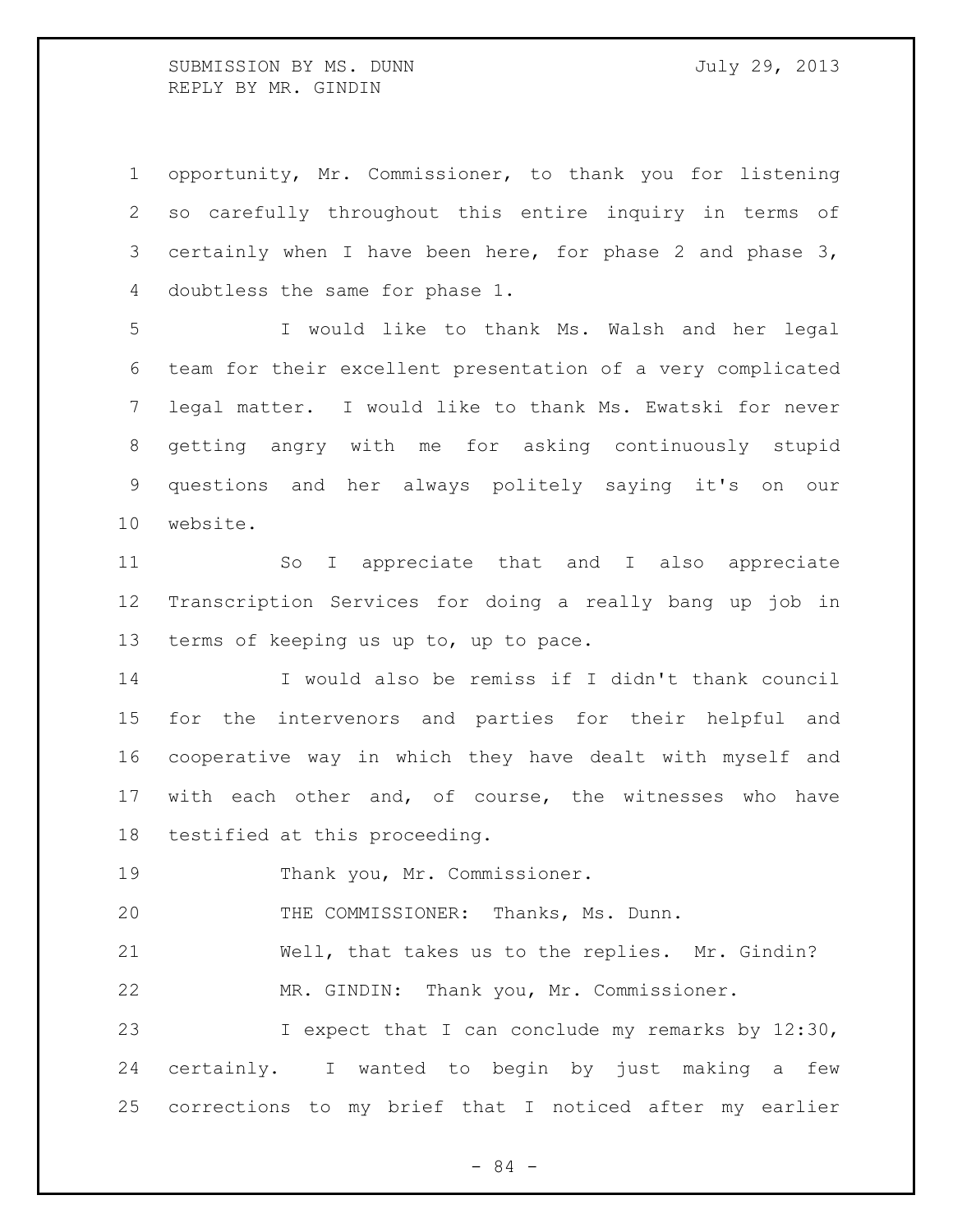opportunity, Mr. Commissioner, to thank you for listening so carefully throughout this entire inquiry in terms of certainly when I have been here, for phase 2 and phase 3, doubtless the same for phase 1.

I would like to thank Ms. Walsh and her legal team for their excellent presentation of a very complicated legal matter. I would like to thank Ms. Ewatski for never getting angry with me for asking continuously stupid questions and her always politely saying it's on our website.

So I appreciate that and I also appreciate Transcription Services for doing a really bang up job in terms of keeping us up to, up to pace.

I would also be remiss if I didn't thank council for the intervenors and parties for their helpful and cooperative way in which they have dealt with myself and with each other and, of course, the witnesses who have testified at this proceeding.

Thank you, Mr. Commissioner.

THE COMMISSIONER: Thanks, Ms. Dunn.

Well, that takes us to the replies. Mr. Gindin?

MR. GINDIN: Thank you, Mr. Commissioner.

I expect that I can conclude my remarks by 12:30, certainly. I wanted to begin by just making a few corrections to my brief that I noticed after my earlier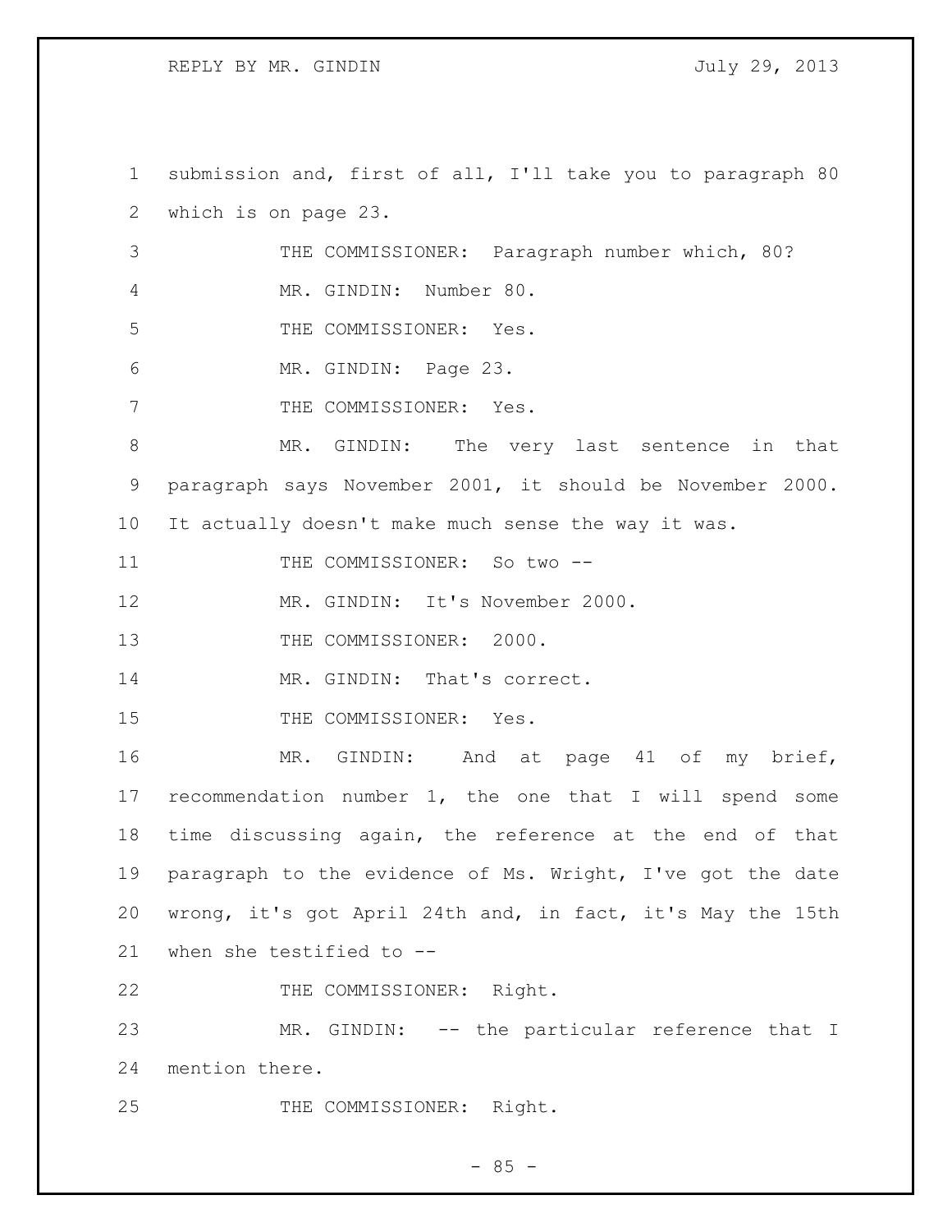submission and, first of all, I'll take you to paragraph 80 which is on page 23.

THE COMMISSIONER: Paragraph number which, 80?

MR. GINDIN: Number 80.

THE COMMISSIONER: Yes.

MR. GINDIN: Page 23.

THE COMMISSIONER: Yes.

MR. GINDIN: The very last sentence in that paragraph says November 2001, it should be November 2000. It actually doesn't make much sense the way it was.

THE COMMISSIONER: So two --

MR. GINDIN: It's November 2000.

THE COMMISSIONER: 2000.

MR. GINDIN: That's correct.

THE COMMISSIONER: Yes.

MR. GINDIN: And at page 41 of my brief, recommendation number 1, the one that I will spend some time discussing again, the reference at the end of that paragraph to the evidence of Ms. Wright, I've got the date wrong, it's got April 24th and, in fact, it's May the 15th when she testified to --

THE COMMISSIONER: Right.

MR. GINDIN: -- the particular reference that I mention there.

THE COMMISSIONER: Right.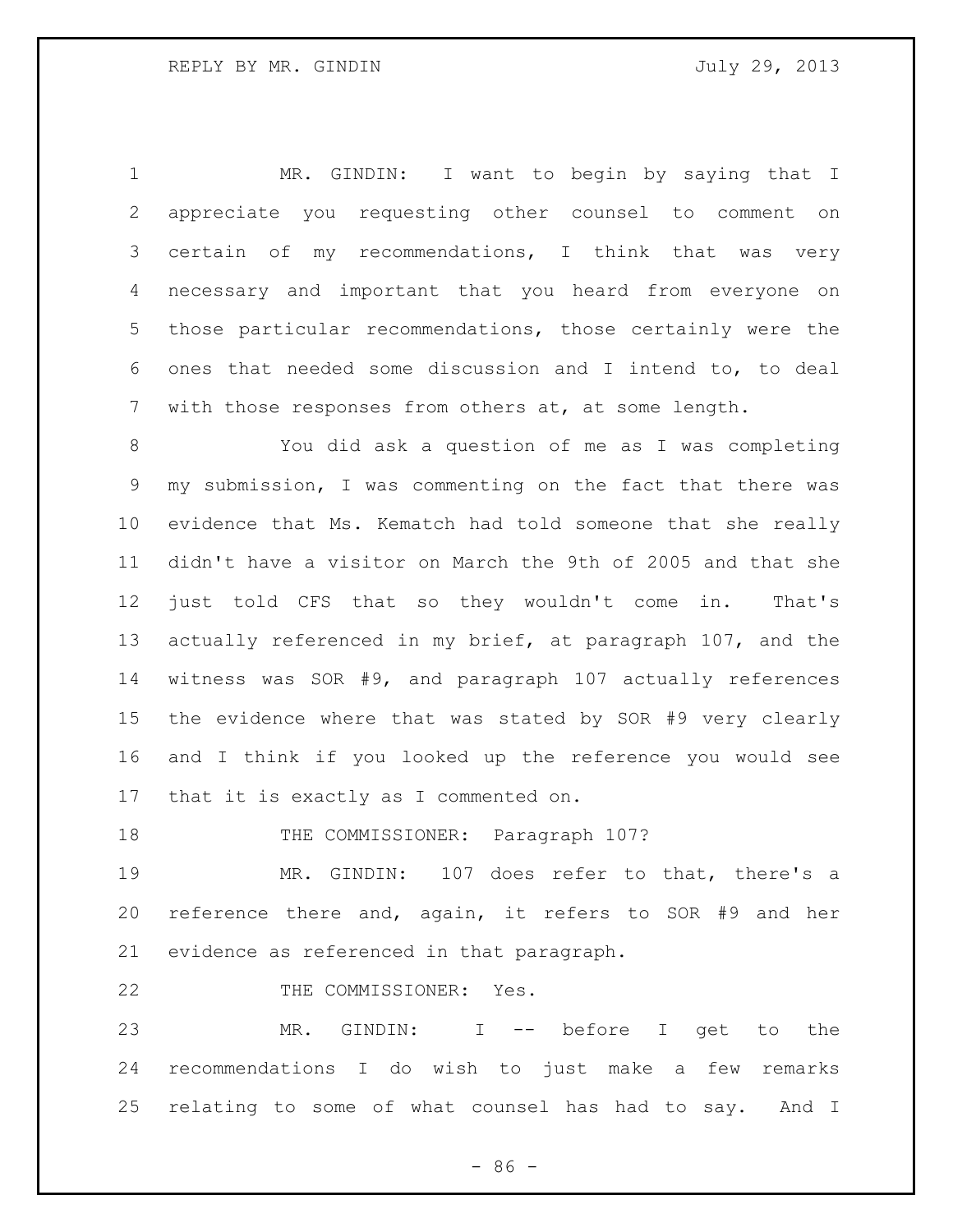MR. GINDIN: I want to begin by saying that I appreciate you requesting other counsel to comment on certain of my recommendations, I think that was very necessary and important that you heard from everyone on those particular recommendations, those certainly were the ones that needed some discussion and I intend to, to deal with those responses from others at, at some length.

You did ask a question of me as I was completing my submission, I was commenting on the fact that there was evidence that Ms. Kematch had told someone that she really didn't have a visitor on March the 9th of 2005 and that she just told CFS that so they wouldn't come in. That's actually referenced in my brief, at paragraph 107, and the witness was SOR #9, and paragraph 107 actually references the evidence where that was stated by SOR #9 very clearly and I think if you looked up the reference you would see that it is exactly as I commented on.

THE COMMISSIONER: Paragraph 107?

MR. GINDIN: 107 does refer to that, there's a reference there and, again, it refers to SOR #9 and her evidence as referenced in that paragraph.

THE COMMISSIONER: Yes.

MR. GINDIN: I -- before I get to the recommendations I do wish to just make a few remarks relating to some of what counsel has had to say. And I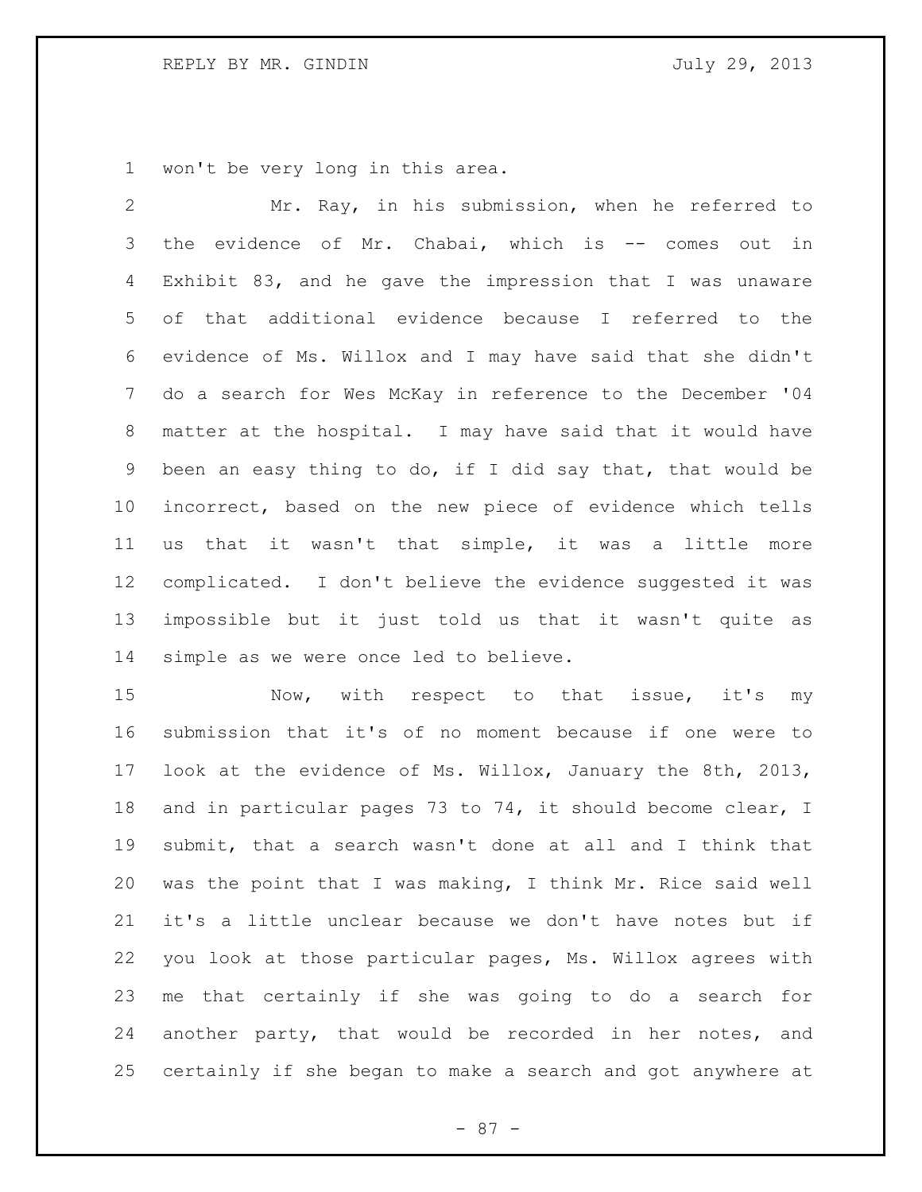won't be very long in this area.

Mr. Ray, in his submission, when he referred to the evidence of Mr. Chabai, which is -- comes out in Exhibit 83, and he gave the impression that I was unaware of that additional evidence because I referred to the evidence of Ms. Willox and I may have said that she didn't do a search for Wes McKay in reference to the December '04 matter at the hospital. I may have said that it would have been an easy thing to do, if I did say that, that would be incorrect, based on the new piece of evidence which tells us that it wasn't that simple, it was a little more complicated. I don't believe the evidence suggested it was impossible but it just told us that it wasn't quite as simple as we were once led to believe.

Now, with respect to that issue, it's my submission that it's of no moment because if one were to look at the evidence of Ms. Willox, January the 8th, 2013, and in particular pages 73 to 74, it should become clear, I submit, that a search wasn't done at all and I think that was the point that I was making, I think Mr. Rice said well it's a little unclear because we don't have notes but if you look at those particular pages, Ms. Willox agrees with me that certainly if she was going to do a search for another party, that would be recorded in her notes, and certainly if she began to make a search and got anywhere at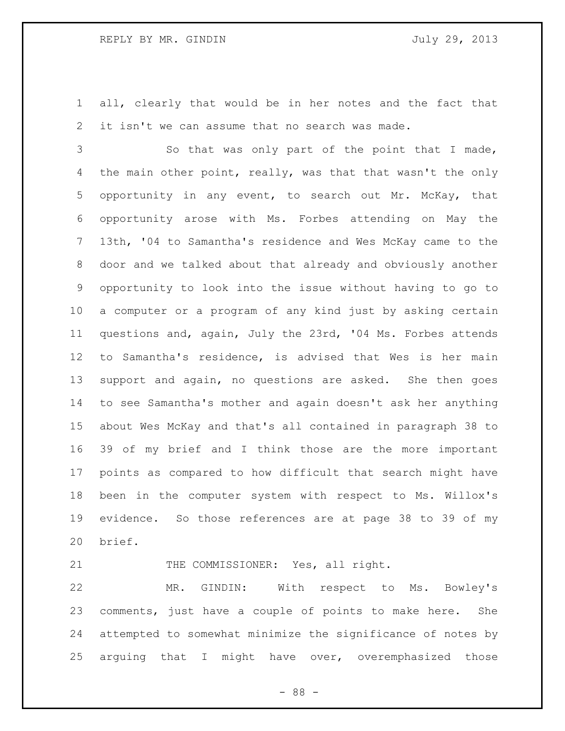all, clearly that would be in her notes and the fact that it isn't we can assume that no search was made.

So that was only part of the point that I made, the main other point, really, was that that wasn't the only opportunity in any event, to search out Mr. McKay, that opportunity arose with Ms. Forbes attending on May the 13th, '04 to Samantha's residence and Wes McKay came to the door and we talked about that already and obviously another opportunity to look into the issue without having to go to a computer or a program of any kind just by asking certain questions and, again, July the 23rd, '04 Ms. Forbes attends to Samantha's residence, is advised that Wes is her main support and again, no questions are asked. She then goes to see Samantha's mother and again doesn't ask her anything about Wes McKay and that's all contained in paragraph 38 to 39 of my brief and I think those are the more important points as compared to how difficult that search might have been in the computer system with respect to Ms. Willox's evidence. So those references are at page 38 to 39 of my brief.

THE COMMISSIONER: Yes, all right.

MR. GINDIN: With respect to Ms. Bowley's comments, just have a couple of points to make here. She attempted to somewhat minimize the significance of notes by arguing that I might have over, overemphasized those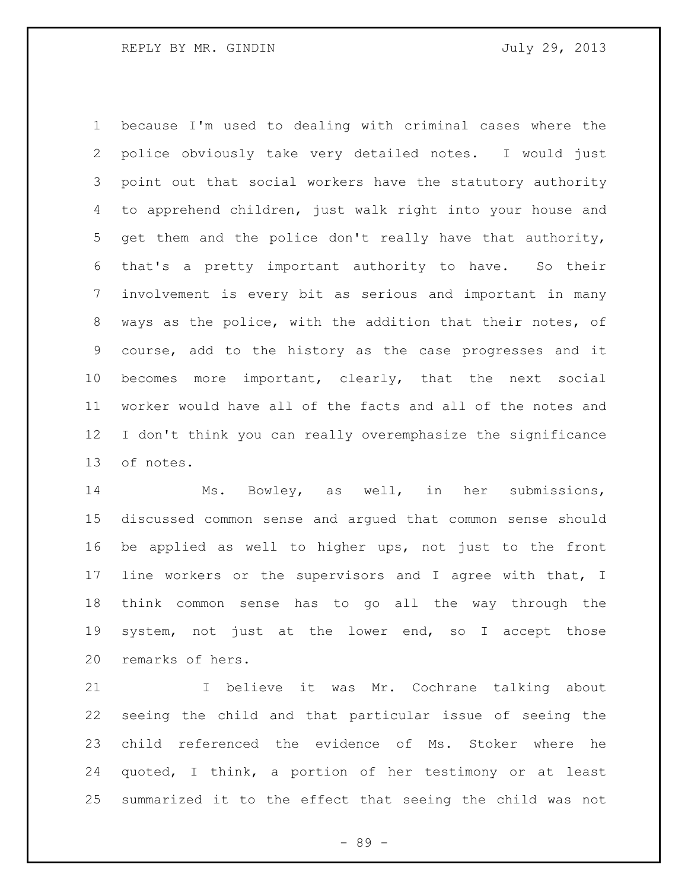because I'm used to dealing with criminal cases where the police obviously take very detailed notes. I would just point out that social workers have the statutory authority to apprehend children, just walk right into your house and get them and the police don't really have that authority, that's a pretty important authority to have. So their involvement is every bit as serious and important in many ways as the police, with the addition that their notes, of course, add to the history as the case progresses and it becomes more important, clearly, that the next social worker would have all of the facts and all of the notes and I don't think you can really overemphasize the significance of notes.

Ms. Bowley, as well, in her submissions, discussed common sense and argued that common sense should be applied as well to higher ups, not just to the front line workers or the supervisors and I agree with that, I think common sense has to go all the way through the system, not just at the lower end, so I accept those remarks of hers.

I believe it was Mr. Cochrane talking about seeing the child and that particular issue of seeing the child referenced the evidence of Ms. Stoker where he quoted, I think, a portion of her testimony or at least summarized it to the effect that seeing the child was not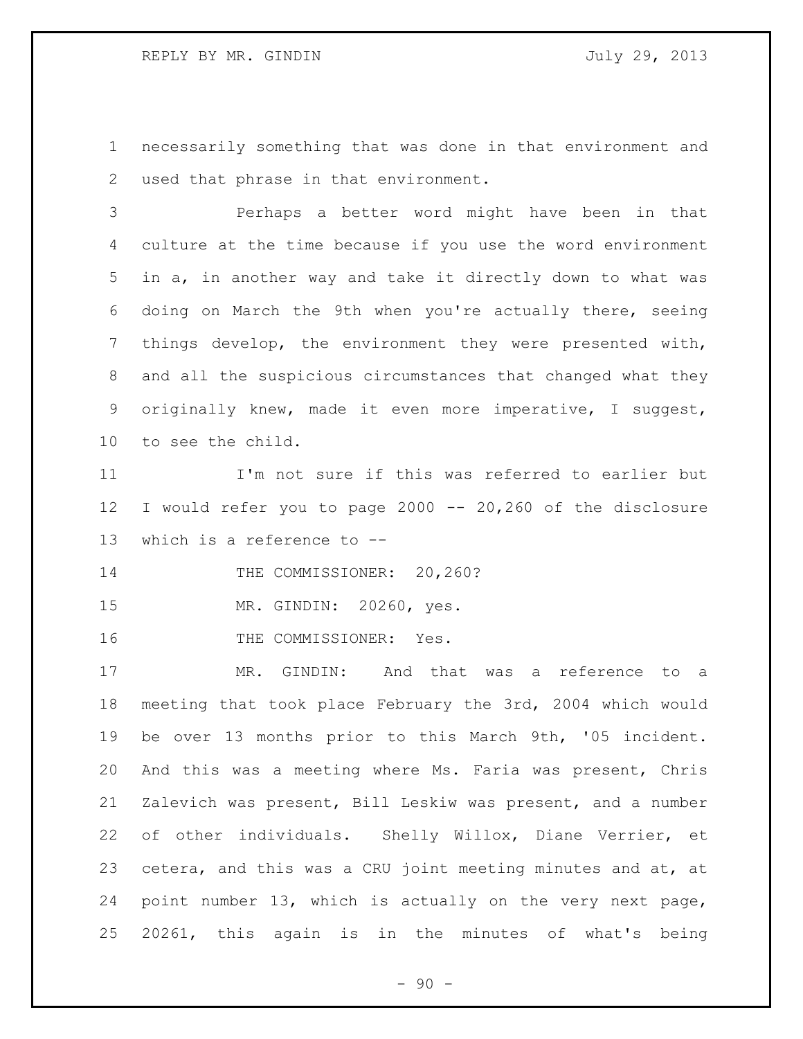necessarily something that was done in that environment and used that phrase in that environment.

Perhaps a better word might have been in that culture at the time because if you use the word environment in a, in another way and take it directly down to what was doing on March the 9th when you're actually there, seeing things develop, the environment they were presented with, and all the suspicious circumstances that changed what they originally knew, made it even more imperative, I suggest, to see the child.

I'm not sure if this was referred to earlier but I would refer you to page 2000 -- 20,260 of the disclosure which is a reference to --

THE COMMISSIONER: 20,260?

MR. GINDIN: 20260, yes.

THE COMMISSIONER: Yes.

MR. GINDIN: And that was a reference to a meeting that took place February the 3rd, 2004 which would be over 13 months prior to this March 9th, '05 incident. And this was a meeting where Ms. Faria was present, Chris Zalevich was present, Bill Leskiw was present, and a number of other individuals. Shelly Willox, Diane Verrier, et cetera, and this was a CRU joint meeting minutes and at, at point number 13, which is actually on the very next page, 20261, this again is in the minutes of what's being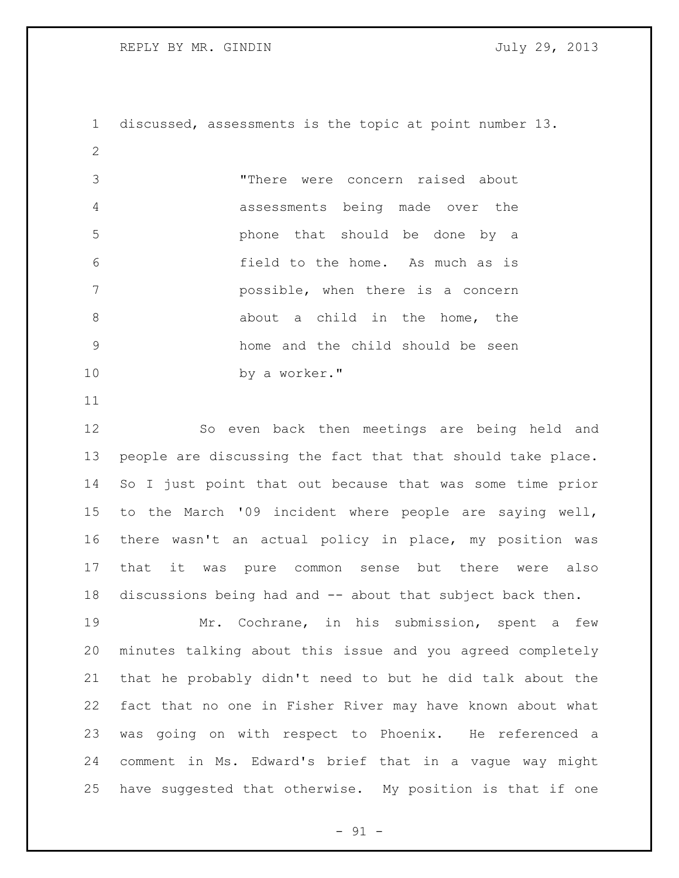discussed, assessments is the topic at point number 13.

> "There were concern raised about assessments being made over the phone that should be done by a field to the home. As much as is possible, when there is a concern about a child in the home, the home and the child should be seen by a worker."

So even back then meetings are being held and people are discussing the fact that that should take place. So I just point that out because that was some time prior to the March '09 incident where people are saying well, there wasn't an actual policy in place, my position was that it was pure common sense but there were also discussions being had and -- about that subject back then.

Mr. Cochrane, in his submission, spent a few minutes talking about this issue and you agreed completely that he probably didn't need to but he did talk about the fact that no one in Fisher River may have known about what was going on with respect to Phoenix. He referenced a comment in Ms. Edward's brief that in a vague way might have suggested that otherwise. My position is that if one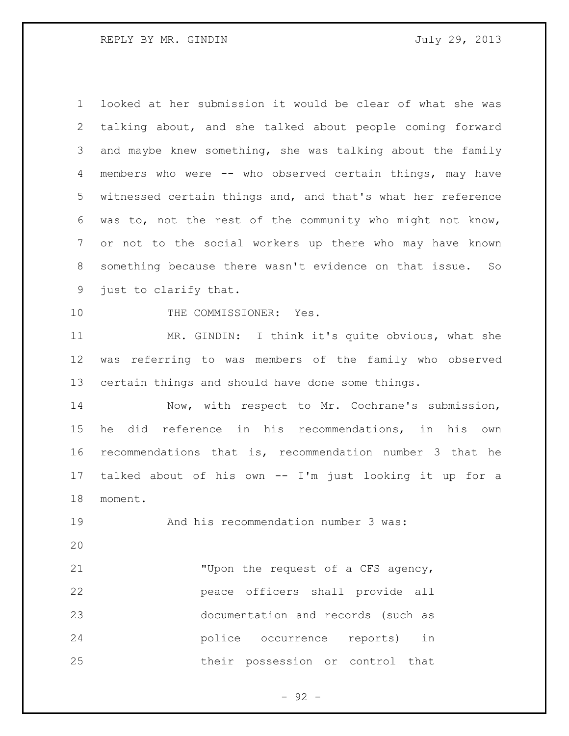looked at her submission it would be clear of what she was talking about, and she talked about people coming forward and maybe knew something, she was talking about the family members who were -- who observed certain things, may have witnessed certain things and, and that's what her reference was to, not the rest of the community who might not know, or not to the social workers up there who may have known something because there wasn't evidence on that issue. So just to clarify that.

THE COMMISSIONER: Yes.

MR. GINDIN: I think it's quite obvious, what she was referring to was members of the family who observed certain things and should have done some things.

Now, with respect to Mr. Cochrane's submission, he did reference in his recommendations, in his own recommendations that is, recommendation number 3 that he talked about of his own -- I'm just looking it up for a moment.

And his recommendation number 3 was:

> "Upon the request of a CFS agency, peace officers shall provide all documentation and records (such as police occurrence reports) in their possession or control that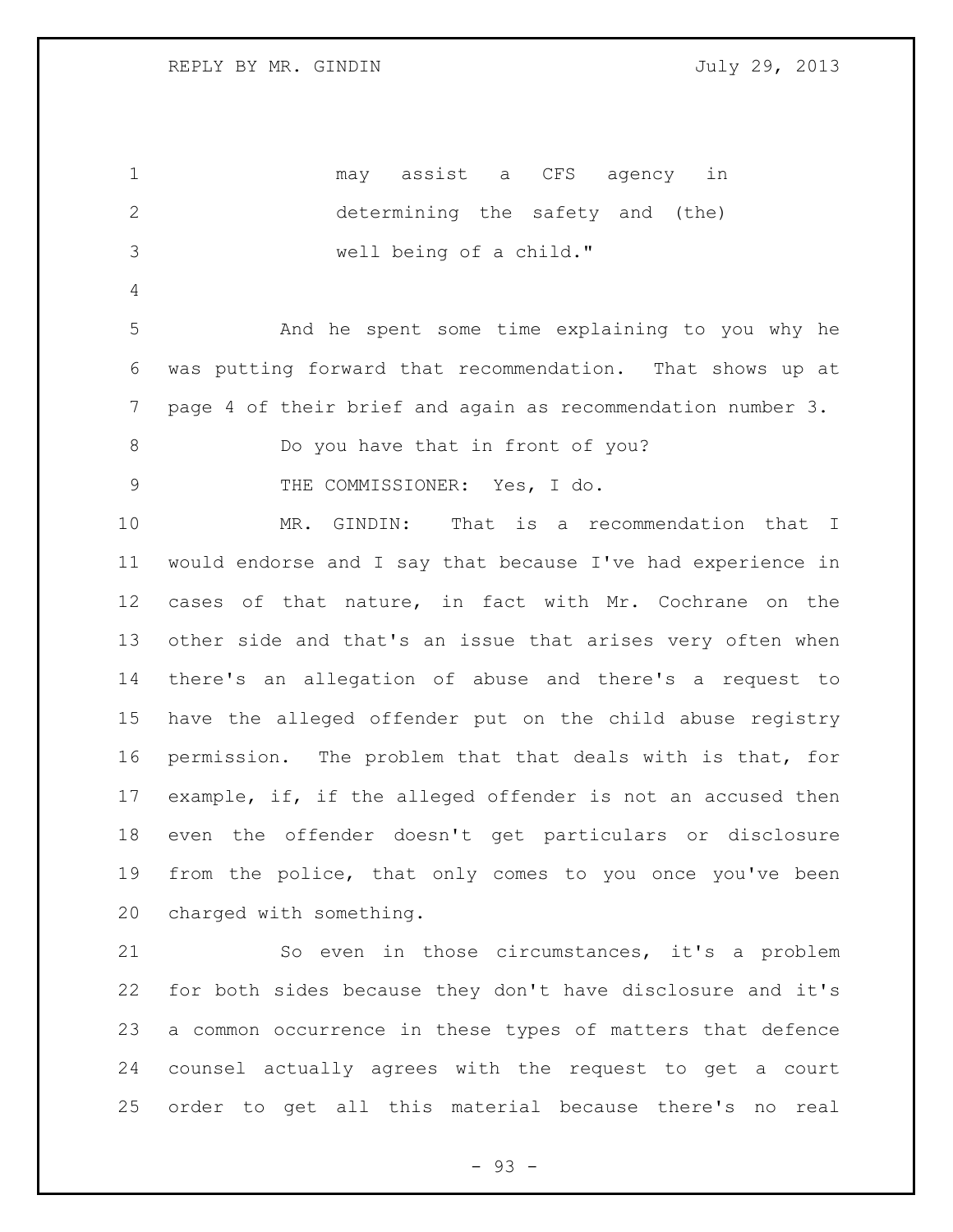may assist a CFS agency in determining the safety and (the) well being of a child."

And he spent some time explaining to you why he was putting forward that recommendation. That shows up at page 4 of their brief and again as recommendation number 3.

Do you have that in front of you?

THE COMMISSIONER: Yes, I do.

MR. GINDIN: That is a recommendation that I would endorse and I say that because I've had experience in cases of that nature, in fact with Mr. Cochrane on the other side and that's an issue that arises very often when there's an allegation of abuse and there's a request to have the alleged offender put on the child abuse registry permission. The problem that that deals with is that, for example, if, if the alleged offender is not an accused then even the offender doesn't get particulars or disclosure from the police, that only comes to you once you've been charged with something.

So even in those circumstances, it's a problem for both sides because they don't have disclosure and it's a common occurrence in these types of matters that defence counsel actually agrees with the request to get a court order to get all this material because there's no real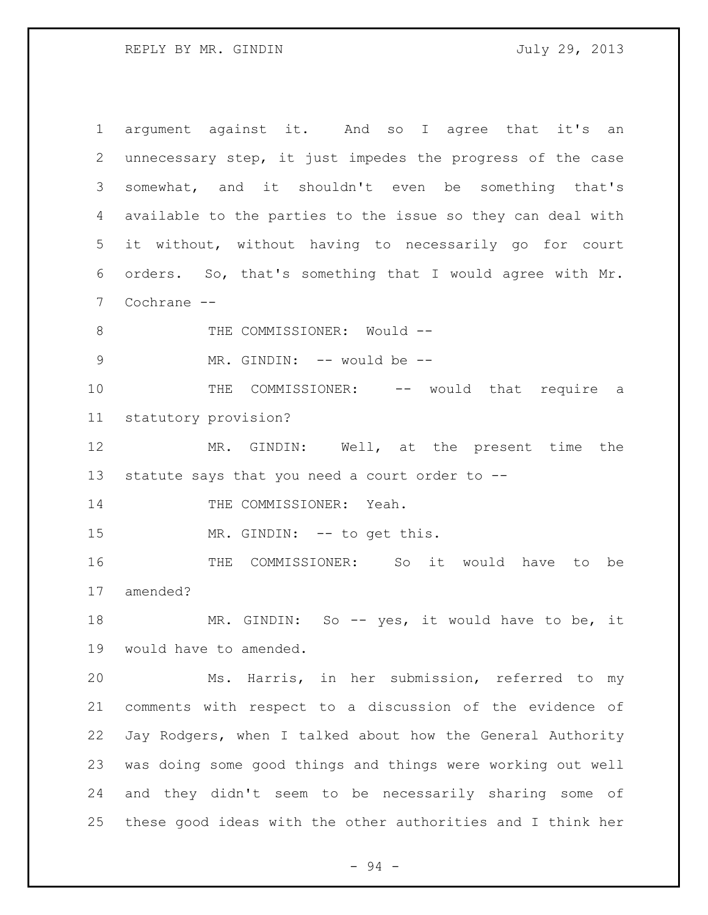argument against it. And so I agree that it's an unnecessary step, it just impedes the progress of the case somewhat, and it shouldn't even be something that's available to the parties to the issue so they can deal with it without, without having to necessarily go for court orders. So, that's something that I would agree with Mr. Cochrane --

THE COMMISSIONER: Would --

MR. GINDIN: -- would be --

THE COMMISSIONER: -- would that require a statutory provision?

MR. GINDIN: Well, at the present time the statute says that you need a court order to --

THE COMMISSIONER: Yeah.

MR. GINDIN: -- to get this.

THE COMMISSIONER: So it would have to be amended?

MR. GINDIN: So -- yes, it would have to be, it would have to amended.

Ms. Harris, in her submission, referred to my comments with respect to a discussion of the evidence of Jay Rodgers, when I talked about how the General Authority was doing some good things and things were working out well and they didn't seem to be necessarily sharing some of these good ideas with the other authorities and I think her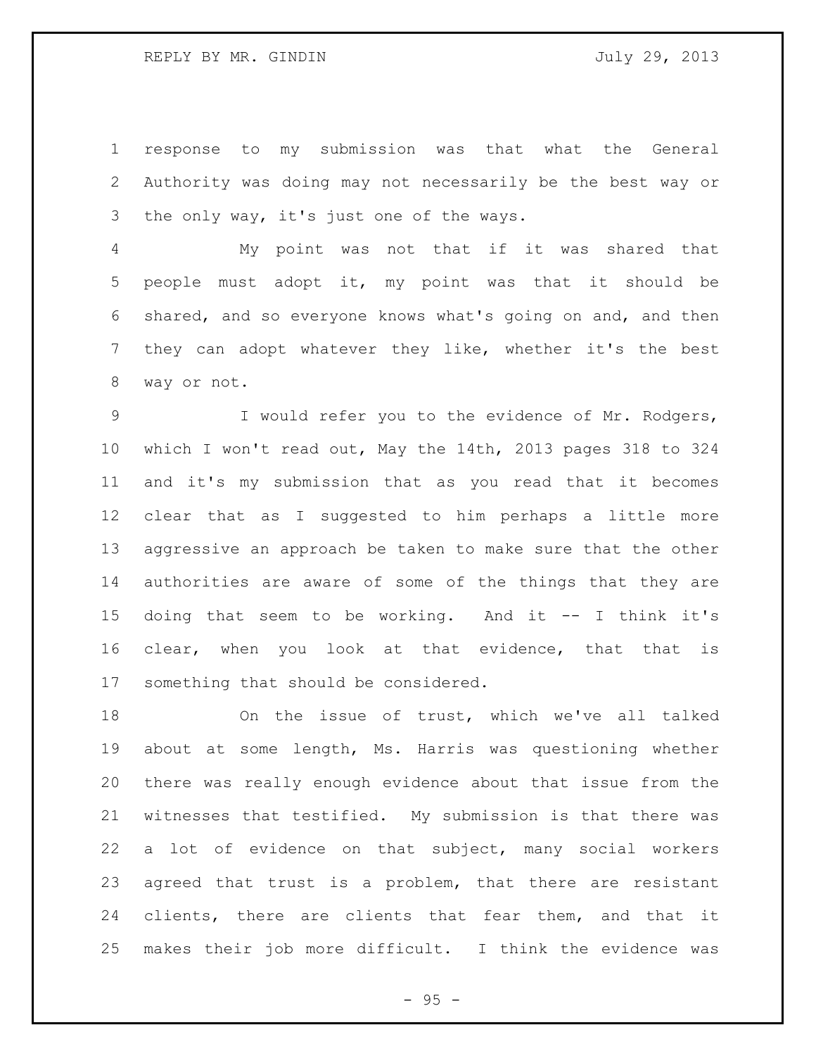response to my submission was that what the General Authority was doing may not necessarily be the best way or the only way, it's just one of the ways.

My point was not that if it was shared that people must adopt it, my point was that it should be shared, and so everyone knows what's going on and, and then they can adopt whatever they like, whether it's the best way or not.

I would refer you to the evidence of Mr. Rodgers, which I won't read out, May the 14th, 2013 pages 318 to 324 and it's my submission that as you read that it becomes clear that as I suggested to him perhaps a little more aggressive an approach be taken to make sure that the other authorities are aware of some of the things that they are doing that seem to be working. And it -- I think it's clear, when you look at that evidence, that that is something that should be considered.

On the issue of trust, which we've all talked about at some length, Ms. Harris was questioning whether there was really enough evidence about that issue from the witnesses that testified. My submission is that there was a lot of evidence on that subject, many social workers agreed that trust is a problem, that there are resistant clients, there are clients that fear them, and that it makes their job more difficult. I think the evidence was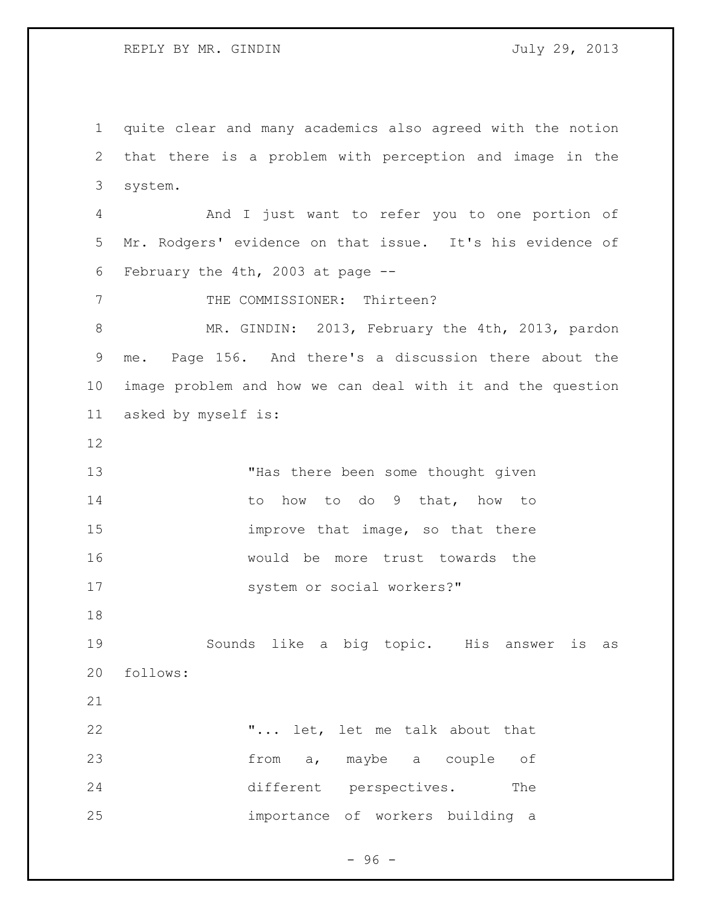quite clear and many academics also agreed with the notion that there is a problem with perception and image in the system.

And I just want to refer you to one portion of Mr. Rodgers' evidence on that issue. It's his evidence of February the 4th, 2003 at page --

THE COMMISSIONER: Thirteen?

MR. GINDIN: 2013, February the 4th, 2013, pardon me. Page 156. And there's a discussion there about the image problem and how we can deal with it and the question asked by myself is:

> "Has there been some thought given to how to do 9 that, how to improve that image, so that there would be more trust towards the system or social workers?"

Sounds like a big topic. His answer is as follows:

> "... let, let me talk about that from a, maybe a couple of different perspectives. The importance of workers building a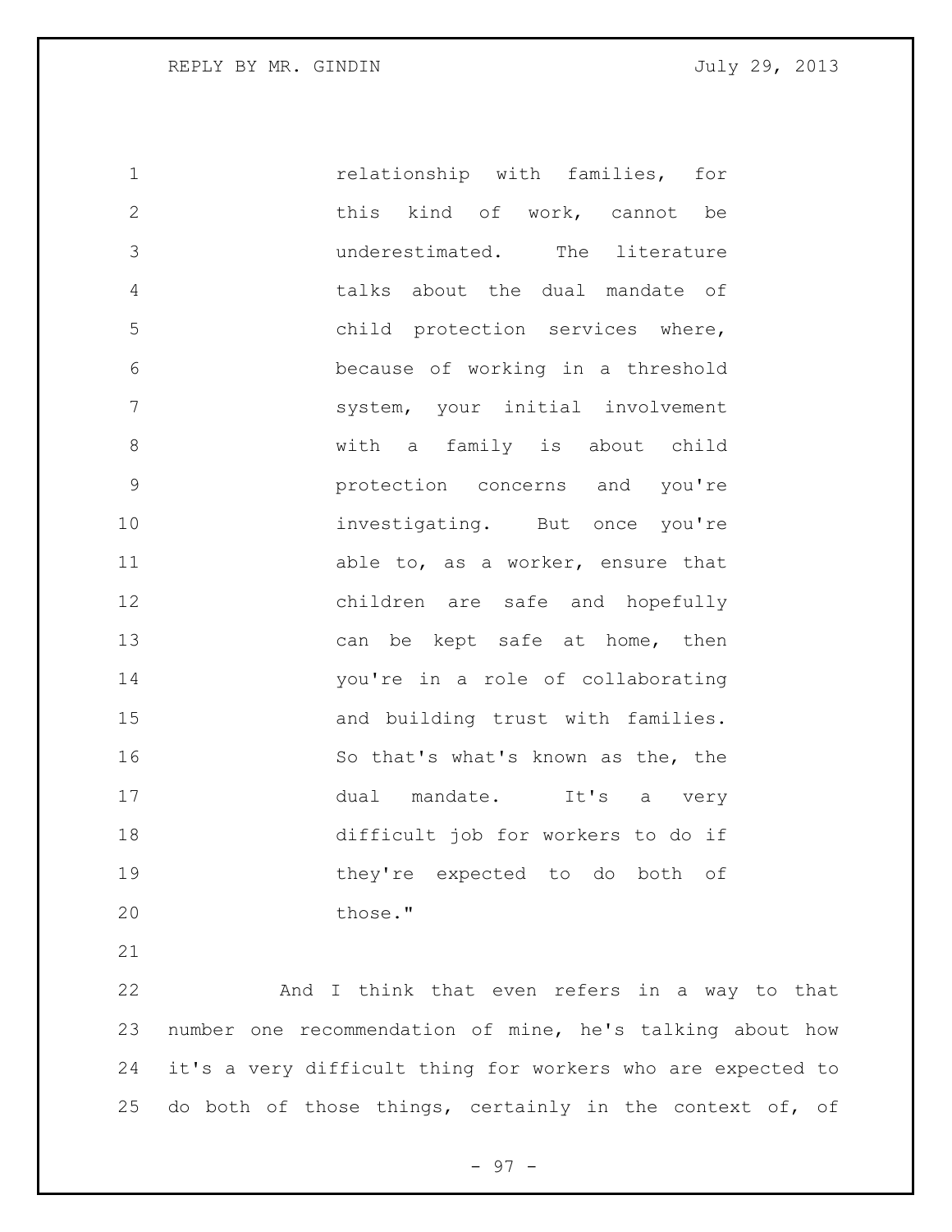relationship with families, for this kind of work, cannot be underestimated. The literature talks about the dual mandate of child protection services where, because of working in a threshold system, your initial involvement with a family is about child protection concerns and you're investigating. But once you're able to, as a worker, ensure that children are safe and hopefully can be kept safe at home, then you're in a role of collaborating and building trust with families. So that's what's known as the, the dual mandate. It's a very difficult job for workers to do if they're expected to do both of those."

And I think that even refers in a way to that number one recommendation of mine, he's talking about how it's a very difficult thing for workers who are expected to do both of those things, certainly in the context of, of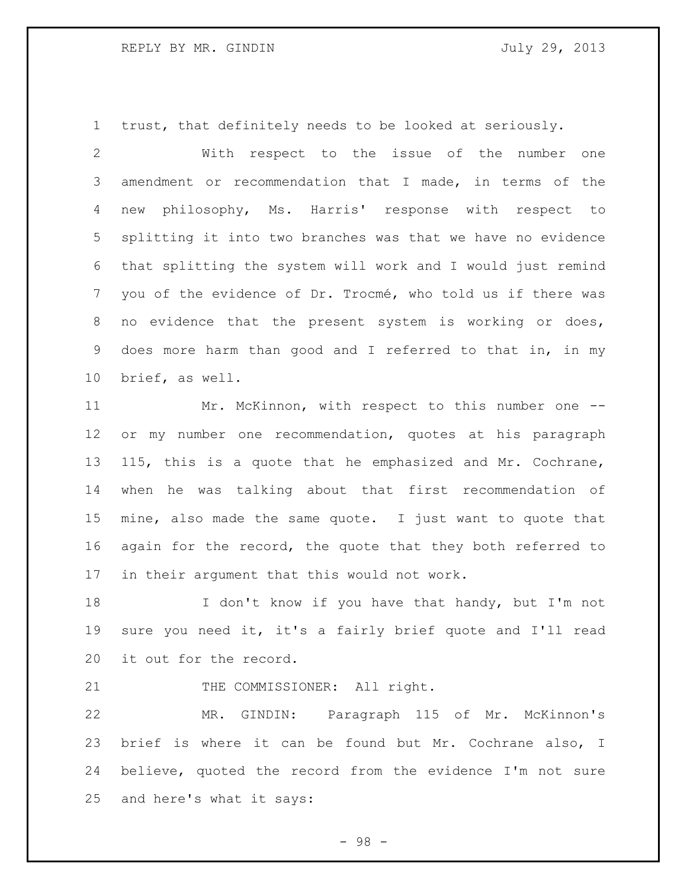trust, that definitely needs to be looked at seriously.

With respect to the issue of the number one amendment or recommendation that I made, in terms of the new philosophy, Ms. Harris' response with respect to splitting it into two branches was that we have no evidence that splitting the system will work and I would just remind you of the evidence of Dr. Trocmé, who told us if there was no evidence that the present system is working or does, does more harm than good and I referred to that in, in my brief, as well.

Mr. McKinnon, with respect to this number one -- or my number one recommendation, quotes at his paragraph 115, this is a quote that he emphasized and Mr. Cochrane, when he was talking about that first recommendation of mine, also made the same quote. I just want to quote that again for the record, the quote that they both referred to in their argument that this would not work.

I don't know if you have that handy, but I'm not sure you need it, it's a fairly brief quote and I'll read it out for the record.

THE COMMISSIONER: All right.

MR. GINDIN: Paragraph 115 of Mr. McKinnon's brief is where it can be found but Mr. Cochrane also, I believe, quoted the record from the evidence I'm not sure and here's what it says: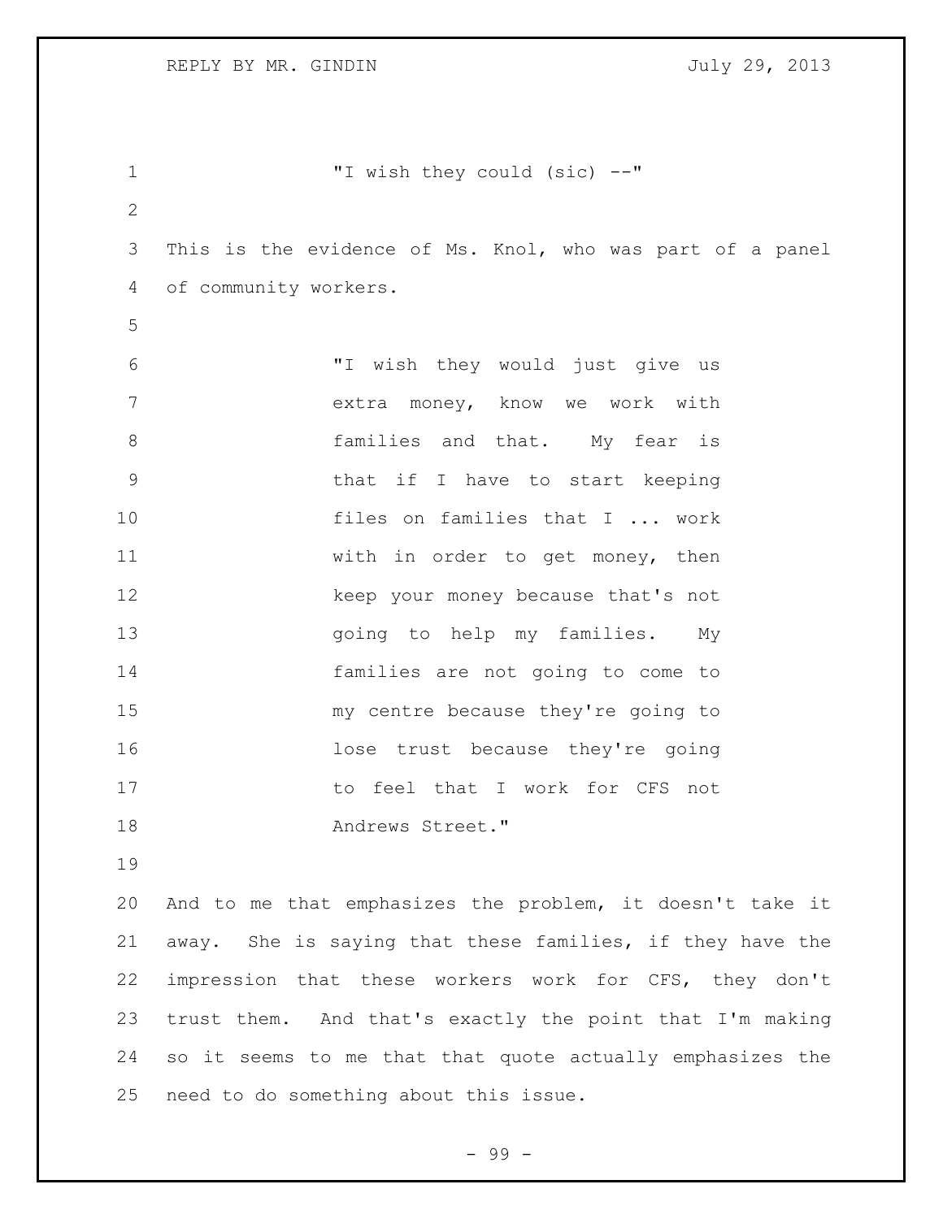"I wish they could (sic) --"

This is the evidence of Ms. Knol, who was part of a panel of community workers.

> "I wish they would just give us extra money, know we work with families and that. My fear is that if I have to start keeping files on families that I ... work with in order to get money, then keep your money because that's not going to help my families. My families are not going to come to my centre because they're going to lose trust because they're going to feel that I work for CFS not Andrews Street."

And to me that emphasizes the problem, it doesn't take it away. She is saying that these families, if they have the impression that these workers work for CFS, they don't trust them. And that's exactly the point that I'm making so it seems to me that that quote actually emphasizes the need to do something about this issue.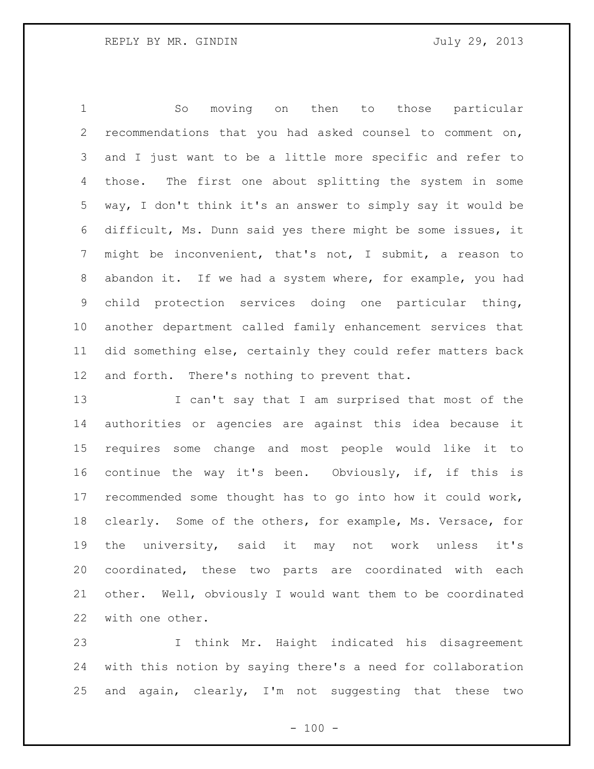So moving on then to those particular recommendations that you had asked counsel to comment on, and I just want to be a little more specific and refer to those. The first one about splitting the system in some way, I don't think it's an answer to simply say it would be difficult, Ms. Dunn said yes there might be some issues, it might be inconvenient, that's not, I submit, a reason to abandon it. If we had a system where, for example, you had child protection services doing one particular thing, another department called family enhancement services that did something else, certainly they could refer matters back and forth. There's nothing to prevent that.

I can't say that I am surprised that most of the authorities or agencies are against this idea because it requires some change and most people would like it to continue the way it's been. Obviously, if, if this is recommended some thought has to go into how it could work, clearly. Some of the others, for example, Ms. Versace, for the university, said it may not work unless it's coordinated, these two parts are coordinated with each other. Well, obviously I would want them to be coordinated with one other.

I think Mr. Haight indicated his disagreement with this notion by saying there's a need for collaboration and again, clearly, I'm not suggesting that these two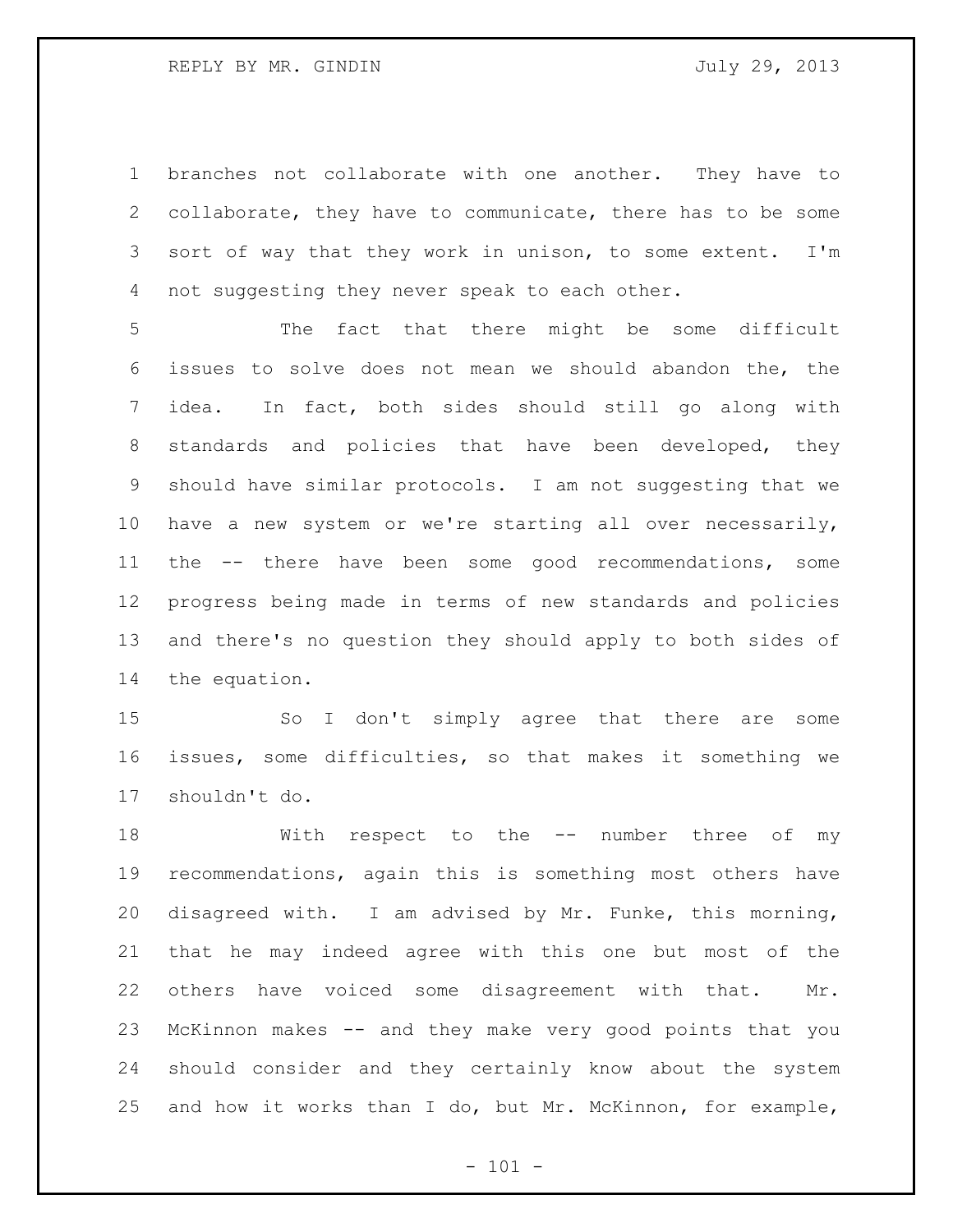branches not collaborate with one another. They have to collaborate, they have to communicate, there has to be some sort of way that they work in unison, to some extent. I'm not suggesting they never speak to each other.

The fact that there might be some difficult issues to solve does not mean we should abandon the, the idea. In fact, both sides should still go along with standards and policies that have been developed, they should have similar protocols. I am not suggesting that we have a new system or we're starting all over necessarily, the -- there have been some good recommendations, some progress being made in terms of new standards and policies and there's no question they should apply to both sides of the equation.

So I don't simply agree that there are some issues, some difficulties, so that makes it something we shouldn't do.

With respect to the -- number three of my recommendations, again this is something most others have disagreed with. I am advised by Mr. Funke, this morning, that he may indeed agree with this one but most of the others have voiced some disagreement with that. Mr. McKinnon makes -- and they make very good points that you should consider and they certainly know about the system and how it works than I do, but Mr. McKinnon, for example,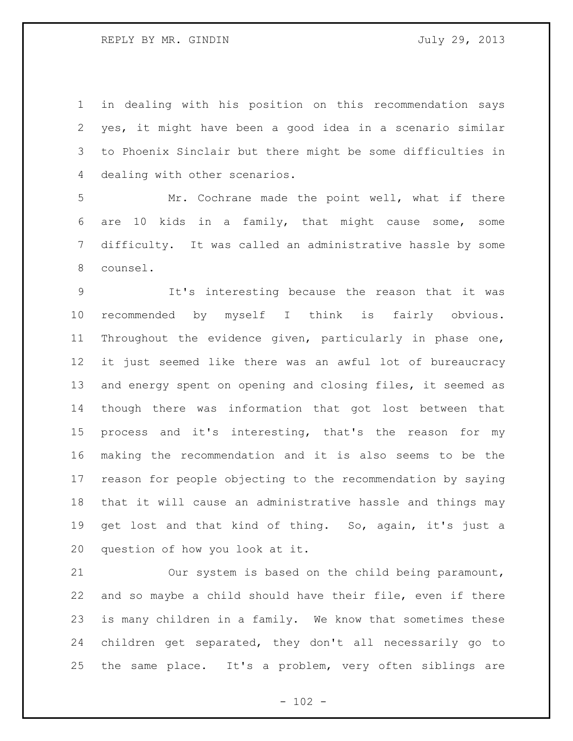in dealing with his position on this recommendation says yes, it might have been a good idea in a scenario similar to Phoenix Sinclair but there might be some difficulties in dealing with other scenarios.

Mr. Cochrane made the point well, what if there are 10 kids in a family, that might cause some, some difficulty. It was called an administrative hassle by some counsel.

It's interesting because the reason that it was recommended by myself I think is fairly obvious. Throughout the evidence given, particularly in phase one, it just seemed like there was an awful lot of bureaucracy and energy spent on opening and closing files, it seemed as though there was information that got lost between that process and it's interesting, that's the reason for my making the recommendation and it is also seems to be the reason for people objecting to the recommendation by saying that it will cause an administrative hassle and things may get lost and that kind of thing. So, again, it's just a question of how you look at it.

Our system is based on the child being paramount, and so maybe a child should have their file, even if there is many children in a family. We know that sometimes these children get separated, they don't all necessarily go to the same place. It's a problem, very often siblings are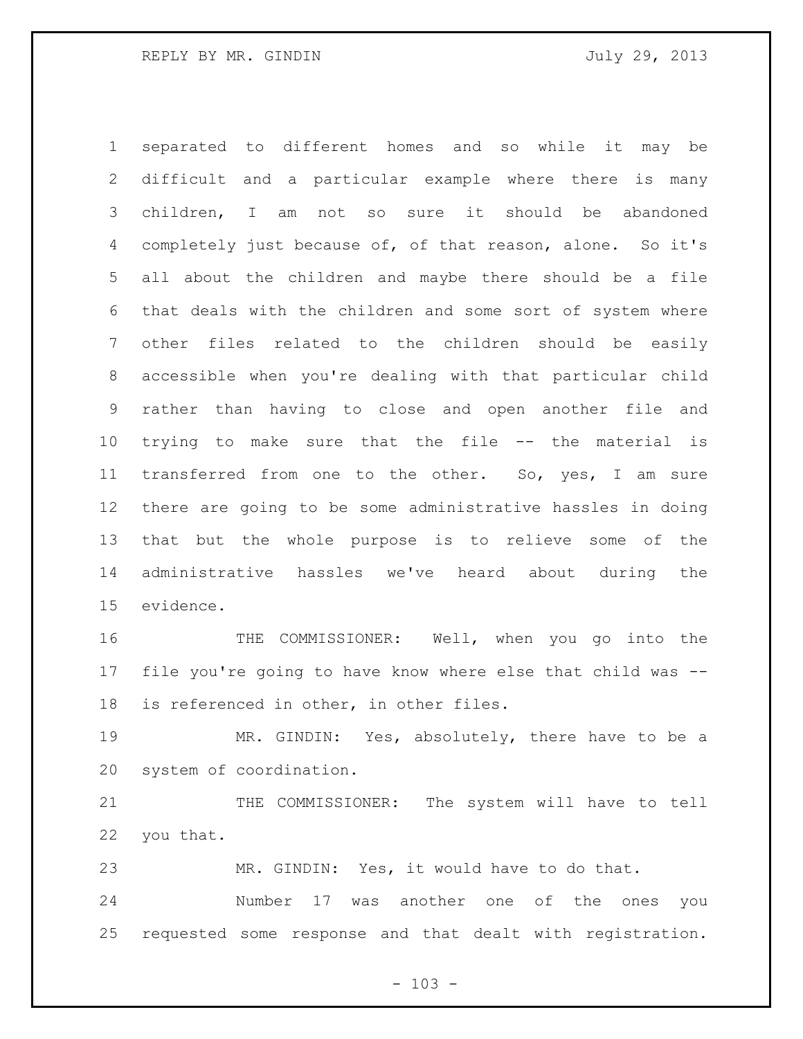separated to different homes and so while it may be difficult and a particular example where there is many children, I am not so sure it should be abandoned completely just because of, of that reason, alone. So it's all about the children and maybe there should be a file that deals with the children and some sort of system where other files related to the children should be easily accessible when you're dealing with that particular child rather than having to close and open another file and trying to make sure that the file -- the material is transferred from one to the other. So, yes, I am sure there are going to be some administrative hassles in doing that but the whole purpose is to relieve some of the administrative hassles we've heard about during the evidence.

THE COMMISSIONER: Well, when you go into the file you're going to have know where else that child was -- is referenced in other, in other files.

MR. GINDIN: Yes, absolutely, there have to be a system of coordination.

THE COMMISSIONER: The system will have to tell you that.

MR. GINDIN: Yes, it would have to do that.

Number 17 was another one of the ones you requested some response and that dealt with registration.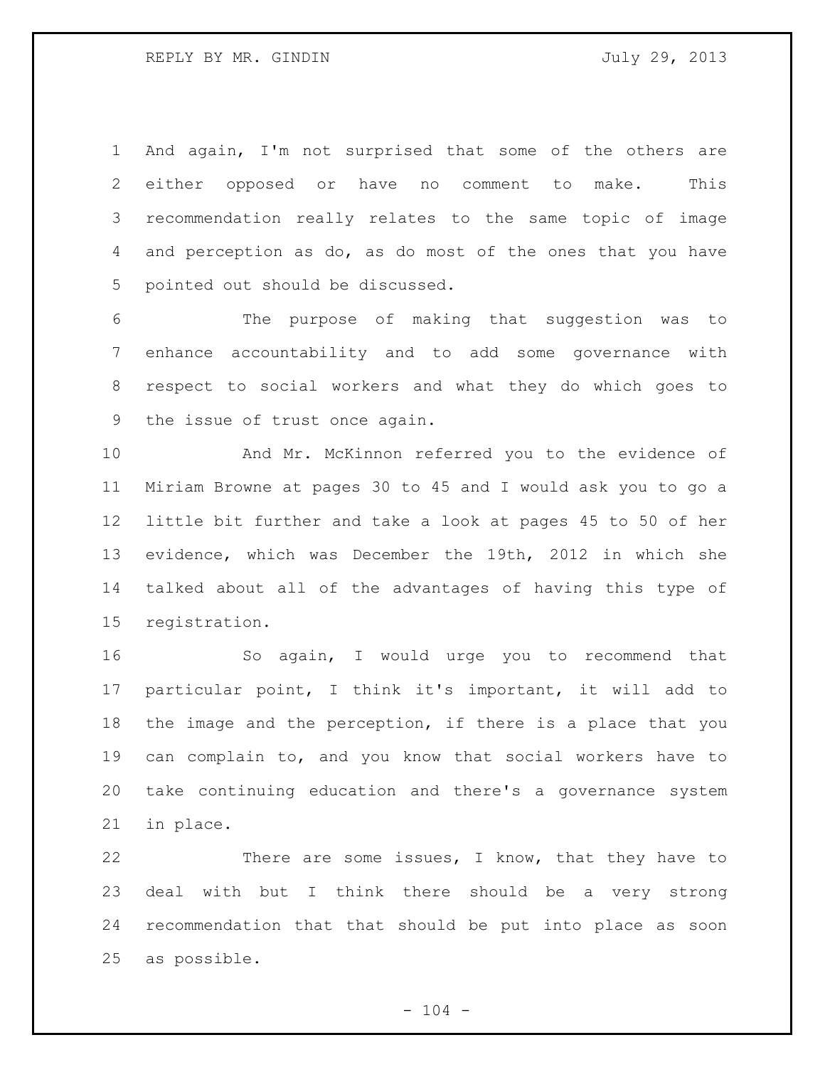And again, I'm not surprised that some of the others are either opposed or have no comment to make. This recommendation really relates to the same topic of image and perception as do, as do most of the ones that you have pointed out should be discussed.

The purpose of making that suggestion was to enhance accountability and to add some governance with respect to social workers and what they do which goes to the issue of trust once again.

And Mr. McKinnon referred you to the evidence of Miriam Browne at pages 30 to 45 and I would ask you to go a little bit further and take a look at pages 45 to 50 of her evidence, which was December the 19th, 2012 in which she talked about all of the advantages of having this type of registration.

So again, I would urge you to recommend that particular point, I think it's important, it will add to the image and the perception, if there is a place that you can complain to, and you know that social workers have to take continuing education and there's a governance system in place.

There are some issues, I know, that they have to deal with but I think there should be a very strong recommendation that that should be put into place as soon as possible.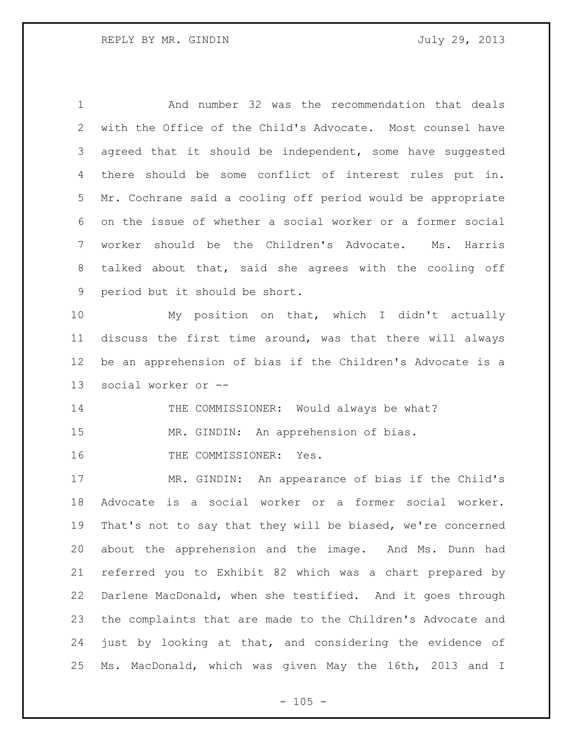And number 32 was the recommendation that deals with the Office of the Child's Advocate. Most counsel have agreed that it should be independent, some have suggested there should be some conflict of interest rules put in. Mr. Cochrane said a cooling off period would be appropriate on the issue of whether a social worker or a former social worker should be the Children's Advocate. Ms. Harris talked about that, said she agrees with the cooling off period but it should be short.

My position on that, which I didn't actually discuss the first time around, was that there will always be an apprehension of bias if the Children's Advocate is a social worker or --

THE COMMISSIONER: Would always be what?

MR. GINDIN: An apprehension of bias.

THE COMMISSIONER: Yes.

MR. GINDIN: An appearance of bias if the Child's Advocate is a social worker or a former social worker. That's not to say that they will be biased, we're concerned about the apprehension and the image. And Ms. Dunn had referred you to Exhibit 82 which was a chart prepared by Darlene MacDonald, when she testified. And it goes through the complaints that are made to the Children's Advocate and just by looking at that, and considering the evidence of Ms. MacDonald, which was given May the 16th, 2013 and I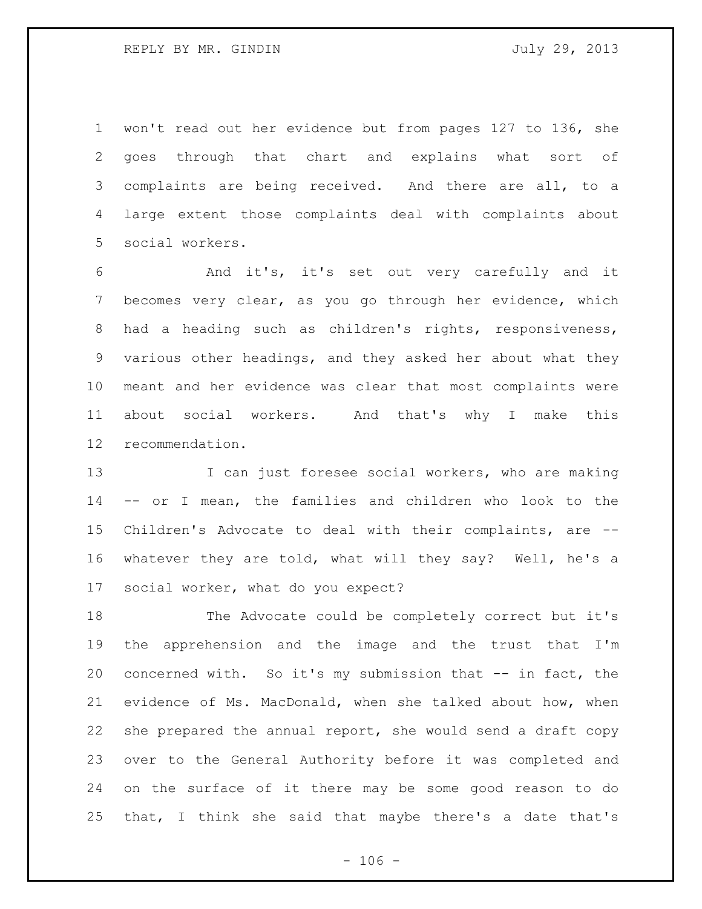won't read out her evidence but from pages 127 to 136, she goes through that chart and explains what sort of complaints are being received. And there are all, to a large extent those complaints deal with complaints about social workers.

And it's, it's set out very carefully and it becomes very clear, as you go through her evidence, which had a heading such as children's rights, responsiveness, various other headings, and they asked her about what they meant and her evidence was clear that most complaints were about social workers. And that's why I make this recommendation.

I can just foresee social workers, who are making -- or I mean, the families and children who look to the Children's Advocate to deal with their complaints, are -- whatever they are told, what will they say? Well, he's a social worker, what do you expect?

The Advocate could be completely correct but it's the apprehension and the image and the trust that I'm concerned with. So it's my submission that -- in fact, the evidence of Ms. MacDonald, when she talked about how, when she prepared the annual report, she would send a draft copy over to the General Authority before it was completed and on the surface of it there may be some good reason to do that, I think she said that maybe there's a date that's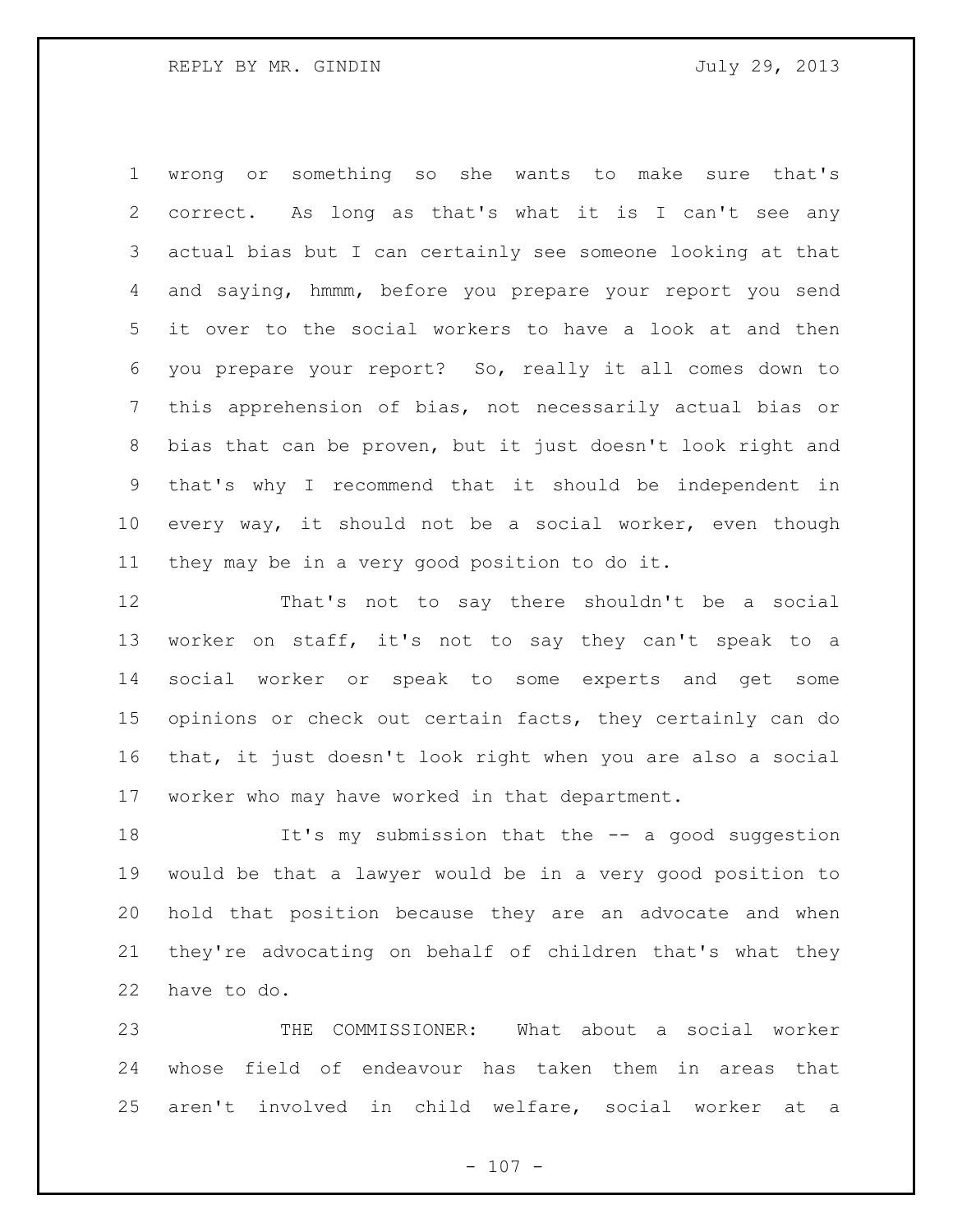wrong or something so she wants to make sure that's correct. As long as that's what it is I can't see any actual bias but I can certainly see someone looking at that and saying, hmmm, before you prepare your report you send it over to the social workers to have a look at and then you prepare your report? So, really it all comes down to this apprehension of bias, not necessarily actual bias or bias that can be proven, but it just doesn't look right and that's why I recommend that it should be independent in every way, it should not be a social worker, even though they may be in a very good position to do it.

That's not to say there shouldn't be a social worker on staff, it's not to say they can't speak to a social worker or speak to some experts and get some opinions or check out certain facts, they certainly can do that, it just doesn't look right when you are also a social worker who may have worked in that department.

It's my submission that the -- a good suggestion would be that a lawyer would be in a very good position to hold that position because they are an advocate and when they're advocating on behalf of children that's what they have to do.

THE COMMISSIONER: What about a social worker whose field of endeavour has taken them in areas that aren't involved in child welfare, social worker at a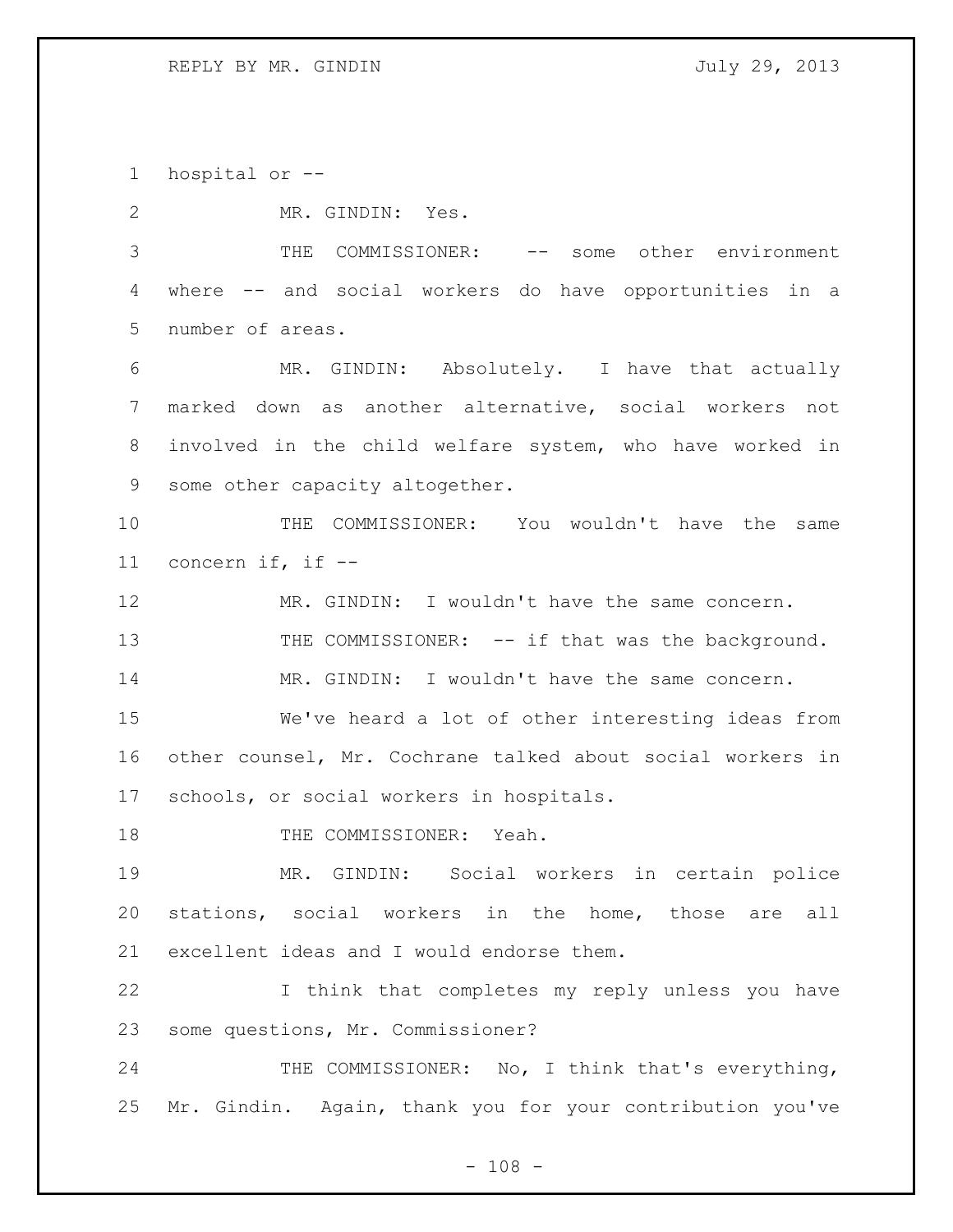hospital or --

MR. GINDIN: Yes.

THE COMMISSIONER: -- some other environment where -- and social workers do have opportunities in a number of areas.

MR. GINDIN: Absolutely. I have that actually marked down as another alternative, social workers not involved in the child welfare system, who have worked in some other capacity altogether.

THE COMMISSIONER: You wouldn't have the same concern if, if --

MR. GINDIN: I wouldn't have the same concern.

THE COMMISSIONER: -- if that was the background.

MR. GINDIN: I wouldn't have the same concern.

We've heard a lot of other interesting ideas from other counsel, Mr. Cochrane talked about social workers in schools, or social workers in hospitals.

THE COMMISSIONER: Yeah.

MR. GINDIN: Social workers in certain police stations, social workers in the home, those are all excellent ideas and I would endorse them.

I think that completes my reply unless you have some questions, Mr. Commissioner?

THE COMMISSIONER: No, I think that's everything, Mr. Gindin. Again, thank you for your contribution you've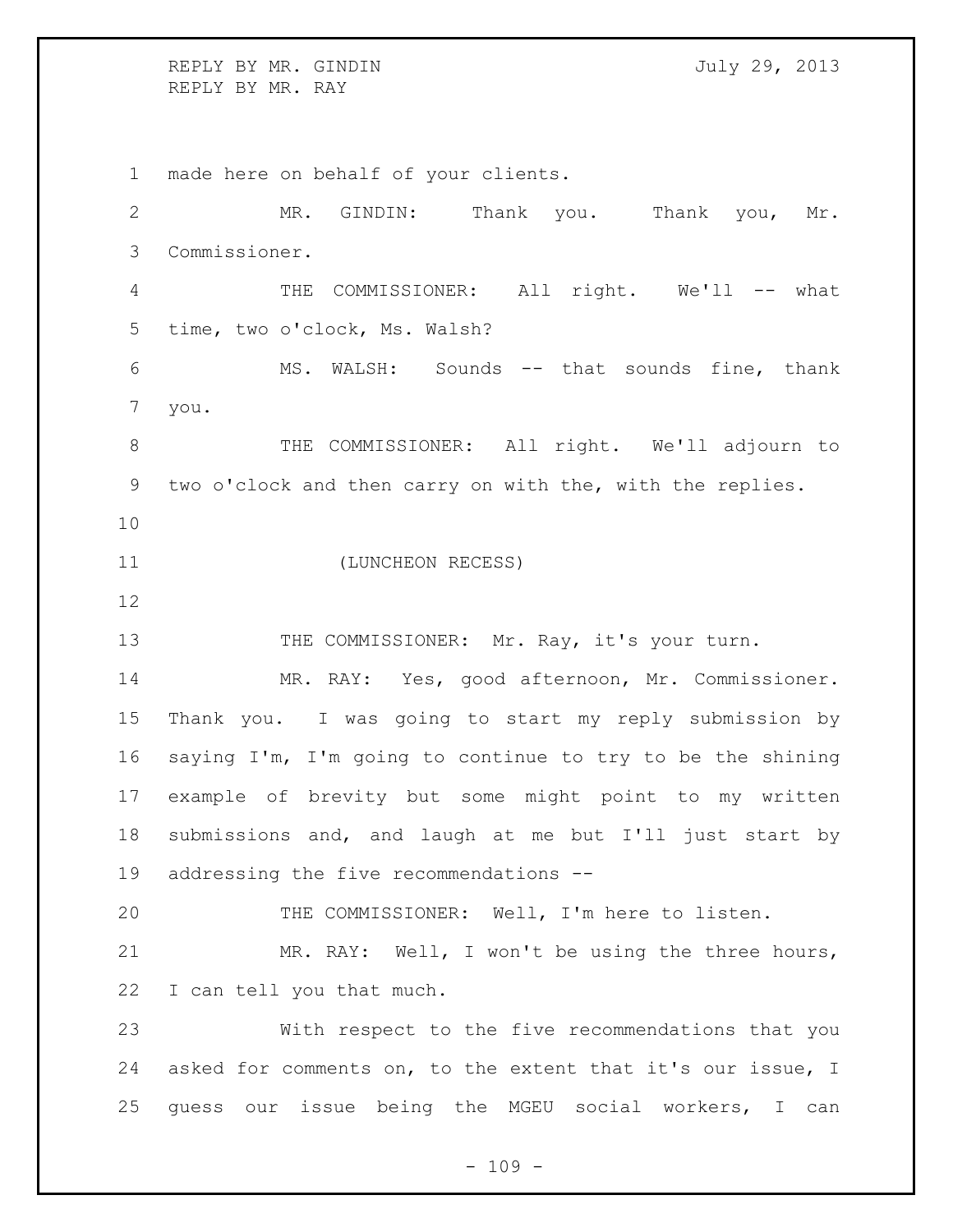made here on behalf of your clients.

MR. GINDIN: Thank you. Thank you, Mr. Commissioner.

THE COMMISSIONER: All right. We'll -- what time, two o'clock, Ms. Walsh?

MS. WALSH: Sounds -- that sounds fine, thank you.

THE COMMISSIONER: All right. We'll adjourn to two o'clock and then carry on with the, with the replies.

(LUNCHEON RECESS)

THE COMMISSIONER: Mr. Ray, it's your turn.

MR. RAY: Yes, good afternoon, Mr. Commissioner. Thank you. I was going to start my reply submission by saying I'm, I'm going to continue to try to be the shining example of brevity but some might point to my written submissions and, and laugh at me but I'll just start by addressing the five recommendations --

THE COMMISSIONER: Well, I'm here to listen.

MR. RAY: Well, I won't be using the three hours, I can tell you that much.

With respect to the five recommendations that you asked for comments on, to the extent that it's our issue, I guess our issue being the MGEU social workers, I can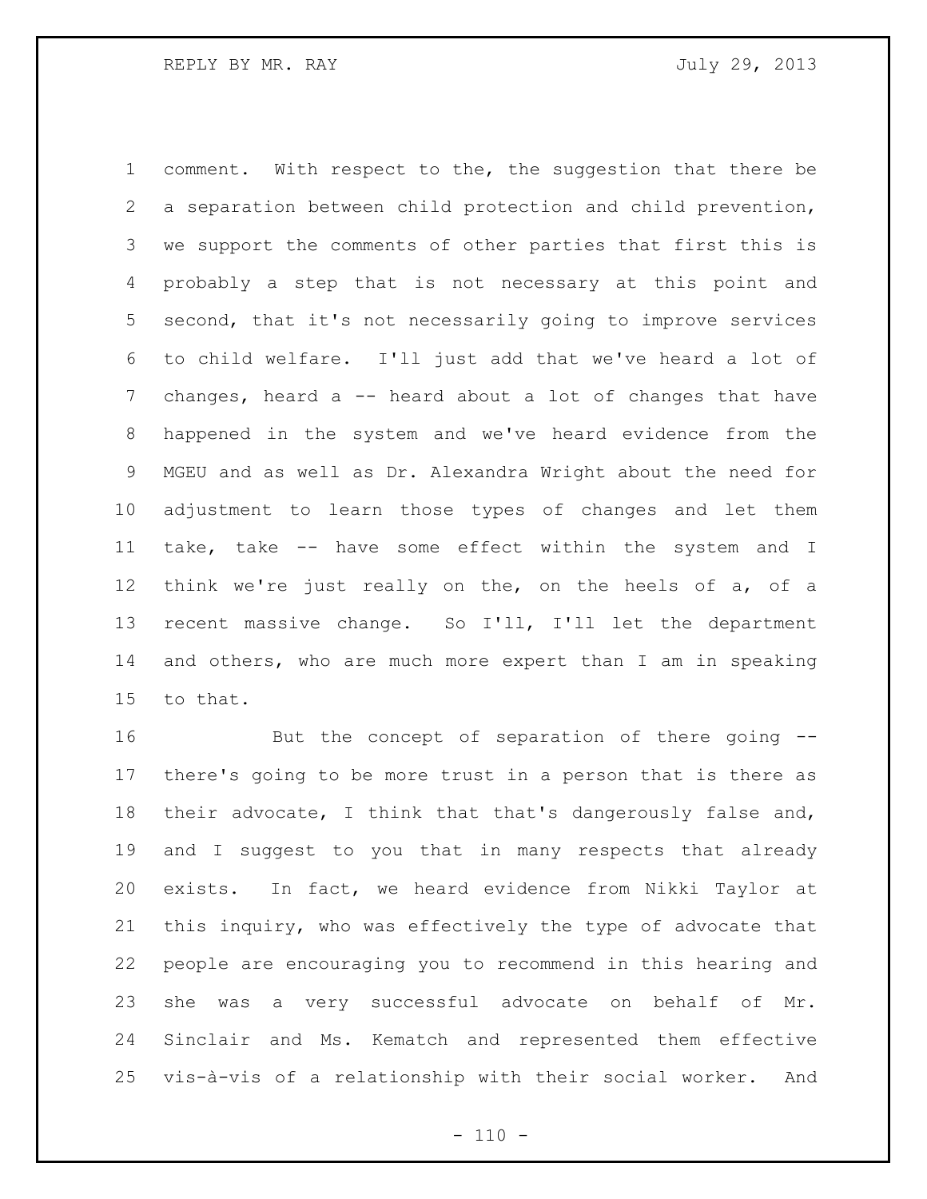comment. With respect to the, the suggestion that there be a separation between child protection and child prevention, we support the comments of other parties that first this is probably a step that is not necessary at this point and second, that it's not necessarily going to improve services to child welfare. I'll just add that we've heard a lot of changes, heard a -- heard about a lot of changes that have happened in the system and we've heard evidence from the MGEU and as well as Dr. Alexandra Wright about the need for adjustment to learn those types of changes and let them take, take -- have some effect within the system and I think we're just really on the, on the heels of a, of a recent massive change. So I'll, I'll let the department and others, who are much more expert than I am in speaking to that.

But the concept of separation of there going -- there's going to be more trust in a person that is there as their advocate, I think that that's dangerously false and, and I suggest to you that in many respects that already exists. In fact, we heard evidence from Nikki Taylor at this inquiry, who was effectively the type of advocate that people are encouraging you to recommend in this hearing and she was a very successful advocate on behalf of Mr. Sinclair and Ms. Kematch and represented them effective vis-à-vis of a relationship with their social worker. And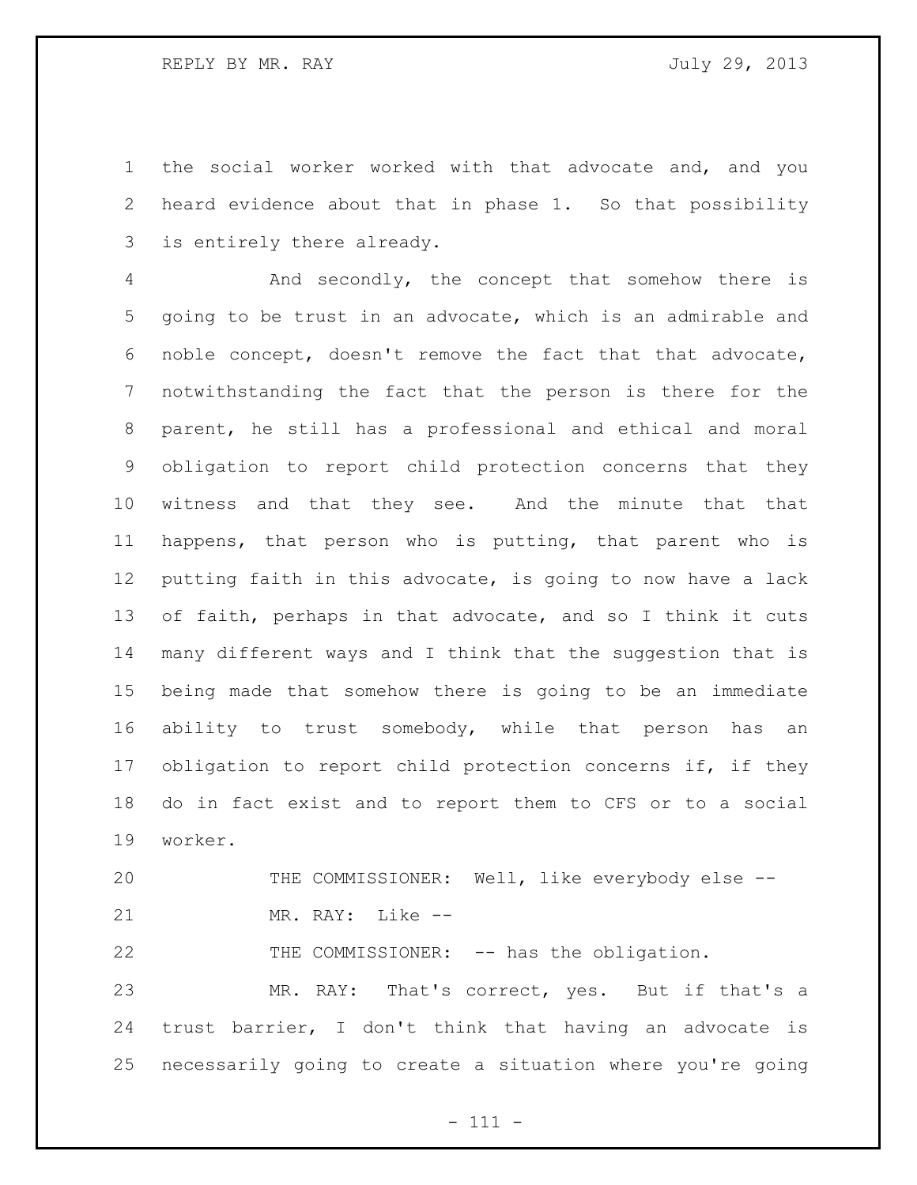the social worker worked with that advocate and, and you heard evidence about that in phase 1. So that possibility is entirely there already.

And secondly, the concept that somehow there is going to be trust in an advocate, which is an admirable and noble concept, doesn't remove the fact that that advocate, notwithstanding the fact that the person is there for the parent, he still has a professional and ethical and moral obligation to report child protection concerns that they witness and that they see. And the minute that that happens, that person who is putting, that parent who is putting faith in this advocate, is going to now have a lack of faith, perhaps in that advocate, and so I think it cuts many different ways and I think that the suggestion that is being made that somehow there is going to be an immediate ability to trust somebody, while that person has an obligation to report child protection concerns if, if they do in fact exist and to report them to CFS or to a social worker.

THE COMMISSIONER: Well, like everybody else --

MR. RAY: Like --

THE COMMISSIONER: -- has the obligation.

MR. RAY: That's correct, yes. But if that's a trust barrier, I don't think that having an advocate is necessarily going to create a situation where you're going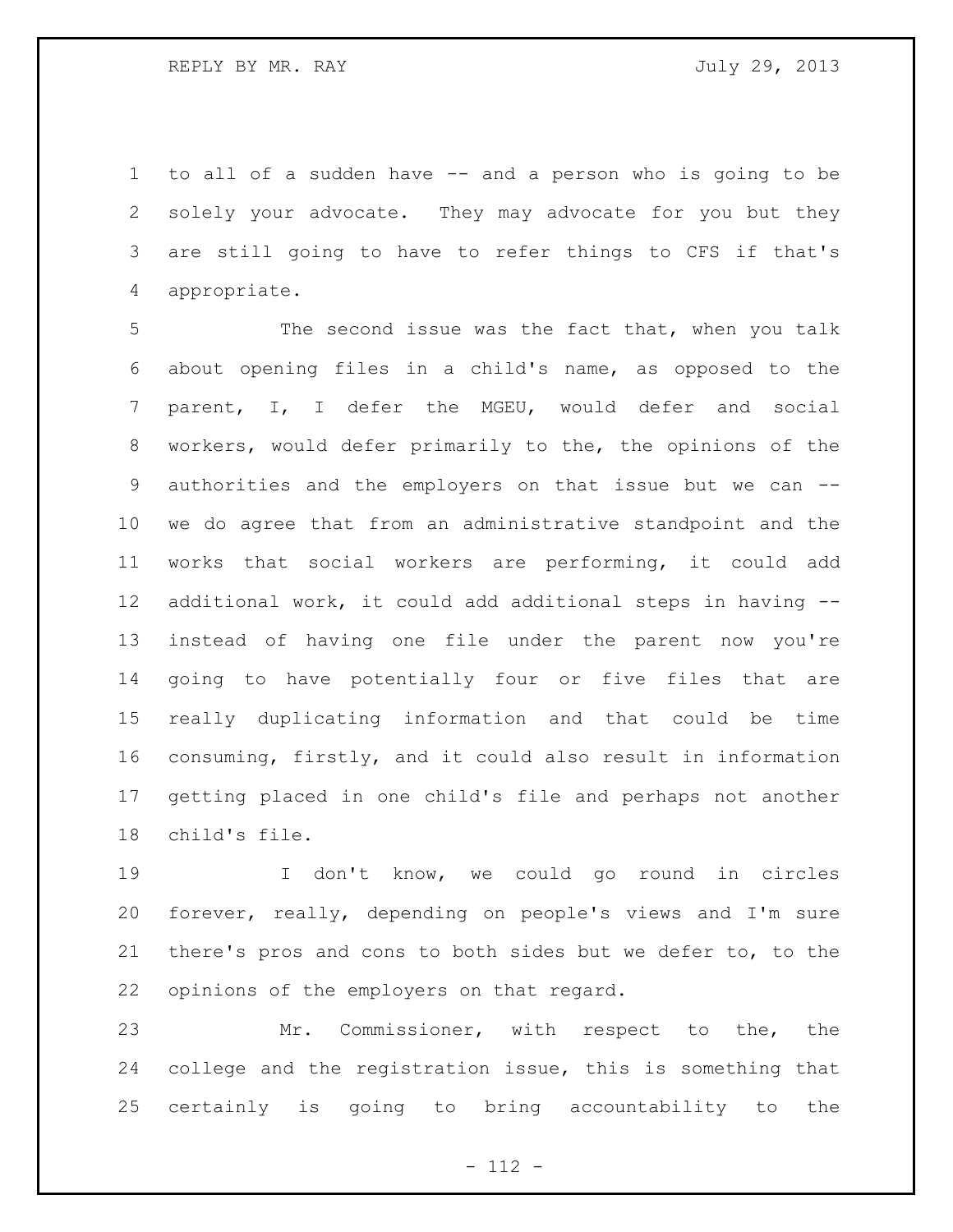to all of a sudden have -- and a person who is going to be solely your advocate. They may advocate for you but they are still going to have to refer things to CFS if that's appropriate.

The second issue was the fact that, when you talk about opening files in a child's name, as opposed to the parent, I, I defer the MGEU, would defer and social workers, would defer primarily to the, the opinions of the authorities and the employers on that issue but we can -- we do agree that from an administrative standpoint and the works that social workers are performing, it could add additional work, it could add additional steps in having -- instead of having one file under the parent now you're going to have potentially four or five files that are really duplicating information and that could be time consuming, firstly, and it could also result in information getting placed in one child's file and perhaps not another child's file.

I don't know, we could go round in circles forever, really, depending on people's views and I'm sure there's pros and cons to both sides but we defer to, to the opinions of the employers on that regard.

Mr. Commissioner, with respect to the, the college and the registration issue, this is something that certainly is going to bring accountability to the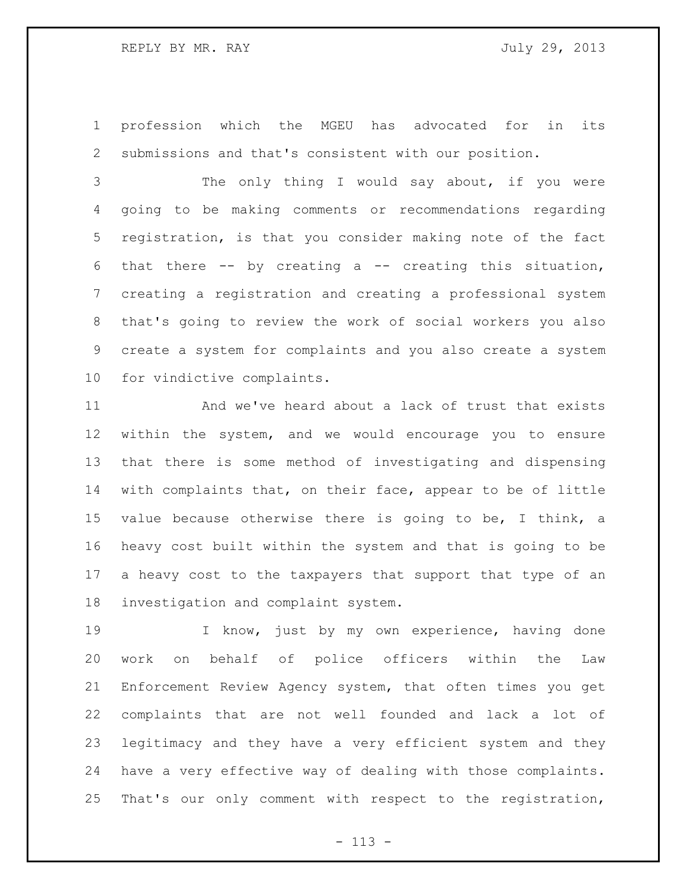profession which the MGEU has advocated for in its submissions and that's consistent with our position.

The only thing I would say about, if you were going to be making comments or recommendations regarding registration, is that you consider making note of the fact that there -- by creating a -- creating this situation, creating a registration and creating a professional system that's going to review the work of social workers you also create a system for complaints and you also create a system for vindictive complaints.

And we've heard about a lack of trust that exists within the system, and we would encourage you to ensure that there is some method of investigating and dispensing with complaints that, on their face, appear to be of little value because otherwise there is going to be, I think, a heavy cost built within the system and that is going to be a heavy cost to the taxpayers that support that type of an investigation and complaint system.

I know, just by my own experience, having done work on behalf of police officers within the Law Enforcement Review Agency system, that often times you get complaints that are not well founded and lack a lot of legitimacy and they have a very efficient system and they have a very effective way of dealing with those complaints. That's our only comment with respect to the registration,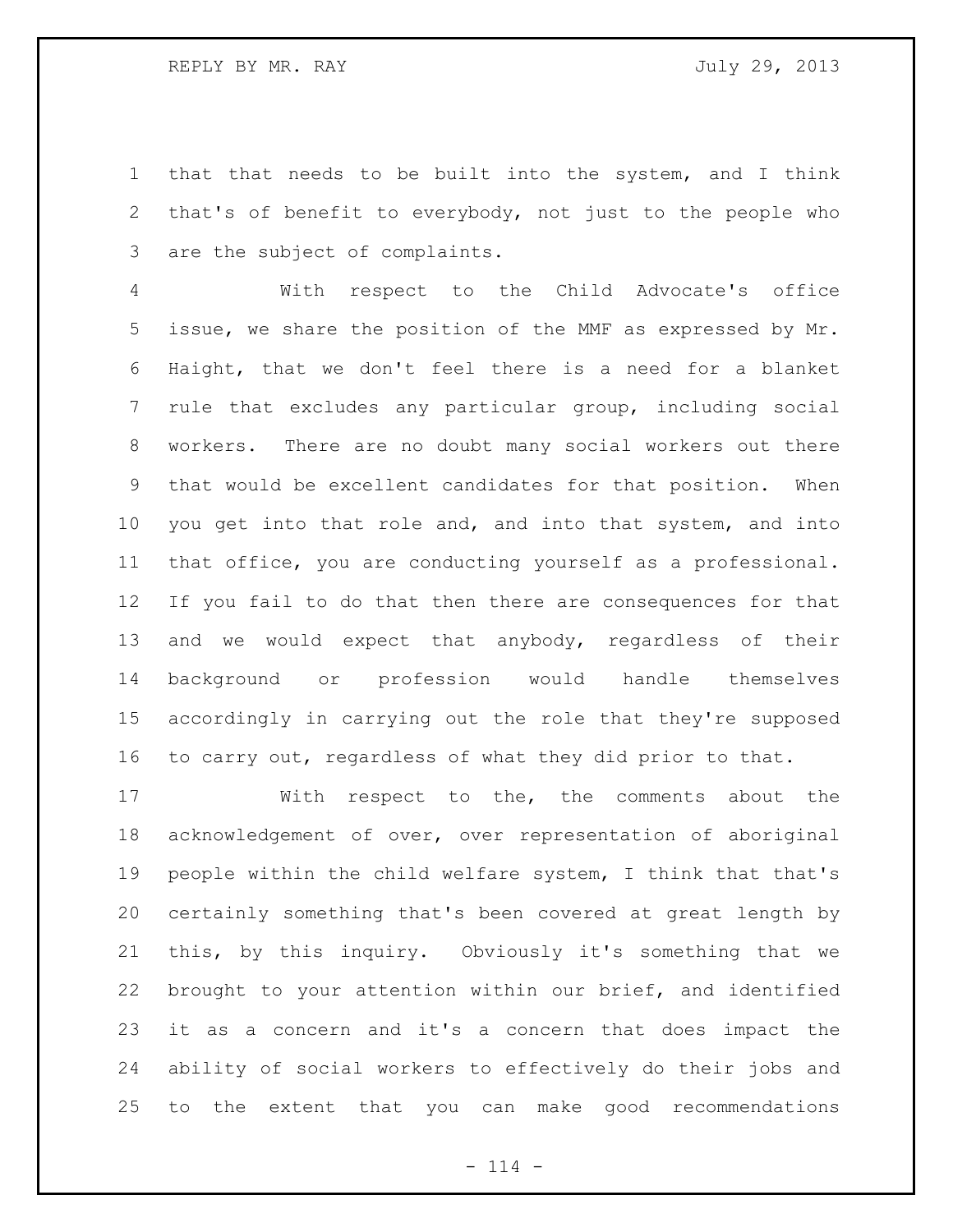that that needs to be built into the system, and I think that's of benefit to everybody, not just to the people who are the subject of complaints.

With respect to the Child Advocate's office issue, we share the position of the MMF as expressed by Mr. Haight, that we don't feel there is a need for a blanket rule that excludes any particular group, including social workers. There are no doubt many social workers out there that would be excellent candidates for that position. When you get into that role and, and into that system, and into that office, you are conducting yourself as a professional. If you fail to do that then there are consequences for that and we would expect that anybody, regardless of their background or profession would handle themselves accordingly in carrying out the role that they're supposed to carry out, regardless of what they did prior to that.

With respect to the, the comments about the acknowledgement of over, over representation of aboriginal people within the child welfare system, I think that that's certainly something that's been covered at great length by this, by this inquiry. Obviously it's something that we brought to your attention within our brief, and identified it as a concern and it's a concern that does impact the ability of social workers to effectively do their jobs and to the extent that you can make good recommendations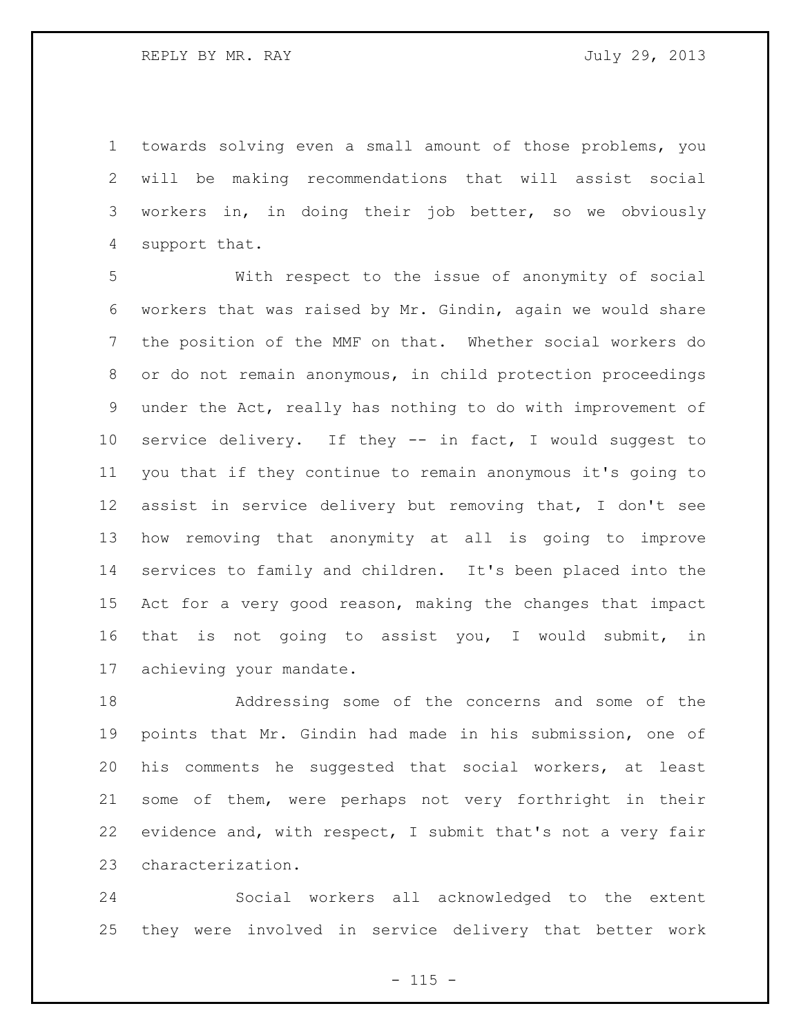towards solving even a small amount of those problems, you will be making recommendations that will assist social workers in, in doing their job better, so we obviously support that.

With respect to the issue of anonymity of social workers that was raised by Mr. Gindin, again we would share the position of the MMF on that. Whether social workers do or do not remain anonymous, in child protection proceedings under the Act, really has nothing to do with improvement of service delivery. If they -- in fact, I would suggest to you that if they continue to remain anonymous it's going to assist in service delivery but removing that, I don't see how removing that anonymity at all is going to improve services to family and children. It's been placed into the Act for a very good reason, making the changes that impact that is not going to assist you, I would submit, in achieving your mandate.

Addressing some of the concerns and some of the points that Mr. Gindin had made in his submission, one of his comments he suggested that social workers, at least some of them, were perhaps not very forthright in their evidence and, with respect, I submit that's not a very fair characterization.

Social workers all acknowledged to the extent they were involved in service delivery that better work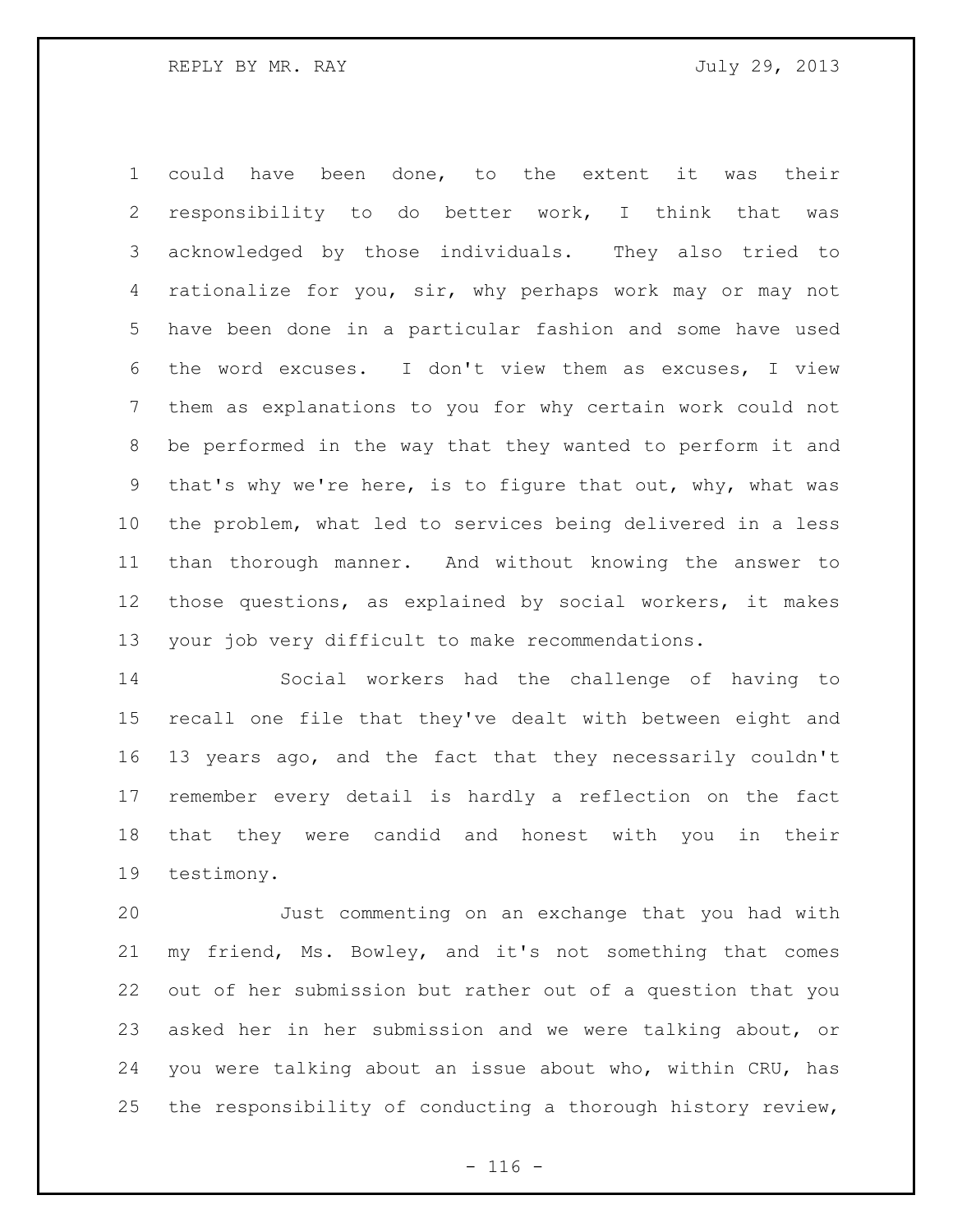could have been done, to the extent it was their responsibility to do better work, I think that was acknowledged by those individuals. They also tried to rationalize for you, sir, why perhaps work may or may not have been done in a particular fashion and some have used the word excuses. I don't view them as excuses, I view them as explanations to you for why certain work could not be performed in the way that they wanted to perform it and that's why we're here, is to figure that out, why, what was the problem, what led to services being delivered in a less than thorough manner. And without knowing the answer to those questions, as explained by social workers, it makes your job very difficult to make recommendations.

Social workers had the challenge of having to recall one file that they've dealt with between eight and 13 years ago, and the fact that they necessarily couldn't remember every detail is hardly a reflection on the fact that they were candid and honest with you in their testimony.

Just commenting on an exchange that you had with my friend, Ms. Bowley, and it's not something that comes out of her submission but rather out of a question that you asked her in her submission and we were talking about, or you were talking about an issue about who, within CRU, has the responsibility of conducting a thorough history review,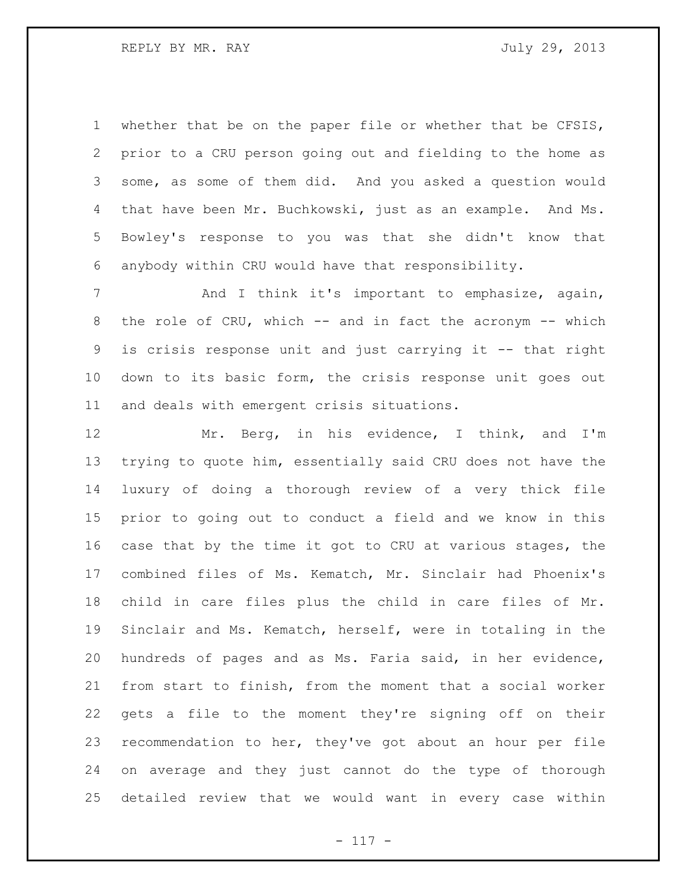whether that be on the paper file or whether that be CFSIS, prior to a CRU person going out and fielding to the home as some, as some of them did. And you asked a question would that have been Mr. Buchkowski, just as an example. And Ms. Bowley's response to you was that she didn't know that anybody within CRU would have that responsibility.

And I think it's important to emphasize, again, the role of CRU, which -- and in fact the acronym -- which is crisis response unit and just carrying it -- that right down to its basic form, the crisis response unit goes out and deals with emergent crisis situations.

Mr. Berg, in his evidence, I think, and I'm trying to quote him, essentially said CRU does not have the luxury of doing a thorough review of a very thick file prior to going out to conduct a field and we know in this case that by the time it got to CRU at various stages, the combined files of Ms. Kematch, Mr. Sinclair had Phoenix's child in care files plus the child in care files of Mr. Sinclair and Ms. Kematch, herself, were in totaling in the hundreds of pages and as Ms. Faria said, in her evidence, from start to finish, from the moment that a social worker gets a file to the moment they're signing off on their recommendation to her, they've got about an hour per file on average and they just cannot do the type of thorough detailed review that we would want in every case within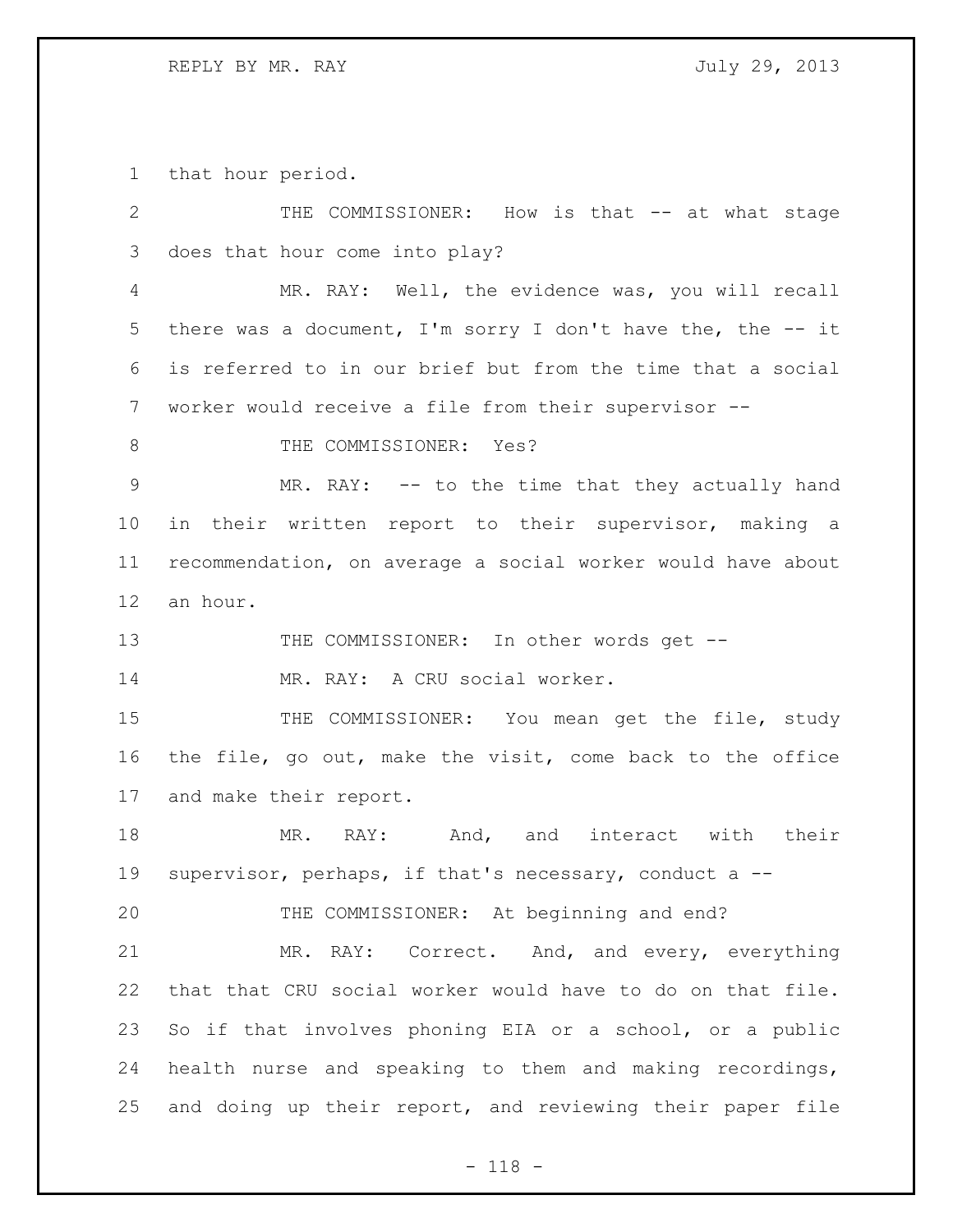that hour period.

THE COMMISSIONER: How is that -- at what stage does that hour come into play?

MR. RAY: Well, the evidence was, you will recall there was a document, I'm sorry I don't have the, the -- it is referred to in our brief but from the time that a social worker would receive a file from their supervisor --

THE COMMISSIONER: Yes?

MR. RAY: -- to the time that they actually hand in their written report to their supervisor, making a recommendation, on average a social worker would have about an hour.

THE COMMISSIONER: In other words get --

MR. RAY: A CRU social worker.

THE COMMISSIONER: You mean get the file, study the file, go out, make the visit, come back to the office and make their report.

MR. RAY: And, and interact with their supervisor, perhaps, if that's necessary, conduct a --

THE COMMISSIONER: At beginning and end?

MR. RAY: Correct. And, and every, everything that that CRU social worker would have to do on that file. So if that involves phoning EIA or a school, or a public health nurse and speaking to them and making recordings, and doing up their report, and reviewing their paper file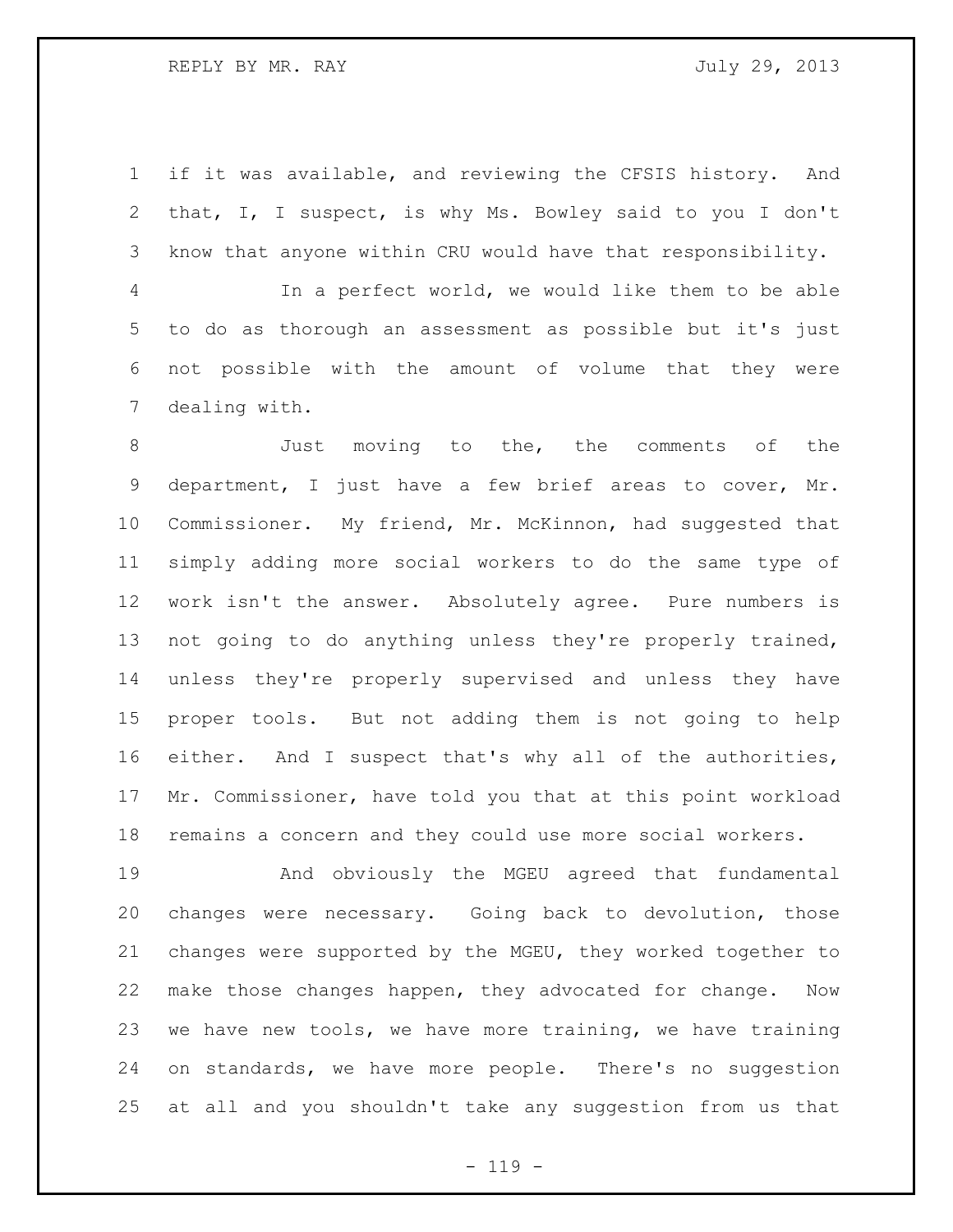if it was available, and reviewing the CFSIS history. And that, I, I suspect, is why Ms. Bowley said to you I don't know that anyone within CRU would have that responsibility.

In a perfect world, we would like them to be able to do as thorough an assessment as possible but it's just not possible with the amount of volume that they were dealing with.

Just moving to the, the comments of the department, I just have a few brief areas to cover, Mr. Commissioner. My friend, Mr. McKinnon, had suggested that simply adding more social workers to do the same type of work isn't the answer. Absolutely agree. Pure numbers is not going to do anything unless they're properly trained, unless they're properly supervised and unless they have proper tools. But not adding them is not going to help either. And I suspect that's why all of the authorities, Mr. Commissioner, have told you that at this point workload remains a concern and they could use more social workers.

And obviously the MGEU agreed that fundamental changes were necessary. Going back to devolution, those changes were supported by the MGEU, they worked together to make those changes happen, they advocated for change. Now we have new tools, we have more training, we have training on standards, we have more people. There's no suggestion at all and you shouldn't take any suggestion from us that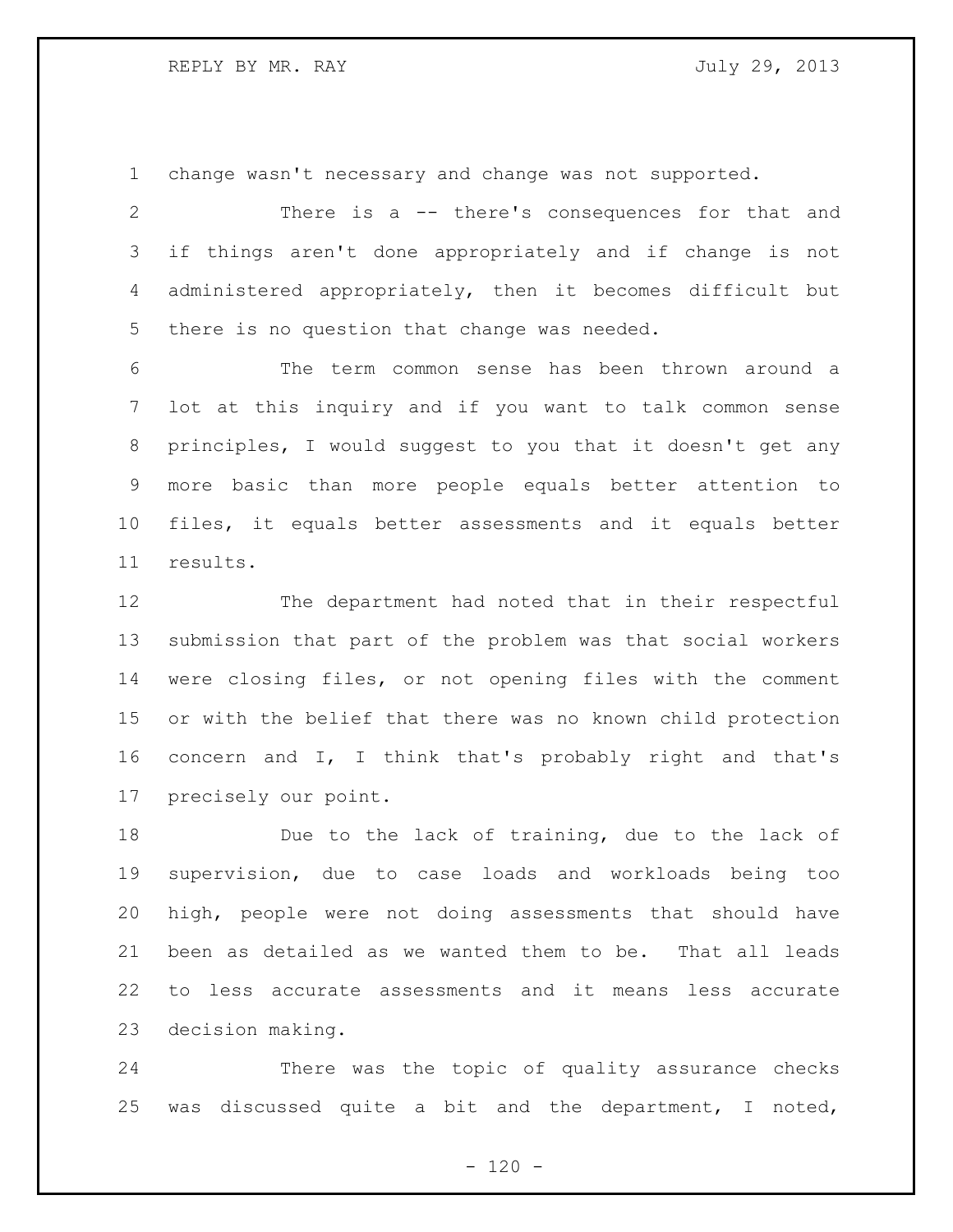change wasn't necessary and change was not supported.

There is a -- there's consequences for that and if things aren't done appropriately and if change is not administered appropriately, then it becomes difficult but there is no question that change was needed.

The term common sense has been thrown around a lot at this inquiry and if you want to talk common sense principles, I would suggest to you that it doesn't get any more basic than more people equals better attention to files, it equals better assessments and it equals better results.

The department had noted that in their respectful submission that part of the problem was that social workers were closing files, or not opening files with the comment or with the belief that there was no known child protection concern and I, I think that's probably right and that's precisely our point.

Due to the lack of training, due to the lack of supervision, due to case loads and workloads being too high, people were not doing assessments that should have been as detailed as we wanted them to be. That all leads to less accurate assessments and it means less accurate decision making.

There was the topic of quality assurance checks was discussed quite a bit and the department, I noted,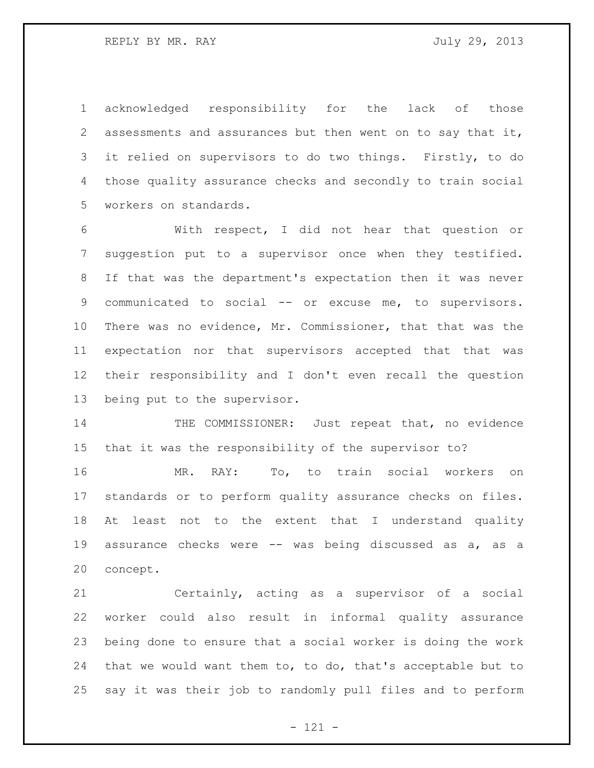acknowledged responsibility for the lack of those assessments and assurances but then went on to say that it, it relied on supervisors to do two things. Firstly, to do those quality assurance checks and secondly to train social workers on standards.

With respect, I did not hear that question or suggestion put to a supervisor once when they testified. If that was the department's expectation then it was never communicated to social -- or excuse me, to supervisors. There was no evidence, Mr. Commissioner, that that was the expectation nor that supervisors accepted that that was their responsibility and I don't even recall the question being put to the supervisor.

THE COMMISSIONER: Just repeat that, no evidence that it was the responsibility of the supervisor to?

MR. RAY: To, to train social workers on standards or to perform quality assurance checks on files. At least not to the extent that I understand quality assurance checks were -- was being discussed as a, as a concept.

Certainly, acting as a supervisor of a social worker could also result in informal quality assurance being done to ensure that a social worker is doing the work that we would want them to, to do, that's acceptable but to say it was their job to randomly pull files and to perform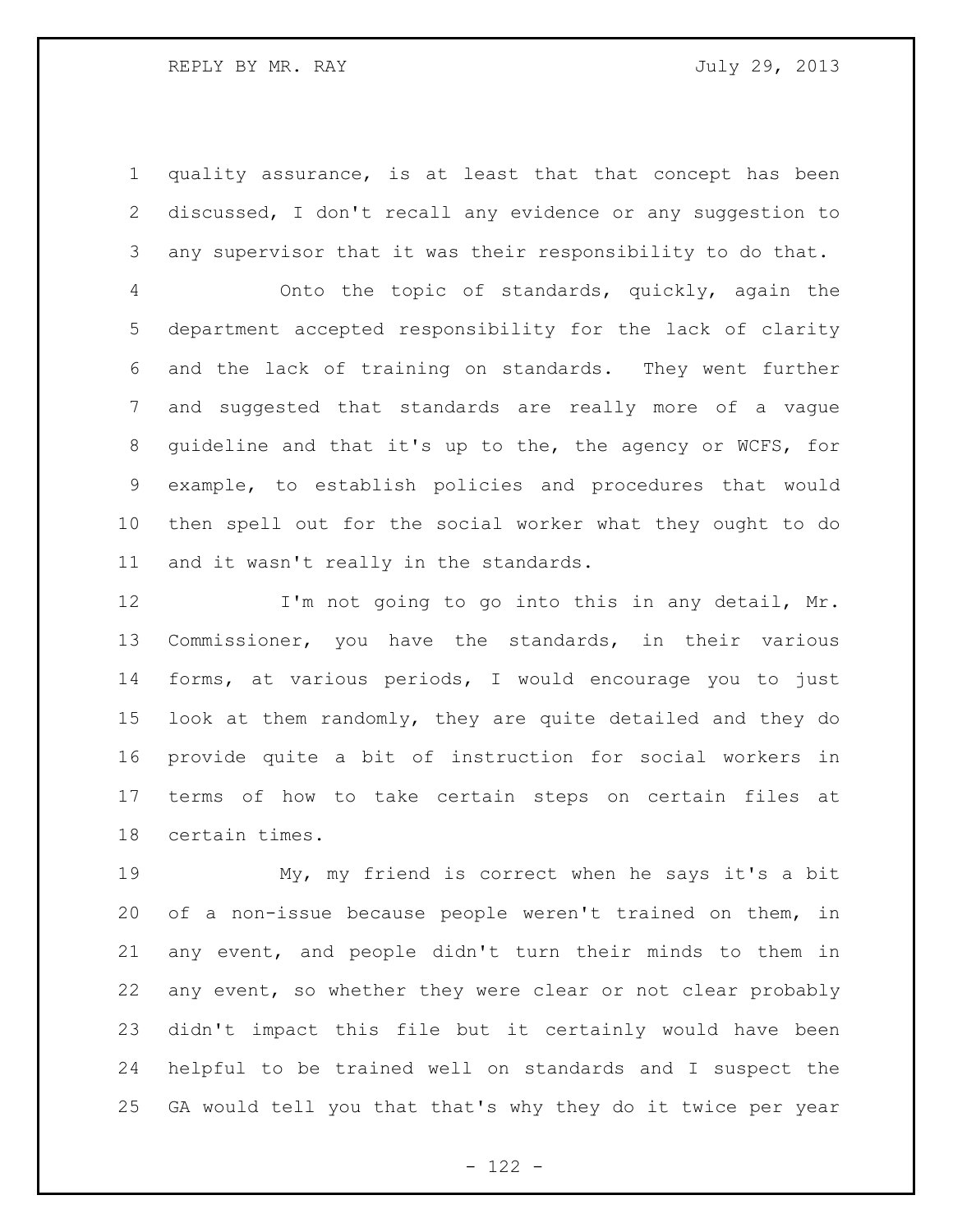quality assurance, is at least that that concept has been discussed, I don't recall any evidence or any suggestion to any supervisor that it was their responsibility to do that.

Onto the topic of standards, quickly, again the department accepted responsibility for the lack of clarity and the lack of training on standards. They went further and suggested that standards are really more of a vague guideline and that it's up to the, the agency or WCFS, for example, to establish policies and procedures that would then spell out for the social worker what they ought to do and it wasn't really in the standards.

I'm not going to go into this in any detail, Mr. Commissioner, you have the standards, in their various forms, at various periods, I would encourage you to just look at them randomly, they are quite detailed and they do provide quite a bit of instruction for social workers in terms of how to take certain steps on certain files at certain times.

My, my friend is correct when he says it's a bit of a non-issue because people weren't trained on them, in any event, and people didn't turn their minds to them in any event, so whether they were clear or not clear probably didn't impact this file but it certainly would have been helpful to be trained well on standards and I suspect the GA would tell you that that's why they do it twice per year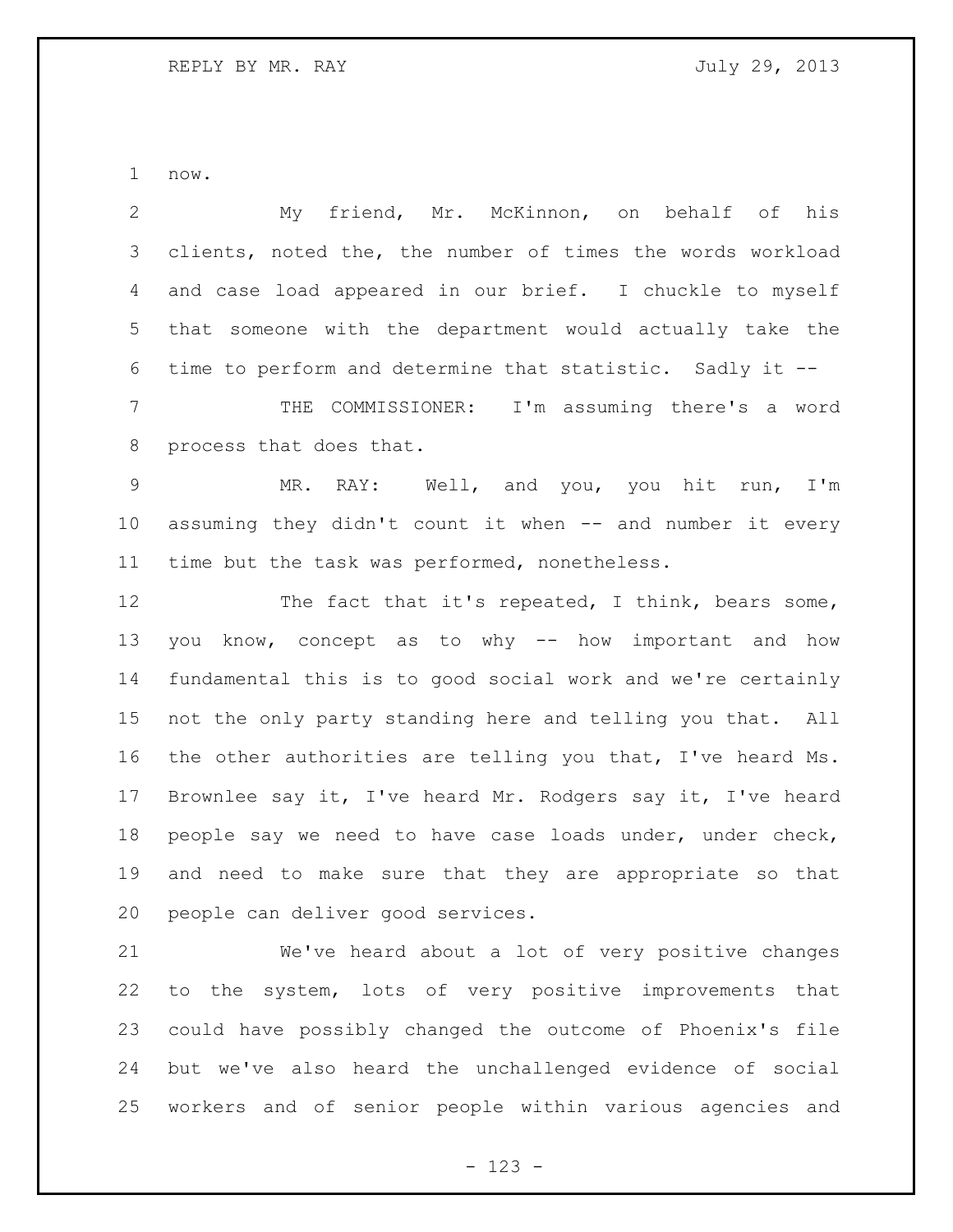now.

My friend, Mr. McKinnon, on behalf of his clients, noted the, the number of times the words workload and case load appeared in our brief. I chuckle to myself that someone with the department would actually take the time to perform and determine that statistic. Sadly it --

THE COMMISSIONER: I'm assuming there's a word process that does that.

MR. RAY: Well, and you, you hit run, I'm assuming they didn't count it when -- and number it every time but the task was performed, nonetheless.

The fact that it's repeated, I think, bears some, you know, concept as to why -- how important and how fundamental this is to good social work and we're certainly not the only party standing here and telling you that. All the other authorities are telling you that, I've heard Ms. Brownlee say it, I've heard Mr. Rodgers say it, I've heard people say we need to have case loads under, under check, and need to make sure that they are appropriate so that people can deliver good services.

We've heard about a lot of very positive changes to the system, lots of very positive improvements that could have possibly changed the outcome of Phoenix's file but we've also heard the unchallenged evidence of social workers and of senior people within various agencies and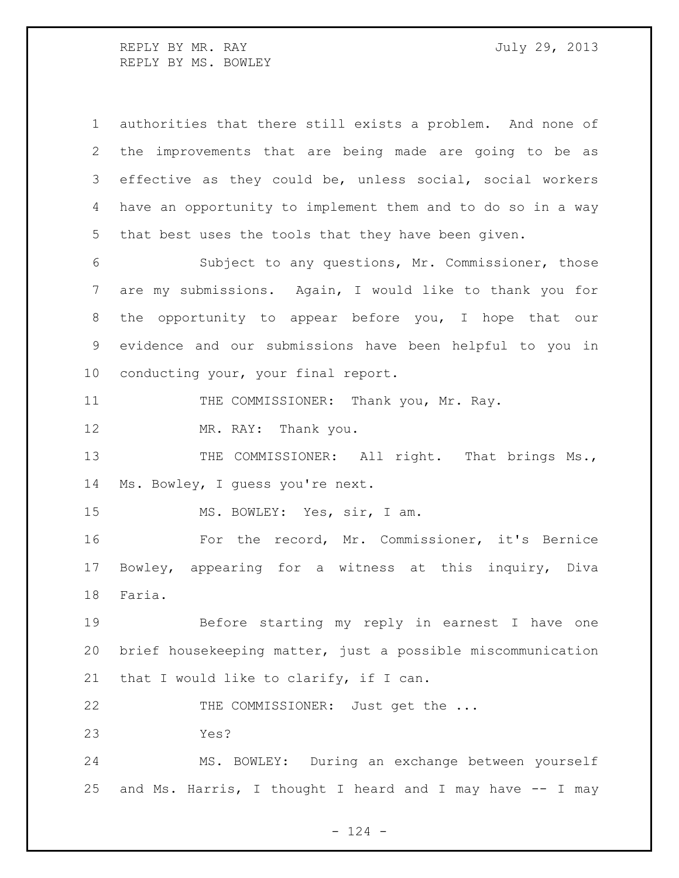authorities that there still exists a problem. And none of the improvements that are being made are going to be as effective as they could be, unless social, social workers have an opportunity to implement them and to do so in a way that best uses the tools that they have been given.

Subject to any questions, Mr. Commissioner, those are my submissions. Again, I would like to thank you for the opportunity to appear before you, I hope that our evidence and our submissions have been helpful to you in conducting your, your final report.

THE COMMISSIONER: Thank you, Mr. Ray.

MR. RAY: Thank you.

THE COMMISSIONER: All right. That brings Ms., Ms. Bowley, I guess you're next.

MS. BOWLEY: Yes, sir, I am.

For the record, Mr. Commissioner, it's Bernice Bowley, appearing for a witness at this inquiry, Diva Faria.

Before starting my reply in earnest I have one brief housekeeping matter, just a possible miscommunication that I would like to clarify, if I can.

THE COMMISSIONER: Just get the ...

Yes?

MS. BOWLEY: During an exchange between yourself and Ms. Harris, I thought I heard and I may have -- I may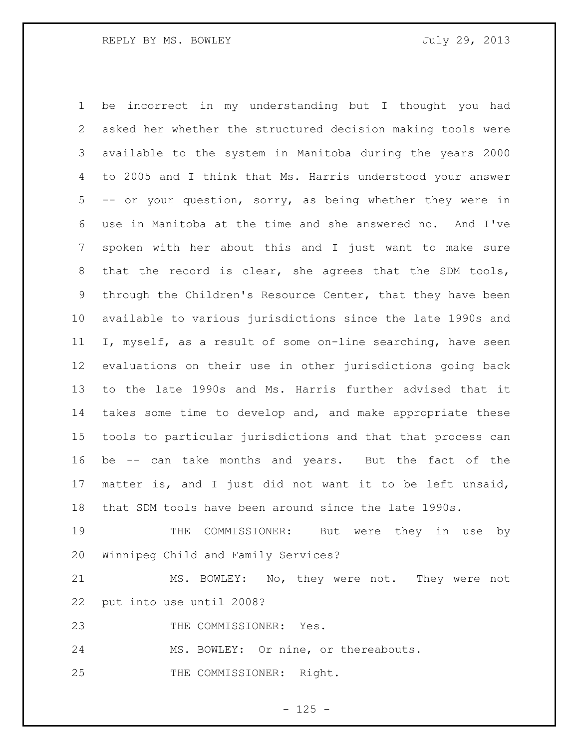be incorrect in my understanding but I thought you had asked her whether the structured decision making tools were available to the system in Manitoba during the years 2000 to 2005 and I think that Ms. Harris understood your answer -- or your question, sorry, as being whether they were in use in Manitoba at the time and she answered no. And I've spoken with her about this and I just want to make sure that the record is clear, she agrees that the SDM tools, through the Children's Resource Center, that they have been available to various jurisdictions since the late 1990s and I, myself, as a result of some on-line searching, have seen evaluations on their use in other jurisdictions going back to the late 1990s and Ms. Harris further advised that it takes some time to develop and, and make appropriate these tools to particular jurisdictions and that that process can be -- can take months and years. But the fact of the matter is, and I just did not want it to be left unsaid, that SDM tools have been around since the late 1990s.

THE COMMISSIONER: But were they in use by Winnipeg Child and Family Services?

MS. BOWLEY: No, they were not. They were not put into use until 2008?

THE COMMISSIONER: Yes.

MS. BOWLEY: Or nine, or thereabouts.

THE COMMISSIONER: Right.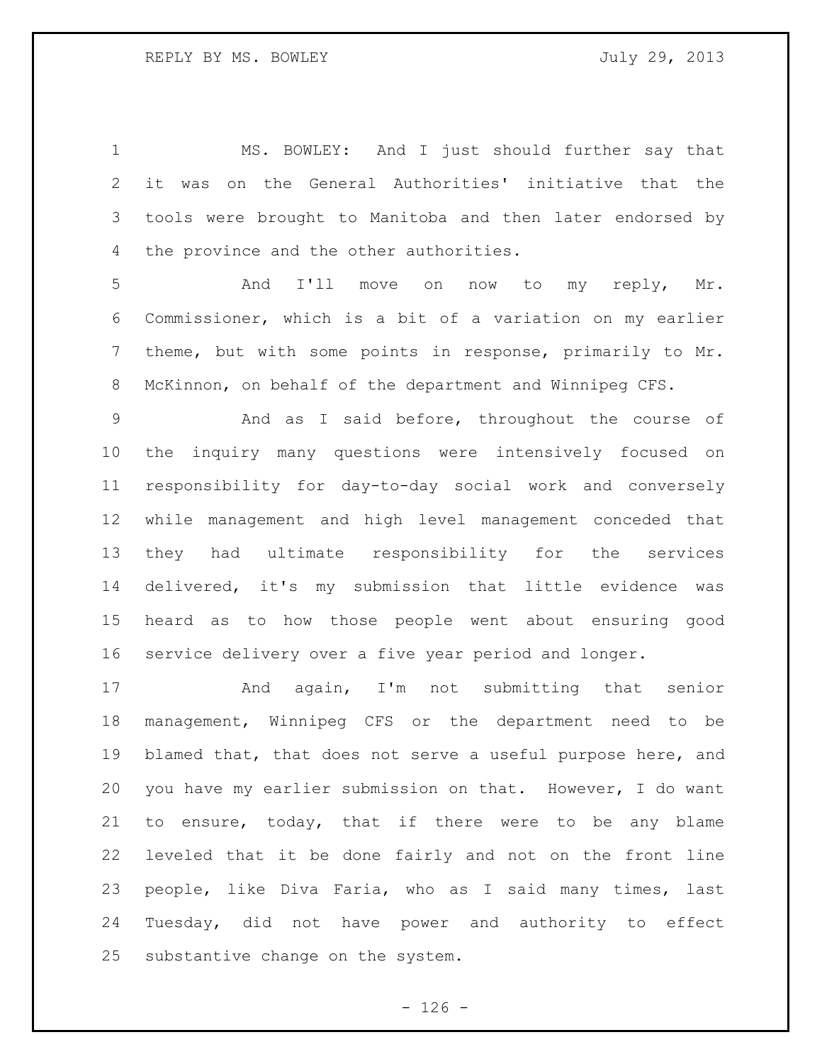MS. BOWLEY: And I just should further say that it was on the General Authorities' initiative that the tools were brought to Manitoba and then later endorsed by the province and the other authorities.

And I'll move on now to my reply, Mr. Commissioner, which is a bit of a variation on my earlier theme, but with some points in response, primarily to Mr. McKinnon, on behalf of the department and Winnipeg CFS.

And as I said before, throughout the course of the inquiry many questions were intensively focused on responsibility for day-to-day social work and conversely while management and high level management conceded that they had ultimate responsibility for the services delivered, it's my submission that little evidence was heard as to how those people went about ensuring good service delivery over a five year period and longer.

And again, I'm not submitting that senior management, Winnipeg CFS or the department need to be blamed that, that does not serve a useful purpose here, and you have my earlier submission on that. However, I do want to ensure, today, that if there were to be any blame leveled that it be done fairly and not on the front line people, like Diva Faria, who as I said many times, last Tuesday, did not have power and authority to effect substantive change on the system.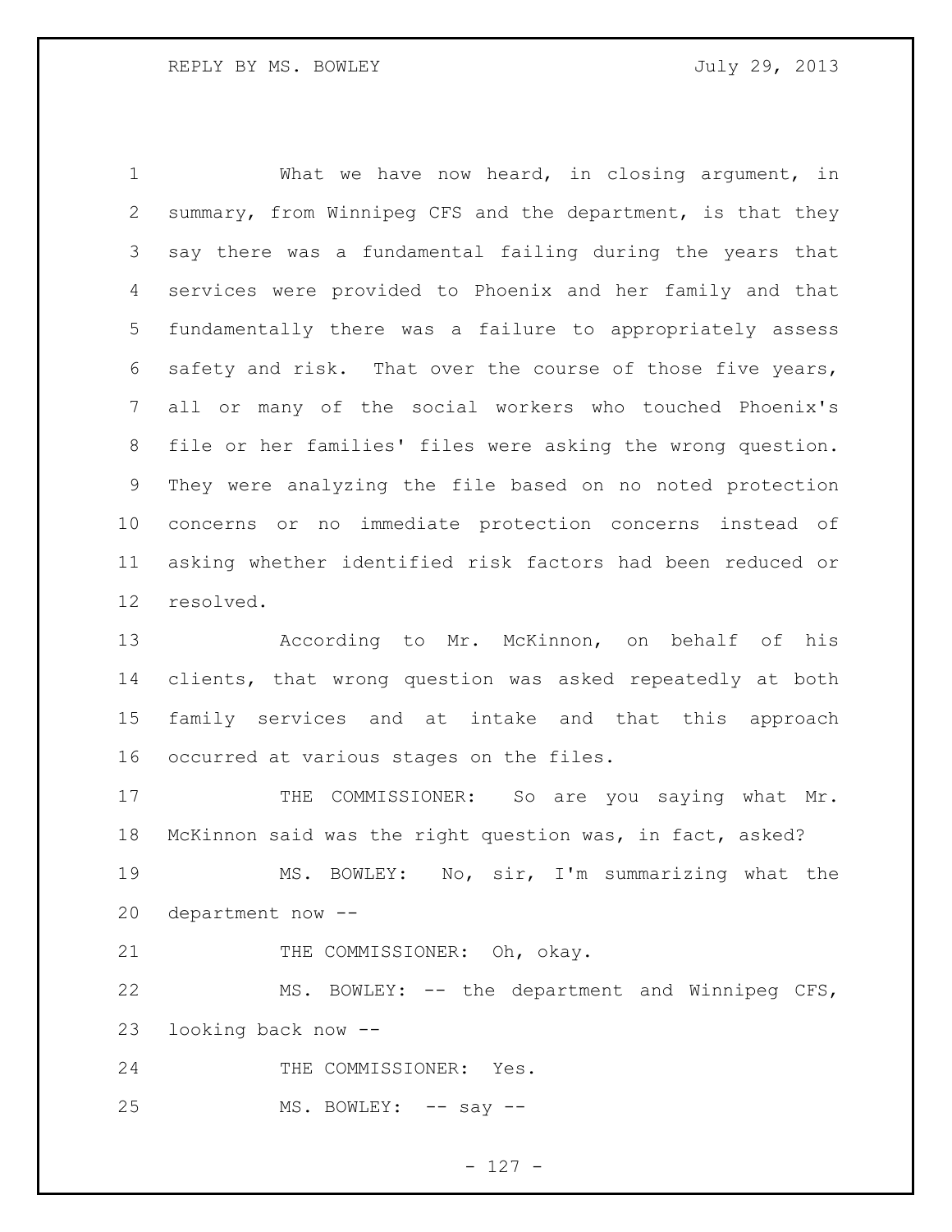What we have now heard, in closing argument, in summary, from Winnipeg CFS and the department, is that they say there was a fundamental failing during the years that services were provided to Phoenix and her family and that fundamentally there was a failure to appropriately assess safety and risk. That over the course of those five years, all or many of the social workers who touched Phoenix's file or her families' files were asking the wrong question. They were analyzing the file based on no noted protection concerns or no immediate protection concerns instead of asking whether identified risk factors had been reduced or resolved.

According to Mr. McKinnon, on behalf of his clients, that wrong question was asked repeatedly at both family services and at intake and that this approach occurred at various stages on the files.

THE COMMISSIONER: So are you saying what Mr. McKinnon said was the right question was, in fact, asked?

MS. BOWLEY: No, sir, I'm summarizing what the department now --

THE COMMISSIONER: Oh, okay.

MS. BOWLEY: -- the department and Winnipeg CFS, looking back now --

THE COMMISSIONER: Yes.

MS. BOWLEY: -- say --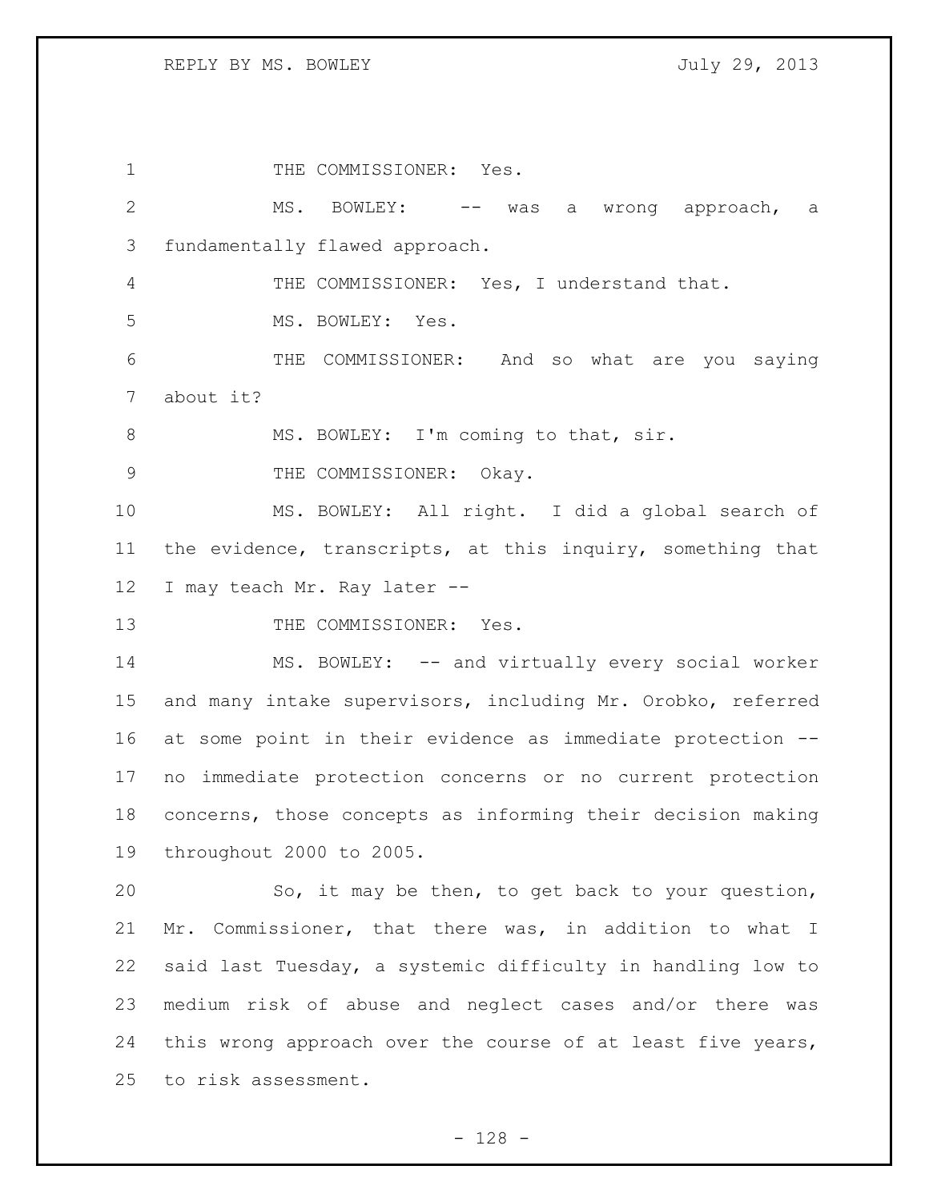THE COMMISSIONER: Yes.

MS. BOWLEY: -- was a wrong approach, a fundamentally flawed approach.

THE COMMISSIONER: Yes, I understand that.

MS. BOWLEY: Yes.

THE COMMISSIONER: And so what are you saying about it?

MS. BOWLEY: I'm coming to that, sir.

THE COMMISSIONER: Okay.

MS. BOWLEY: All right. I did a global search of the evidence, transcripts, at this inquiry, something that I may teach Mr. Ray later --

THE COMMISSIONER: Yes.

MS. BOWLEY: -- and virtually every social worker and many intake supervisors, including Mr. Orobko, referred at some point in their evidence as immediate protection -- no immediate protection concerns or no current protection concerns, those concepts as informing their decision making throughout 2000 to 2005.

So, it may be then, to get back to your question, Mr. Commissioner, that there was, in addition to what I said last Tuesday, a systemic difficulty in handling low to medium risk of abuse and neglect cases and/or there was this wrong approach over the course of at least five years, to risk assessment.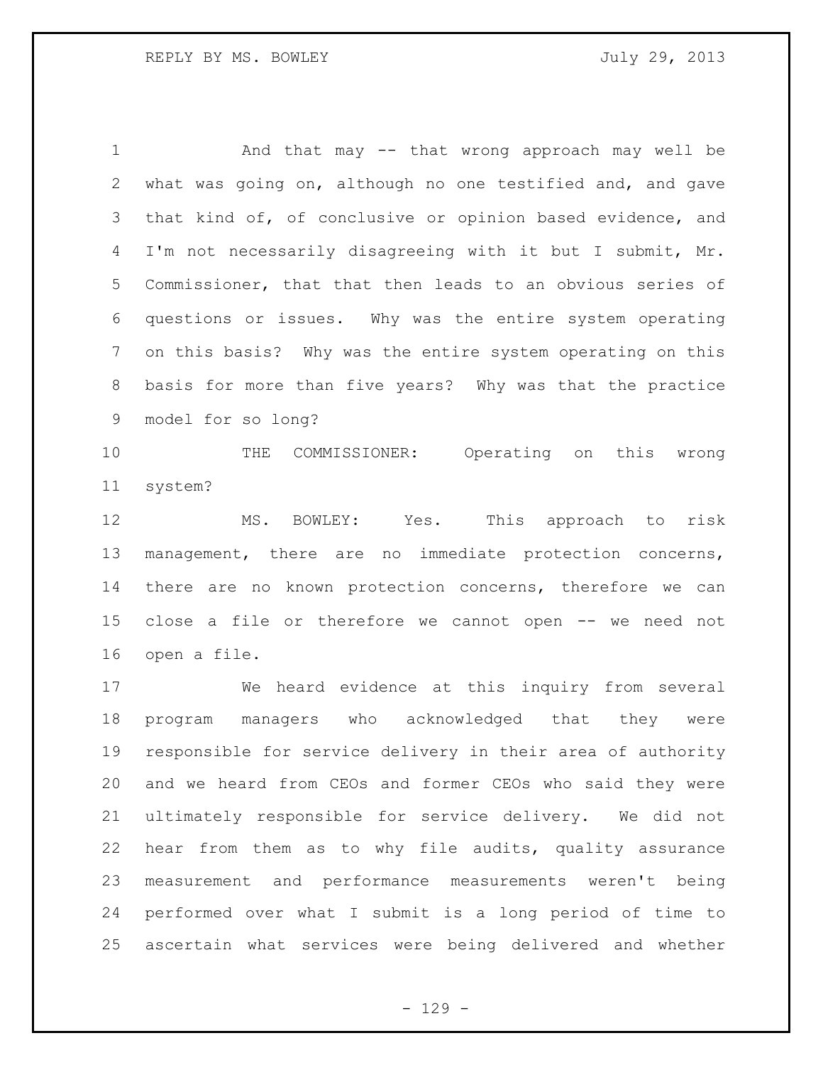And that may -- that wrong approach may well be what was going on, although no one testified and, and gave that kind of, of conclusive or opinion based evidence, and I'm not necessarily disagreeing with it but I submit, Mr. Commissioner, that that then leads to an obvious series of questions or issues. Why was the entire system operating on this basis? Why was the entire system operating on this basis for more than five years? Why was that the practice model for so long?

THE COMMISSIONER: Operating on this wrong system?

MS. BOWLEY: Yes. This approach to risk management, there are no immediate protection concerns, there are no known protection concerns, therefore we can close a file or therefore we cannot open -- we need not open a file.

We heard evidence at this inquiry from several program managers who acknowledged that they were responsible for service delivery in their area of authority and we heard from CEOs and former CEOs who said they were ultimately responsible for service delivery. We did not hear from them as to why file audits, quality assurance measurement and performance measurements weren't being performed over what I submit is a long period of time to ascertain what services were being delivered and whether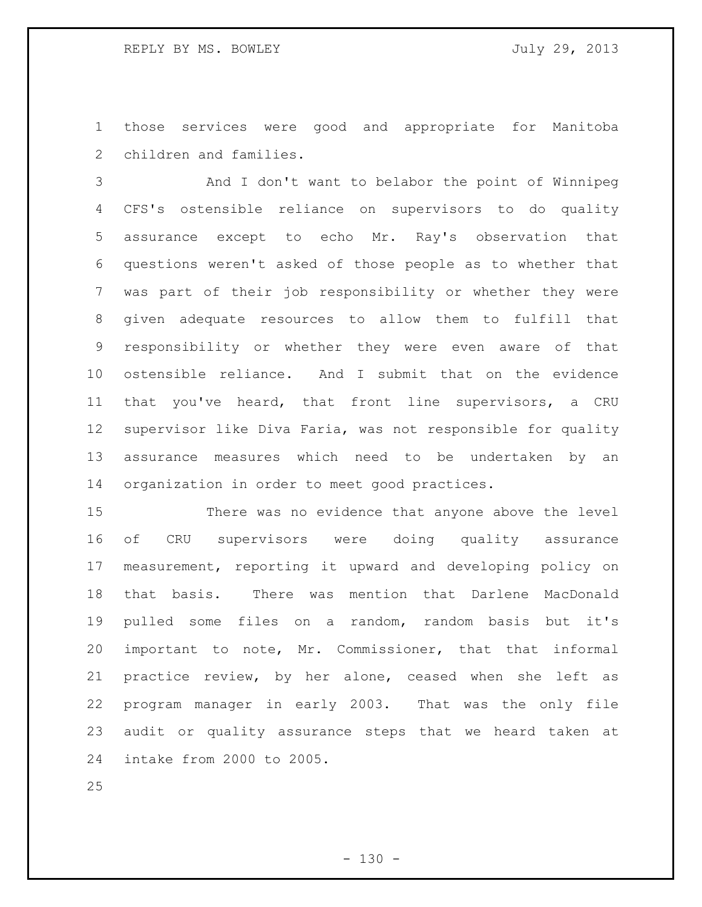those services were good and appropriate for Manitoba children and families.

And I don't want to belabor the point of Winnipeg CFS's ostensible reliance on supervisors to do quality assurance except to echo Mr. Ray's observation that questions weren't asked of those people as to whether that was part of their job responsibility or whether they were given adequate resources to allow them to fulfill that responsibility or whether they were even aware of that ostensible reliance. And I submit that on the evidence that you've heard, that front line supervisors, a CRU supervisor like Diva Faria, was not responsible for quality assurance measures which need to be undertaken by an organization in order to meet good practices.

There was no evidence that anyone above the level of CRU supervisors were doing quality assurance measurement, reporting it upward and developing policy on that basis. There was mention that Darlene MacDonald pulled some files on a random, random basis but it's important to note, Mr. Commissioner, that that informal practice review, by her alone, ceased when she left as program manager in early 2003. That was the only file audit or quality assurance steps that we heard taken at intake from 2000 to 2005.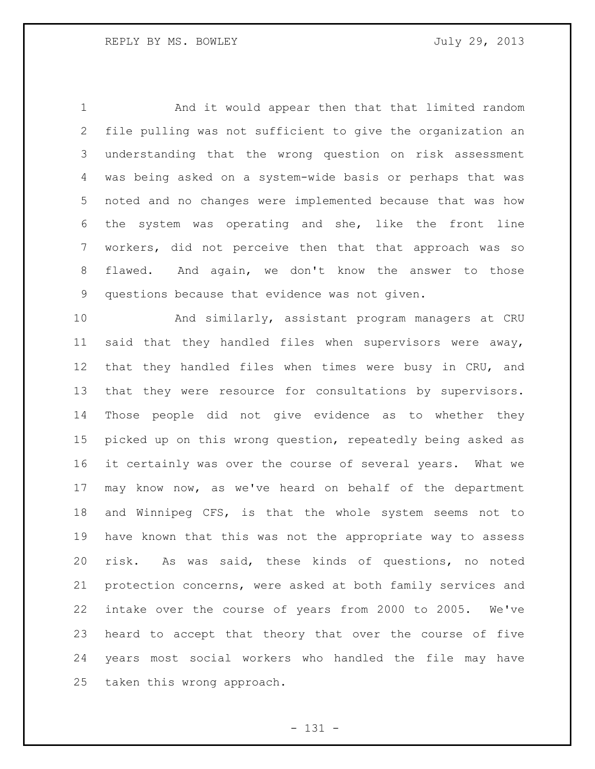And it would appear then that that limited random file pulling was not sufficient to give the organization an understanding that the wrong question on risk assessment was being asked on a system-wide basis or perhaps that was noted and no changes were implemented because that was how the system was operating and she, like the front line workers, did not perceive then that that approach was so flawed. And again, we don't know the answer to those questions because that evidence was not given.

And similarly, assistant program managers at CRU said that they handled files when supervisors were away, that they handled files when times were busy in CRU, and that they were resource for consultations by supervisors. Those people did not give evidence as to whether they picked up on this wrong question, repeatedly being asked as it certainly was over the course of several years. What we may know now, as we've heard on behalf of the department and Winnipeg CFS, is that the whole system seems not to have known that this was not the appropriate way to assess risk. As was said, these kinds of questions, no noted protection concerns, were asked at both family services and intake over the course of years from 2000 to 2005. We've heard to accept that theory that over the course of five years most social workers who handled the file may have taken this wrong approach.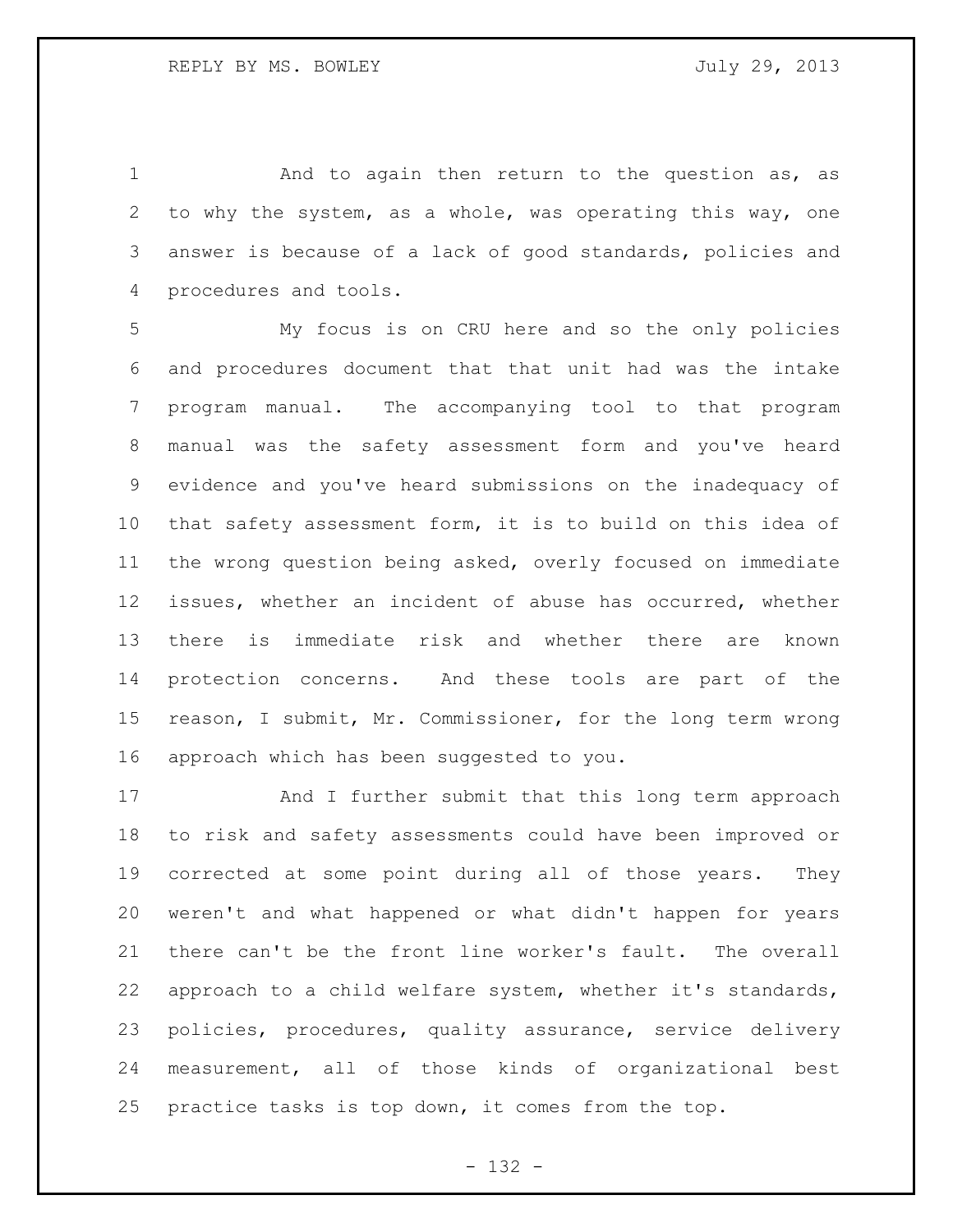And to again then return to the question as, as to why the system, as a whole, was operating this way, one answer is because of a lack of good standards, policies and procedures and tools.

My focus is on CRU here and so the only policies and procedures document that that unit had was the intake program manual. The accompanying tool to that program manual was the safety assessment form and you've heard evidence and you've heard submissions on the inadequacy of that safety assessment form, it is to build on this idea of the wrong question being asked, overly focused on immediate issues, whether an incident of abuse has occurred, whether there is immediate risk and whether there are known protection concerns. And these tools are part of the reason, I submit, Mr. Commissioner, for the long term wrong approach which has been suggested to you.

And I further submit that this long term approach to risk and safety assessments could have been improved or corrected at some point during all of those years. They weren't and what happened or what didn't happen for years there can't be the front line worker's fault. The overall approach to a child welfare system, whether it's standards, policies, procedures, quality assurance, service delivery measurement, all of those kinds of organizational best practice tasks is top down, it comes from the top.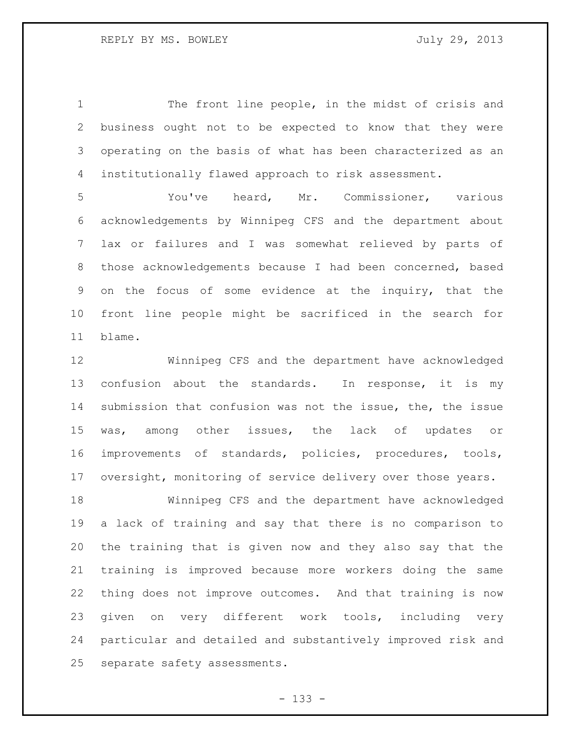The front line people, in the midst of crisis and business ought not to be expected to know that they were operating on the basis of what has been characterized as an institutionally flawed approach to risk assessment.

You've heard, Mr. Commissioner, various acknowledgements by Winnipeg CFS and the department about lax or failures and I was somewhat relieved by parts of those acknowledgements because I had been concerned, based on the focus of some evidence at the inquiry, that the front line people might be sacrificed in the search for blame.

Winnipeg CFS and the department have acknowledged confusion about the standards. In response, it is my submission that confusion was not the issue, the, the issue was, among other issues, the lack of updates or improvements of standards, policies, procedures, tools, oversight, monitoring of service delivery over those years.

Winnipeg CFS and the department have acknowledged a lack of training and say that there is no comparison to the training that is given now and they also say that the training is improved because more workers doing the same thing does not improve outcomes. And that training is now given on very different work tools, including very particular and detailed and substantively improved risk and separate safety assessments.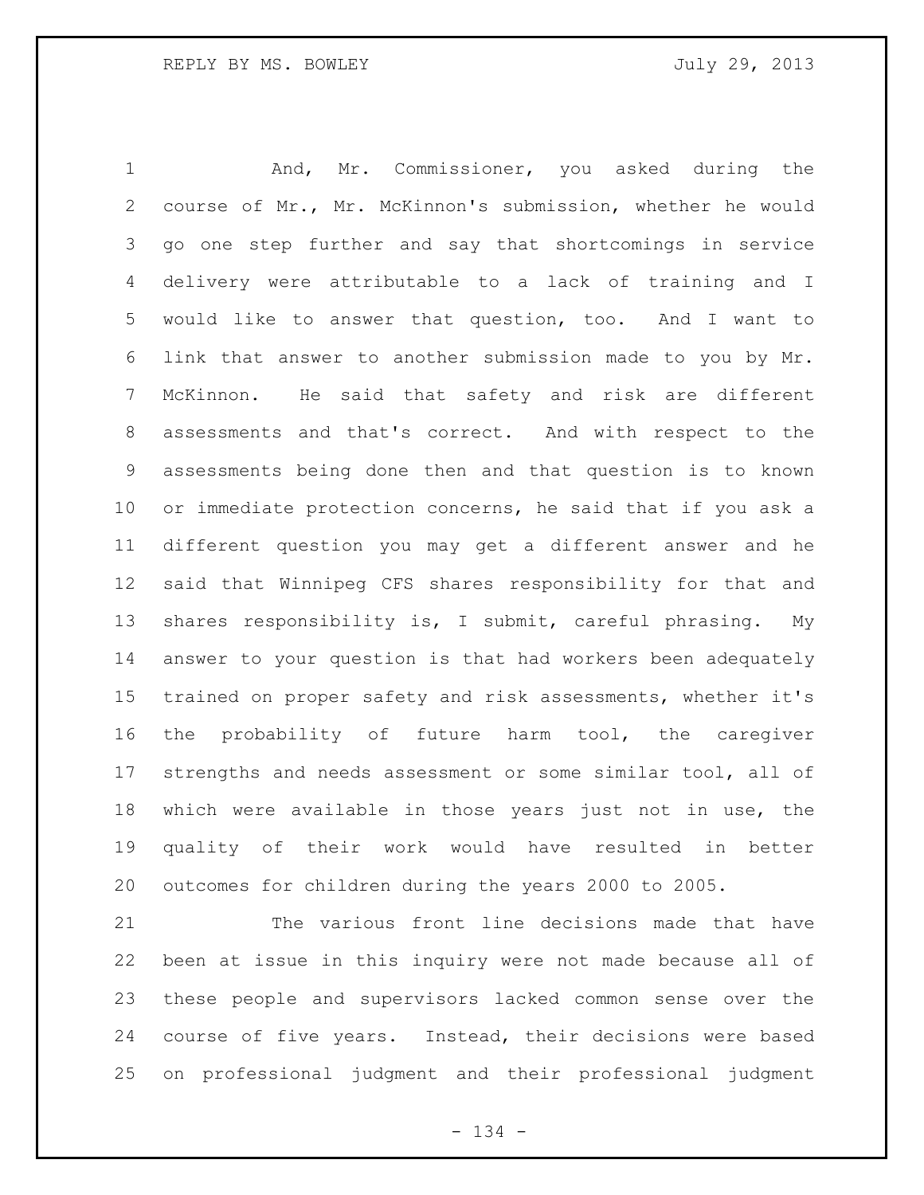And, Mr. Commissioner, you asked during the course of Mr., Mr. McKinnon's submission, whether he would go one step further and say that shortcomings in service delivery were attributable to a lack of training and I would like to answer that question, too. And I want to link that answer to another submission made to you by Mr. McKinnon. He said that safety and risk are different assessments and that's correct. And with respect to the assessments being done then and that question is to known or immediate protection concerns, he said that if you ask a different question you may get a different answer and he said that Winnipeg CFS shares responsibility for that and shares responsibility is, I submit, careful phrasing. My answer to your question is that had workers been adequately trained on proper safety and risk assessments, whether it's the probability of future harm tool, the caregiver strengths and needs assessment or some similar tool, all of which were available in those years just not in use, the quality of their work would have resulted in better outcomes for children during the years 2000 to 2005.

The various front line decisions made that have been at issue in this inquiry were not made because all of these people and supervisors lacked common sense over the course of five years. Instead, their decisions were based on professional judgment and their professional judgment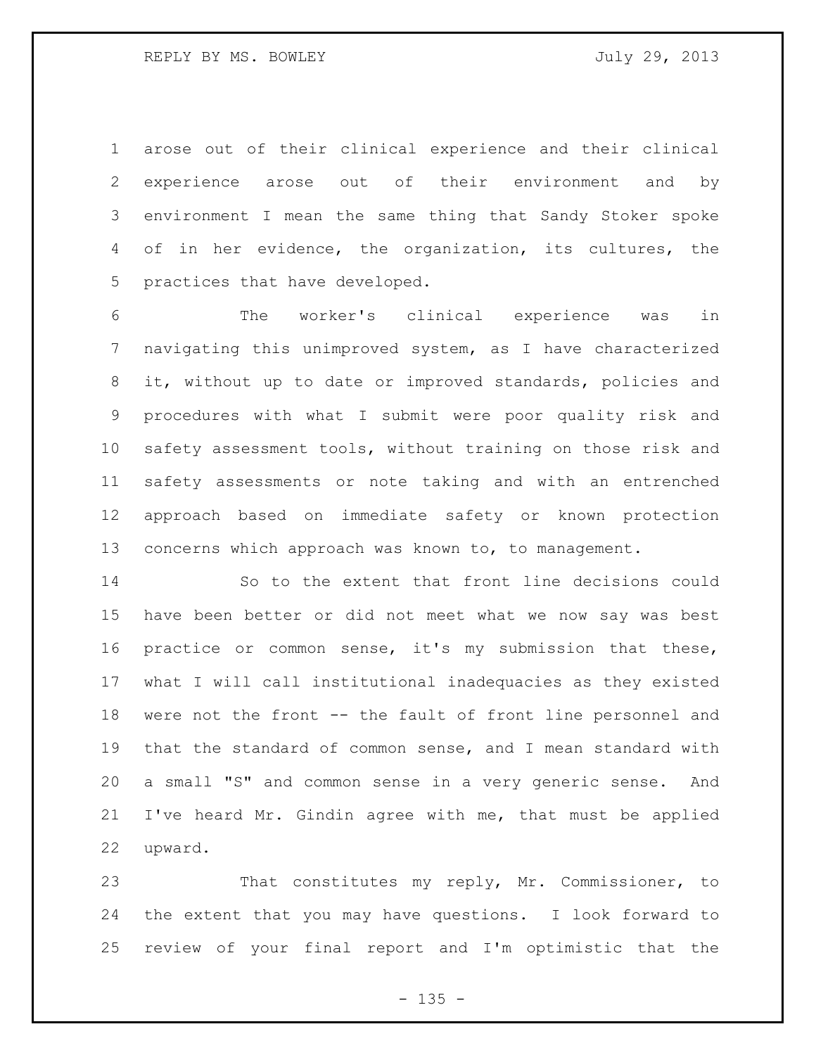arose out of their clinical experience and their clinical experience arose out of their environment and by environment I mean the same thing that Sandy Stoker spoke of in her evidence, the organization, its cultures, the practices that have developed.

The worker's clinical experience was in navigating this unimproved system, as I have characterized it, without up to date or improved standards, policies and procedures with what I submit were poor quality risk and safety assessment tools, without training on those risk and safety assessments or note taking and with an entrenched approach based on immediate safety or known protection concerns which approach was known to, to management.

So to the extent that front line decisions could have been better or did not meet what we now say was best practice or common sense, it's my submission that these, what I will call institutional inadequacies as they existed were not the front -- the fault of front line personnel and that the standard of common sense, and I mean standard with a small "S" and common sense in a very generic sense. And I've heard Mr. Gindin agree with me, that must be applied upward.

That constitutes my reply, Mr. Commissioner, to the extent that you may have questions. I look forward to review of your final report and I'm optimistic that the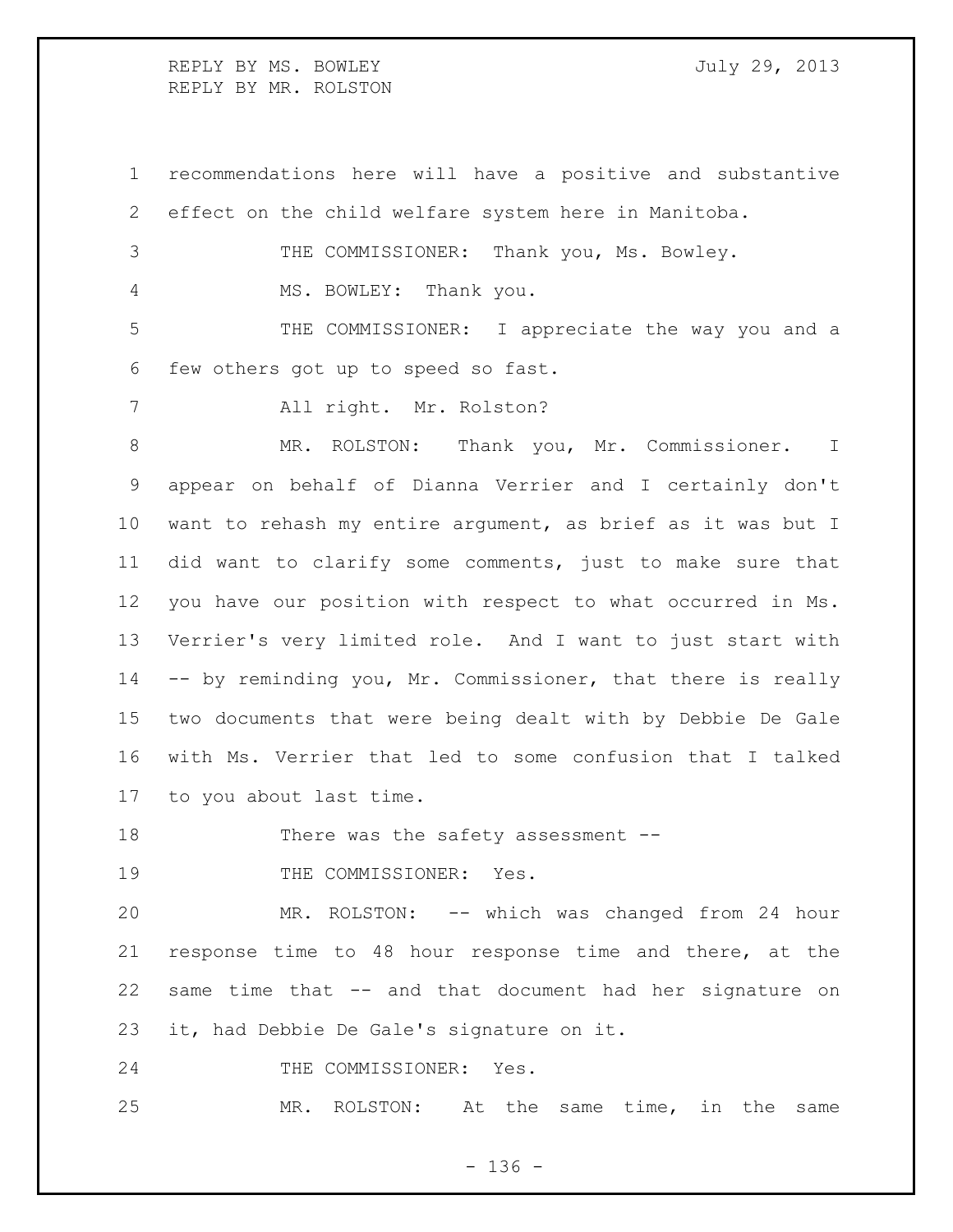recommendations here will have a positive and substantive effect on the child welfare system here in Manitoba.

THE COMMISSIONER: Thank you, Ms. Bowley.

MS. BOWLEY: Thank you.

THE COMMISSIONER: I appreciate the way you and a few others got up to speed so fast.

All right. Mr. Rolston?

MR. ROLSTON: Thank you, Mr. Commissioner. I appear on behalf of Dianna Verrier and I certainly don't want to rehash my entire argument, as brief as it was but I did want to clarify some comments, just to make sure that you have our position with respect to what occurred in Ms. Verrier's very limited role. And I want to just start with -- by reminding you, Mr. Commissioner, that there is really two documents that were being dealt with by Debbie De Gale with Ms. Verrier that led to some confusion that I talked to you about last time.

There was the safety assessment --

THE COMMISSIONER: Yes.

MR. ROLSTON: -- which was changed from 24 hour response time to 48 hour response time and there, at the same time that -- and that document had her signature on it, had Debbie De Gale's signature on it.

THE COMMISSIONER: Yes.

MR. ROLSTON: At the same time, in the same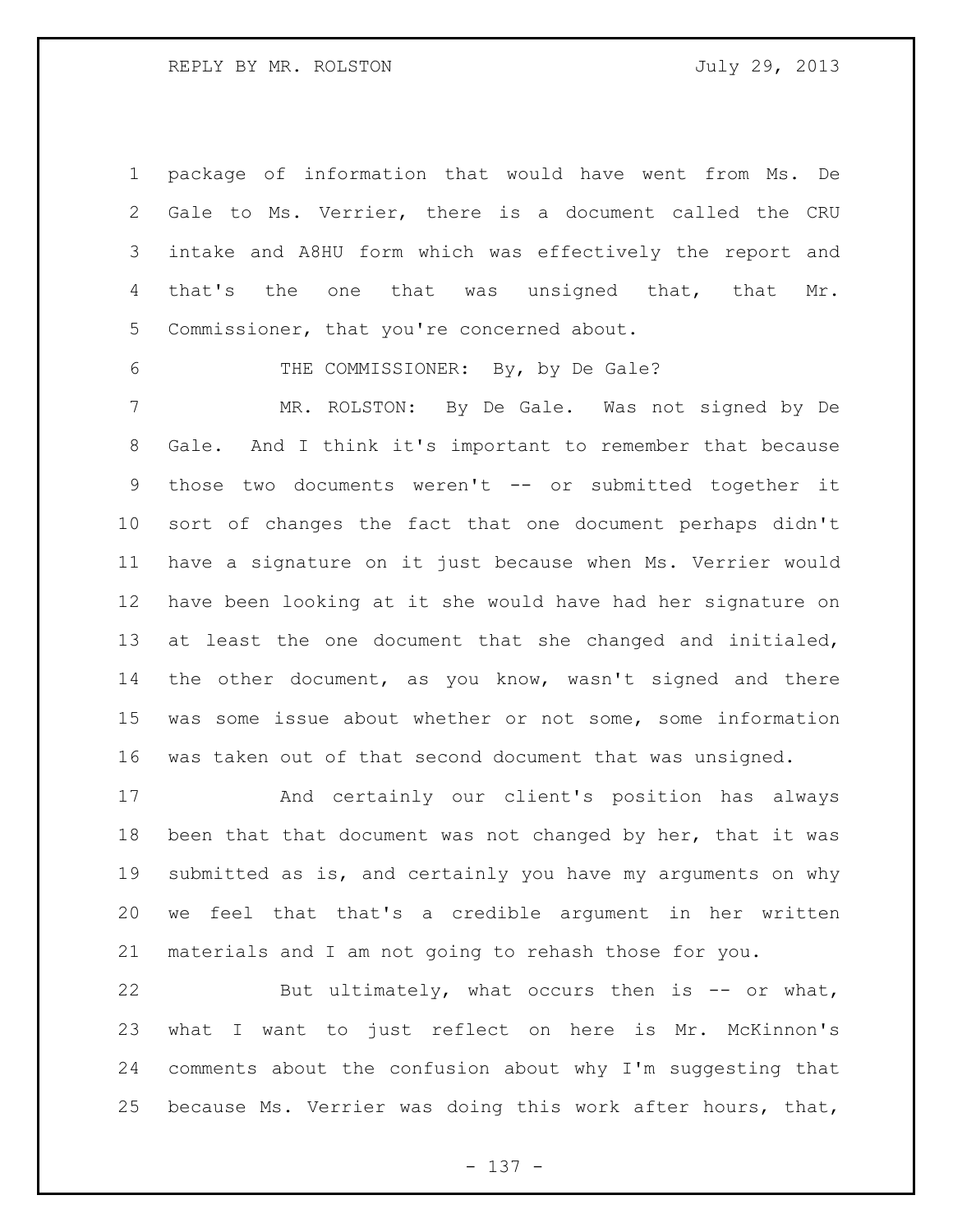package of information that would have went from Ms. De Gale to Ms. Verrier, there is a document called the CRU intake and A8HU form which was effectively the report and that's the one that was unsigned that, that Mr. Commissioner, that you're concerned about.

THE COMMISSIONER: By, by De Gale?

MR. ROLSTON: By De Gale. Was not signed by De Gale. And I think it's important to remember that because those two documents weren't -- or submitted together it sort of changes the fact that one document perhaps didn't have a signature on it just because when Ms. Verrier would have been looking at it she would have had her signature on at least the one document that she changed and initialed, the other document, as you know, wasn't signed and there was some issue about whether or not some, some information was taken out of that second document that was unsigned.

And certainly our client's position has always been that that document was not changed by her, that it was submitted as is, and certainly you have my arguments on why we feel that that's a credible argument in her written materials and I am not going to rehash those for you.

But ultimately, what occurs then is -- or what, what I want to just reflect on here is Mr. McKinnon's comments about the confusion about why I'm suggesting that because Ms. Verrier was doing this work after hours, that,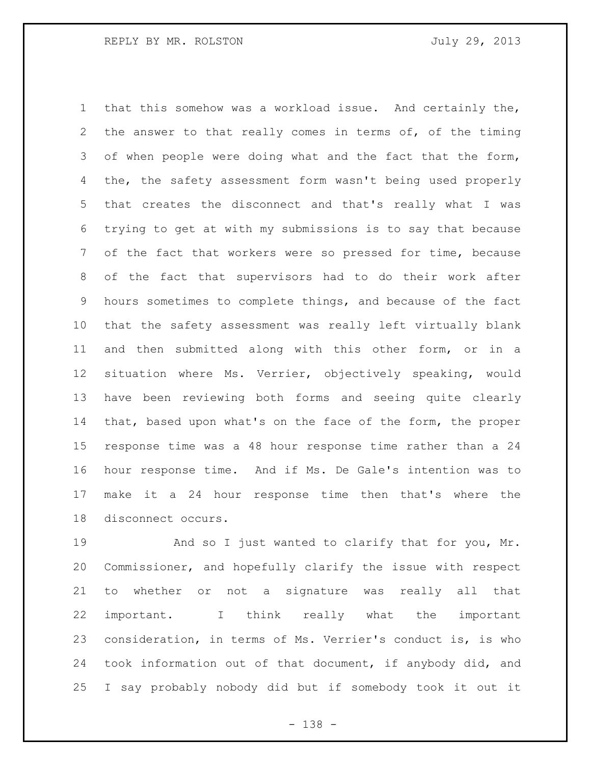that this somehow was a workload issue. And certainly the, the answer to that really comes in terms of, of the timing of when people were doing what and the fact that the form, the, the safety assessment form wasn't being used properly that creates the disconnect and that's really what I was trying to get at with my submissions is to say that because of the fact that workers were so pressed for time, because of the fact that supervisors had to do their work after hours sometimes to complete things, and because of the fact that the safety assessment was really left virtually blank and then submitted along with this other form, or in a situation where Ms. Verrier, objectively speaking, would have been reviewing both forms and seeing quite clearly that, based upon what's on the face of the form, the proper response time was a 48 hour response time rather than a 24 hour response time. And if Ms. De Gale's intention was to make it a 24 hour response time then that's where the disconnect occurs.

And so I just wanted to clarify that for you, Mr. Commissioner, and hopefully clarify the issue with respect to whether or not a signature was really all that important. I think really what the important consideration, in terms of Ms. Verrier's conduct is, is who took information out of that document, if anybody did, and I say probably nobody did but if somebody took it out it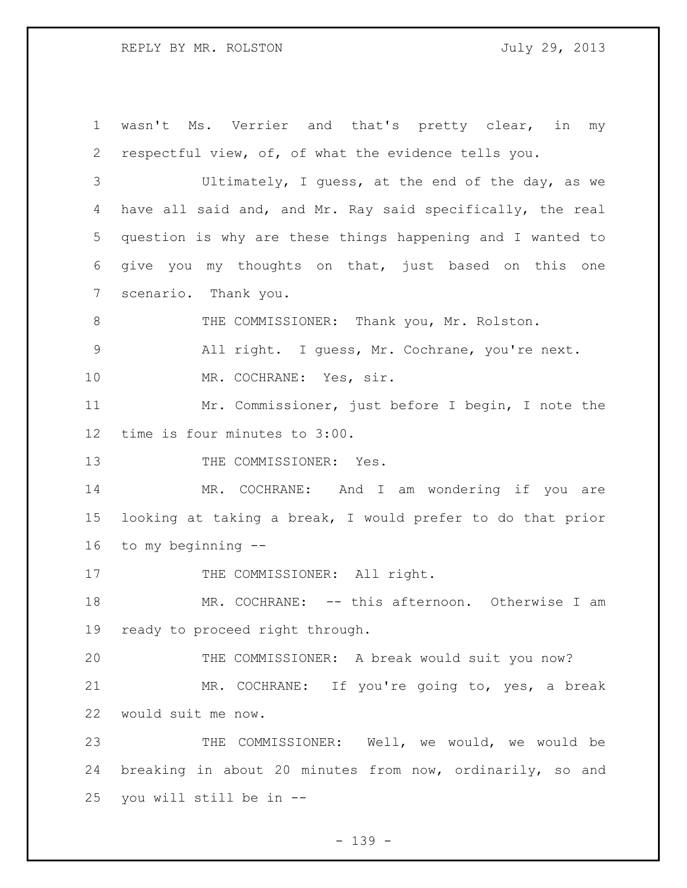wasn't Ms. Verrier and that's pretty clear, in my respectful view, of, of what the evidence tells you.

Ultimately, I guess, at the end of the day, as we have all said and, and Mr. Ray said specifically, the real question is why are these things happening and I wanted to give you my thoughts on that, just based on this one scenario. Thank you.

THE COMMISSIONER: Thank you, Mr. Rolston.

All right. I guess, Mr. Cochrane, you're next.

MR. COCHRANE: Yes, sir.

Mr. Commissioner, just before I begin, I note the time is four minutes to 3:00.

THE COMMISSIONER: Yes.

MR. COCHRANE: And I am wondering if you are looking at taking a break, I would prefer to do that prior to my beginning --

THE COMMISSIONER: All right.

MR. COCHRANE: -- this afternoon. Otherwise I am ready to proceed right through.

THE COMMISSIONER: A break would suit you now?

MR. COCHRANE: If you're going to, yes, a break would suit me now.

THE COMMISSIONER: Well, we would, we would be breaking in about 20 minutes from now, ordinarily, so and you will still be in --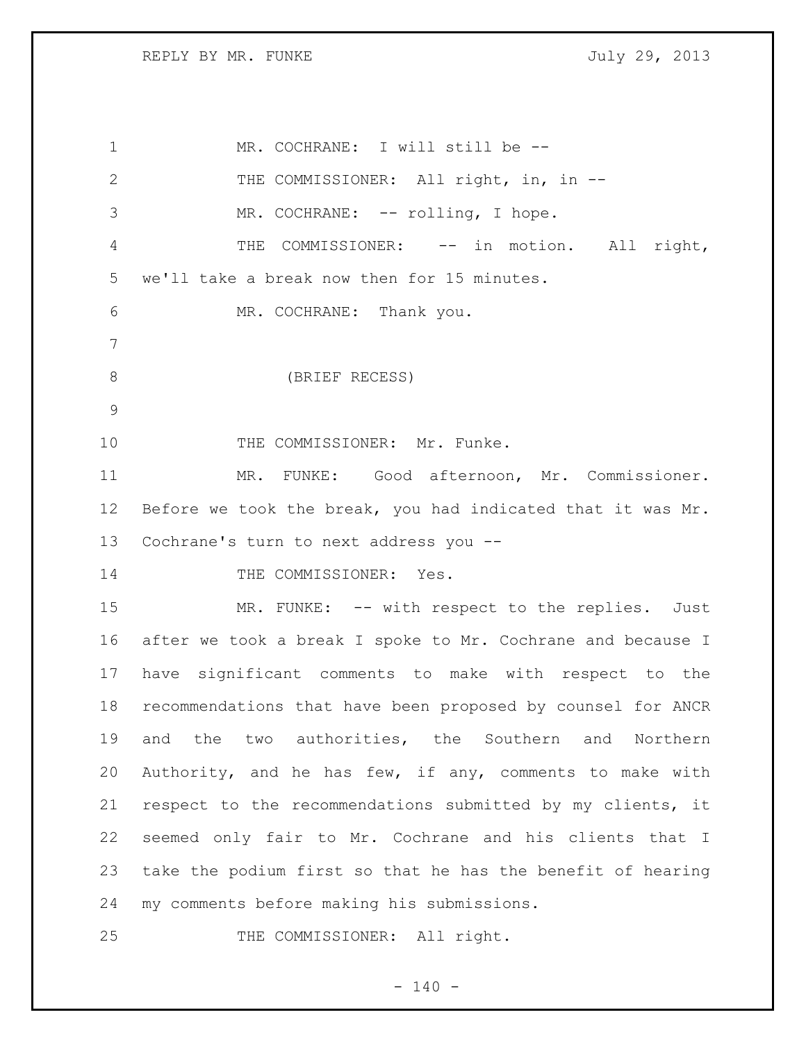MR. COCHRANE: I will still be --

THE COMMISSIONER: All right, in, in --

MR. COCHRANE: -- rolling, I hope.

THE COMMISSIONER: -- in motion. All right, we'll take a break now then for 15 minutes.

MR. COCHRANE: Thank you.

(BRIEF RECESS)

THE COMMISSIONER: Mr. Funke.

MR. FUNKE: Good afternoon, Mr. Commissioner. Before we took the break, you had indicated that it was Mr. Cochrane's turn to next address you --

THE COMMISSIONER: Yes.

MR. FUNKE: -- with respect to the replies. Just after we took a break I spoke to Mr. Cochrane and because I have significant comments to make with respect to the recommendations that have been proposed by counsel for ANCR and the two authorities, the Southern and Northern Authority, and he has few, if any, comments to make with respect to the recommendations submitted by my clients, it seemed only fair to Mr. Cochrane and his clients that I take the podium first so that he has the benefit of hearing my comments before making his submissions.

THE COMMISSIONER: All right.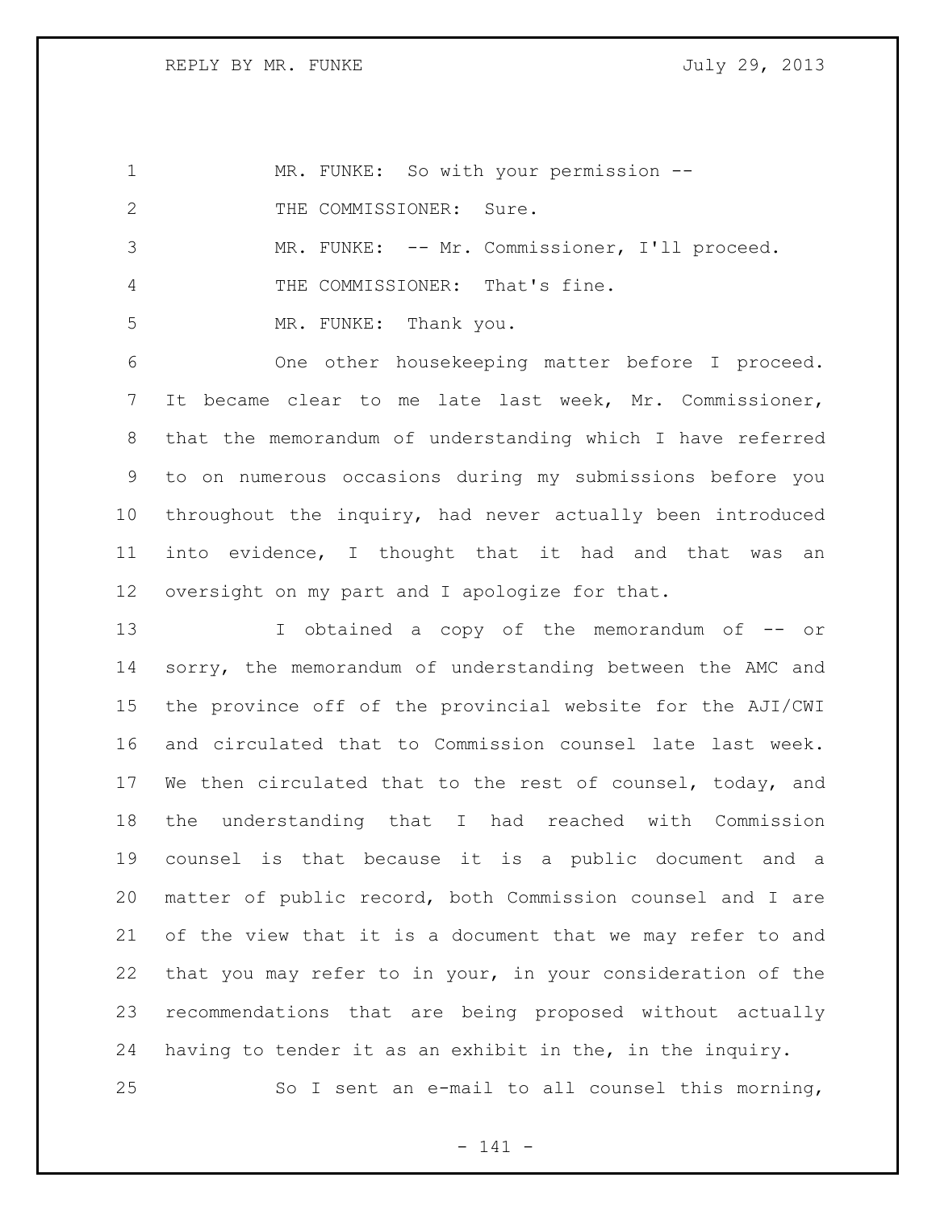MR. FUNKE: So with your permission --

THE COMMISSIONER: Sure.

MR. FUNKE: -- Mr. Commissioner, I'll proceed.

THE COMMISSIONER: That's fine.

MR. FUNKE: Thank you.

One other housekeeping matter before I proceed. It became clear to me late last week, Mr. Commissioner, that the memorandum of understanding which I have referred to on numerous occasions during my submissions before you throughout the inquiry, had never actually been introduced into evidence, I thought that it had and that was an oversight on my part and I apologize for that.

I obtained a copy of the memorandum of -- or sorry, the memorandum of understanding between the AMC and the province off of the provincial website for the AJI/CWI and circulated that to Commission counsel late last week. We then circulated that to the rest of counsel, today, and the understanding that I had reached with Commission counsel is that because it is a public document and a matter of public record, both Commission counsel and I are of the view that it is a document that we may refer to and that you may refer to in your, in your consideration of the recommendations that are being proposed without actually having to tender it as an exhibit in the, in the inquiry.

So I sent an e-mail to all counsel this morning,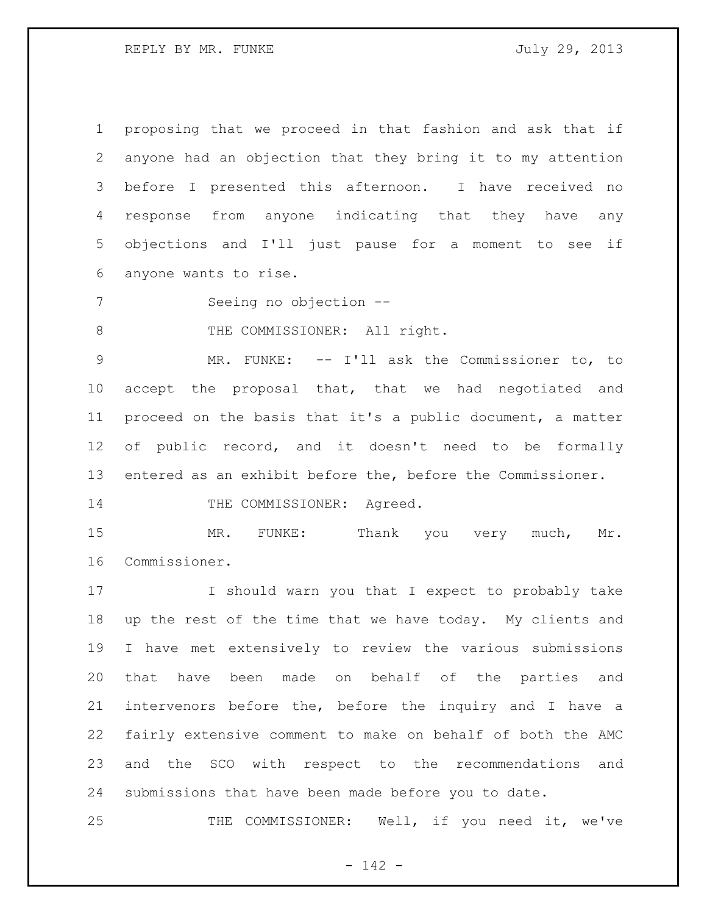proposing that we proceed in that fashion and ask that if anyone had an objection that they bring it to my attention before I presented this afternoon. I have received no response from anyone indicating that they have any objections and I'll just pause for a moment to see if anyone wants to rise.

Seeing no objection --

THE COMMISSIONER: All right.

MR. FUNKE: -- I'll ask the Commissioner to, to accept the proposal that, that we had negotiated and proceed on the basis that it's a public document, a matter of public record, and it doesn't need to be formally entered as an exhibit before the, before the Commissioner.

THE COMMISSIONER: Agreed.

MR. FUNKE: Thank you very much, Mr. Commissioner.

I should warn you that I expect to probably take up the rest of the time that we have today. My clients and I have met extensively to review the various submissions that have been made on behalf of the parties and intervenors before the, before the inquiry and I have a fairly extensive comment to make on behalf of both the AMC and the SCO with respect to the recommendations and submissions that have been made before you to date.

THE COMMISSIONER: Well, if you need it, we've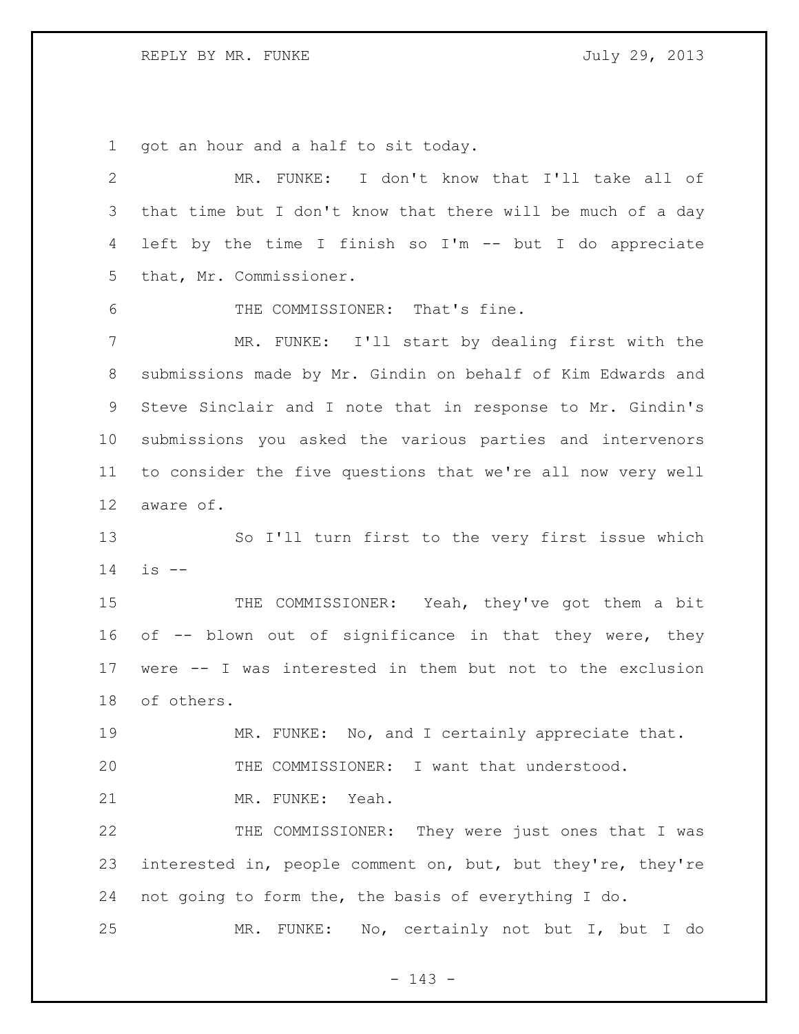got an hour and a half to sit today.

MR. FUNKE: I don't know that I'll take all of that time but I don't know that there will be much of a day left by the time I finish so I'm -- but I do appreciate that, Mr. Commissioner.

THE COMMISSIONER: That's fine.

MR. FUNKE: I'll start by dealing first with the submissions made by Mr. Gindin on behalf of Kim Edwards and Steve Sinclair and I note that in response to Mr. Gindin's submissions you asked the various parties and intervenors to consider the five questions that we're all now very well aware of.

So I'll turn first to the very first issue which is --

THE COMMISSIONER: Yeah, they've got them a bit of -- blown out of significance in that they were, they were -- I was interested in them but not to the exclusion of others.

MR. FUNKE: No, and I certainly appreciate that.

THE COMMISSIONER: I want that understood.

MR. FUNKE: Yeah.

THE COMMISSIONER: They were just ones that I was interested in, people comment on, but, but they're, they're not going to form the, the basis of everything I do.

MR. FUNKE: No, certainly not but I, but I do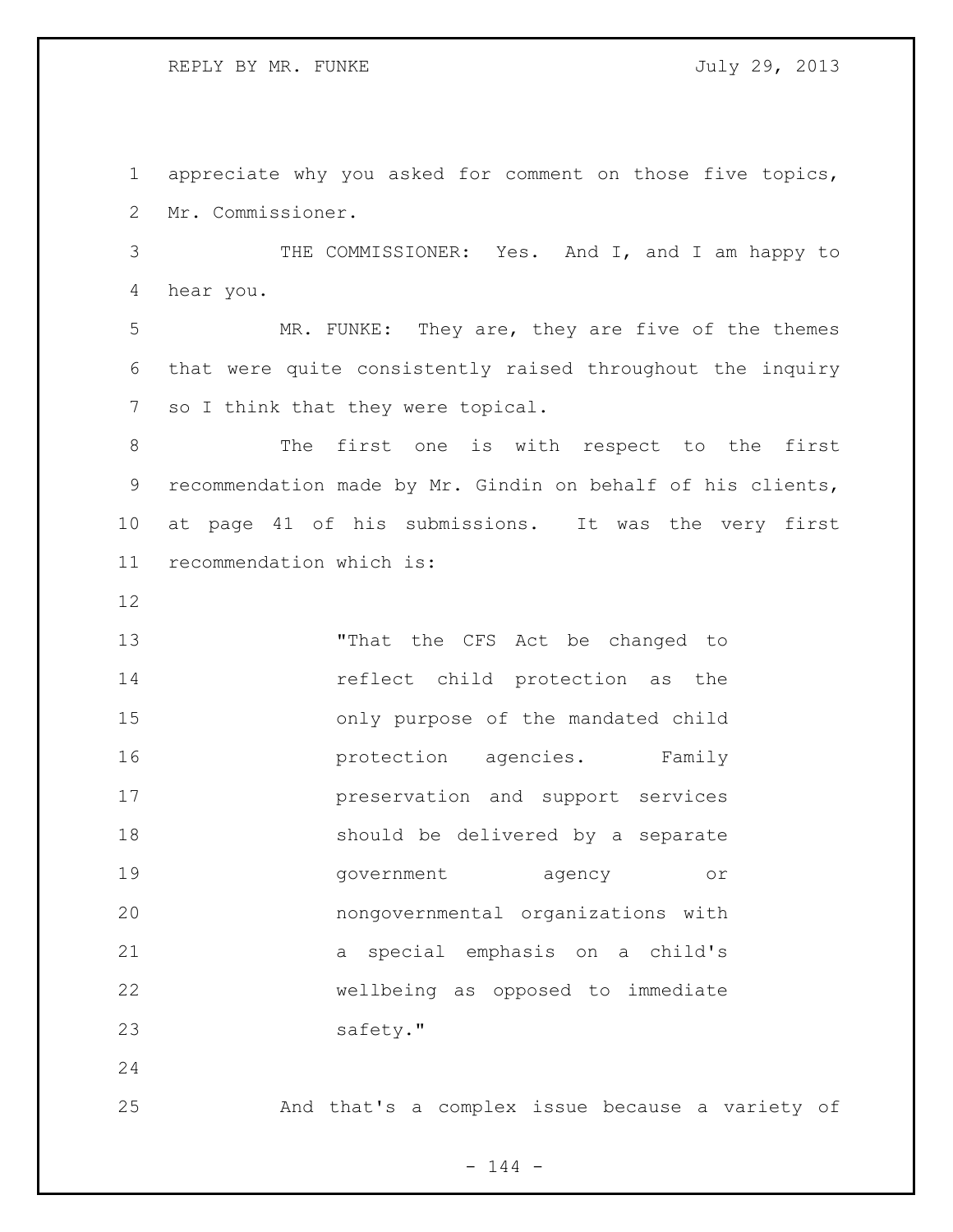appreciate why you asked for comment on those five topics, Mr. Commissioner.

THE COMMISSIONER: Yes. And I, and I am happy to hear you.

MR. FUNKE: They are, they are five of the themes that were quite consistently raised throughout the inquiry so I think that they were topical.

The first one is with respect to the first recommendation made by Mr. Gindin on behalf of his clients, at page 41 of his submissions. It was the very first recommendation which is:

> "That the CFS Act be changed to reflect child protection as the only purpose of the mandated child protection agencies. Family preservation and support services should be delivered by a separate government agency or nongovernmental organizations with a special emphasis on a child's wellbeing as opposed to immediate safety."

And that's a complex issue because a variety of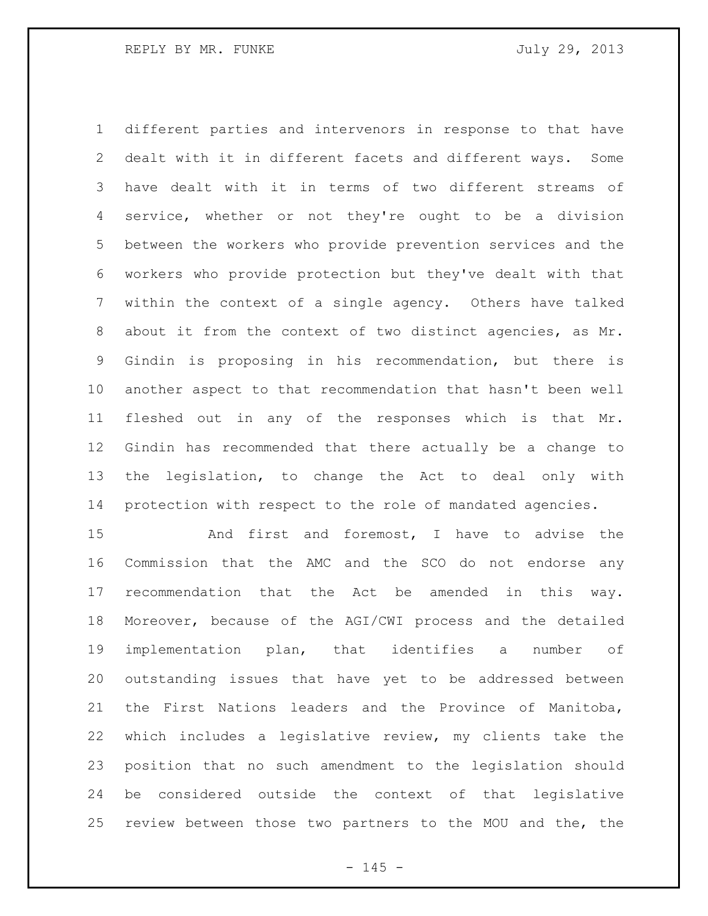different parties and intervenors in response to that have dealt with it in different facets and different ways. Some have dealt with it in terms of two different streams of service, whether or not they're ought to be a division between the workers who provide prevention services and the workers who provide protection but they've dealt with that within the context of a single agency. Others have talked about it from the context of two distinct agencies, as Mr. Gindin is proposing in his recommendation, but there is another aspect to that recommendation that hasn't been well fleshed out in any of the responses which is that Mr. Gindin has recommended that there actually be a change to the legislation, to change the Act to deal only with protection with respect to the role of mandated agencies.

And first and foremost, I have to advise the Commission that the AMC and the SCO do not endorse any recommendation that the Act be amended in this way. Moreover, because of the AGI/CWI process and the detailed implementation plan, that identifies a number of outstanding issues that have yet to be addressed between the First Nations leaders and the Province of Manitoba, which includes a legislative review, my clients take the position that no such amendment to the legislation should be considered outside the context of that legislative review between those two partners to the MOU and the, the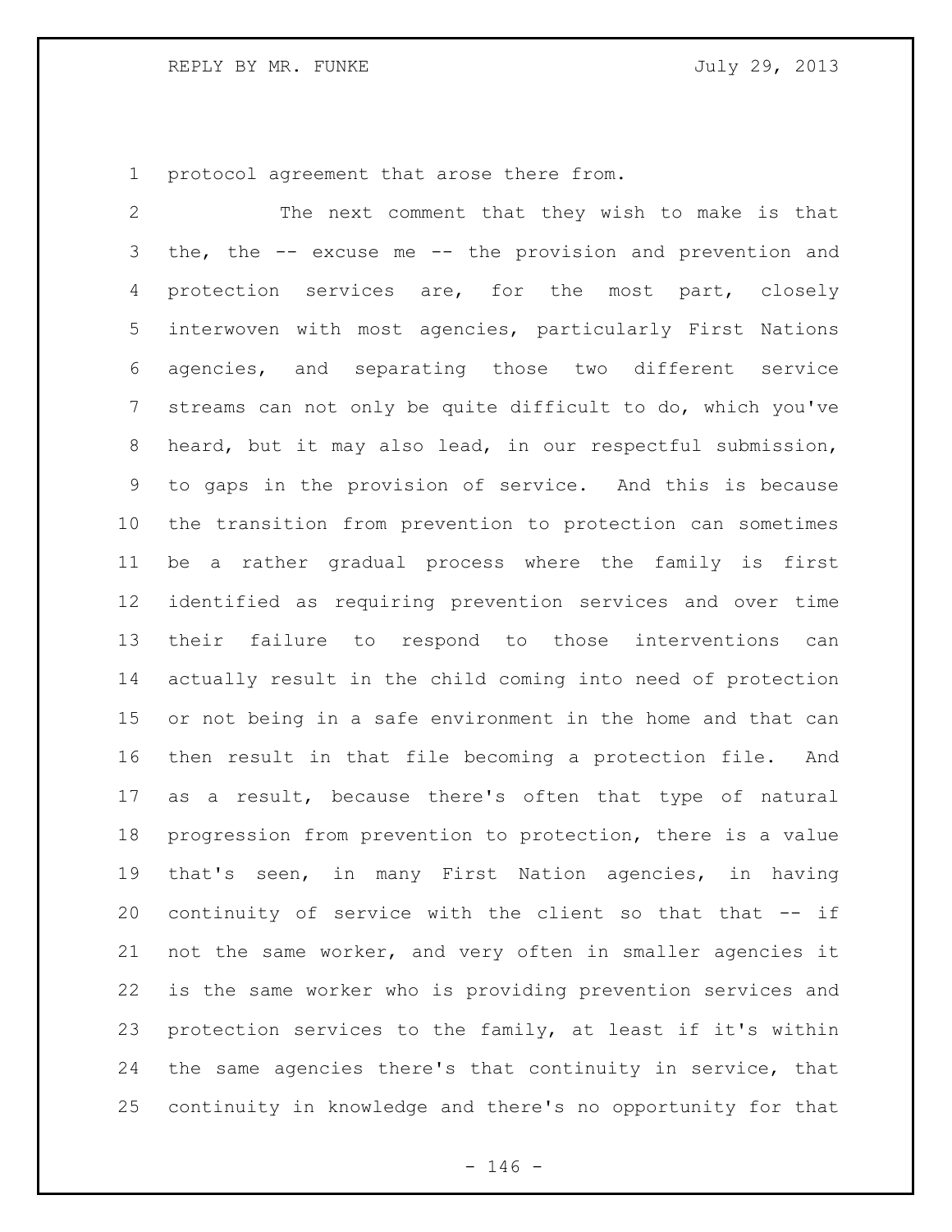protocol agreement that arose there from.

The next comment that they wish to make is that the, the -- excuse me -- the provision and prevention and protection services are, for the most part, closely interwoven with most agencies, particularly First Nations agencies, and separating those two different service streams can not only be quite difficult to do, which you've heard, but it may also lead, in our respectful submission, to gaps in the provision of service. And this is because the transition from prevention to protection can sometimes be a rather gradual process where the family is first identified as requiring prevention services and over time their failure to respond to those interventions can actually result in the child coming into need of protection or not being in a safe environment in the home and that can then result in that file becoming a protection file. And as a result, because there's often that type of natural progression from prevention to protection, there is a value that's seen, in many First Nation agencies, in having continuity of service with the client so that that -- if not the same worker, and very often in smaller agencies it is the same worker who is providing prevention services and protection services to the family, at least if it's within the same agencies there's that continuity in service, that continuity in knowledge and there's no opportunity for that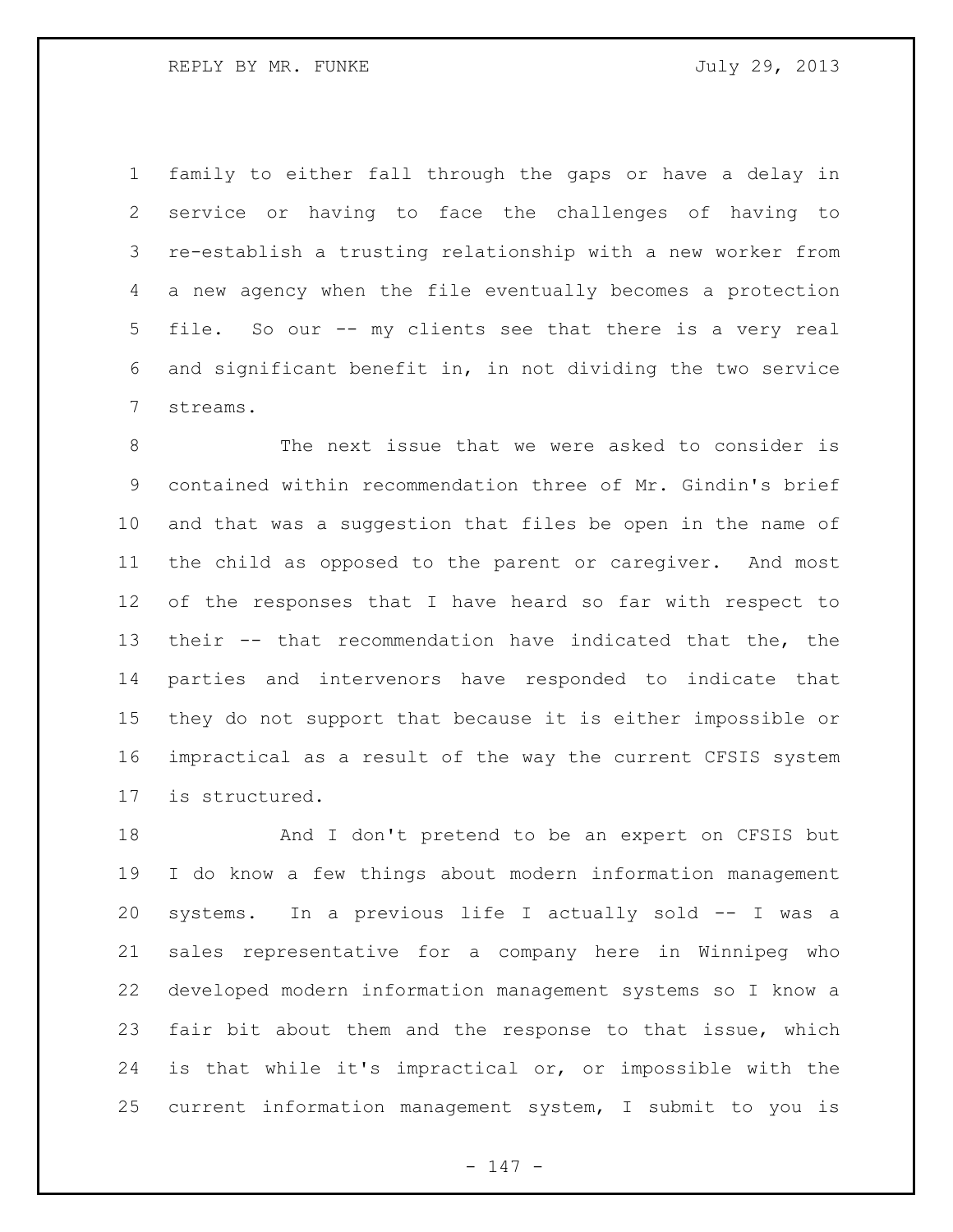family to either fall through the gaps or have a delay in service or having to face the challenges of having to re-establish a trusting relationship with a new worker from a new agency when the file eventually becomes a protection file. So our -- my clients see that there is a very real and significant benefit in, in not dividing the two service streams.

The next issue that we were asked to consider is contained within recommendation three of Mr. Gindin's brief and that was a suggestion that files be open in the name of the child as opposed to the parent or caregiver. And most of the responses that I have heard so far with respect to their -- that recommendation have indicated that the, the parties and intervenors have responded to indicate that they do not support that because it is either impossible or impractical as a result of the way the current CFSIS system is structured.

And I don't pretend to be an expert on CFSIS but I do know a few things about modern information management systems. In a previous life I actually sold -- I was a sales representative for a company here in Winnipeg who developed modern information management systems so I know a fair bit about them and the response to that issue, which is that while it's impractical or, or impossible with the current information management system, I submit to you is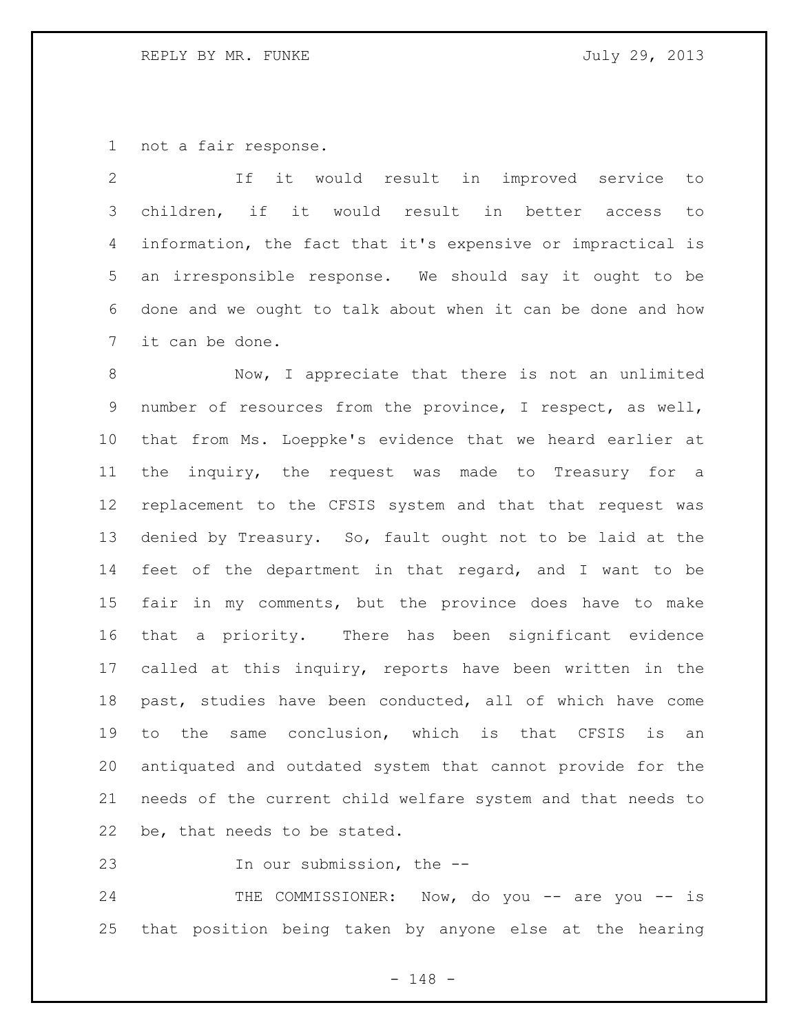not a fair response.

If it would result in improved service to children, if it would result in better access to information, the fact that it's expensive or impractical is an irresponsible response. We should say it ought to be done and we ought to talk about when it can be done and how it can be done.

Now, I appreciate that there is not an unlimited number of resources from the province, I respect, as well, that from Ms. Loeppke's evidence that we heard earlier at the inquiry, the request was made to Treasury for a replacement to the CFSIS system and that that request was denied by Treasury. So, fault ought not to be laid at the feet of the department in that regard, and I want to be fair in my comments, but the province does have to make that a priority. There has been significant evidence called at this inquiry, reports have been written in the past, studies have been conducted, all of which have come to the same conclusion, which is that CFSIS is an antiquated and outdated system that cannot provide for the needs of the current child welfare system and that needs to be, that needs to be stated.

In our submission, the --

THE COMMISSIONER: Now, do you -- are you -- is that position being taken by anyone else at the hearing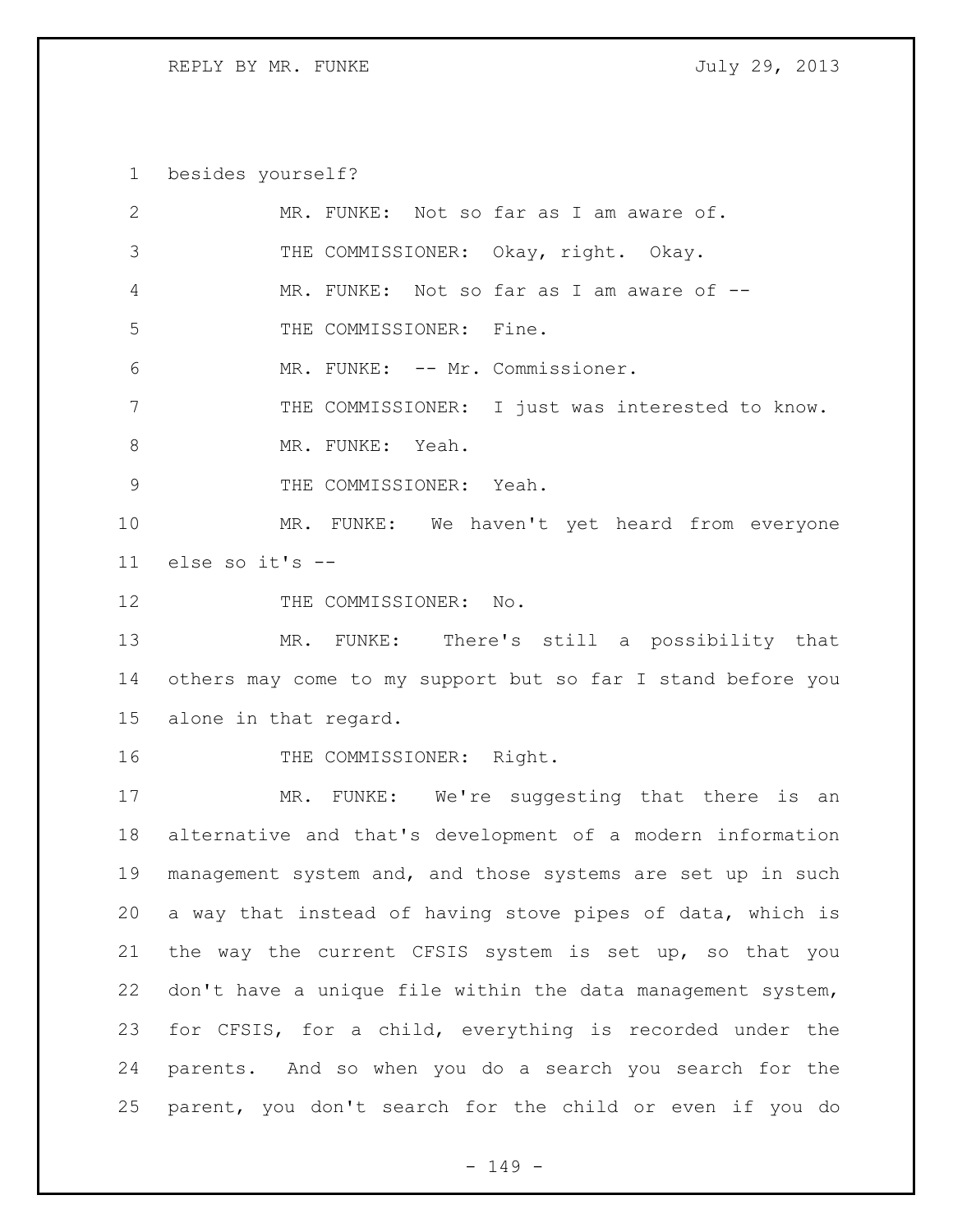besides yourself?

MR. FUNKE: Not so far as I am aware of.

THE COMMISSIONER: Okay, right. Okay.

MR. FUNKE: Not so far as I am aware of --

THE COMMISSIONER: Fine.

MR. FUNKE: -- Mr. Commissioner.

THE COMMISSIONER: I just was interested to know.

MR. FUNKE: Yeah.

THE COMMISSIONER: Yeah.

MR. FUNKE: We haven't yet heard from everyone else so it's --

THE COMMISSIONER: No.

MR. FUNKE: There's still a possibility that others may come to my support but so far I stand before you alone in that regard.

THE COMMISSIONER: Right.

MR. FUNKE: We're suggesting that there is an alternative and that's development of a modern information management system and, and those systems are set up in such a way that instead of having stove pipes of data, which is the way the current CFSIS system is set up, so that you don't have a unique file within the data management system, for CFSIS, for a child, everything is recorded under the parents. And so when you do a search you search for the parent, you don't search for the child or even if you do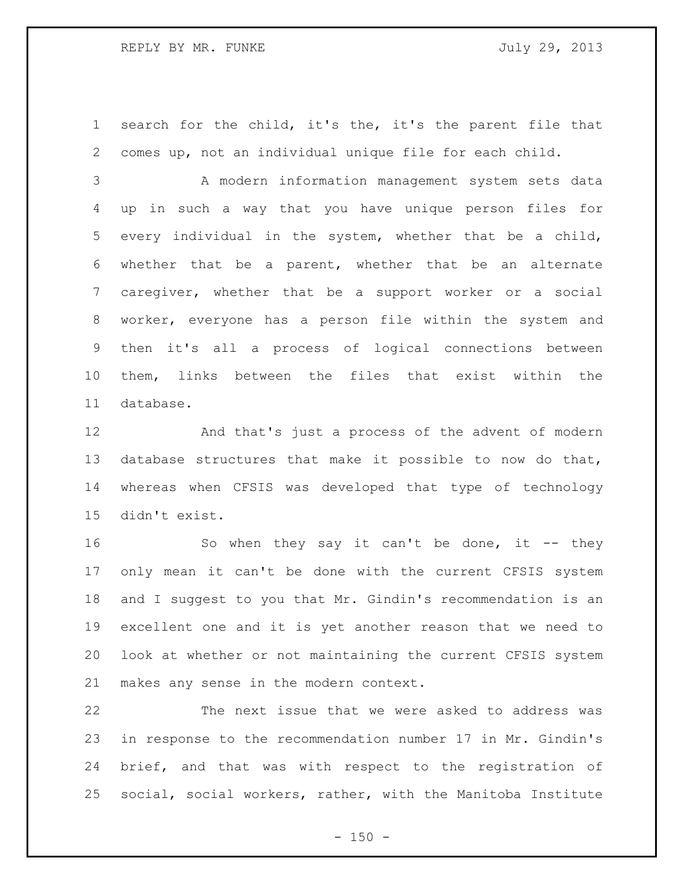search for the child, it's the, it's the parent file that comes up, not an individual unique file for each child.

A modern information management system sets data up in such a way that you have unique person files for every individual in the system, whether that be a child, whether that be a parent, whether that be an alternate caregiver, whether that be a support worker or a social worker, everyone has a person file within the system and then it's all a process of logical connections between them, links between the files that exist within the database.

And that's just a process of the advent of modern database structures that make it possible to now do that, whereas when CFSIS was developed that type of technology didn't exist.

So when they say it can't be done, it -- they only mean it can't be done with the current CFSIS system and I suggest to you that Mr. Gindin's recommendation is an excellent one and it is yet another reason that we need to look at whether or not maintaining the current CFSIS system makes any sense in the modern context.

The next issue that we were asked to address was in response to the recommendation number 17 in Mr. Gindin's brief, and that was with respect to the registration of social, social workers, rather, with the Manitoba Institute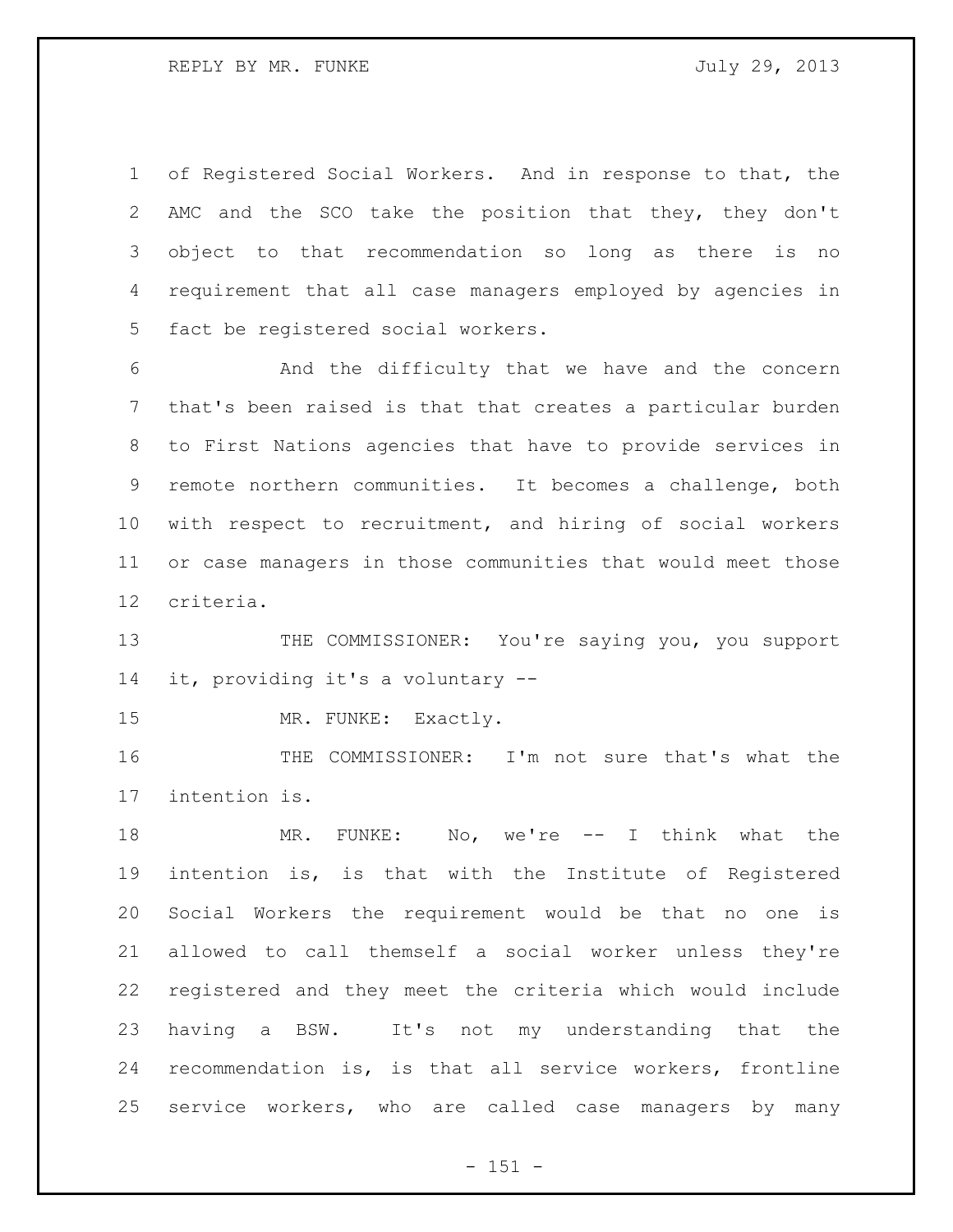of Registered Social Workers. And in response to that, the AMC and the SCO take the position that they, they don't object to that recommendation so long as there is no requirement that all case managers employed by agencies in fact be registered social workers.

And the difficulty that we have and the concern that's been raised is that that creates a particular burden to First Nations agencies that have to provide services in remote northern communities. It becomes a challenge, both with respect to recruitment, and hiring of social workers or case managers in those communities that would meet those criteria.

THE COMMISSIONER: You're saying you, you support it, providing it's a voluntary --

MR. FUNKE: Exactly.

THE COMMISSIONER: I'm not sure that's what the intention is.

MR. FUNKE: No, we're -- I think what the intention is, is that with the Institute of Registered Social Workers the requirement would be that no one is allowed to call themself a social worker unless they're registered and they meet the criteria which would include having a BSW. It's not my understanding that the recommendation is, is that all service workers, frontline service workers, who are called case managers by many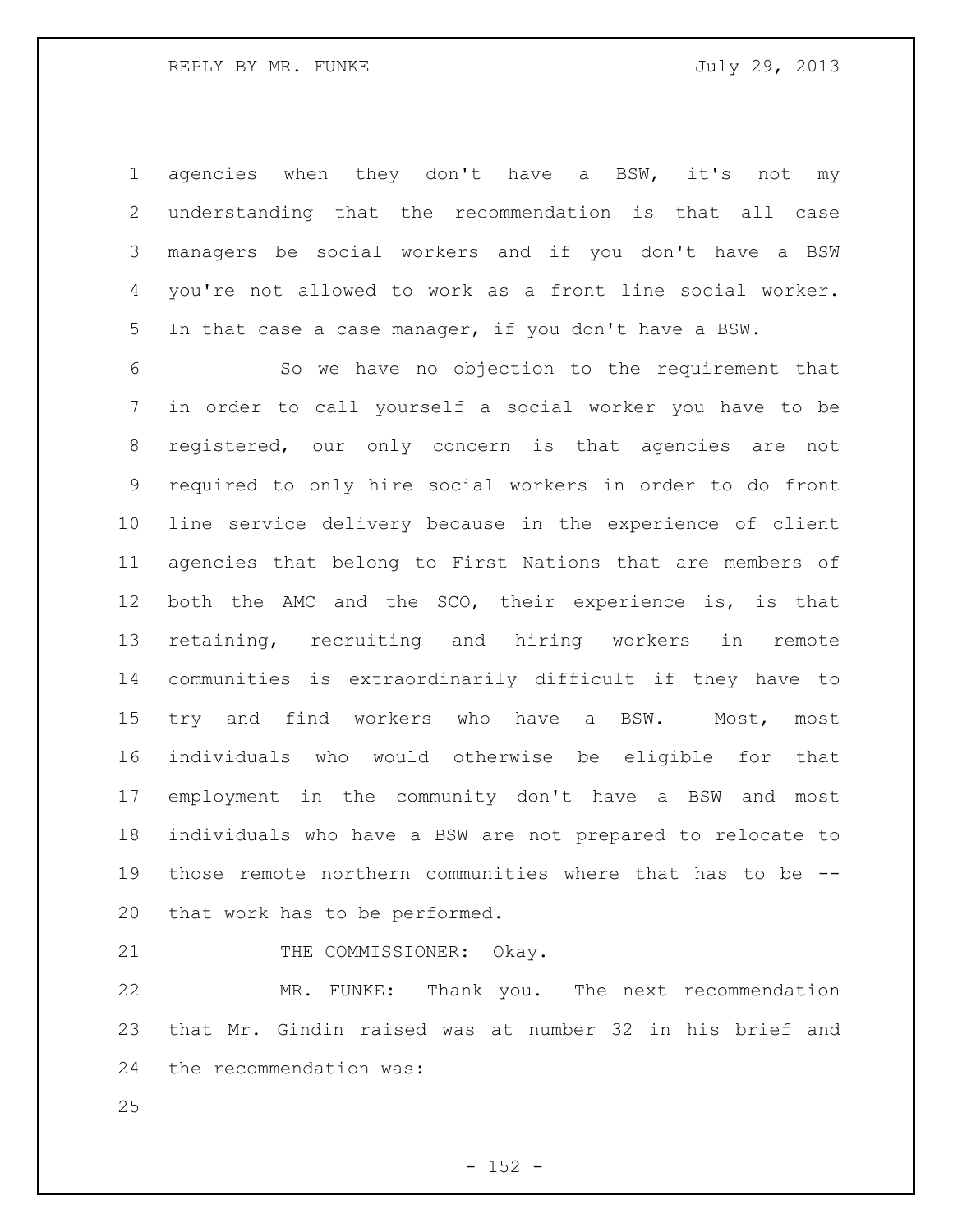agencies when they don't have a BSW, it's not my understanding that the recommendation is that all case managers be social workers and if you don't have a BSW you're not allowed to work as a front line social worker. In that case a case manager, if you don't have a BSW.

So we have no objection to the requirement that in order to call yourself a social worker you have to be registered, our only concern is that agencies are not required to only hire social workers in order to do front line service delivery because in the experience of client agencies that belong to First Nations that are members of both the AMC and the SCO, their experience is, is that retaining, recruiting and hiring workers in remote communities is extraordinarily difficult if they have to try and find workers who have a BSW. Most, most individuals who would otherwise be eligible for that employment in the community don't have a BSW and most individuals who have a BSW are not prepared to relocate to those remote northern communities where that has to be -- that work has to be performed.

THE COMMISSIONER: Okay.

MR. FUNKE: Thank you. The next recommendation that Mr. Gindin raised was at number 32 in his brief and the recommendation was: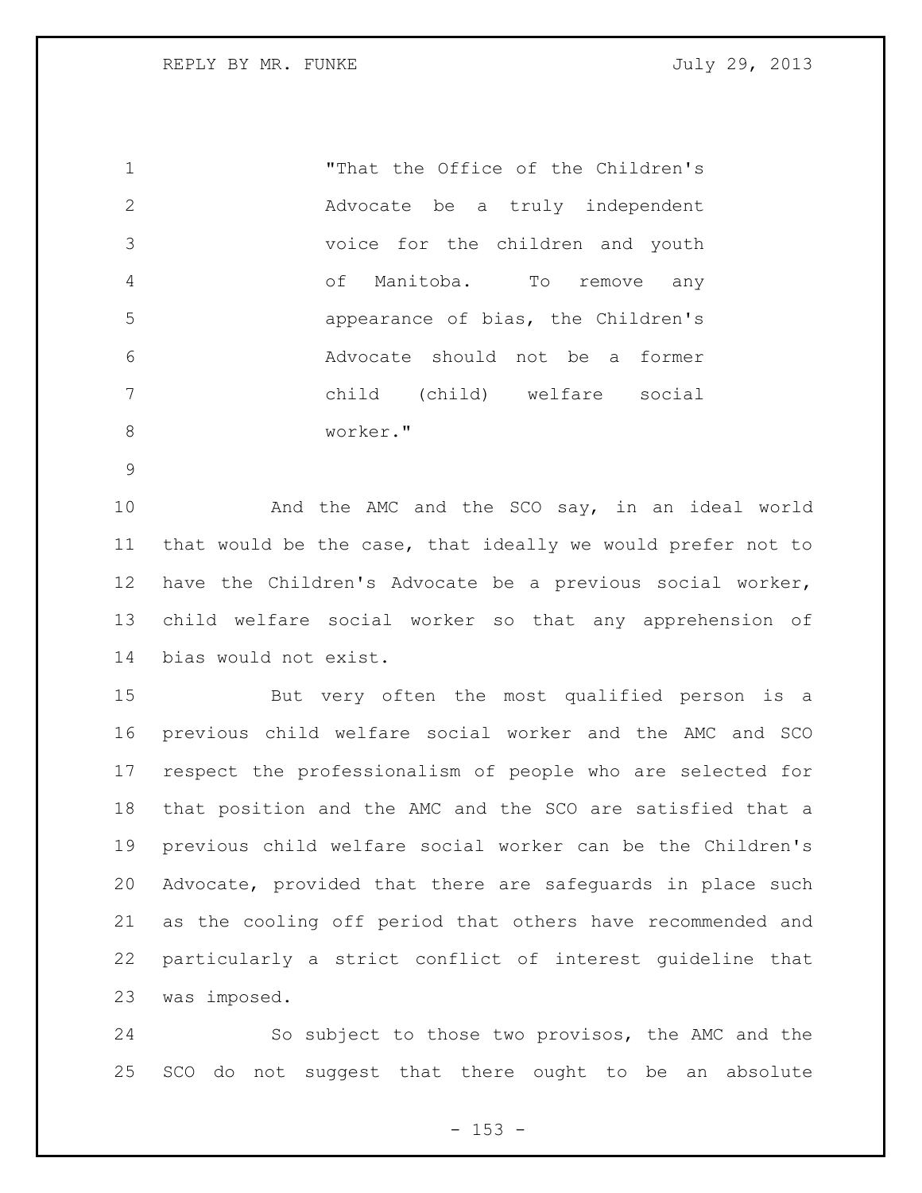> "That the Office of the Children's Advocate be a truly independent voice for the children and youth of Manitoba. To remove any appearance of bias, the Children's Advocate should not be a former child (child) welfare social worker."

And the AMC and the SCO say, in an ideal world that would be the case, that ideally we would prefer not to have the Children's Advocate be a previous social worker, child welfare social worker so that any apprehension of bias would not exist.

But very often the most qualified person is a previous child welfare social worker and the AMC and SCO respect the professionalism of people who are selected for that position and the AMC and the SCO are satisfied that a previous child welfare social worker can be the Children's Advocate, provided that there are safeguards in place such as the cooling off period that others have recommended and particularly a strict conflict of interest guideline that was imposed.

So subject to those two provisos, the AMC and the SCO do not suggest that there ought to be an absolute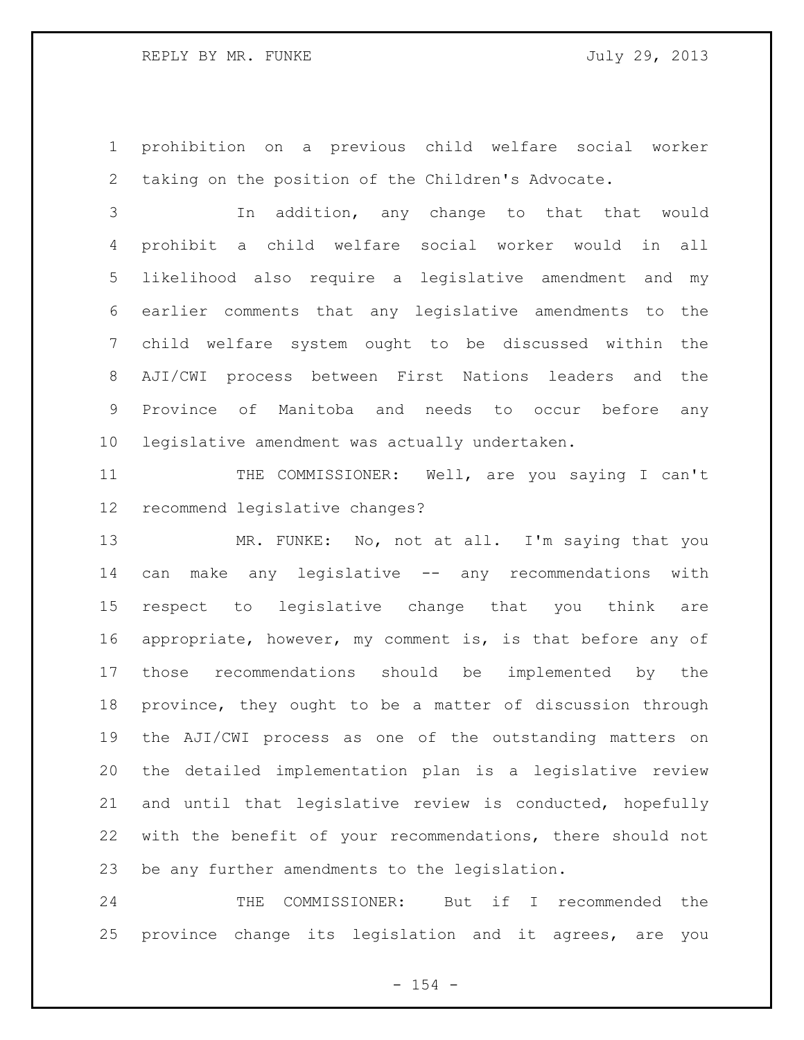prohibition on a previous child welfare social worker taking on the position of the Children's Advocate.

In addition, any change to that that would prohibit a child welfare social worker would in all likelihood also require a legislative amendment and my earlier comments that any legislative amendments to the child welfare system ought to be discussed within the AJI/CWI process between First Nations leaders and the Province of Manitoba and needs to occur before any legislative amendment was actually undertaken.

THE COMMISSIONER: Well, are you saying I can't recommend legislative changes?

MR. FUNKE: No, not at all. I'm saying that you can make any legislative -- any recommendations with respect to legislative change that you think are appropriate, however, my comment is, is that before any of those recommendations should be implemented by the province, they ought to be a matter of discussion through the AJI/CWI process as one of the outstanding matters on the detailed implementation plan is a legislative review and until that legislative review is conducted, hopefully with the benefit of your recommendations, there should not be any further amendments to the legislation.

THE COMMISSIONER: But if I recommended the province change its legislation and it agrees, are you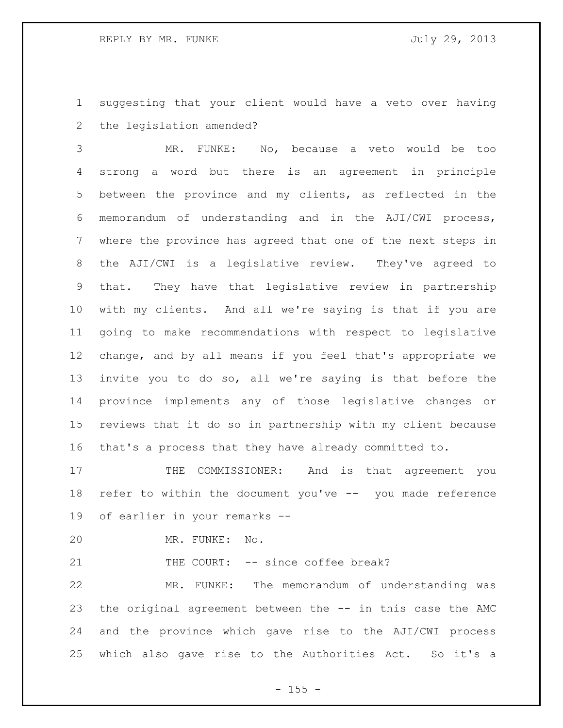suggesting that your client would have a veto over having the legislation amended?

MR. FUNKE: No, because a veto would be too strong a word but there is an agreement in principle between the province and my clients, as reflected in the memorandum of understanding and in the AJI/CWI process, where the province has agreed that one of the next steps in the AJI/CWI is a legislative review. They've agreed to that. They have that legislative review in partnership with my clients. And all we're saying is that if you are going to make recommendations with respect to legislative change, and by all means if you feel that's appropriate we invite you to do so, all we're saying is that before the province implements any of those legislative changes or reviews that it do so in partnership with my client because that's a process that they have already committed to.

THE COMMISSIONER: And is that agreement you refer to within the document you've -- you made reference of earlier in your remarks --

MR. FUNKE: No.

THE COURT: -- since coffee break?

MR. FUNKE: The memorandum of understanding was the original agreement between the -- in this case the AMC and the province which gave rise to the AJI/CWI process which also gave rise to the Authorities Act. So it's a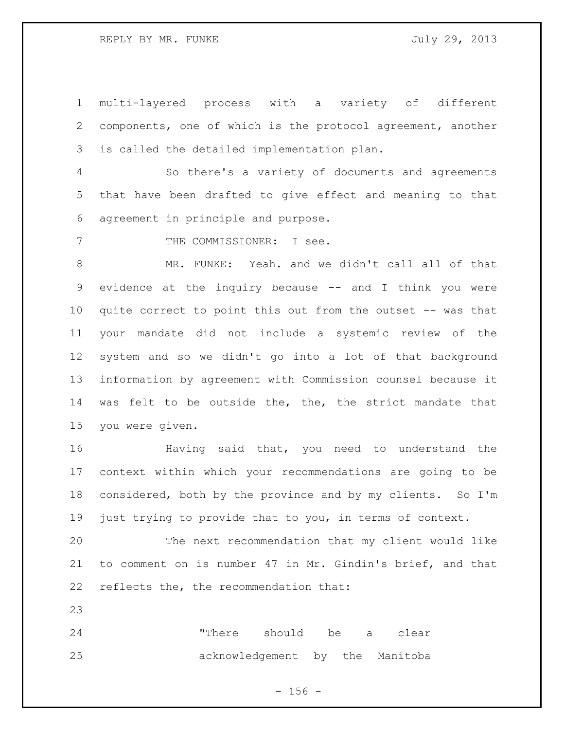multi-layered process with a variety of different components, one of which is the protocol agreement, another is called the detailed implementation plan.

So there's a variety of documents and agreements that have been drafted to give effect and meaning to that agreement in principle and purpose.

THE COMMISSIONER: I see.

MR. FUNKE: Yeah. and we didn't call all of that evidence at the inquiry because -- and I think you were quite correct to point this out from the outset -- was that your mandate did not include a systemic review of the system and so we didn't go into a lot of that background information by agreement with Commission counsel because it was felt to be outside the, the, the strict mandate that you were given.

Having said that, you need to understand the context within which your recommendations are going to be considered, both by the province and by my clients. So I'm just trying to provide that to you, in terms of context.

The next recommendation that my client would like to comment on is number 47 in Mr. Gindin's brief, and that reflects the, the recommendation that:

> "There should be a clear acknowledgement by the Manitoba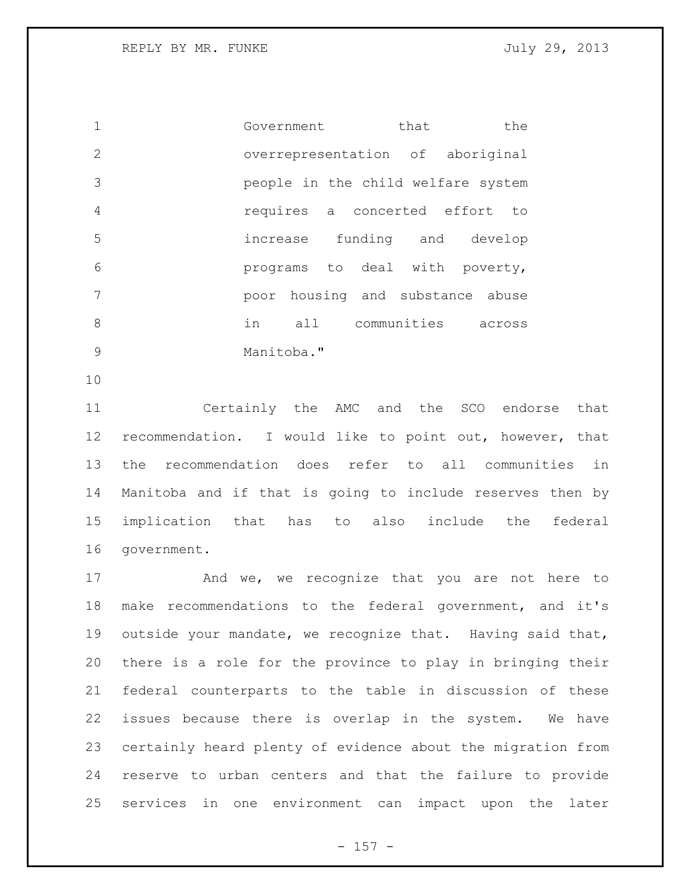> Government that the overrepresentation of aboriginal people in the child welfare system requires a concerted effort to increase funding and develop programs to deal with poverty, poor housing and substance abuse in all communities across Manitoba."

Certainly the AMC and the SCO endorse that recommendation. I would like to point out, however, that the recommendation does refer to all communities in Manitoba and if that is going to include reserves then by implication that has to also include the federal government.

And we, we recognize that you are not here to make recommendations to the federal government, and it's outside your mandate, we recognize that. Having said that, there is a role for the province to play in bringing their federal counterparts to the table in discussion of these issues because there is overlap in the system. We have certainly heard plenty of evidence about the migration from reserve to urban centers and that the failure to provide services in one environment can impact upon the later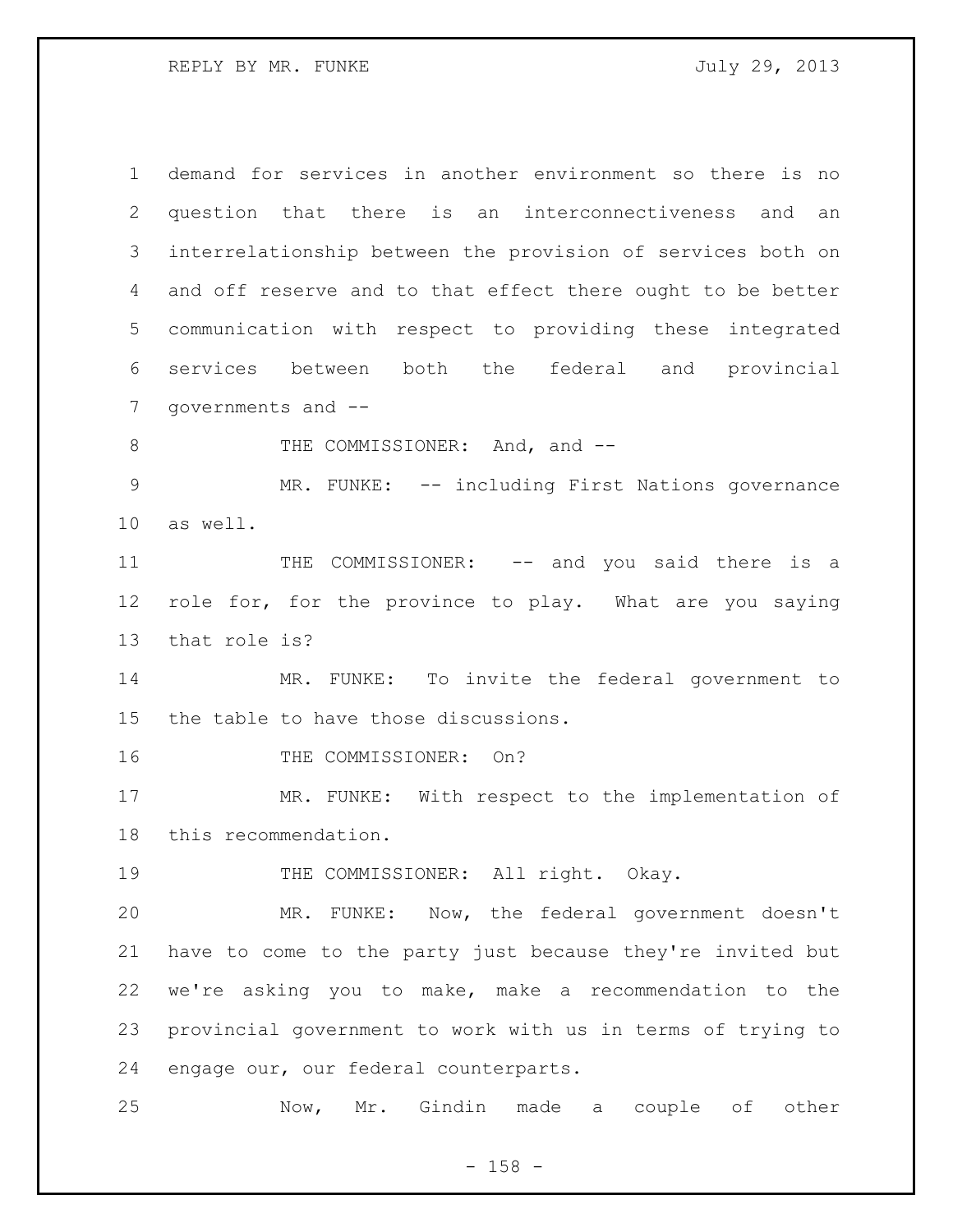demand for services in another environment so there is no question that there is an interconnectiveness and an interrelationship between the provision of services both on and off reserve and to that effect there ought to be better communication with respect to providing these integrated services between both the federal and provincial governments and --

THE COMMISSIONER: And, and --

MR. FUNKE: -- including First Nations governance as well.

THE COMMISSIONER: -- and you said there is a role for, for the province to play. What are you saying that role is?

MR. FUNKE: To invite the federal government to the table to have those discussions.

THE COMMISSIONER: On?

MR. FUNKE: With respect to the implementation of this recommendation.

THE COMMISSIONER: All right. Okay.

MR. FUNKE: Now, the federal government doesn't have to come to the party just because they're invited but we're asking you to make, make a recommendation to the provincial government to work with us in terms of trying to engage our, our federal counterparts.

Now, Mr. Gindin made a couple of other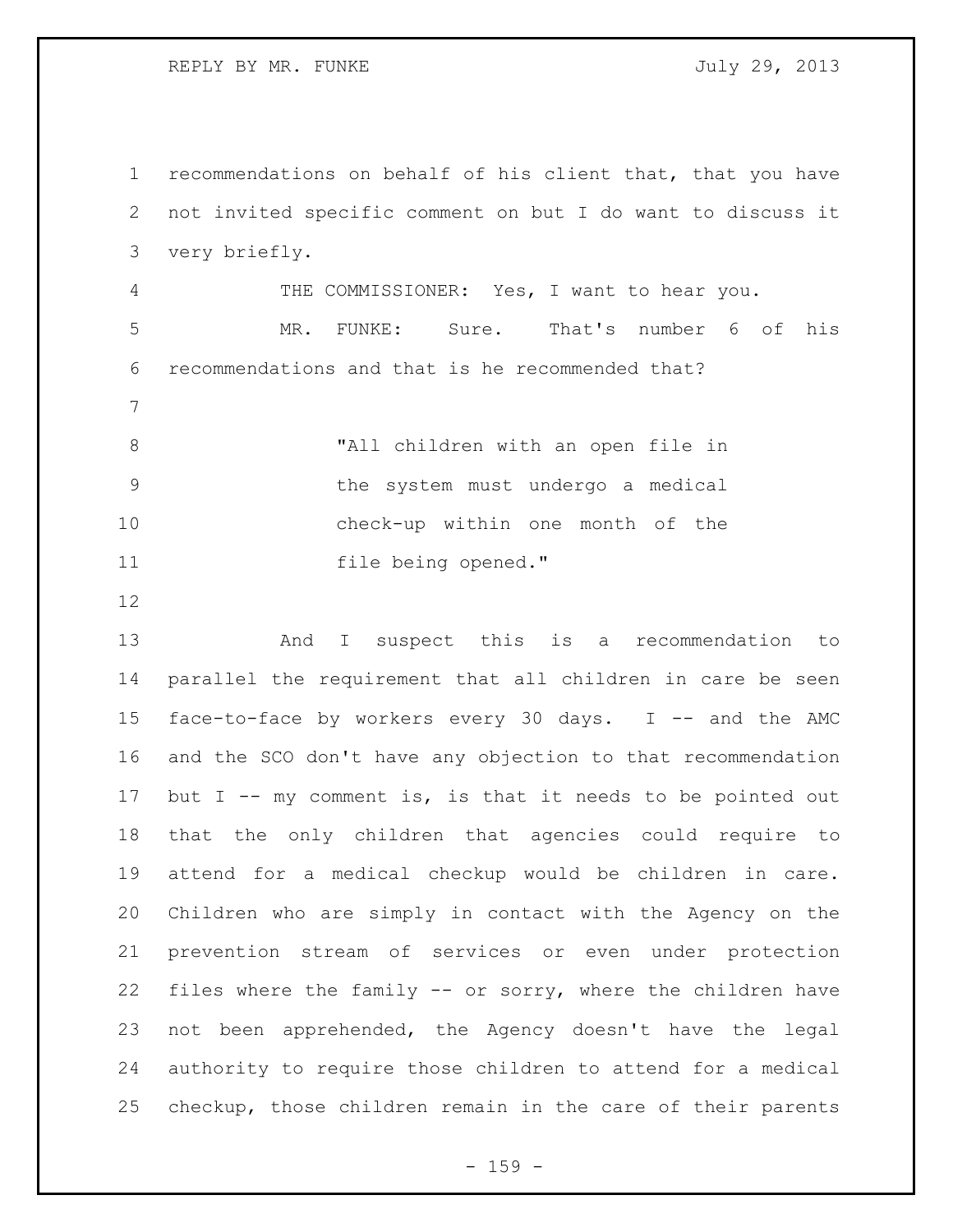recommendations on behalf of his client that, that you have not invited specific comment on but I do want to discuss it very briefly.

THE COMMISSIONER: Yes, I want to hear you.

MR. FUNKE: Sure. That's number 6 of his recommendations and that is he recommended that?

> "All children with an open file in the system must undergo a medical check-up within one month of the file being opened."

And I suspect this is a recommendation to parallel the requirement that all children in care be seen face-to-face by workers every 30 days. I -- and the AMC and the SCO don't have any objection to that recommendation but I -- my comment is, is that it needs to be pointed out that the only children that agencies could require to attend for a medical checkup would be children in care. Children who are simply in contact with the Agency on the prevention stream of services or even under protection files where the family -- or sorry, where the children have not been apprehended, the Agency doesn't have the legal authority to require those children to attend for a medical checkup, those children remain in the care of their parents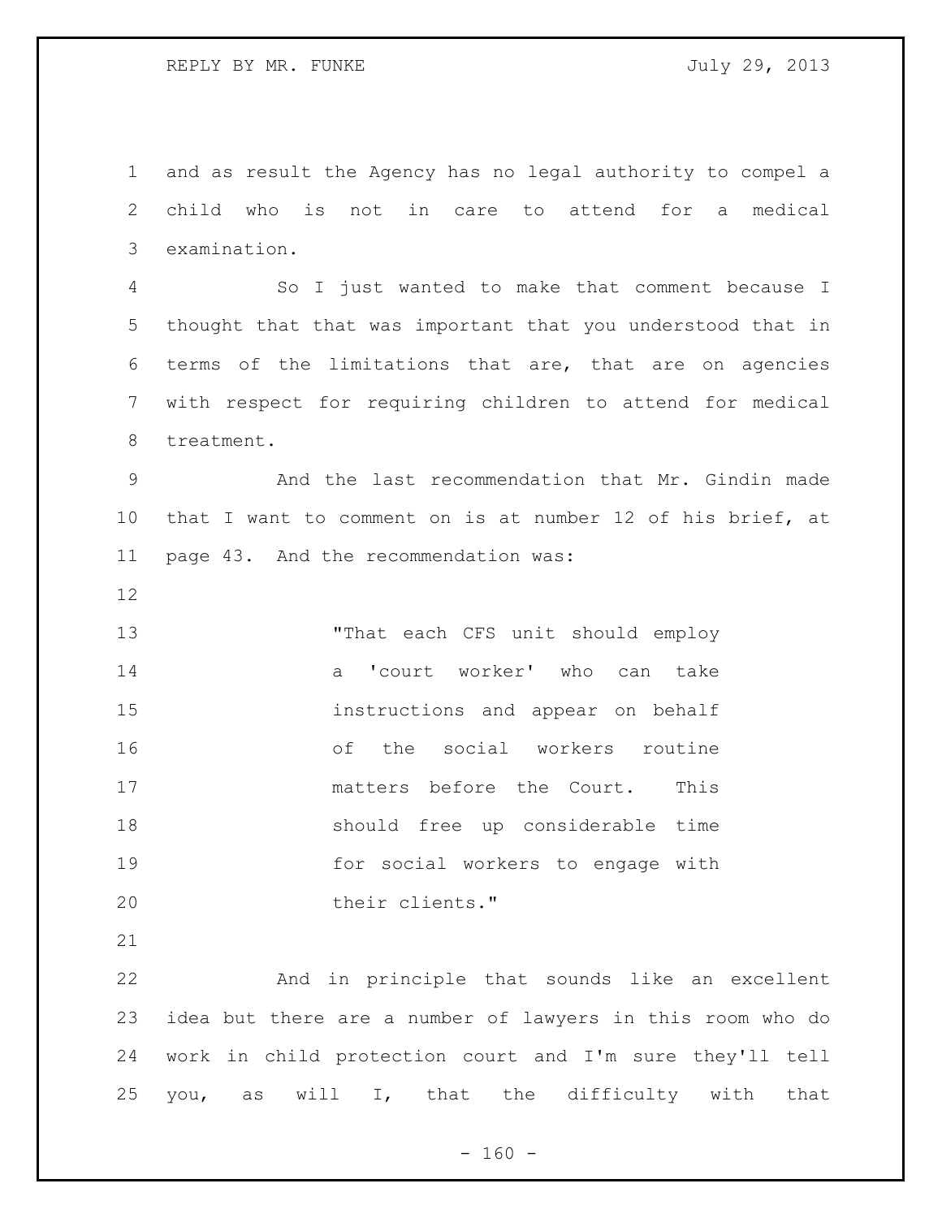and as result the Agency has no legal authority to compel a child who is not in care to attend for a medical examination.

So I just wanted to make that comment because I thought that that was important that you understood that in terms of the limitations that are, that are on agencies with respect for requiring children to attend for medical treatment.

And the last recommendation that Mr. Gindin made that I want to comment on is at number 12 of his brief, at page 43. And the recommendation was:

> "That each CFS unit should employ a 'court worker' who can take instructions and appear on behalf of the social workers routine matters before the Court. This should free up considerable time for social workers to engage with their clients."

And in principle that sounds like an excellent idea but there are a number of lawyers in this room who do work in child protection court and I'm sure they'll tell you, as will I, that the difficulty with that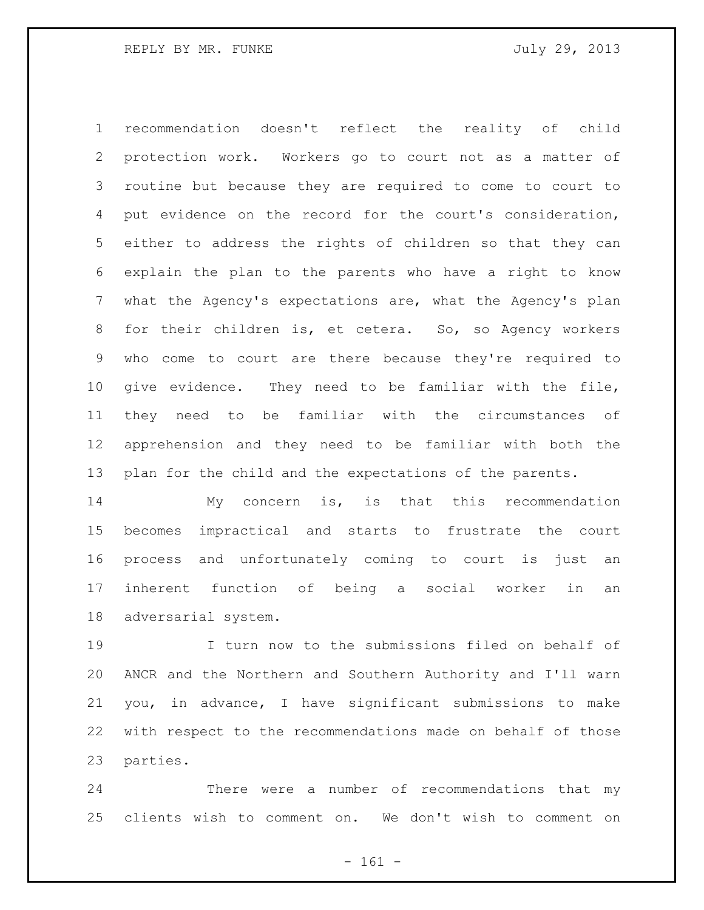recommendation doesn't reflect the reality of child protection work. Workers go to court not as a matter of routine but because they are required to come to court to put evidence on the record for the court's consideration, either to address the rights of children so that they can explain the plan to the parents who have a right to know what the Agency's expectations are, what the Agency's plan for their children is, et cetera. So, so Agency workers who come to court are there because they're required to give evidence. They need to be familiar with the file, they need to be familiar with the circumstances of apprehension and they need to be familiar with both the plan for the child and the expectations of the parents.

My concern is, is that this recommendation becomes impractical and starts to frustrate the court process and unfortunately coming to court is just an inherent function of being a social worker in an adversarial system.

I turn now to the submissions filed on behalf of ANCR and the Northern and Southern Authority and I'll warn you, in advance, I have significant submissions to make with respect to the recommendations made on behalf of those parties.

There were a number of recommendations that my clients wish to comment on. We don't wish to comment on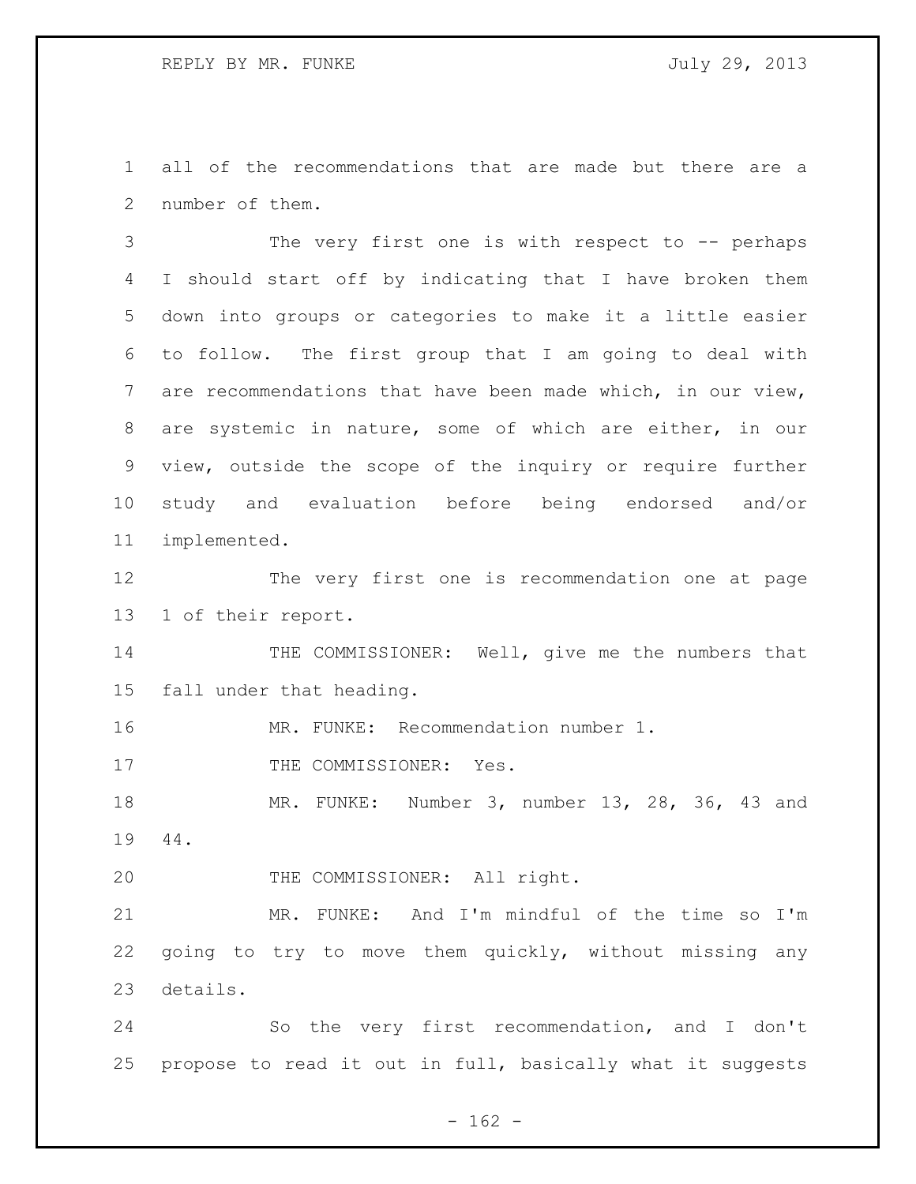all of the recommendations that are made but there are a number of them.

The very first one is with respect to -- perhaps I should start off by indicating that I have broken them down into groups or categories to make it a little easier to follow. The first group that I am going to deal with are recommendations that have been made which, in our view, are systemic in nature, some of which are either, in our view, outside the scope of the inquiry or require further study and evaluation before being endorsed and/or implemented.

The very first one is recommendation one at page 1 of their report.

THE COMMISSIONER: Well, give me the numbers that fall under that heading.

MR. FUNKE: Recommendation number 1.

THE COMMISSIONER: Yes.

MR. FUNKE: Number 3, number 13, 28, 36, 43 and 44.

THE COMMISSIONER: All right.

MR. FUNKE: And I'm mindful of the time so I'm going to try to move them quickly, without missing any details.

So the very first recommendation, and I don't propose to read it out in full, basically what it suggests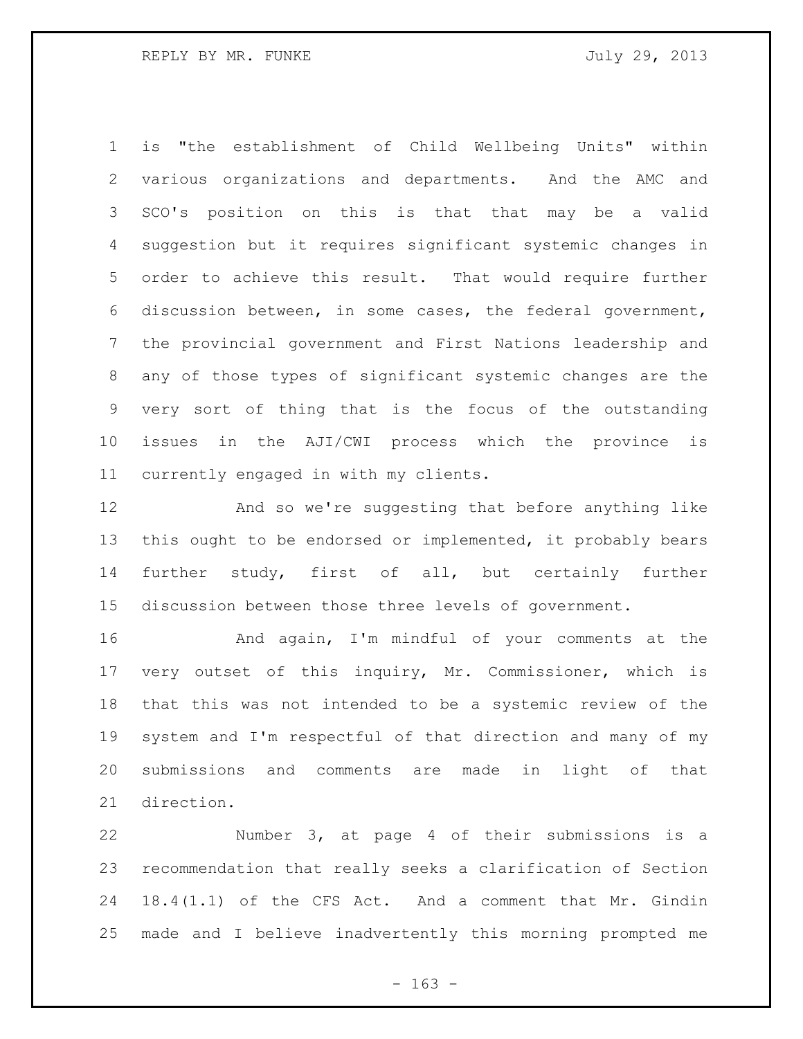is "the establishment of Child Wellbeing Units" within various organizations and departments. And the AMC and SCO's position on this is that that may be a valid suggestion but it requires significant systemic changes in order to achieve this result. That would require further discussion between, in some cases, the federal government, the provincial government and First Nations leadership and any of those types of significant systemic changes are the very sort of thing that is the focus of the outstanding issues in the AJI/CWI process which the province is currently engaged in with my clients.

And so we're suggesting that before anything like this ought to be endorsed or implemented, it probably bears further study, first of all, but certainly further discussion between those three levels of government.

And again, I'm mindful of your comments at the very outset of this inquiry, Mr. Commissioner, which is that this was not intended to be a systemic review of the system and I'm respectful of that direction and many of my submissions and comments are made in light of that direction.

Number 3, at page 4 of their submissions is a recommendation that really seeks a clarification of Section 18.4(1.1) of the CFS Act. And a comment that Mr. Gindin made and I believe inadvertently this morning prompted me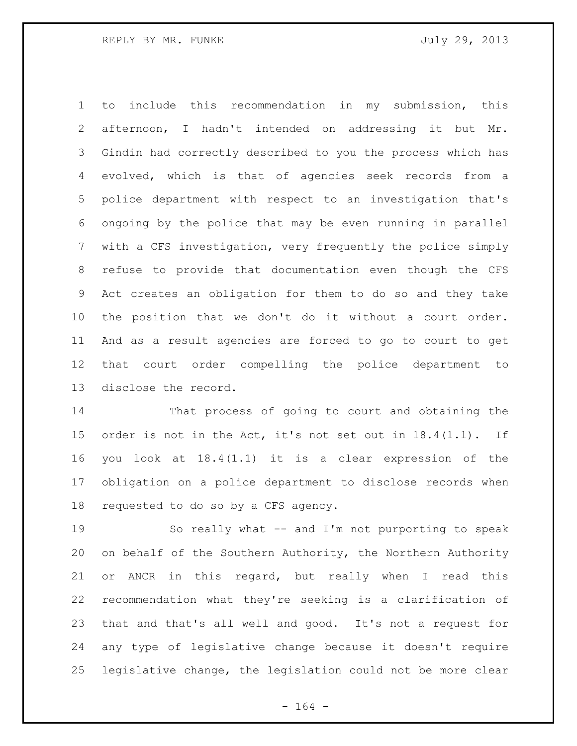to include this recommendation in my submission, this afternoon, I hadn't intended on addressing it but Mr. Gindin had correctly described to you the process which has evolved, which is that of agencies seek records from a police department with respect to an investigation that's ongoing by the police that may be even running in parallel with a CFS investigation, very frequently the police simply refuse to provide that documentation even though the CFS Act creates an obligation for them to do so and they take the position that we don't do it without a court order. And as a result agencies are forced to go to court to get that court order compelling the police department to disclose the record.

That process of going to court and obtaining the order is not in the Act, it's not set out in 18.4(1.1). If you look at 18.4(1.1) it is a clear expression of the obligation on a police department to disclose records when requested to do so by a CFS agency.

So really what -- and I'm not purporting to speak on behalf of the Southern Authority, the Northern Authority or ANCR in this regard, but really when I read this recommendation what they're seeking is a clarification of that and that's all well and good. It's not a request for any type of legislative change because it doesn't require legislative change, the legislation could not be more clear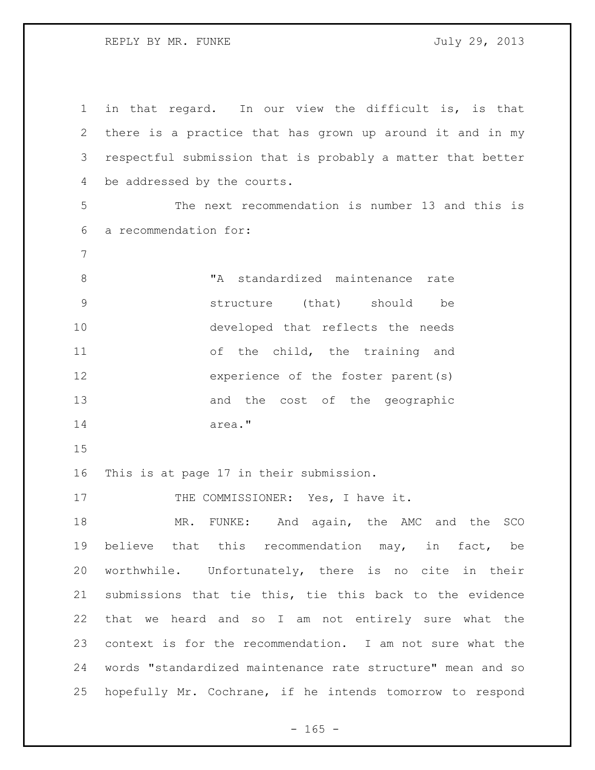in that regard. In our view the difficult is, is that there is a practice that has grown up around it and in my respectful submission that is probably a matter that better be addressed by the courts.

The next recommendation is number 13 and this is a recommendation for:

> "A standardized maintenance rate structure (that) should be developed that reflects the needs of the child, the training and experience of the foster parent(s) and the cost of the geographic area."

This is at page 17 in their submission.

THE COMMISSIONER: Yes, I have it.

MR. FUNKE: And again, the AMC and the SCO believe that this recommendation may, in fact, be worthwhile. Unfortunately, there is no cite in their submissions that tie this, tie this back to the evidence that we heard and so I am not entirely sure what the context is for the recommendation. I am not sure what the words "standardized maintenance rate structure" mean and so hopefully Mr. Cochrane, if he intends tomorrow to respond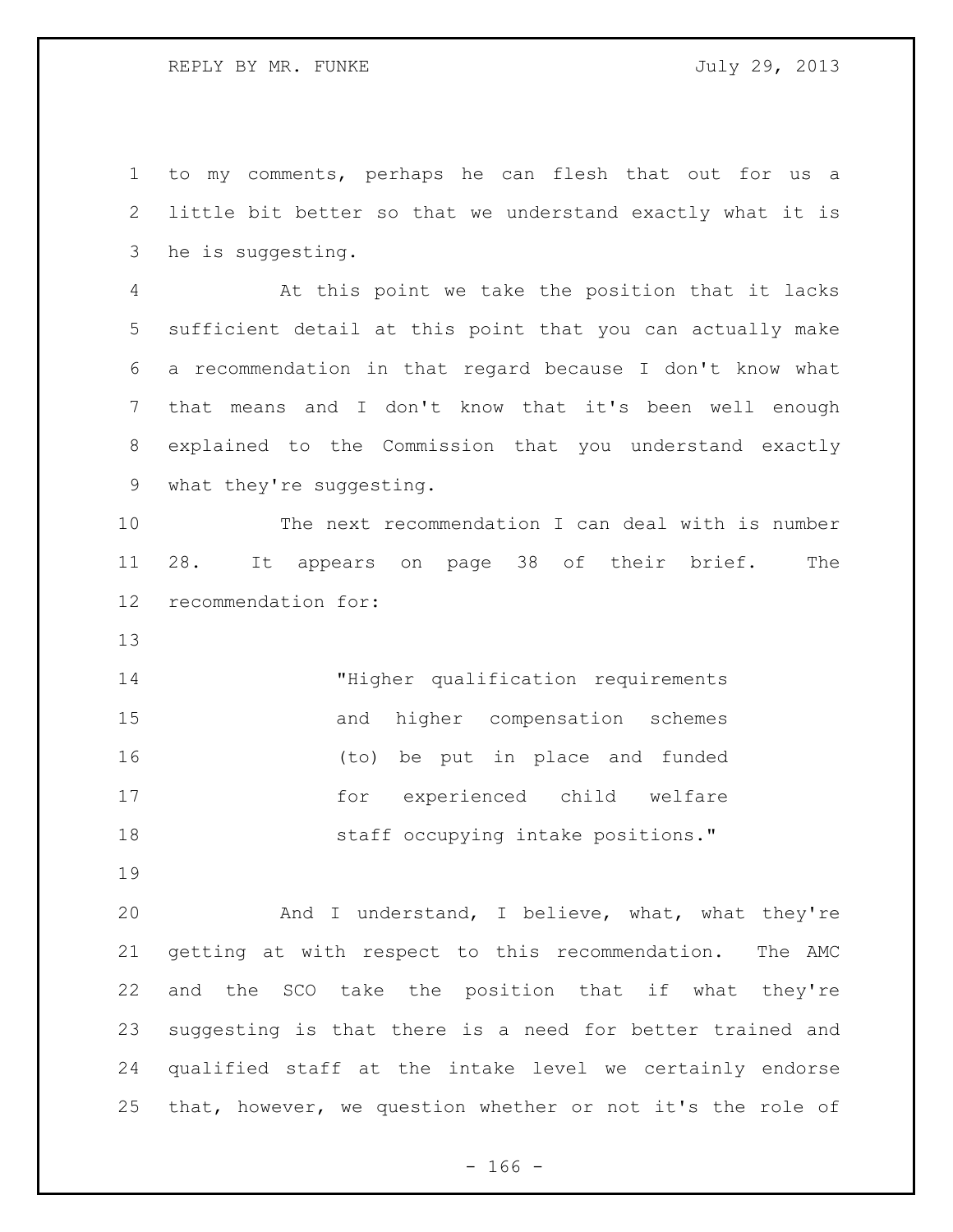to my comments, perhaps he can flesh that out for us a little bit better so that we understand exactly what it is he is suggesting.

At this point we take the position that it lacks sufficient detail at this point that you can actually make a recommendation in that regard because I don't know what that means and I don't know that it's been well enough explained to the Commission that you understand exactly what they're suggesting.

The next recommendation I can deal with is number 28. It appears on page 38 of their brief. The recommendation for:

> "Higher qualification requirements and higher compensation schemes (to) be put in place and funded for experienced child welfare staff occupying intake positions."

And I understand, I believe, what, what they're getting at with respect to this recommendation. The AMC and the SCO take the position that if what they're suggesting is that there is a need for better trained and qualified staff at the intake level we certainly endorse that, however, we question whether or not it's the role of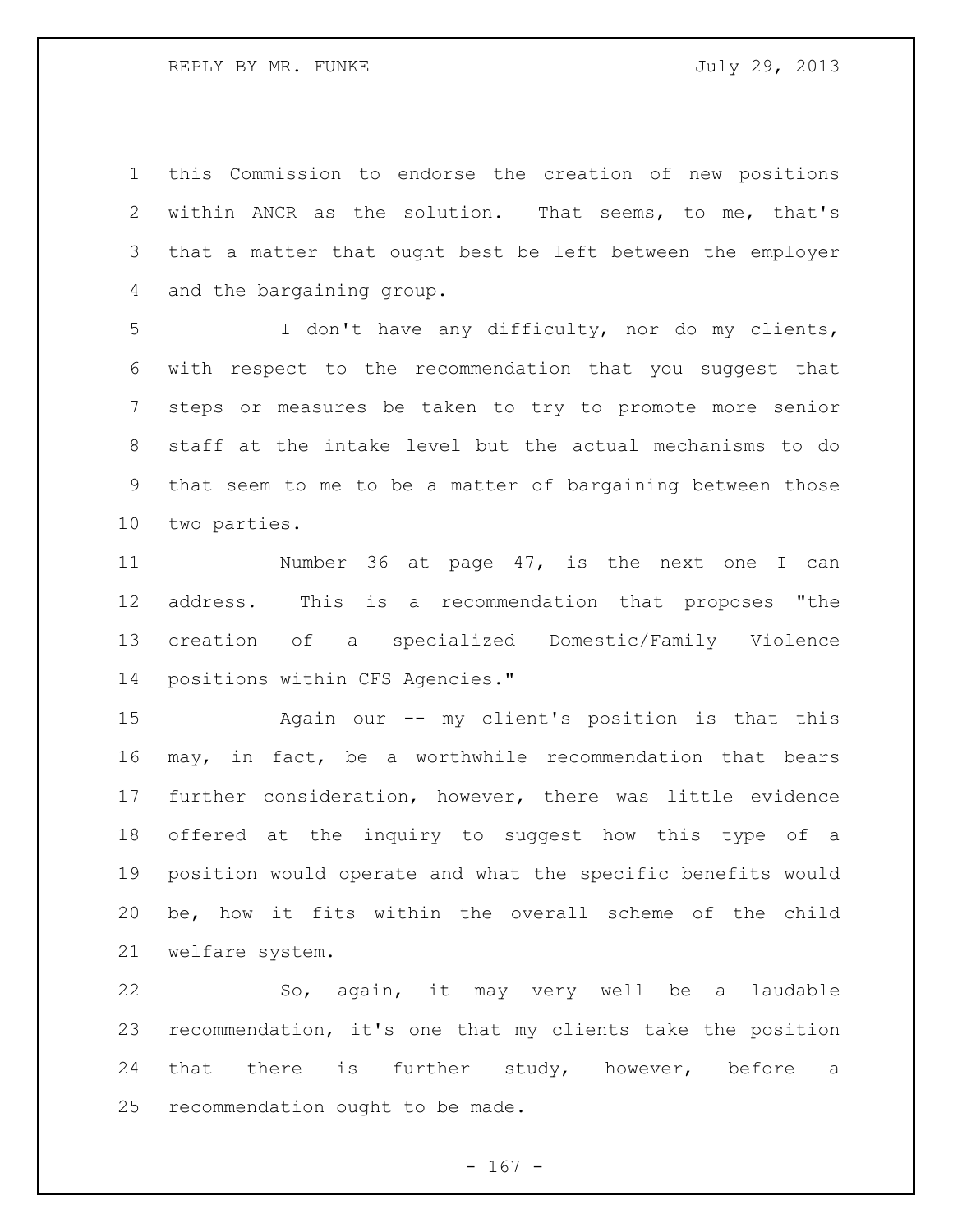this Commission to endorse the creation of new positions within ANCR as the solution. That seems, to me, that's that a matter that ought best be left between the employer and the bargaining group.

I don't have any difficulty, nor do my clients, with respect to the recommendation that you suggest that steps or measures be taken to try to promote more senior staff at the intake level but the actual mechanisms to do that seem to me to be a matter of bargaining between those two parties.

Number 36 at page 47, is the next one I can address. This is a recommendation that proposes "the creation of a specialized Domestic/Family Violence positions within CFS Agencies."

Again our -- my client's position is that this may, in fact, be a worthwhile recommendation that bears further consideration, however, there was little evidence offered at the inquiry to suggest how this type of a position would operate and what the specific benefits would be, how it fits within the overall scheme of the child welfare system.

So, again, it may very well be a laudable recommendation, it's one that my clients take the position that there is further study, however, before a recommendation ought to be made.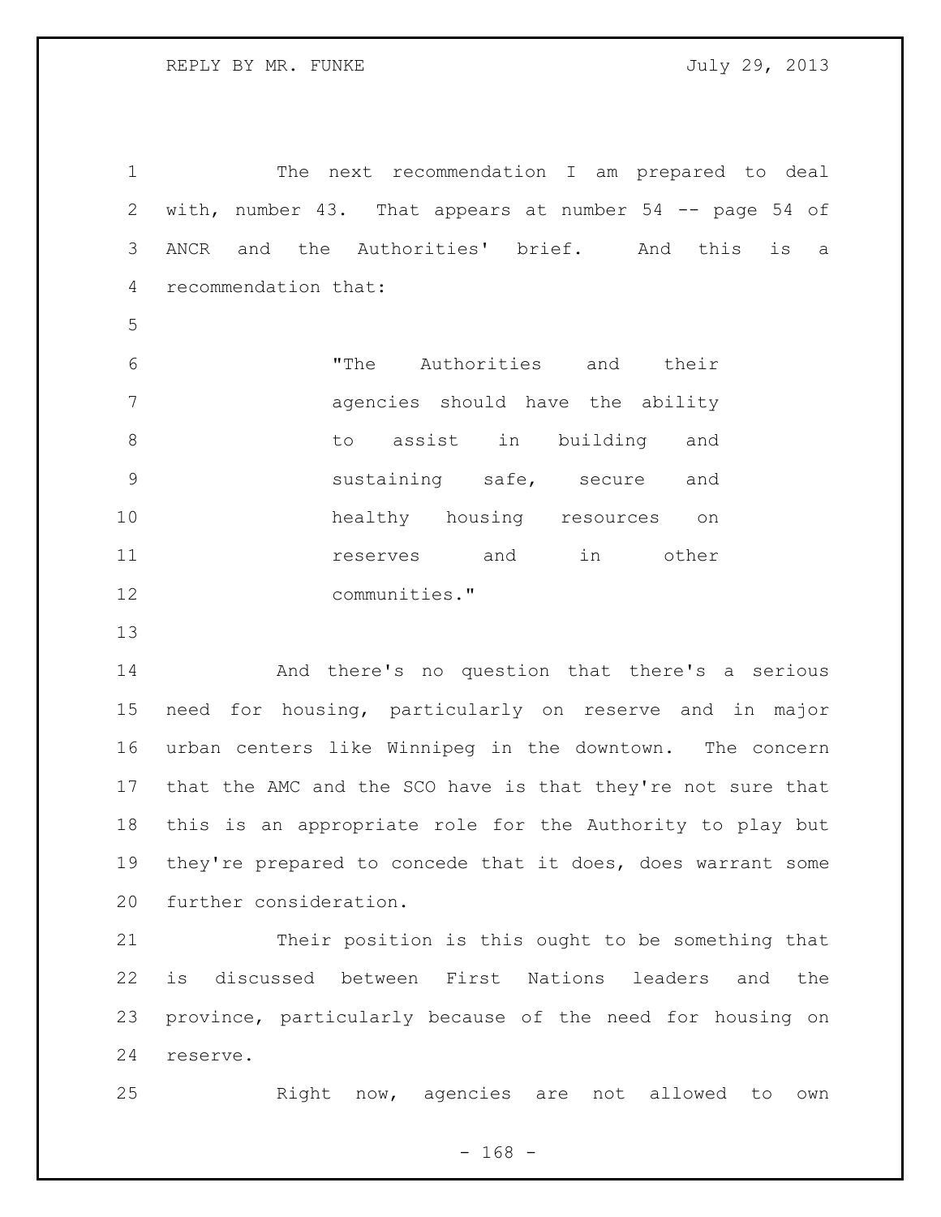The next recommendation I am prepared to deal with, number 43. That appears at number 54 -- page 54 of ANCR and the Authorities' brief. And this is a recommendation that:

> "The Authorities and their agencies should have the ability to assist in building and sustaining safe, secure and healthy housing resources on reserves and in other communities."

And there's no question that there's a serious need for housing, particularly on reserve and in major urban centers like Winnipeg in the downtown. The concern that the AMC and the SCO have is that they're not sure that this is an appropriate role for the Authority to play but they're prepared to concede that it does, does warrant some further consideration.

Their position is this ought to be something that is discussed between First Nations leaders and the province, particularly because of the need for housing on reserve.

Right now, agencies are not allowed to own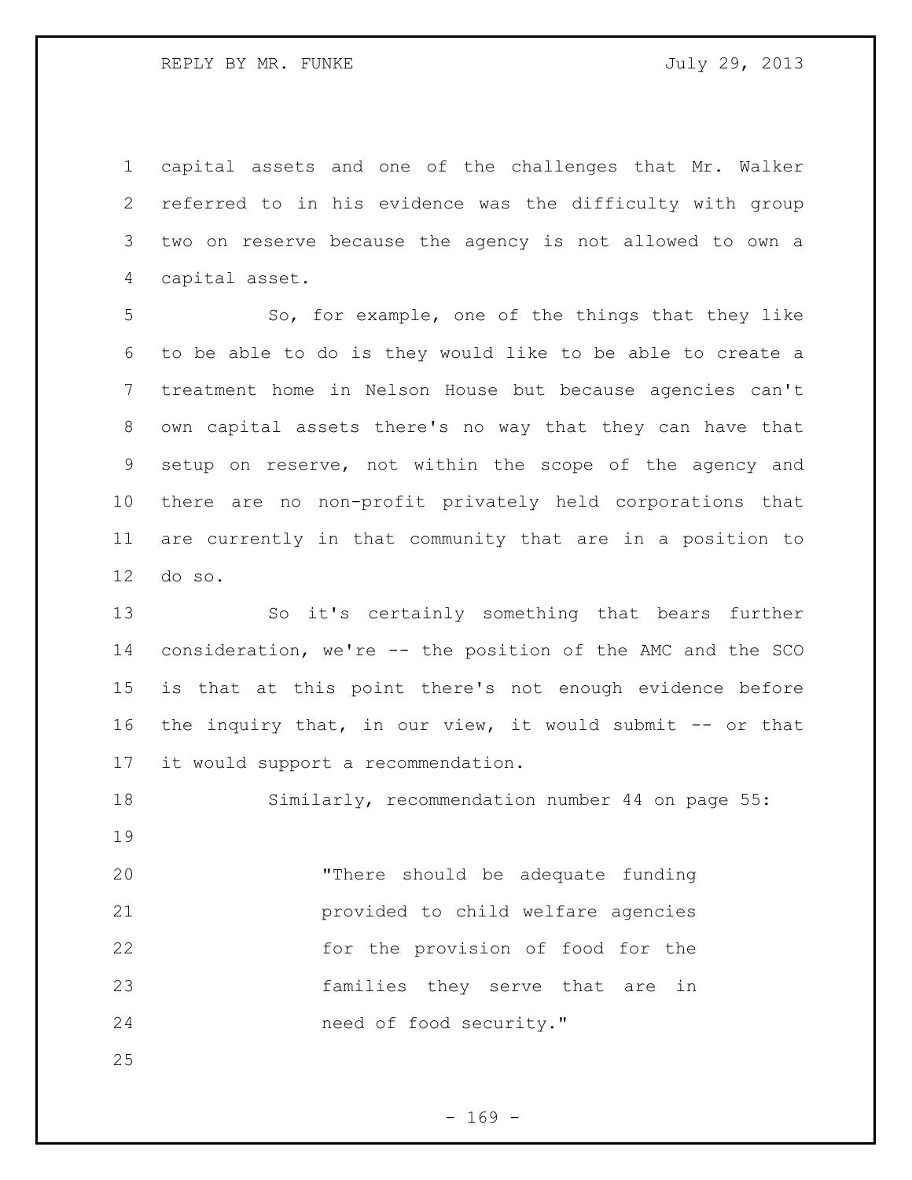capital assets and one of the challenges that Mr. Walker referred to in his evidence was the difficulty with group two on reserve because the agency is not allowed to own a capital asset.

So, for example, one of the things that they like to be able to do is they would like to be able to create a treatment home in Nelson House but because agencies can't own capital assets there's no way that they can have that setup on reserve, not within the scope of the agency and there are no non-profit privately held corporations that are currently in that community that are in a position to do so.

So it's certainly something that bears further consideration, we're -- the position of the AMC and the SCO is that at this point there's not enough evidence before the inquiry that, in our view, it would submit -- or that it would support a recommendation.

Similarly, recommendation number 44 on page 55:

> "There should be adequate funding provided to child welfare agencies for the provision of food for the families they serve that are in need of food security."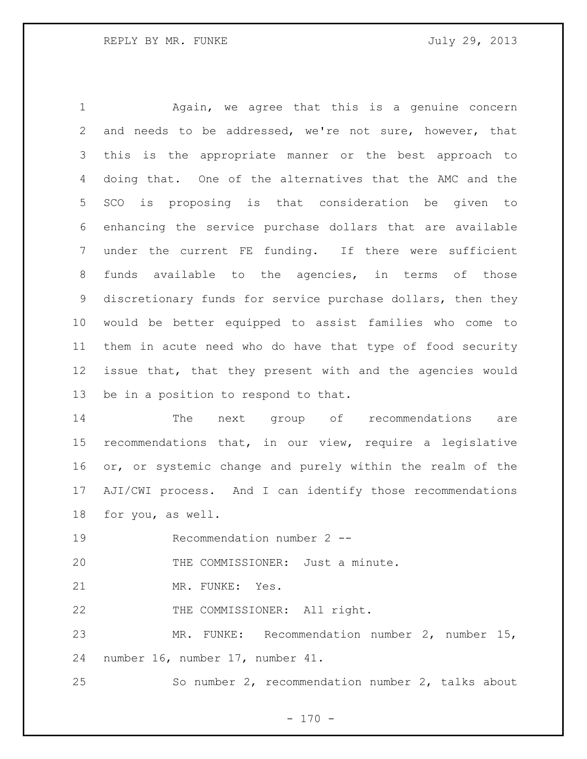Again, we agree that this is a genuine concern and needs to be addressed, we're not sure, however, that this is the appropriate manner or the best approach to doing that. One of the alternatives that the AMC and the SCO is proposing is that consideration be given to enhancing the service purchase dollars that are available under the current FE funding. If there were sufficient funds available to the agencies, in terms of those discretionary funds for service purchase dollars, then they would be better equipped to assist families who come to them in acute need who do have that type of food security issue that, that they present with and the agencies would be in a position to respond to that.

The next group of recommendations are recommendations that, in our view, require a legislative or, or systemic change and purely within the realm of the AJI/CWI process. And I can identify those recommendations for you, as well.

Recommendation number 2 --

THE COMMISSIONER: Just a minute.

MR. FUNKE: Yes.

THE COMMISSIONER: All right.

MR. FUNKE: Recommendation number 2, number 15, number 16, number 17, number 41.

So number 2, recommendation number 2, talks about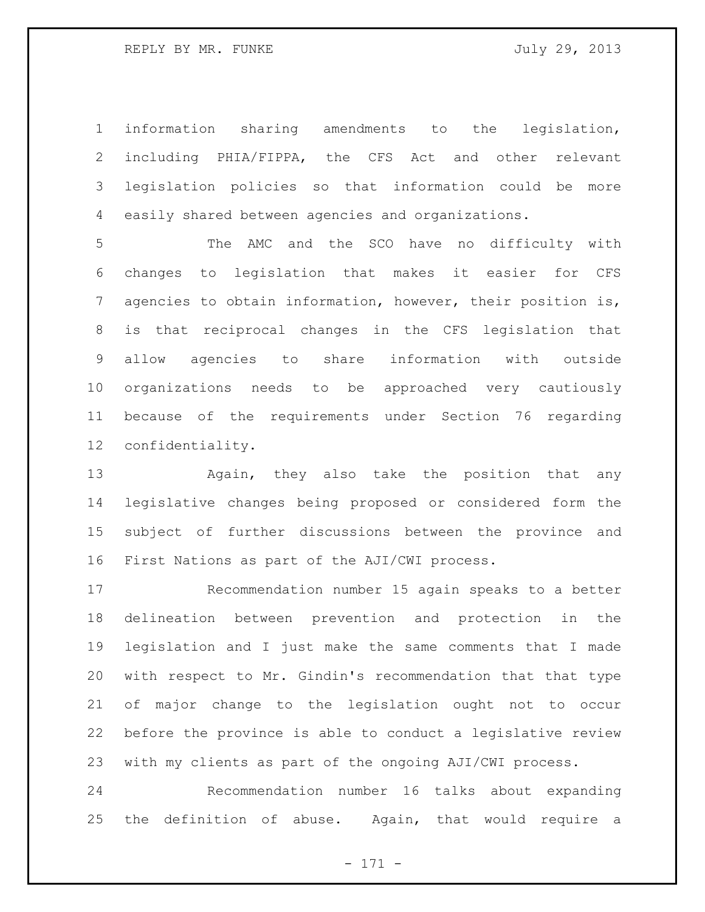information sharing amendments to the legislation, including PHIA/FIPPA, the CFS Act and other relevant legislation policies so that information could be more easily shared between agencies and organizations.

The AMC and the SCO have no difficulty with changes to legislation that makes it easier for CFS agencies to obtain information, however, their position is, is that reciprocal changes in the CFS legislation that allow agencies to share information with outside organizations needs to be approached very cautiously because of the requirements under Section 76 regarding confidentiality.

Again, they also take the position that any legislative changes being proposed or considered form the subject of further discussions between the province and First Nations as part of the AJI/CWI process.

Recommendation number 15 again speaks to a better delineation between prevention and protection in the legislation and I just make the same comments that I made with respect to Mr. Gindin's recommendation that that type of major change to the legislation ought not to occur before the province is able to conduct a legislative review with my clients as part of the ongoing AJI/CWI process.

Recommendation number 16 talks about expanding the definition of abuse. Again, that would require a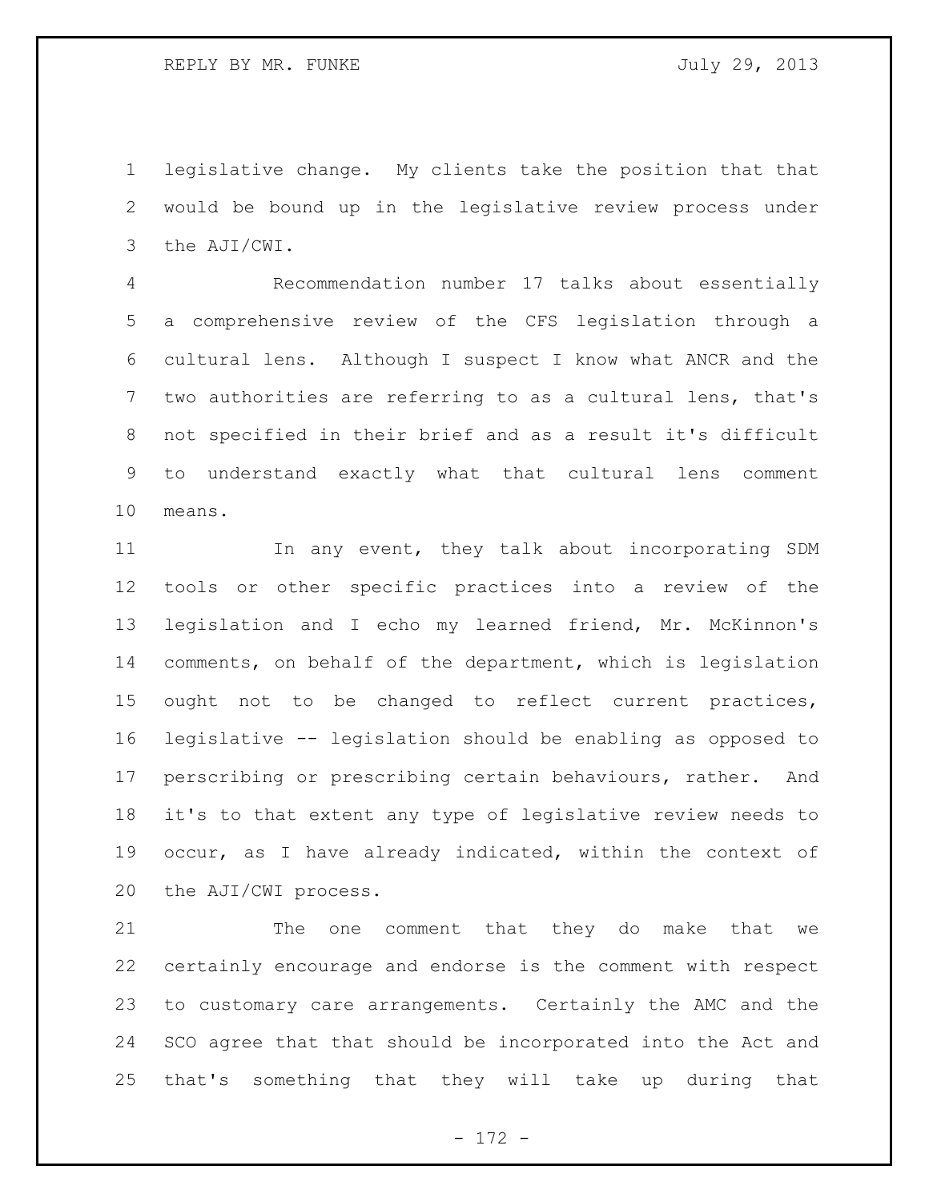legislative change. My clients take the position that that would be bound up in the legislative review process under the AJI/CWI.

Recommendation number 17 talks about essentially a comprehensive review of the CFS legislation through a cultural lens. Although I suspect I know what ANCR and the two authorities are referring to as a cultural lens, that's not specified in their brief and as a result it's difficult to understand exactly what that cultural lens comment means.

In any event, they talk about incorporating SDM tools or other specific practices into a review of the legislation and I echo my learned friend, Mr. McKinnon's comments, on behalf of the department, which is legislation ought not to be changed to reflect current practices, legislative -- legislation should be enabling as opposed to perscribing or prescribing certain behaviours, rather. And it's to that extent any type of legislative review needs to occur, as I have already indicated, within the context of the AJI/CWI process.

The one comment that they do make that we certainly encourage and endorse is the comment with respect to customary care arrangements. Certainly the AMC and the SCO agree that that should be incorporated into the Act and that's something that they will take up during that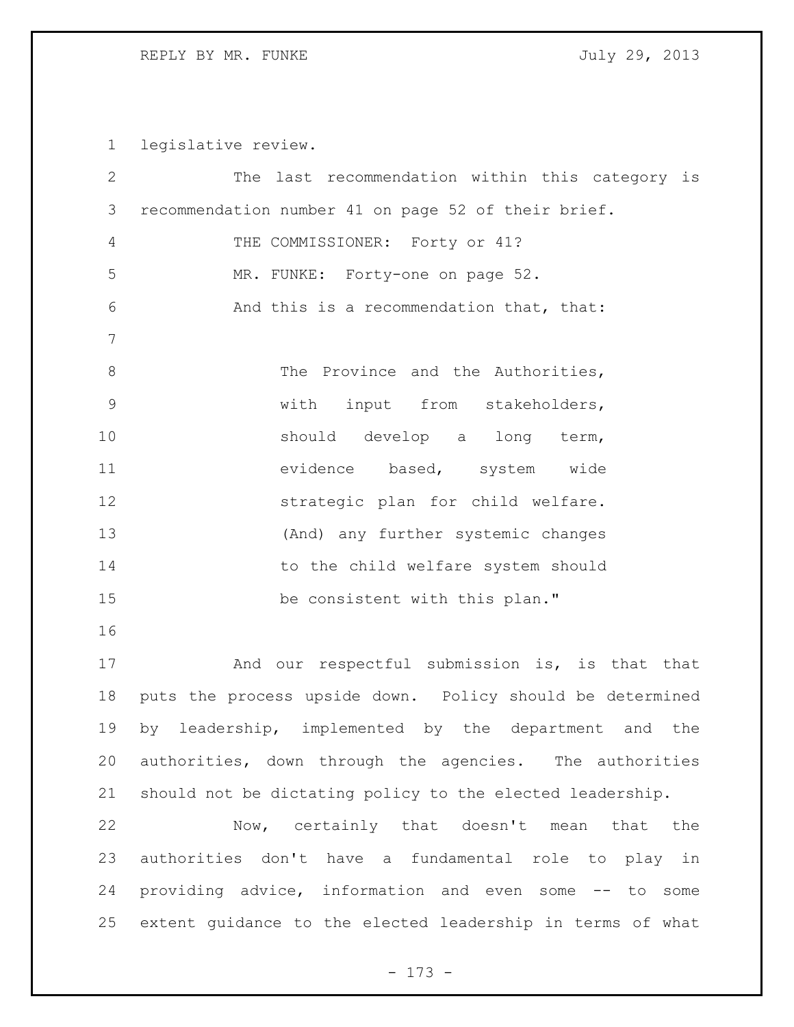legislative review.

The last recommendation within this category is recommendation number 41 on page 52 of their brief.

THE COMMISSIONER: Forty or 41?

MR. FUNKE: Forty-one on page 52.

And this is a recommendation that, that:

> The Province and the Authorities, with input from stakeholders, should develop a long term, evidence based, system wide strategic plan for child welfare. (And) any further systemic changes to the child welfare system should be consistent with this plan."

And our respectful submission is, is that that puts the process upside down. Policy should be determined by leadership, implemented by the department and the authorities, down through the agencies. The authorities should not be dictating policy to the elected leadership.

Now, certainly that doesn't mean that the authorities don't have a fundamental role to play in providing advice, information and even some -- to some extent guidance to the elected leadership in terms of what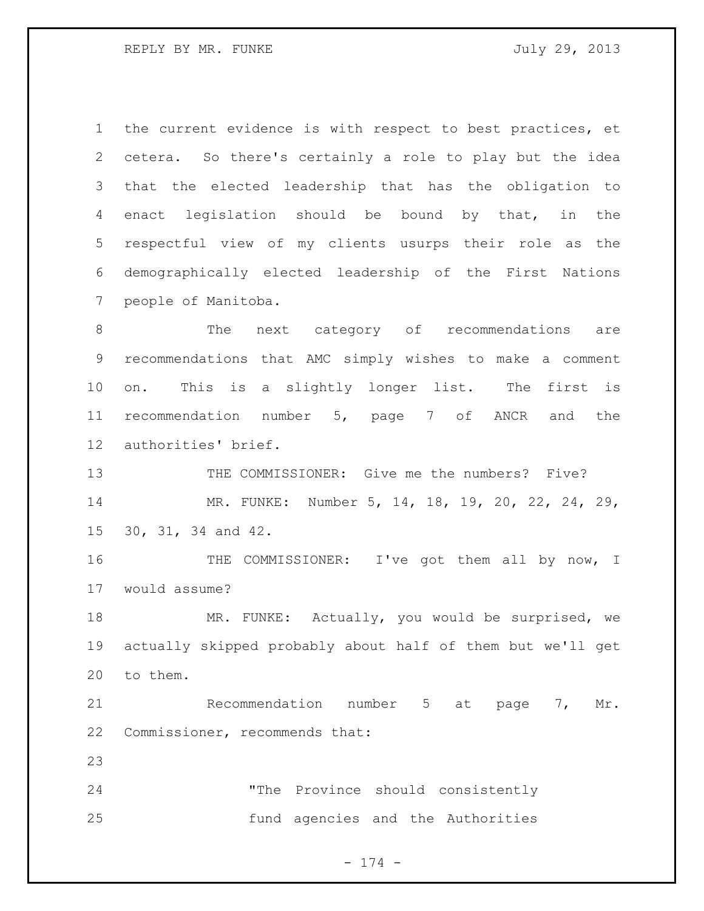the current evidence is with respect to best practices, et cetera. So there's certainly a role to play but the idea that the elected leadership that has the obligation to enact legislation should be bound by that, in the respectful view of my clients usurps their role as the demographically elected leadership of the First Nations people of Manitoba.

The next category of recommendations are recommendations that AMC simply wishes to make a comment on. This is a slightly longer list. The first is recommendation number 5, page 7 of ANCR and the authorities' brief.

THE COMMISSIONER: Give me the numbers? Five?

MR. FUNKE: Number 5, 14, 18, 19, 20, 22, 24, 29, 30, 31, 34 and 42.

THE COMMISSIONER: I've got them all by now, I would assume?

MR. FUNKE: Actually, you would be surprised, we actually skipped probably about half of them but we'll get to them.

Recommendation number 5 at page 7, Mr. Commissioner, recommends that:

> "The Province should consistently fund agencies and the Authorities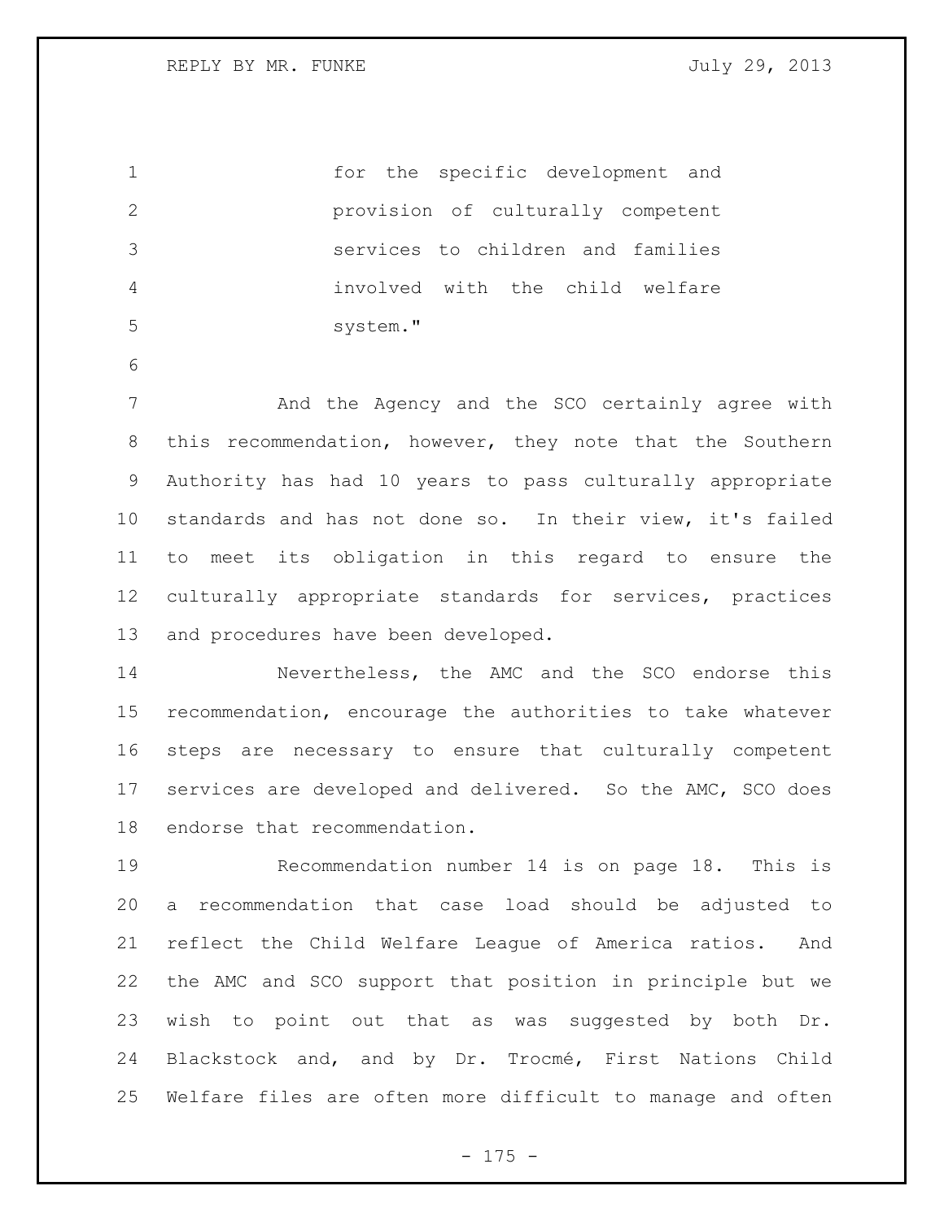for the specific development and provision of culturally competent services to children and families involved with the child welfare system."

And the Agency and the SCO certainly agree with this recommendation, however, they note that the Southern Authority has had 10 years to pass culturally appropriate standards and has not done so. In their view, it's failed to meet its obligation in this regard to ensure the culturally appropriate standards for services, practices and procedures have been developed.

Nevertheless, the AMC and the SCO endorse this recommendation, encourage the authorities to take whatever steps are necessary to ensure that culturally competent services are developed and delivered. So the AMC, SCO does endorse that recommendation.

Recommendation number 14 is on page 18. This is a recommendation that case load should be adjusted to reflect the Child Welfare League of America ratios. And the AMC and SCO support that position in principle but we wish to point out that as was suggested by both Dr. Blackstock and, and by Dr. Trocmé, First Nations Child Welfare files are often more difficult to manage and often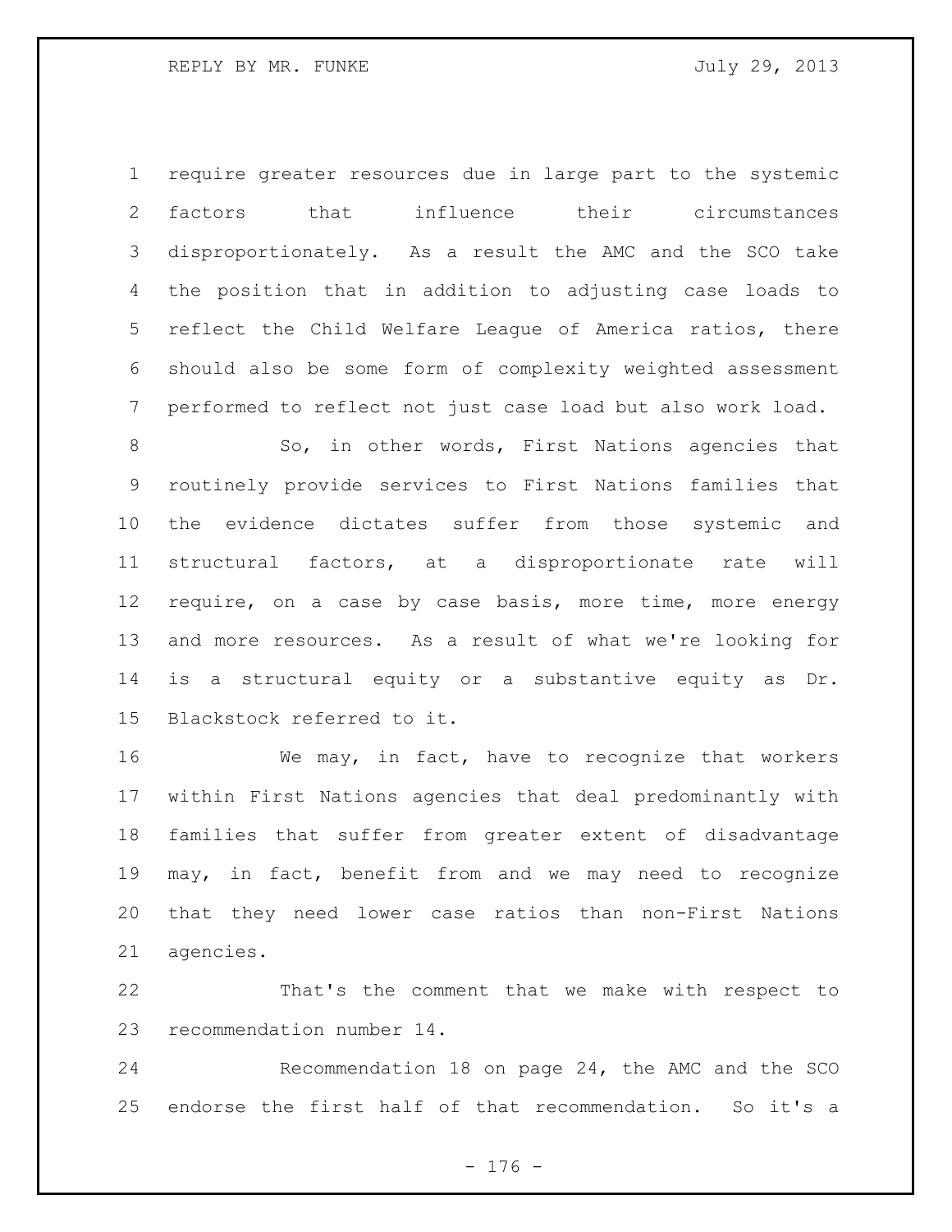require greater resources due in large part to the systemic factors that influence their circumstances disproportionately. As a result the AMC and the SCO take the position that in addition to adjusting case loads to reflect the Child Welfare League of America ratios, there should also be some form of complexity weighted assessment performed to reflect not just case load but also work load.

So, in other words, First Nations agencies that routinely provide services to First Nations families that the evidence dictates suffer from those systemic and structural factors, at a disproportionate rate will require, on a case by case basis, more time, more energy and more resources. As a result of what we're looking for is a structural equity or a substantive equity as Dr. Blackstock referred to it.

We may, in fact, have to recognize that workers within First Nations agencies that deal predominantly with families that suffer from greater extent of disadvantage may, in fact, benefit from and we may need to recognize that they need lower case ratios than non-First Nations agencies.

That's the comment that we make with respect to recommendation number 14.

Recommendation 18 on page 24, the AMC and the SCO endorse the first half of that recommendation. So it's a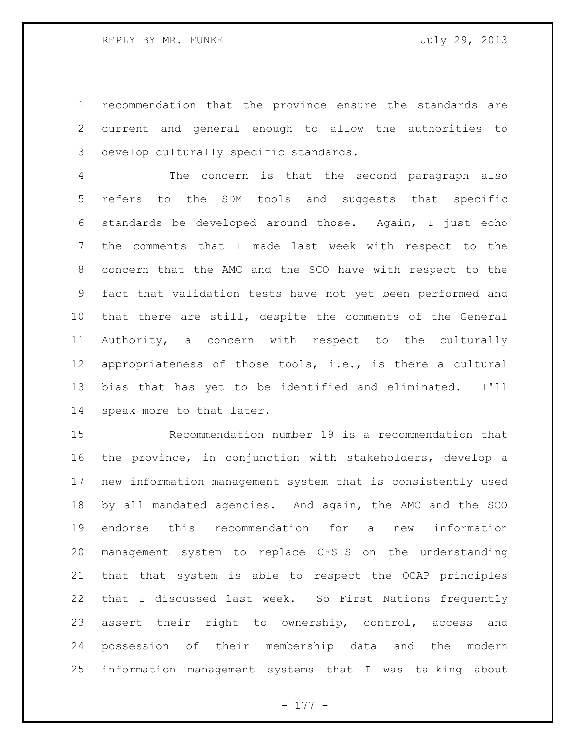recommendation that the province ensure the standards are current and general enough to allow the authorities to develop culturally specific standards.

The concern is that the second paragraph also refers to the SDM tools and suggests that specific standards be developed around those. Again, I just echo the comments that I made last week with respect to the concern that the AMC and the SCO have with respect to the fact that validation tests have not yet been performed and that there are still, despite the comments of the General Authority, a concern with respect to the culturally appropriateness of those tools, i.e., is there a cultural bias that has yet to be identified and eliminated. I'll speak more to that later.

Recommendation number 19 is a recommendation that the province, in conjunction with stakeholders, develop a new information management system that is consistently used by all mandated agencies. And again, the AMC and the SCO endorse this recommendation for a new information management system to replace CFSIS on the understanding that that system is able to respect the OCAP principles that I discussed last week. So First Nations frequently assert their right to ownership, control, access and possession of their membership data and the modern information management systems that I was talking about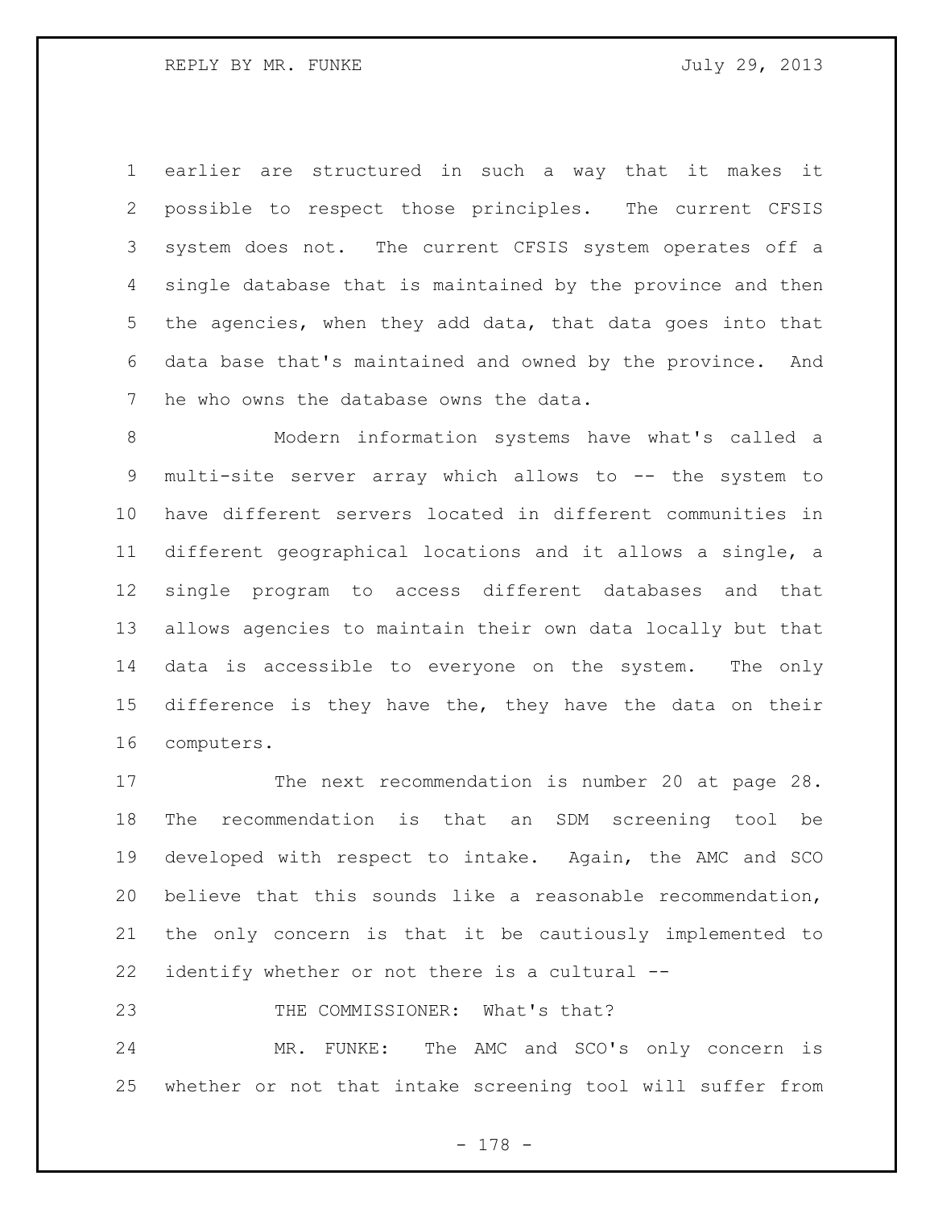earlier are structured in such a way that it makes it possible to respect those principles. The current CFSIS system does not. The current CFSIS system operates off a single database that is maintained by the province and then the agencies, when they add data, that data goes into that data base that's maintained and owned by the province. And he who owns the database owns the data.

Modern information systems have what's called a multi-site server array which allows to -- the system to have different servers located in different communities in different geographical locations and it allows a single, a single program to access different databases and that allows agencies to maintain their own data locally but that data is accessible to everyone on the system. The only difference is they have the, they have the data on their computers.

The next recommendation is number 20 at page 28. The recommendation is that an SDM screening tool be developed with respect to intake. Again, the AMC and SCO believe that this sounds like a reasonable recommendation, the only concern is that it be cautiously implemented to identify whether or not there is a cultural --

THE COMMISSIONER: What's that?

MR. FUNKE: The AMC and SCO's only concern is whether or not that intake screening tool will suffer from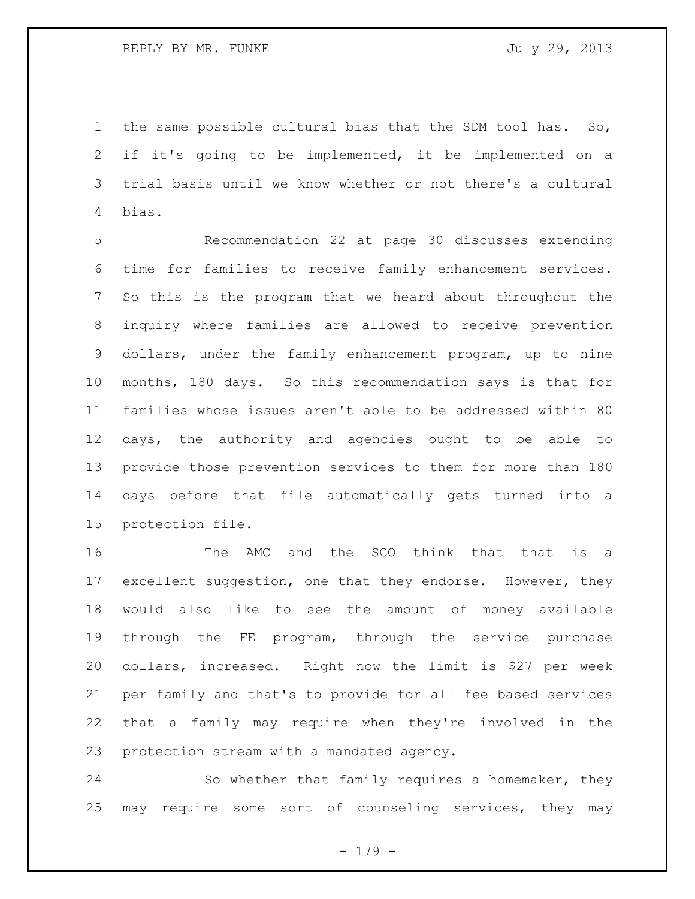the same possible cultural bias that the SDM tool has. So, if it's going to be implemented, it be implemented on a trial basis until we know whether or not there's a cultural bias.

Recommendation 22 at page 30 discusses extending time for families to receive family enhancement services. So this is the program that we heard about throughout the inquiry where families are allowed to receive prevention dollars, under the family enhancement program, up to nine months, 180 days. So this recommendation says is that for families whose issues aren't able to be addressed within 80 days, the authority and agencies ought to be able to provide those prevention services to them for more than 180 days before that file automatically gets turned into a protection file.

The AMC and the SCO think that that is a excellent suggestion, one that they endorse. However, they would also like to see the amount of money available through the FE program, through the service purchase dollars, increased. Right now the limit is $27 per week per family and that's to provide for all fee based services that a family may require when they're involved in the protection stream with a mandated agency.

So whether that family requires a homemaker, they may require some sort of counseling services, they may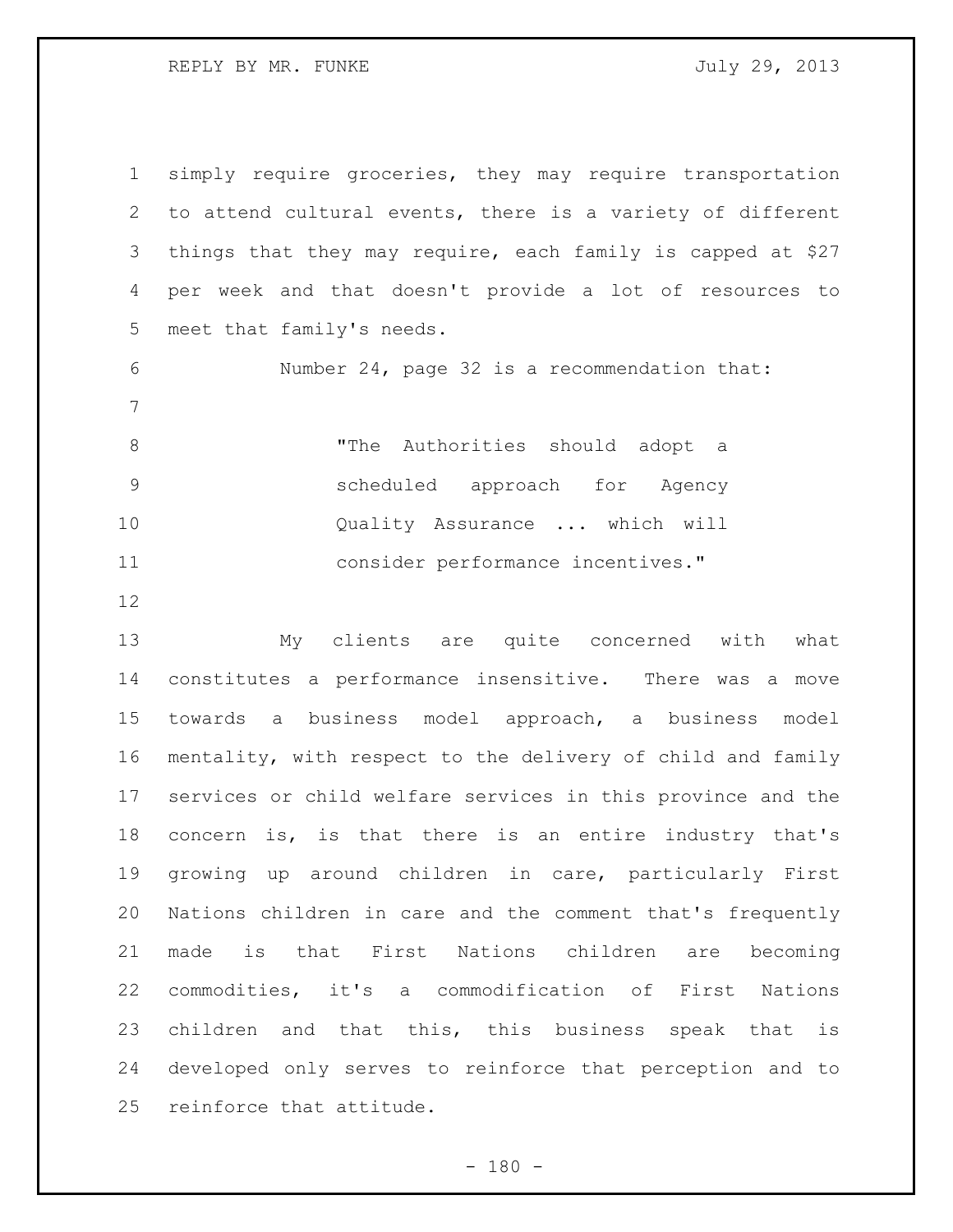simply require groceries, they may require transportation to attend cultural events, there is a variety of different things that they may require, each family is capped at $27 per week and that doesn't provide a lot of resources to meet that family's needs.

Number 24, page 32 is a recommendation that:

> "The Authorities should adopt a scheduled approach for Agency Quality Assurance ... which will consider performance incentives."

My clients are quite concerned with what constitutes a performance insensitive. There was a move towards a business model approach, a business model mentality, with respect to the delivery of child and family services or child welfare services in this province and the concern is, is that there is an entire industry that's growing up around children in care, particularly First Nations children in care and the comment that's frequently made is that First Nations children are becoming commodities, it's a commodification of First Nations children and that this, this business speak that is developed only serves to reinforce that perception and to reinforce that attitude.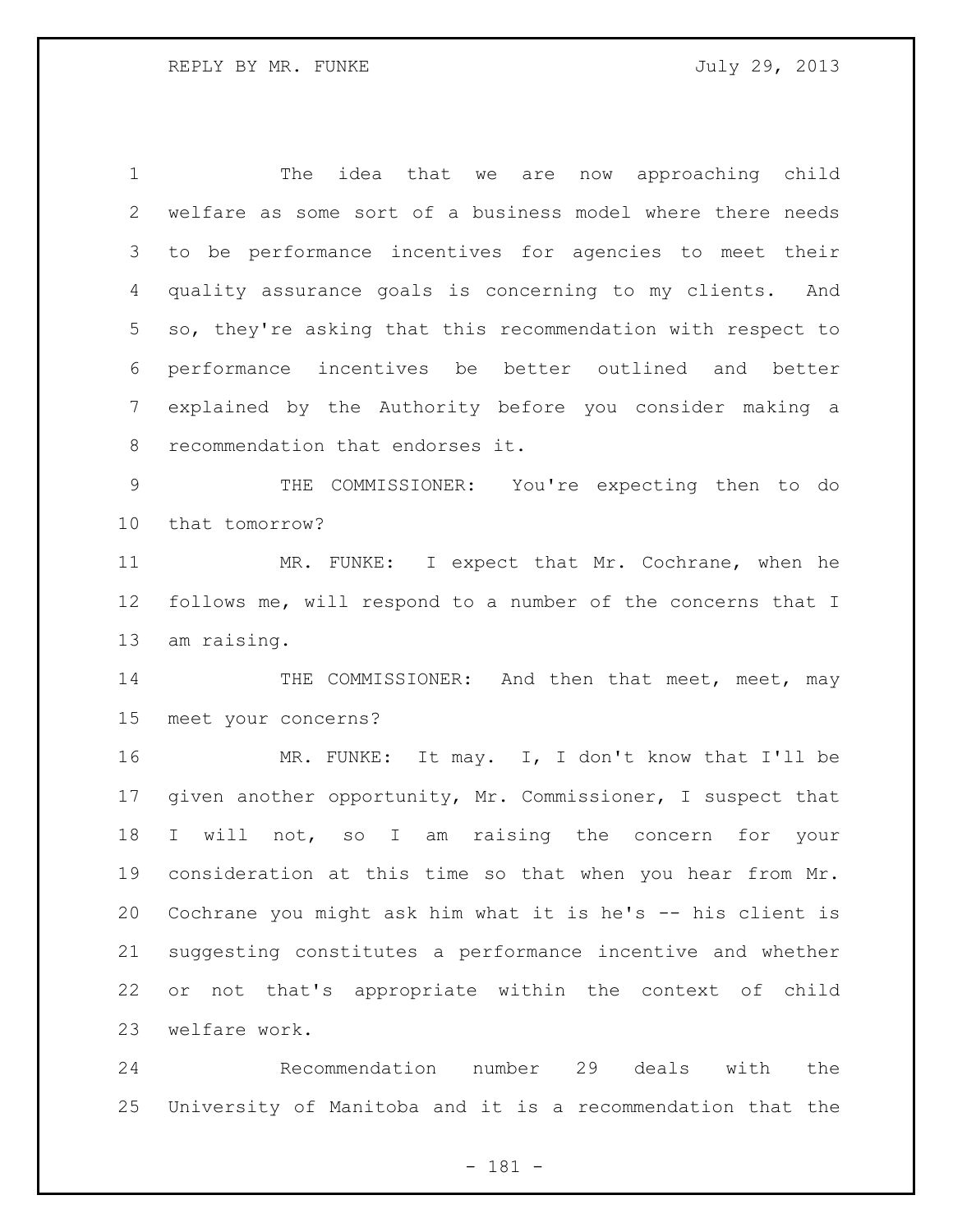The idea that we are now approaching child welfare as some sort of a business model where there needs to be performance incentives for agencies to meet their quality assurance goals is concerning to my clients. And so, they're asking that this recommendation with respect to performance incentives be better outlined and better explained by the Authority before you consider making a recommendation that endorses it.

THE COMMISSIONER: You're expecting then to do that tomorrow?

MR. FUNKE: I expect that Mr. Cochrane, when he follows me, will respond to a number of the concerns that I am raising.

THE COMMISSIONER: And then that meet, meet, may meet your concerns?

MR. FUNKE: It may. I, I don't know that I'll be given another opportunity, Mr. Commissioner, I suspect that I will not, so I am raising the concern for your consideration at this time so that when you hear from Mr. Cochrane you might ask him what it is he's -- his client is suggesting constitutes a performance incentive and whether or not that's appropriate within the context of child welfare work.

Recommendation number 29 deals with the University of Manitoba and it is a recommendation that the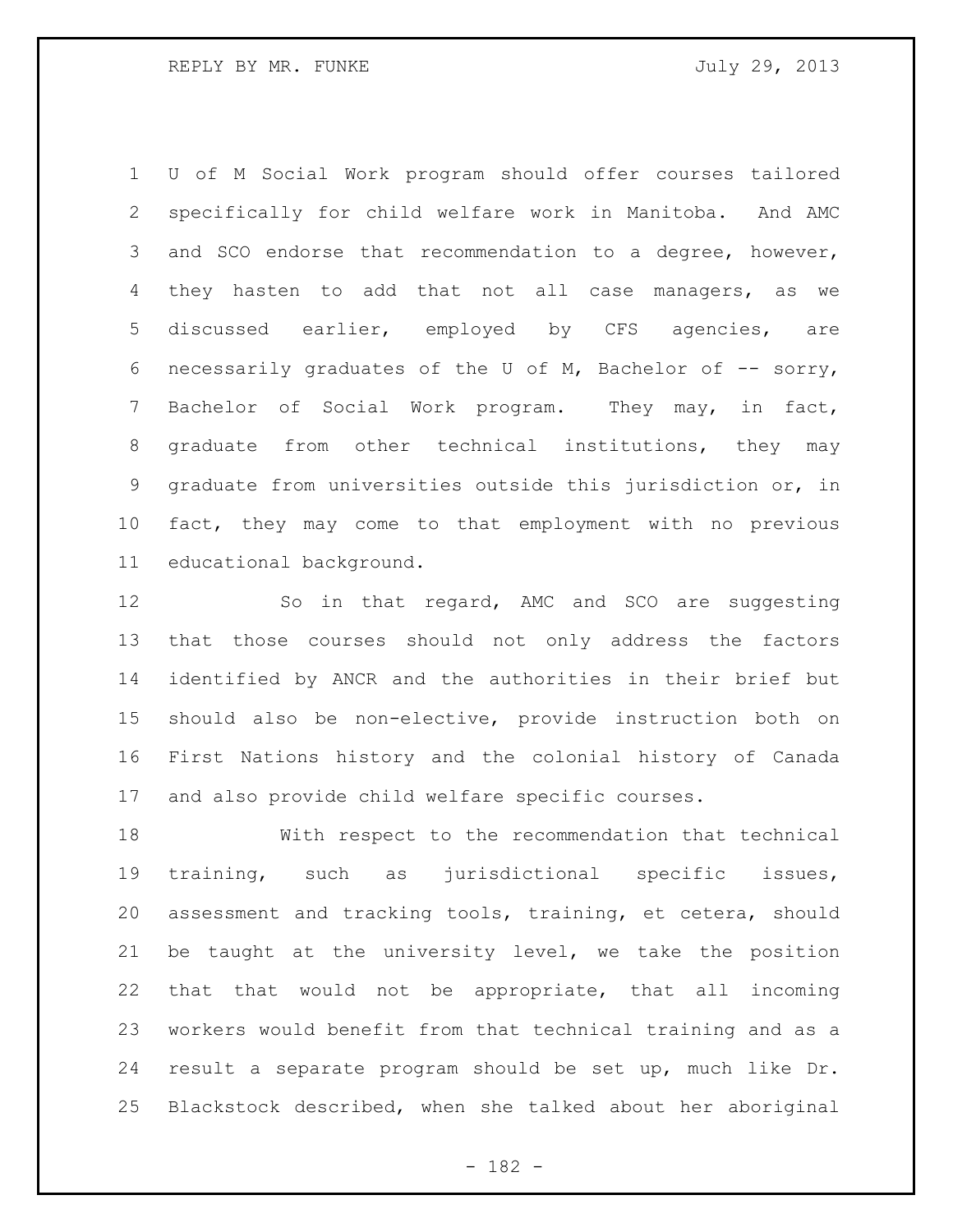U of M Social Work program should offer courses tailored specifically for child welfare work in Manitoba. And AMC and SCO endorse that recommendation to a degree, however, they hasten to add that not all case managers, as we discussed earlier, employed by CFS agencies, are necessarily graduates of the U of M, Bachelor of -- sorry, Bachelor of Social Work program. They may, in fact, graduate from other technical institutions, they may graduate from universities outside this jurisdiction or, in fact, they may come to that employment with no previous educational background.

So in that regard, AMC and SCO are suggesting that those courses should not only address the factors identified by ANCR and the authorities in their brief but should also be non-elective, provide instruction both on First Nations history and the colonial history of Canada and also provide child welfare specific courses.

With respect to the recommendation that technical training, such as jurisdictional specific issues, assessment and tracking tools, training, et cetera, should be taught at the university level, we take the position that that would not be appropriate, that all incoming workers would benefit from that technical training and as a result a separate program should be set up, much like Dr. Blackstock described, when she talked about her aboriginal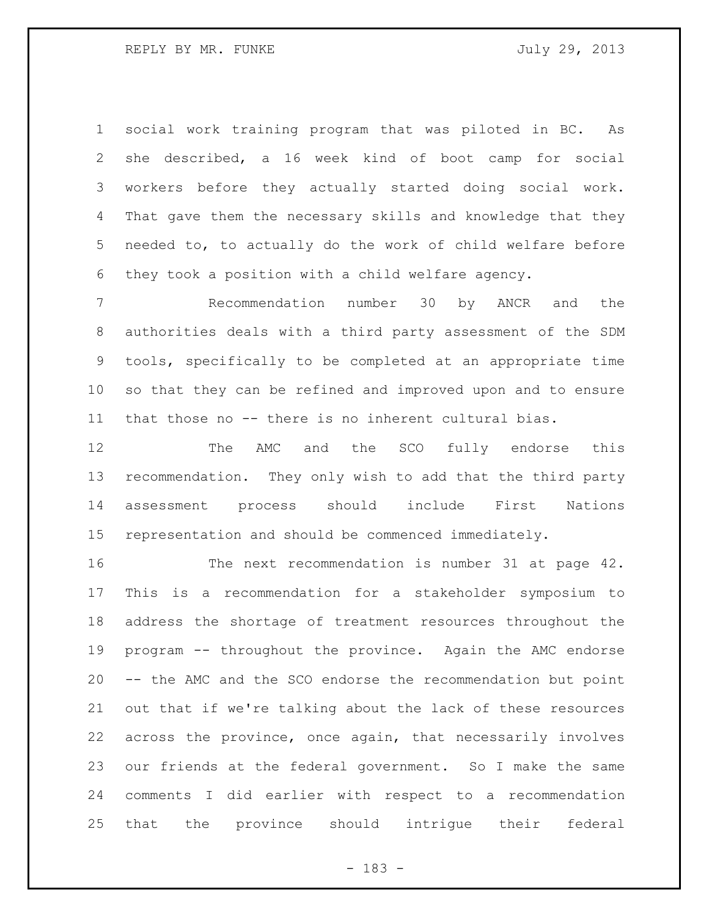social work training program that was piloted in BC. As she described, a 16 week kind of boot camp for social workers before they actually started doing social work. That gave them the necessary skills and knowledge that they needed to, to actually do the work of child welfare before they took a position with a child welfare agency.

Recommendation number 30 by ANCR and the authorities deals with a third party assessment of the SDM tools, specifically to be completed at an appropriate time so that they can be refined and improved upon and to ensure that those no -- there is no inherent cultural bias.

The AMC and the SCO fully endorse this recommendation. They only wish to add that the third party assessment process should include First Nations representation and should be commenced immediately.

The next recommendation is number 31 at page 42. This is a recommendation for a stakeholder symposium to address the shortage of treatment resources throughout the program -- throughout the province. Again the AMC endorse -- the AMC and the SCO endorse the recommendation but point out that if we're talking about the lack of these resources across the province, once again, that necessarily involves our friends at the federal government. So I make the same comments I did earlier with respect to a recommendation that the province should intrigue their federal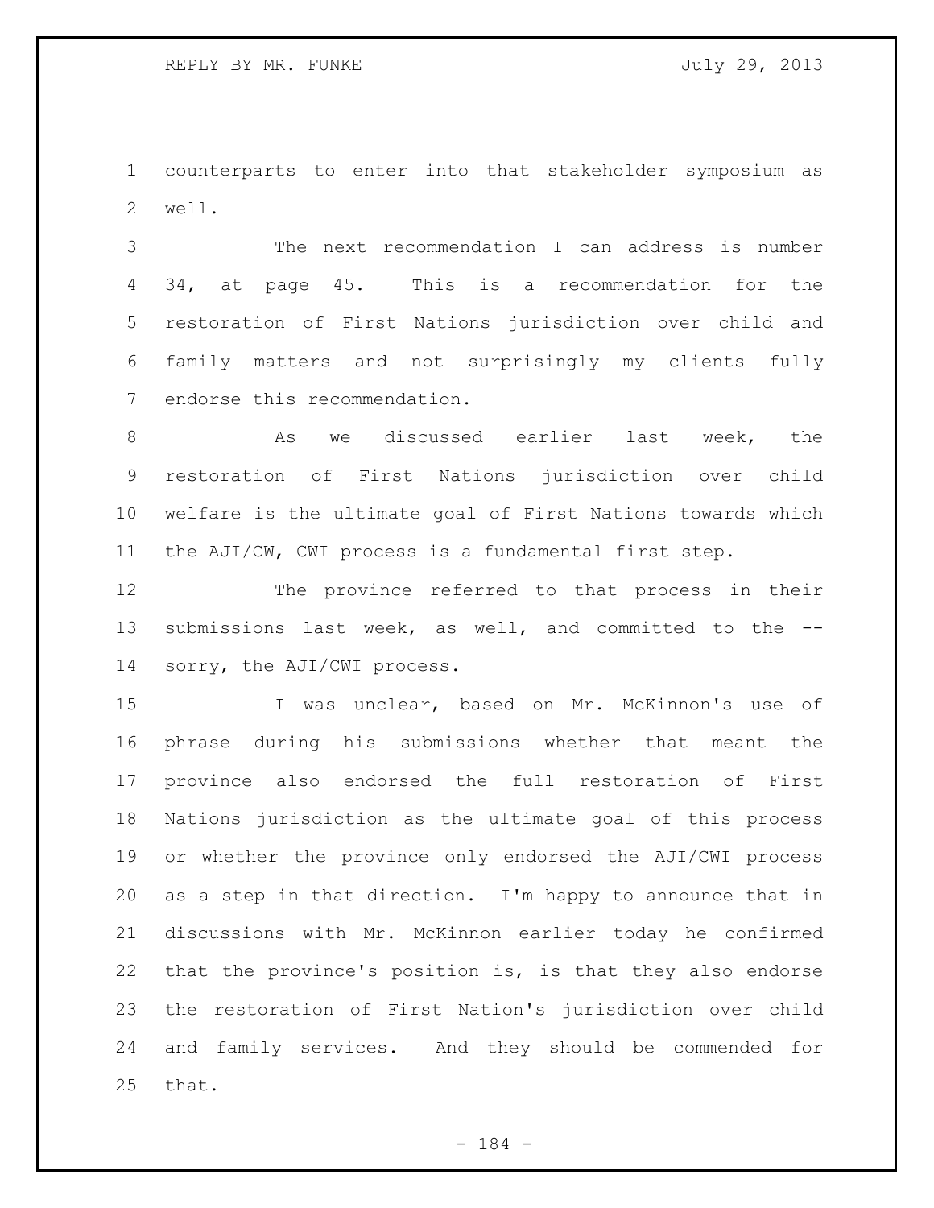counterparts to enter into that stakeholder symposium as well.

The next recommendation I can address is number 34, at page 45. This is a recommendation for the restoration of First Nations jurisdiction over child and family matters and not surprisingly my clients fully endorse this recommendation.

As we discussed earlier last week, the restoration of First Nations jurisdiction over child welfare is the ultimate goal of First Nations towards which the AJI/CW, CWI process is a fundamental first step.

The province referred to that process in their submissions last week, as well, and committed to the -- sorry, the AJI/CWI process.

I was unclear, based on Mr. McKinnon's use of phrase during his submissions whether that meant the province also endorsed the full restoration of First Nations jurisdiction as the ultimate goal of this process or whether the province only endorsed the AJI/CWI process as a step in that direction. I'm happy to announce that in discussions with Mr. McKinnon earlier today he confirmed that the province's position is, is that they also endorse the restoration of First Nation's jurisdiction over child and family services. And they should be commended for that.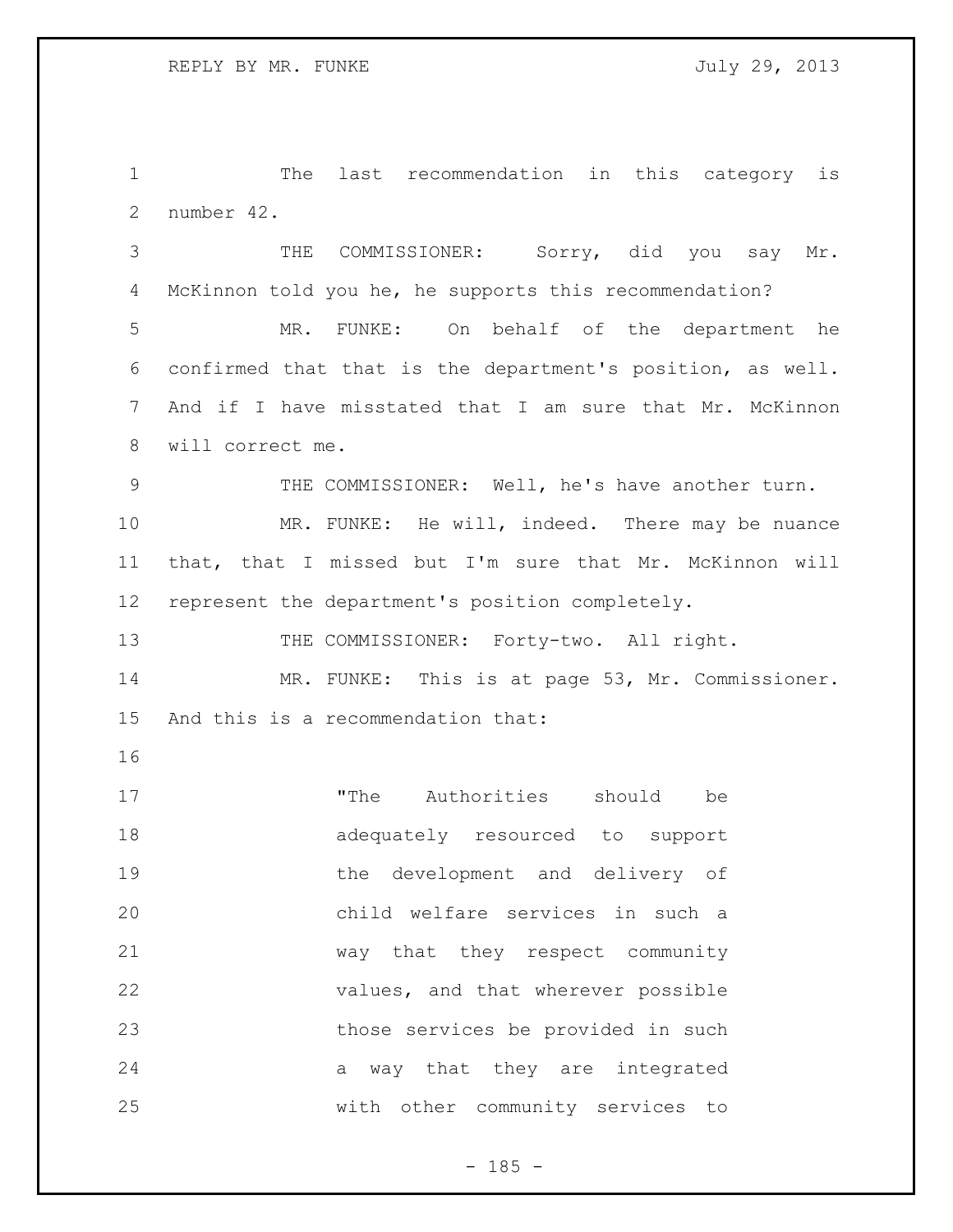The last recommendation in this category is number 42.

THE COMMISSIONER: Sorry, did you say Mr. McKinnon told you he, he supports this recommendation?

MR. FUNKE: On behalf of the department he confirmed that that is the department's position, as well. And if I have misstated that I am sure that Mr. McKinnon will correct me.

THE COMMISSIONER: Well, he's have another turn.

MR. FUNKE: He will, indeed. There may be nuance that, that I missed but I'm sure that Mr. McKinnon will represent the department's position completely.

THE COMMISSIONER: Forty-two. All right.

MR. FUNKE: This is at page 53, Mr. Commissioner. And this is a recommendation that:

> "The Authorities should be adequately resourced to support the development and delivery of child welfare services in such a way that they respect community values, and that wherever possible those services be provided in such a way that they are integrated with other community services to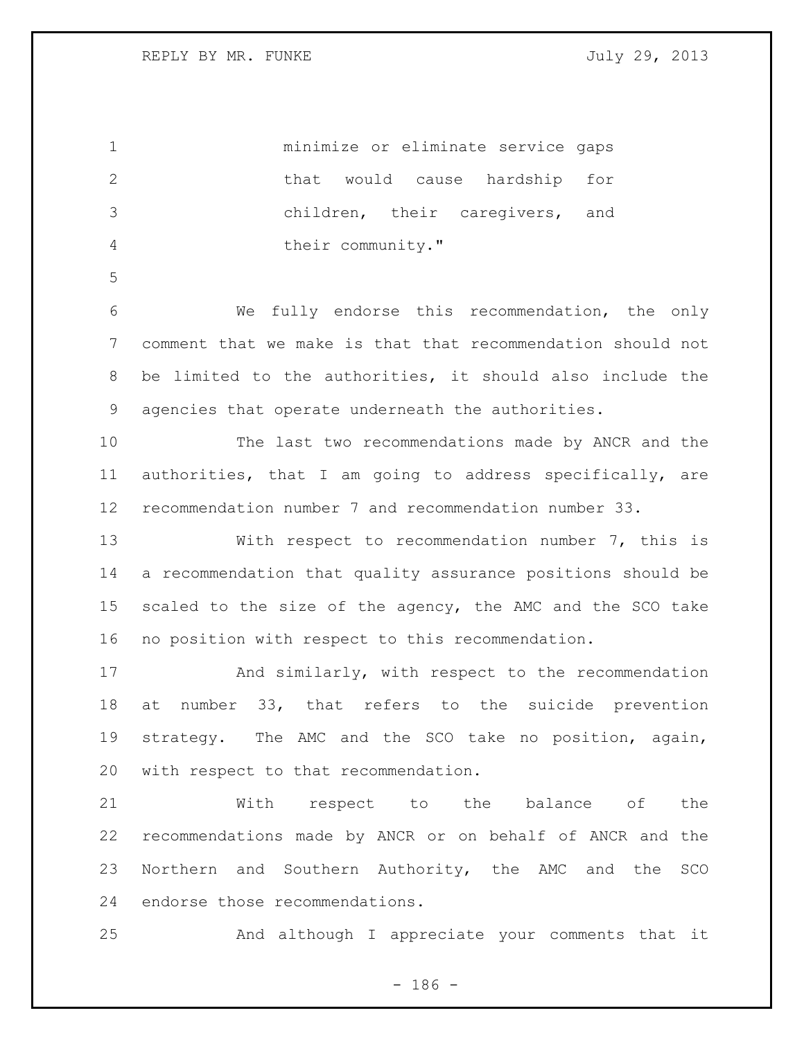minimize or eliminate service gaps that would cause hardship for children, their caregivers, and their community."

We fully endorse this recommendation, the only comment that we make is that that recommendation should not be limited to the authorities, it should also include the agencies that operate underneath the authorities.

The last two recommendations made by ANCR and the authorities, that I am going to address specifically, are recommendation number 7 and recommendation number 33.

With respect to recommendation number 7, this is a recommendation that quality assurance positions should be scaled to the size of the agency, the AMC and the SCO take no position with respect to this recommendation.

And similarly, with respect to the recommendation at number 33, that refers to the suicide prevention strategy. The AMC and the SCO take no position, again, with respect to that recommendation.

With respect to the balance of the recommendations made by ANCR or on behalf of ANCR and the Northern and Southern Authority, the AMC and the SCO endorse those recommendations.

And although I appreciate your comments that it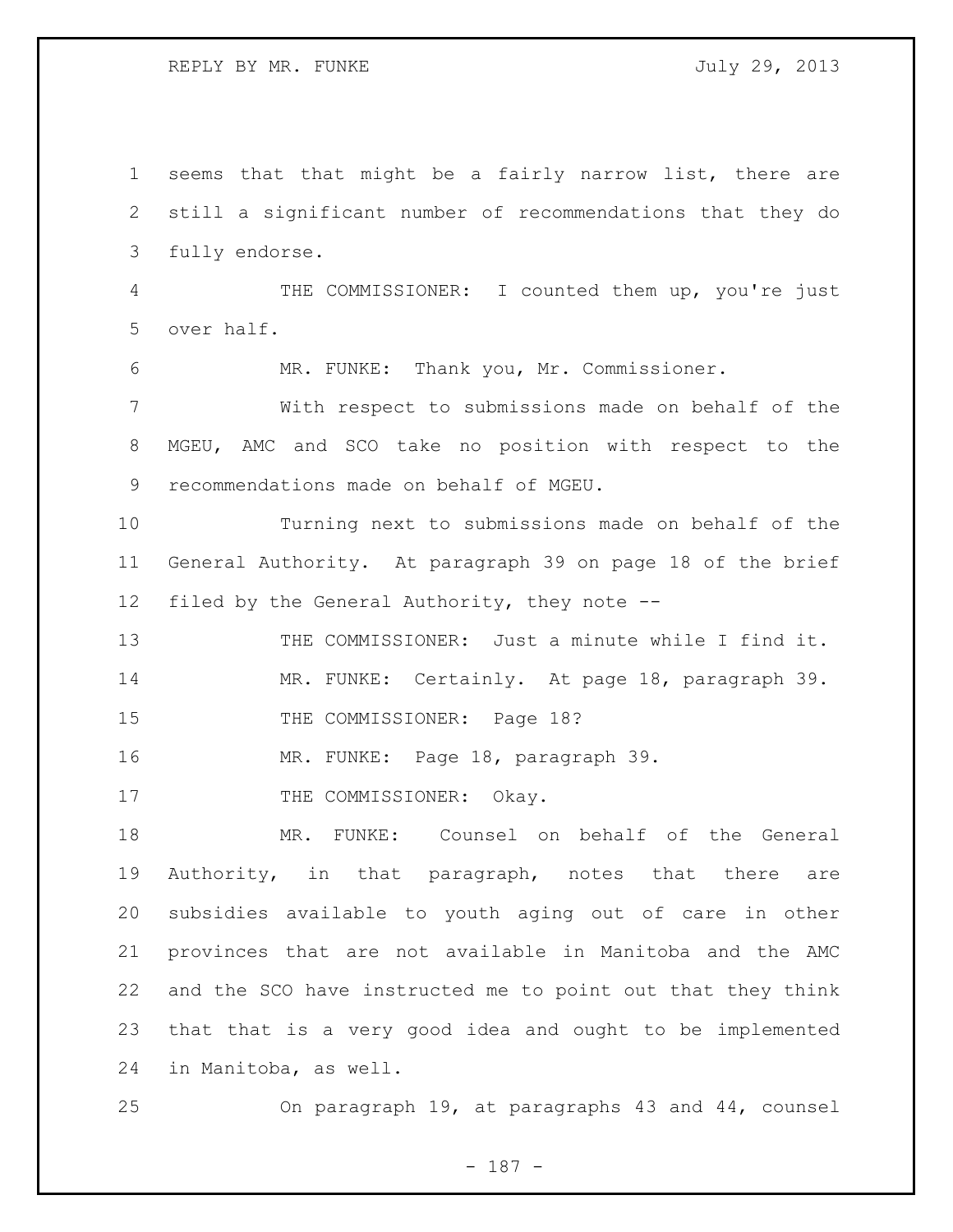seems that that might be a fairly narrow list, there are still a significant number of recommendations that they do fully endorse.

THE COMMISSIONER: I counted them up, you're just over half.

MR. FUNKE: Thank you, Mr. Commissioner.

With respect to submissions made on behalf of the MGEU, AMC and SCO take no position with respect to the recommendations made on behalf of MGEU.

Turning next to submissions made on behalf of the General Authority. At paragraph 39 on page 18 of the brief filed by the General Authority, they note --

THE COMMISSIONER: Just a minute while I find it.

MR. FUNKE: Certainly. At page 18, paragraph 39.

THE COMMISSIONER: Page 18?

MR. FUNKE: Page 18, paragraph 39.

THE COMMISSIONER: Okay.

MR. FUNKE: Counsel on behalf of the General Authority, in that paragraph, notes that there are subsidies available to youth aging out of care in other provinces that are not available in Manitoba and the AMC and the SCO have instructed me to point out that they think that that is a very good idea and ought to be implemented in Manitoba, as well.

On paragraph 19, at paragraphs 43 and 44, counsel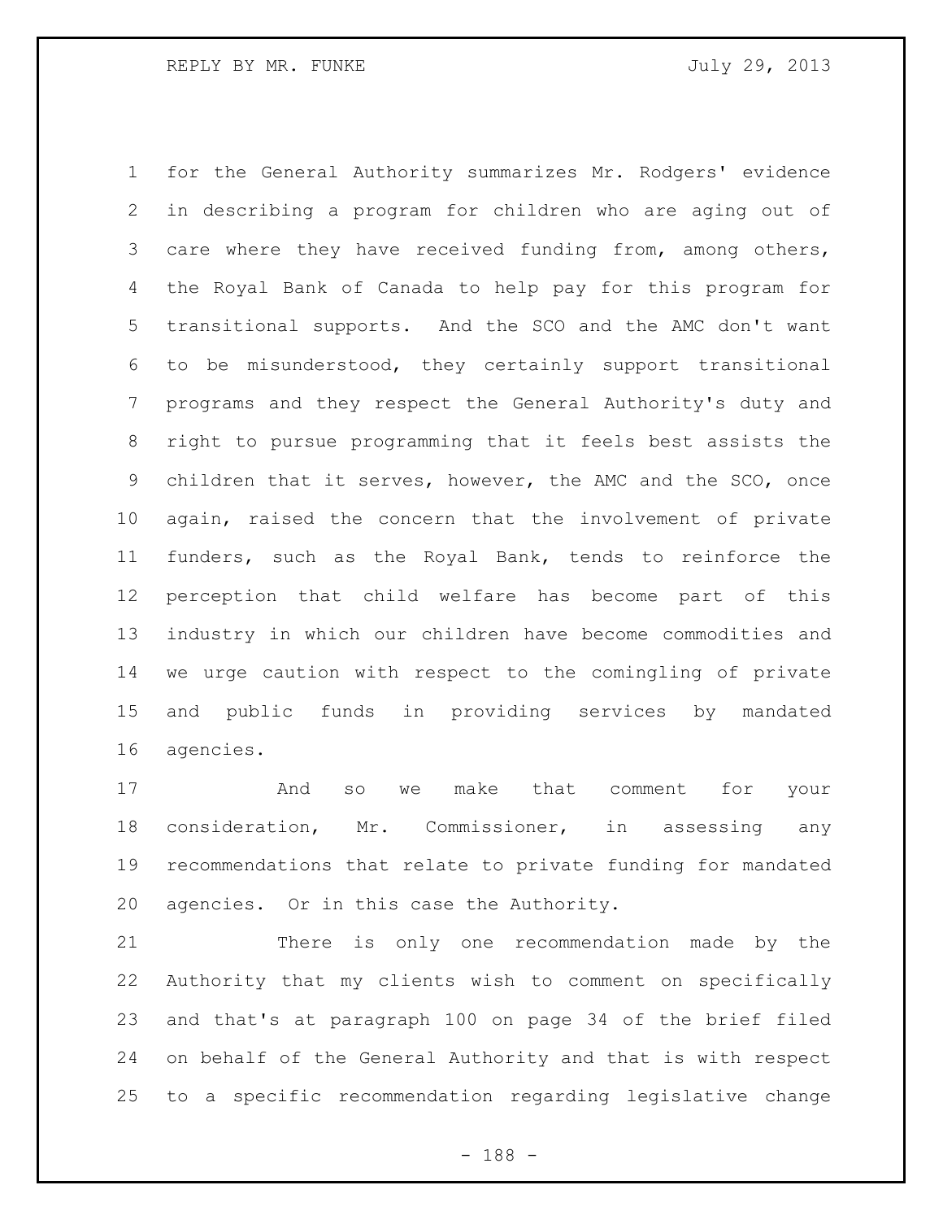for the General Authority summarizes Mr. Rodgers' evidence in describing a program for children who are aging out of care where they have received funding from, among others, the Royal Bank of Canada to help pay for this program for transitional supports. And the SCO and the AMC don't want to be misunderstood, they certainly support transitional programs and they respect the General Authority's duty and right to pursue programming that it feels best assists the children that it serves, however, the AMC and the SCO, once again, raised the concern that the involvement of private funders, such as the Royal Bank, tends to reinforce the perception that child welfare has become part of this industry in which our children have become commodities and we urge caution with respect to the comingling of private and public funds in providing services by mandated agencies.

And so we make that comment for your consideration, Mr. Commissioner, in assessing any recommendations that relate to private funding for mandated agencies. Or in this case the Authority.

There is only one recommendation made by the Authority that my clients wish to comment on specifically and that's at paragraph 100 on page 34 of the brief filed on behalf of the General Authority and that is with respect to a specific recommendation regarding legislative change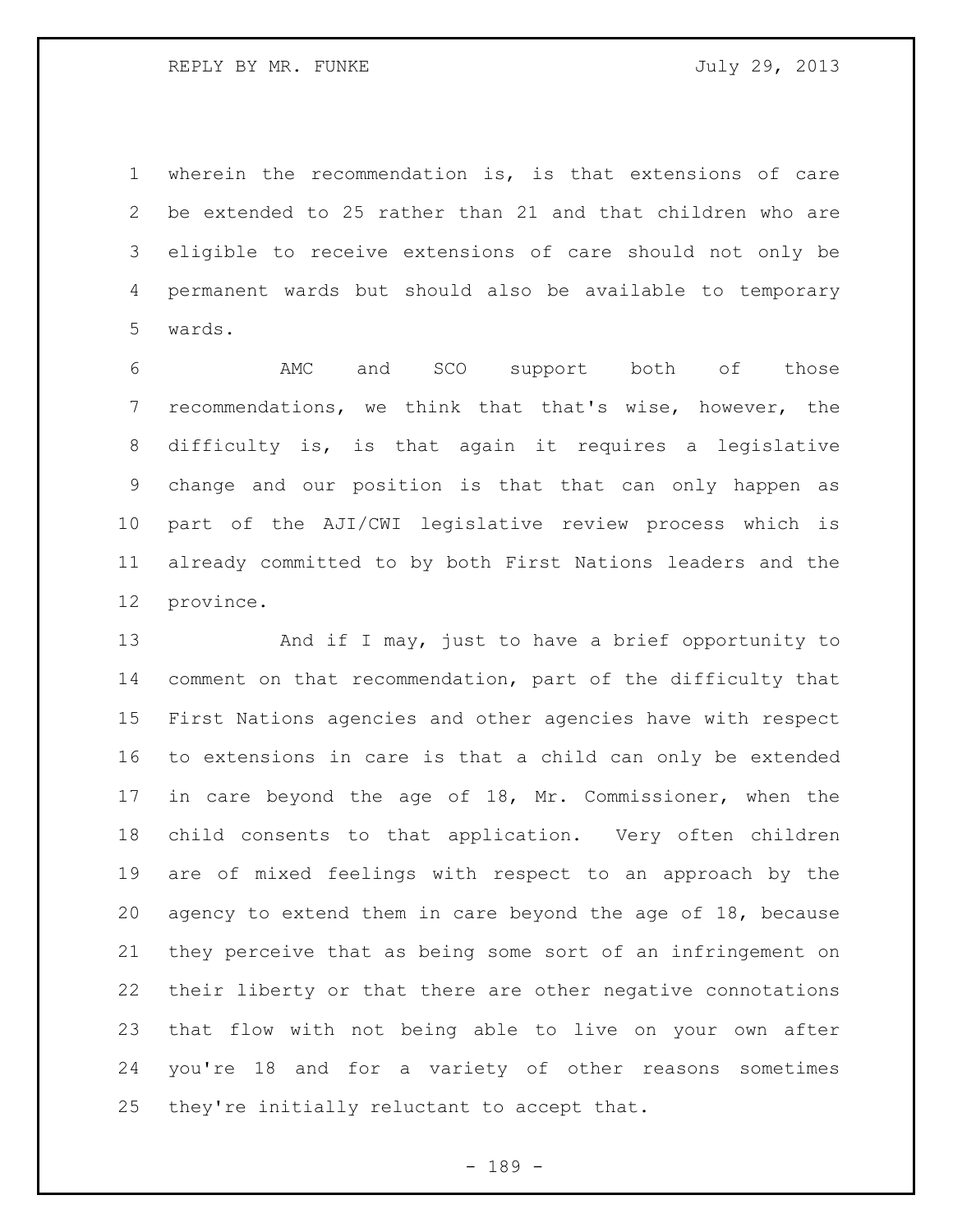wherein the recommendation is, is that extensions of care be extended to 25 rather than 21 and that children who are eligible to receive extensions of care should not only be permanent wards but should also be available to temporary wards.

AMC and SCO support both of those recommendations, we think that that's wise, however, the difficulty is, is that again it requires a legislative change and our position is that that can only happen as part of the AJI/CWI legislative review process which is already committed to by both First Nations leaders and the province.

And if I may, just to have a brief opportunity to comment on that recommendation, part of the difficulty that First Nations agencies and other agencies have with respect to extensions in care is that a child can only be extended in care beyond the age of 18, Mr. Commissioner, when the child consents to that application. Very often children are of mixed feelings with respect to an approach by the agency to extend them in care beyond the age of 18, because they perceive that as being some sort of an infringement on their liberty or that there are other negative connotations that flow with not being able to live on your own after you're 18 and for a variety of other reasons sometimes they're initially reluctant to accept that.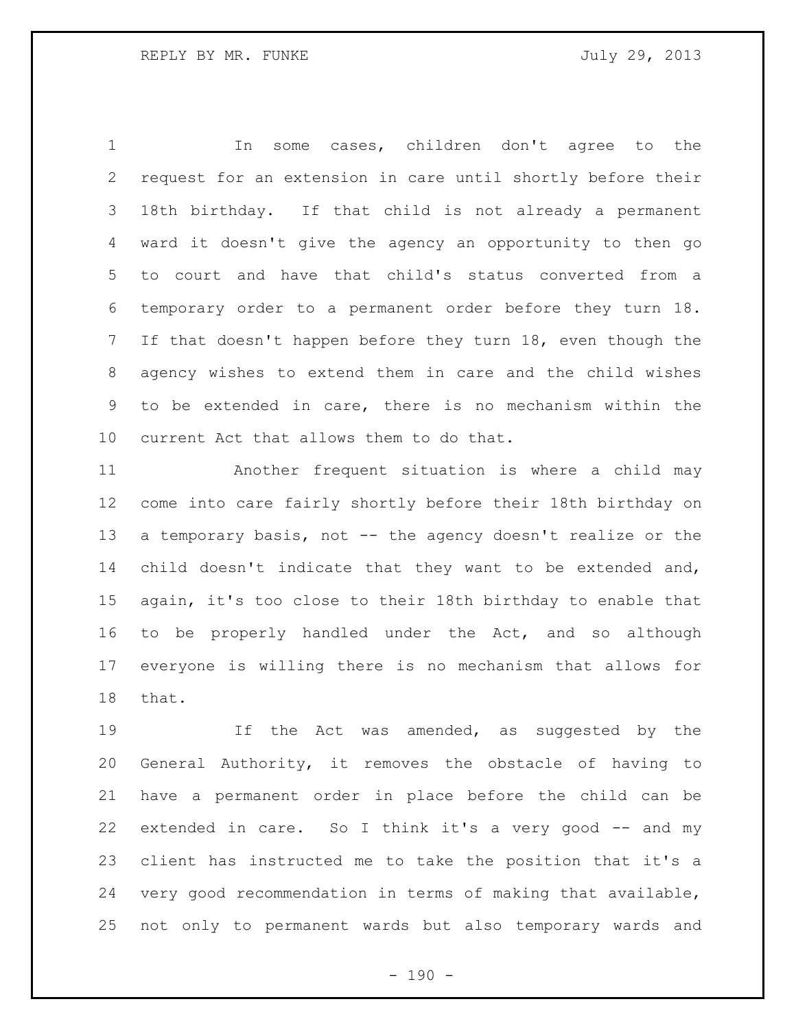In some cases, children don't agree to the request for an extension in care until shortly before their 18th birthday. If that child is not already a permanent ward it doesn't give the agency an opportunity to then go to court and have that child's status converted from a temporary order to a permanent order before they turn 18. If that doesn't happen before they turn 18, even though the agency wishes to extend them in care and the child wishes to be extended in care, there is no mechanism within the current Act that allows them to do that.

Another frequent situation is where a child may come into care fairly shortly before their 18th birthday on a temporary basis, not -- the agency doesn't realize or the child doesn't indicate that they want to be extended and, again, it's too close to their 18th birthday to enable that to be properly handled under the Act, and so although everyone is willing there is no mechanism that allows for that.

If the Act was amended, as suggested by the General Authority, it removes the obstacle of having to have a permanent order in place before the child can be extended in care. So I think it's a very good -- and my client has instructed me to take the position that it's a very good recommendation in terms of making that available, not only to permanent wards but also temporary wards and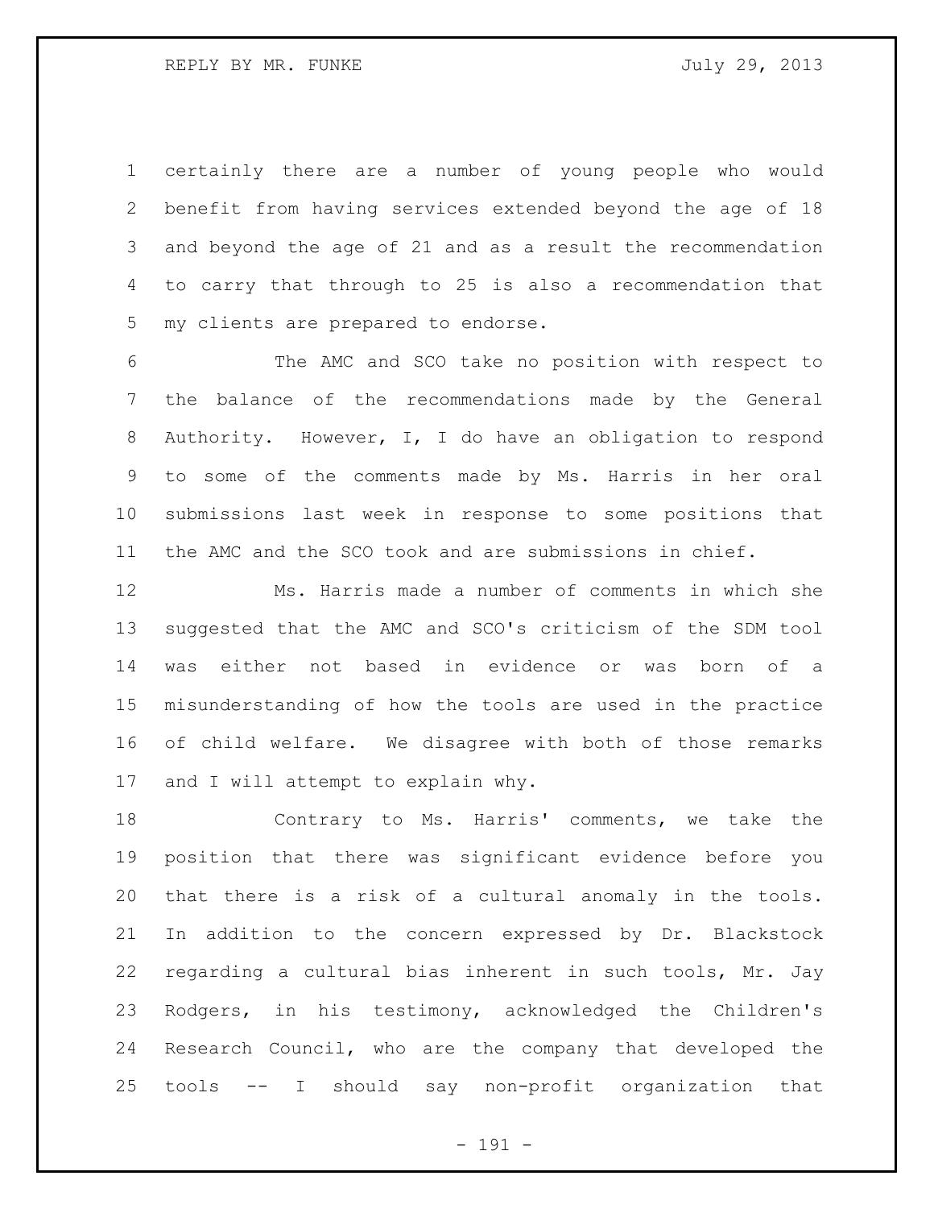certainly there are a number of young people who would benefit from having services extended beyond the age of 18 and beyond the age of 21 and as a result the recommendation to carry that through to 25 is also a recommendation that my clients are prepared to endorse.

The AMC and SCO take no position with respect to the balance of the recommendations made by the General Authority. However, I, I do have an obligation to respond to some of the comments made by Ms. Harris in her oral submissions last week in response to some positions that the AMC and the SCO took and are submissions in chief.

Ms. Harris made a number of comments in which she suggested that the AMC and SCO's criticism of the SDM tool was either not based in evidence or was born of a misunderstanding of how the tools are used in the practice of child welfare. We disagree with both of those remarks and I will attempt to explain why.

Contrary to Ms. Harris' comments, we take the position that there was significant evidence before you that there is a risk of a cultural anomaly in the tools. In addition to the concern expressed by Dr. Blackstock regarding a cultural bias inherent in such tools, Mr. Jay Rodgers, in his testimony, acknowledged the Children's Research Council, who are the company that developed the tools -- I should say non-profit organization that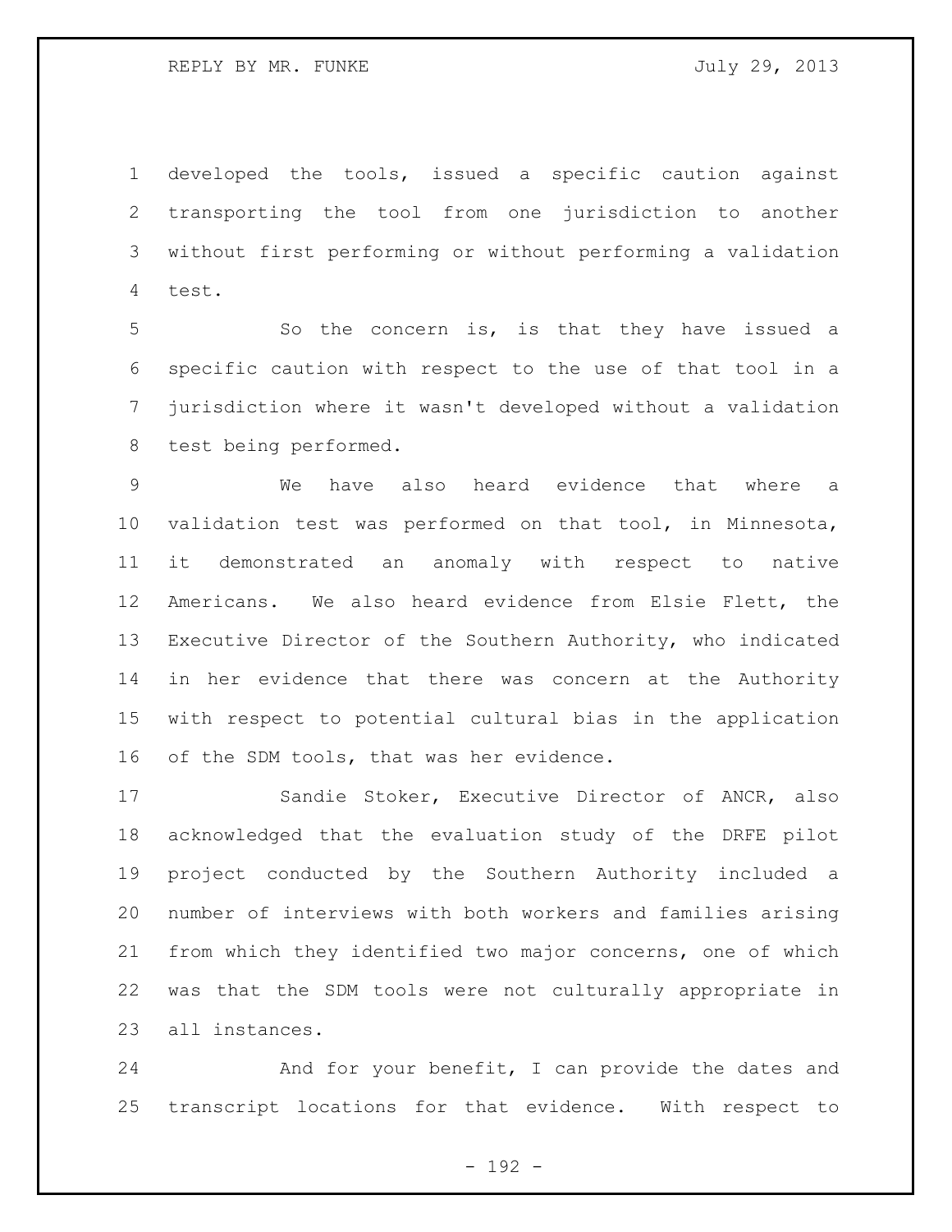developed the tools, issued a specific caution against transporting the tool from one jurisdiction to another without first performing or without performing a validation test.

So the concern is, is that they have issued a specific caution with respect to the use of that tool in a jurisdiction where it wasn't developed without a validation test being performed.

We have also heard evidence that where a validation test was performed on that tool, in Minnesota, it demonstrated an anomaly with respect to native Americans. We also heard evidence from Elsie Flett, the Executive Director of the Southern Authority, who indicated in her evidence that there was concern at the Authority with respect to potential cultural bias in the application of the SDM tools, that was her evidence.

Sandie Stoker, Executive Director of ANCR, also acknowledged that the evaluation study of the DRFE pilot project conducted by the Southern Authority included a number of interviews with both workers and families arising from which they identified two major concerns, one of which was that the SDM tools were not culturally appropriate in all instances.

And for your benefit, I can provide the dates and transcript locations for that evidence. With respect to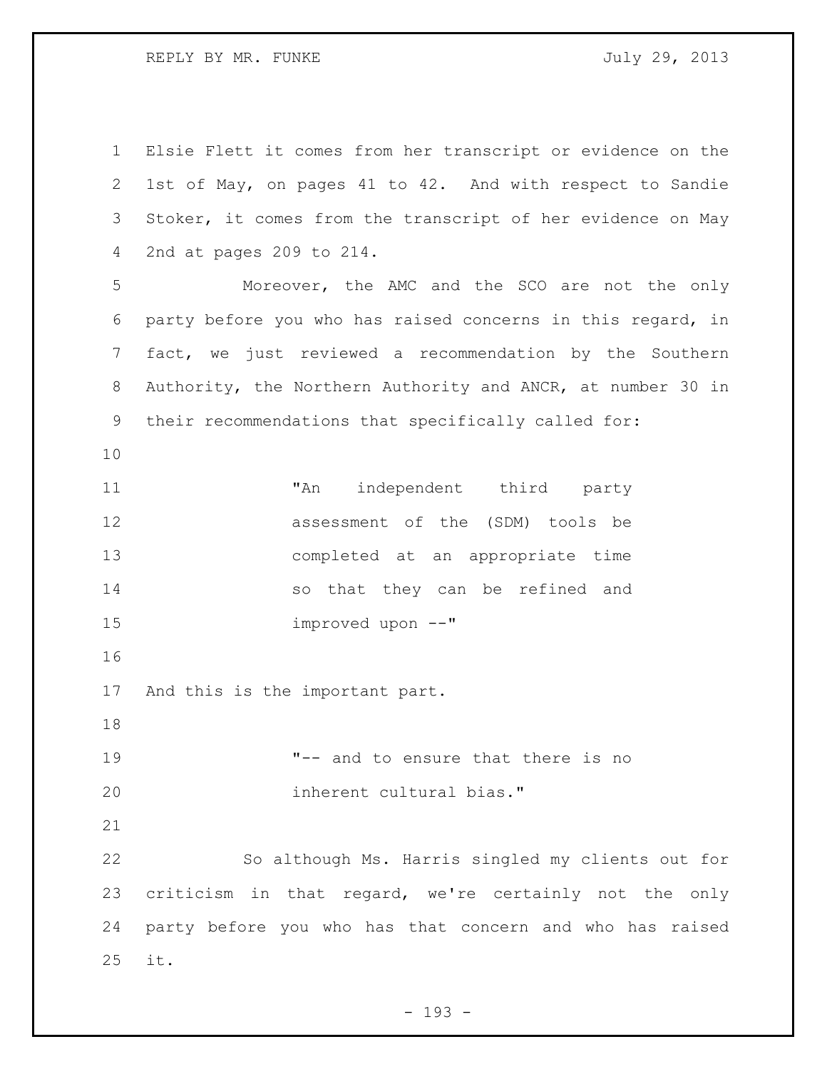Elsie Flett it comes from her transcript or evidence on the 1st of May, on pages 41 to 42. And with respect to Sandie Stoker, it comes from the transcript of her evidence on May 2nd at pages 209 to 214.

Moreover, the AMC and the SCO are not the only party before you who has raised concerns in this regard, in fact, we just reviewed a recommendation by the Southern Authority, the Northern Authority and ANCR, at number 30 in their recommendations that specifically called for:

> "An independent third party assessment of the (SDM) tools be completed at an appropriate time so that they can be refined and improved upon --"

And this is the important part.

> "-- and to ensure that there is no inherent cultural bias."

So although Ms. Harris singled my clients out for criticism in that regard, we're certainly not the only party before you who has that concern and who has raised it.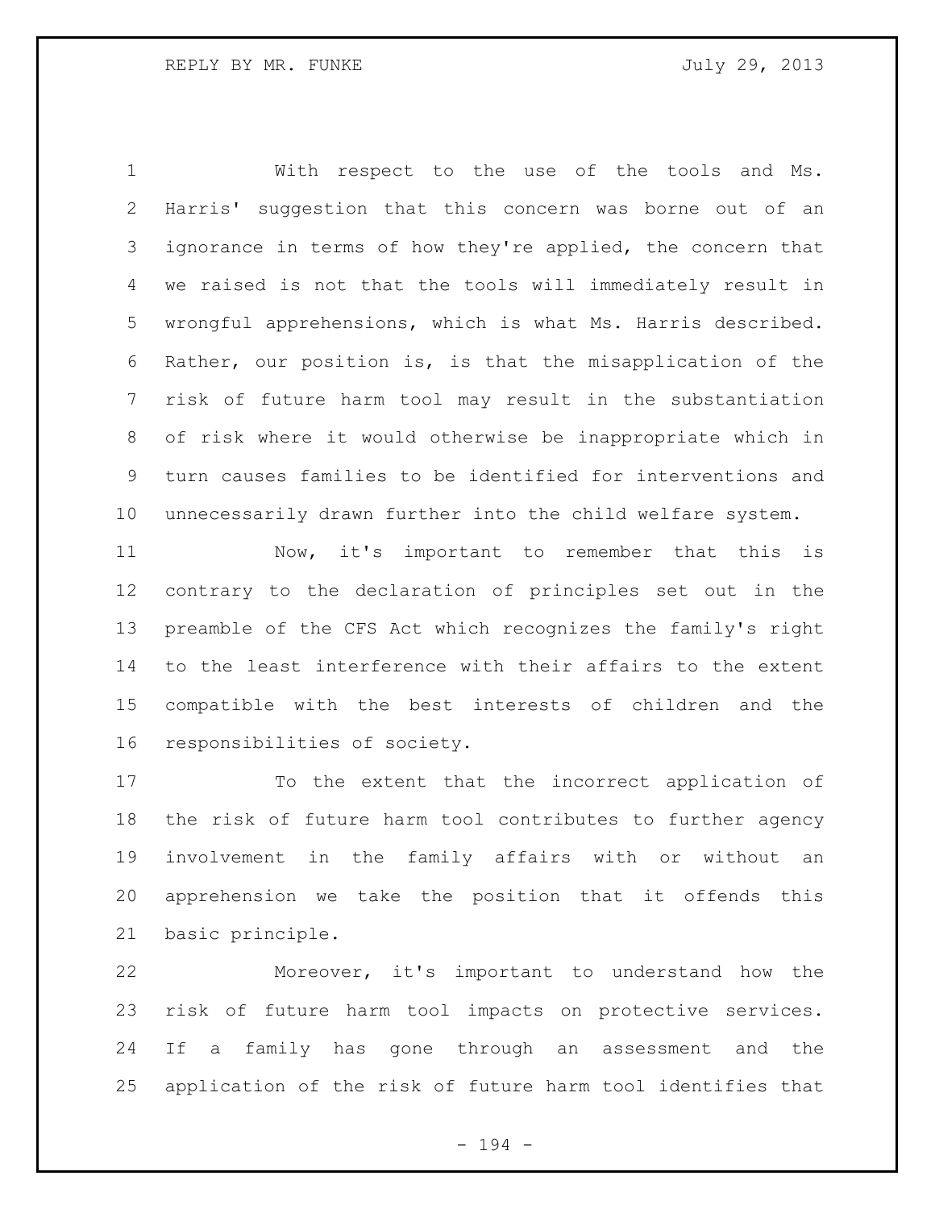With respect to the use of the tools and Ms. Harris' suggestion that this concern was borne out of an ignorance in terms of how they're applied, the concern that we raised is not that the tools will immediately result in wrongful apprehensions, which is what Ms. Harris described. Rather, our position is, is that the misapplication of the risk of future harm tool may result in the substantiation of risk where it would otherwise be inappropriate which in turn causes families to be identified for interventions and unnecessarily drawn further into the child welfare system.

Now, it's important to remember that this is contrary to the declaration of principles set out in the preamble of the CFS Act which recognizes the family's right to the least interference with their affairs to the extent compatible with the best interests of children and the responsibilities of society.

To the extent that the incorrect application of the risk of future harm tool contributes to further agency involvement in the family affairs with or without an apprehension we take the position that it offends this basic principle.

Moreover, it's important to understand how the risk of future harm tool impacts on protective services. If a family has gone through an assessment and the application of the risk of future harm tool identifies that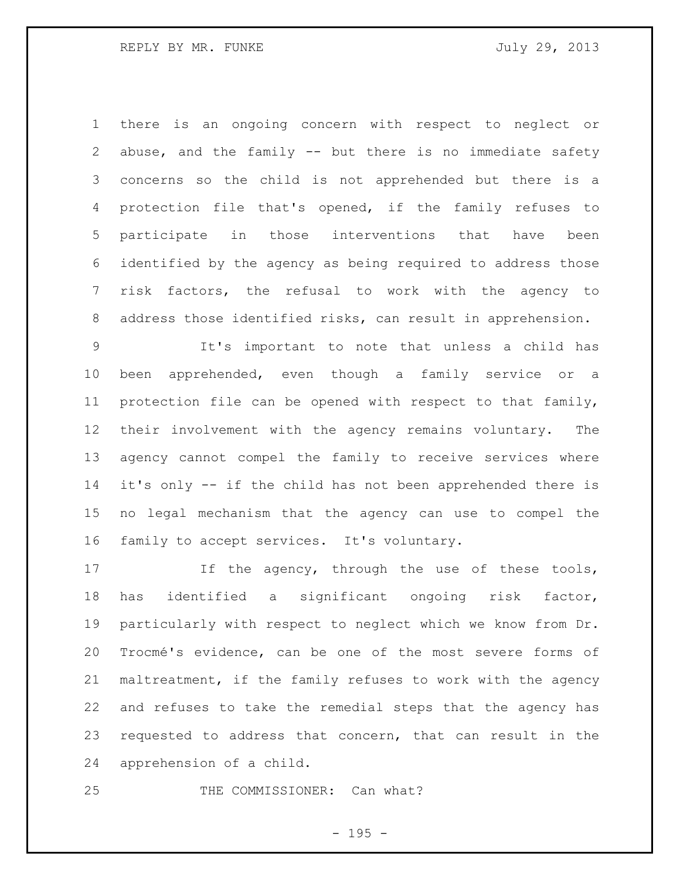there is an ongoing concern with respect to neglect or abuse, and the family -- but there is no immediate safety concerns so the child is not apprehended but there is a protection file that's opened, if the family refuses to participate in those interventions that have been identified by the agency as being required to address those risk factors, the refusal to work with the agency to address those identified risks, can result in apprehension.

It's important to note that unless a child has been apprehended, even though a family service or a protection file can be opened with respect to that family, their involvement with the agency remains voluntary. The agency cannot compel the family to receive services where it's only -- if the child has not been apprehended there is no legal mechanism that the agency can use to compel the family to accept services. It's voluntary.

If the agency, through the use of these tools, has identified a significant ongoing risk factor, particularly with respect to neglect which we know from Dr. Trocmé's evidence, can be one of the most severe forms of maltreatment, if the family refuses to work with the agency and refuses to take the remedial steps that the agency has requested to address that concern, that can result in the apprehension of a child.

THE COMMISSIONER: Can what?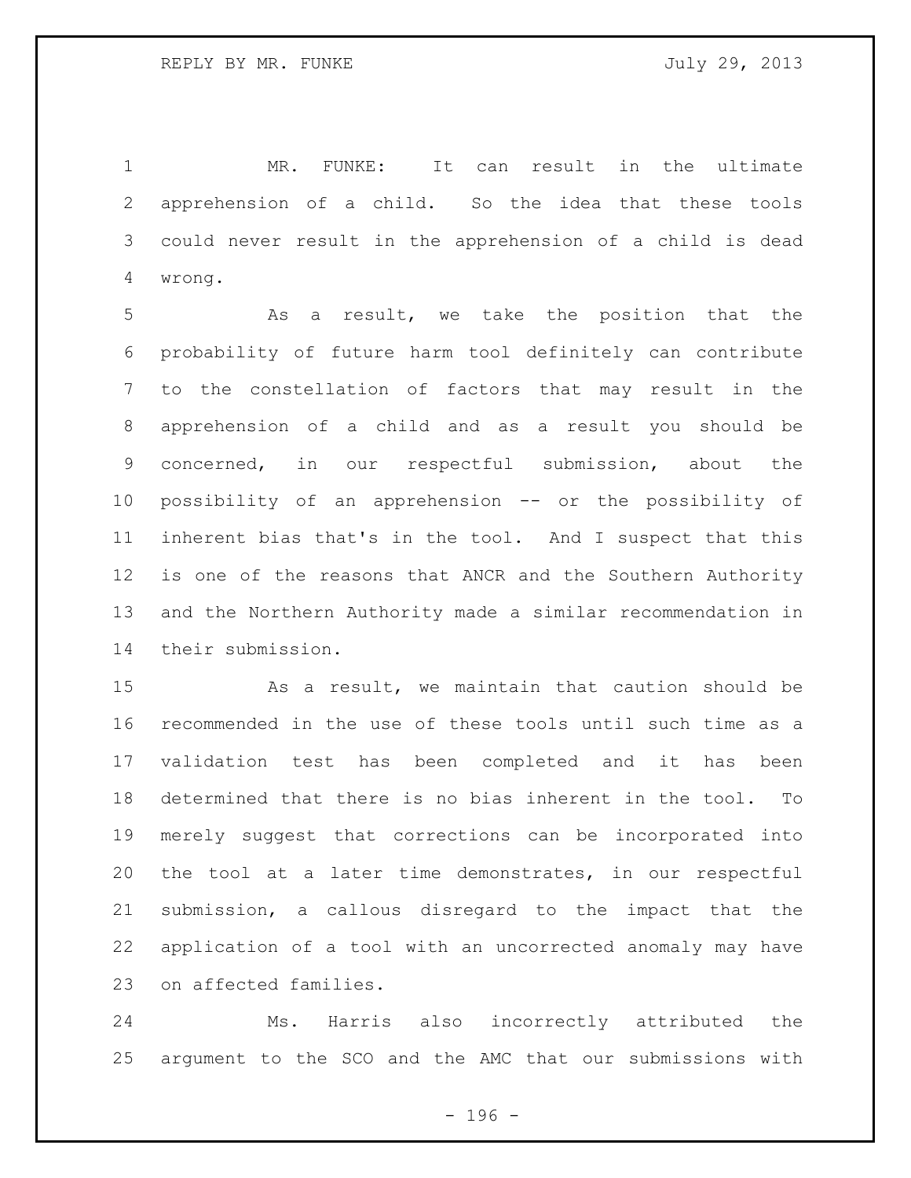MR. FUNKE: It can result in the ultimate apprehension of a child. So the idea that these tools could never result in the apprehension of a child is dead wrong.

As a result, we take the position that the probability of future harm tool definitely can contribute to the constellation of factors that may result in the apprehension of a child and as a result you should be concerned, in our respectful submission, about the possibility of an apprehension -- or the possibility of inherent bias that's in the tool. And I suspect that this is one of the reasons that ANCR and the Southern Authority and the Northern Authority made a similar recommendation in their submission.

As a result, we maintain that caution should be recommended in the use of these tools until such time as a validation test has been completed and it has been determined that there is no bias inherent in the tool. To merely suggest that corrections can be incorporated into the tool at a later time demonstrates, in our respectful submission, a callous disregard to the impact that the application of a tool with an uncorrected anomaly may have on affected families.

Ms. Harris also incorrectly attributed the argument to the SCO and the AMC that our submissions with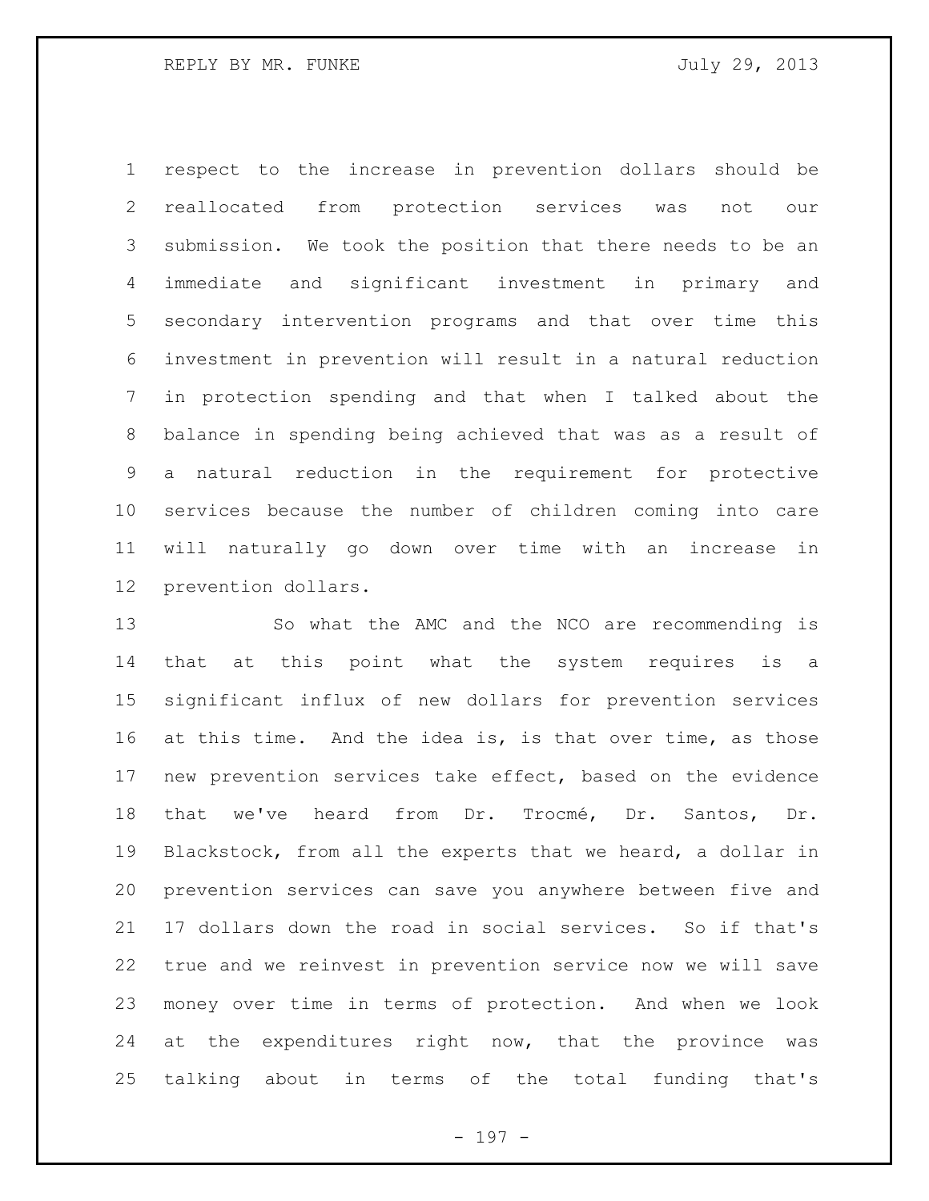respect to the increase in prevention dollars should be reallocated from protection services was not our submission. We took the position that there needs to be an immediate and significant investment in primary and secondary intervention programs and that over time this investment in prevention will result in a natural reduction in protection spending and that when I talked about the balance in spending being achieved that was as a result of a natural reduction in the requirement for protective services because the number of children coming into care will naturally go down over time with an increase in prevention dollars.

So what the AMC and the NCO are recommending is that at this point what the system requires is a significant influx of new dollars for prevention services at this time. And the idea is, is that over time, as those new prevention services take effect, based on the evidence that we've heard from Dr. Trocmé, Dr. Santos, Dr. Blackstock, from all the experts that we heard, a dollar in prevention services can save you anywhere between five and 17 dollars down the road in social services. So if that's true and we reinvest in prevention service now we will save money over time in terms of protection. And when we look at the expenditures right now, that the province was talking about in terms of the total funding that's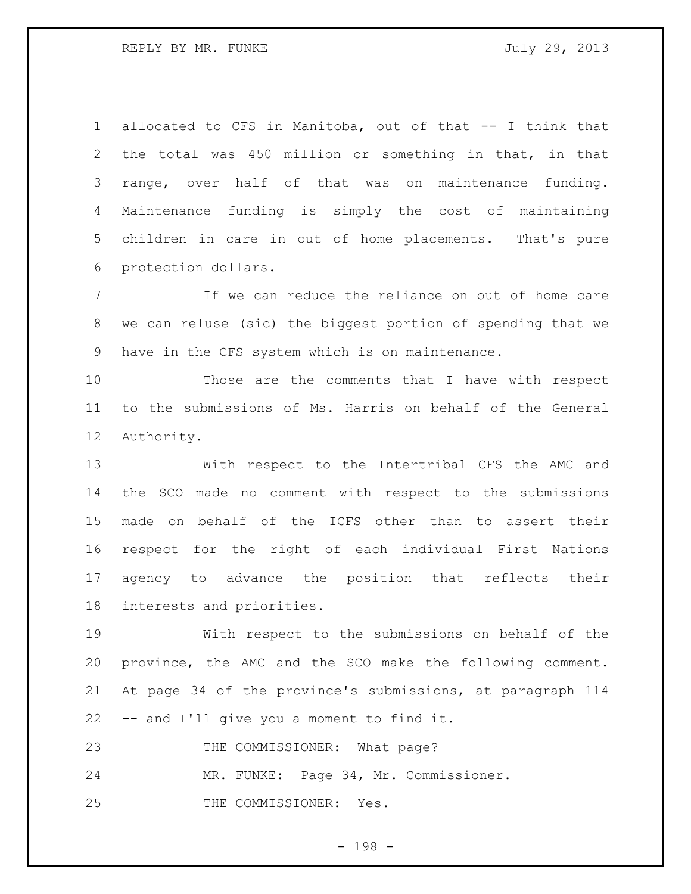allocated to CFS in Manitoba, out of that -- I think that the total was 450 million or something in that, in that range, over half of that was on maintenance funding. Maintenance funding is simply the cost of maintaining children in care in out of home placements. That's pure protection dollars.

If we can reduce the reliance on out of home care we can reluse (sic) the biggest portion of spending that we have in the CFS system which is on maintenance.

Those are the comments that I have with respect to the submissions of Ms. Harris on behalf of the General Authority.

With respect to the Intertribal CFS the AMC and the SCO made no comment with respect to the submissions made on behalf of the ICFS other than to assert their respect for the right of each individual First Nations agency to advance the position that reflects their interests and priorities.

With respect to the submissions on behalf of the province, the AMC and the SCO make the following comment. At page 34 of the province's submissions, at paragraph 114 -- and I'll give you a moment to find it.

THE COMMISSIONER: What page?

MR. FUNKE: Page 34, Mr. Commissioner.

THE COMMISSIONER: Yes.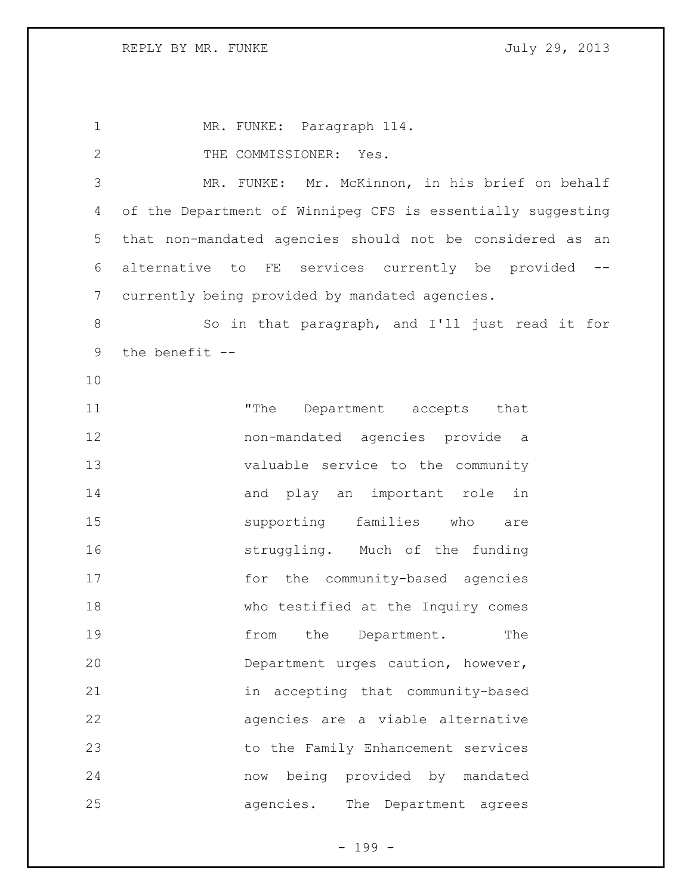MR. FUNKE: Paragraph 114.

THE COMMISSIONER: Yes.

MR. FUNKE: Mr. McKinnon, in his brief on behalf of the Department of Winnipeg CFS is essentially suggesting that non-mandated agencies should not be considered as an alternative to FE services currently be provided -- currently being provided by mandated agencies.

So in that paragraph, and I'll just read it for the benefit --

> "The Department accepts that non-mandated agencies provide a valuable service to the community and play an important role in supporting families who are struggling. Much of the funding for the community-based agencies who testified at the Inquiry comes from the Department. The Department urges caution, however, in accepting that community-based agencies are a viable alternative to the Family Enhancement services now being provided by mandated agencies. The Department agrees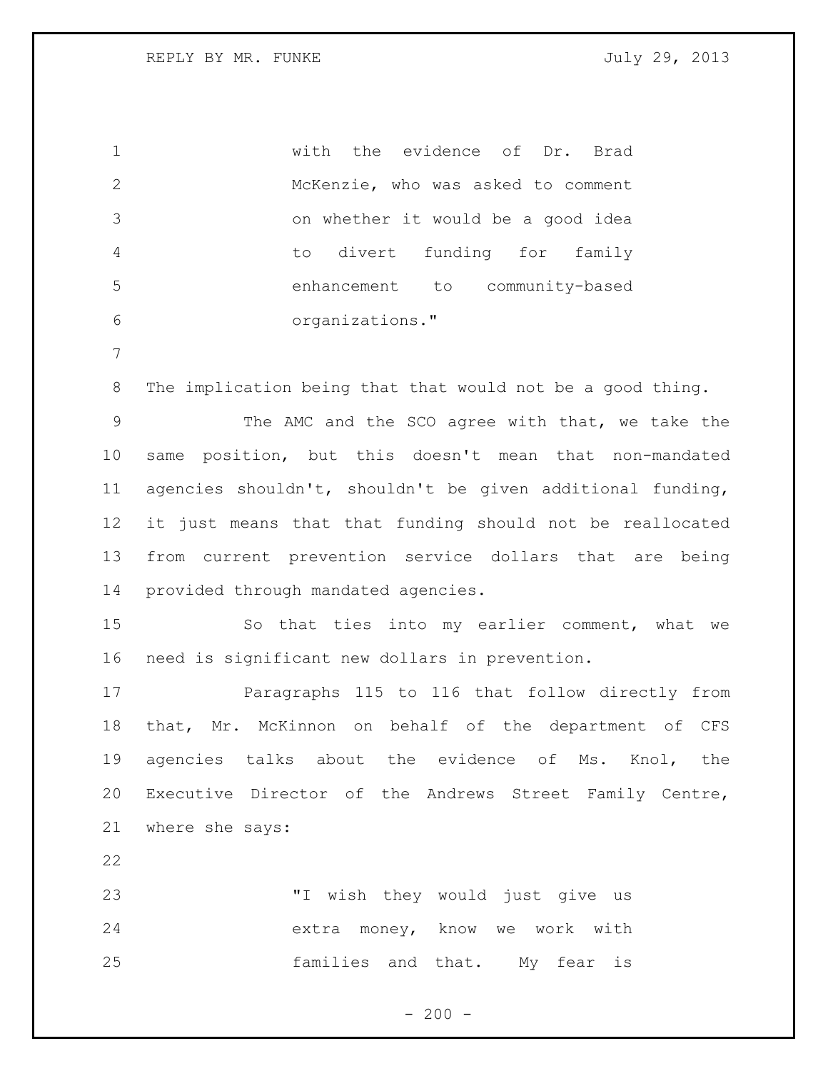> with the evidence of Dr. Brad McKenzie, who was asked to comment on whether it would be a good idea to divert funding for family enhancement to community-based organizations."

The implication being that that would not be a good thing.

The AMC and the SCO agree with that, we take the same position, but this doesn't mean that non-mandated agencies shouldn't, shouldn't be given additional funding, it just means that that funding should not be reallocated from current prevention service dollars that are being provided through mandated agencies.

So that ties into my earlier comment, what we need is significant new dollars in prevention.

Paragraphs 115 to 116 that follow directly from that, Mr. McKinnon on behalf of the department of CFS agencies talks about the evidence of Ms. Knol, the Executive Director of the Andrews Street Family Centre, where she says:

> "I wish they would just give us extra money, know we work with families and that. My fear is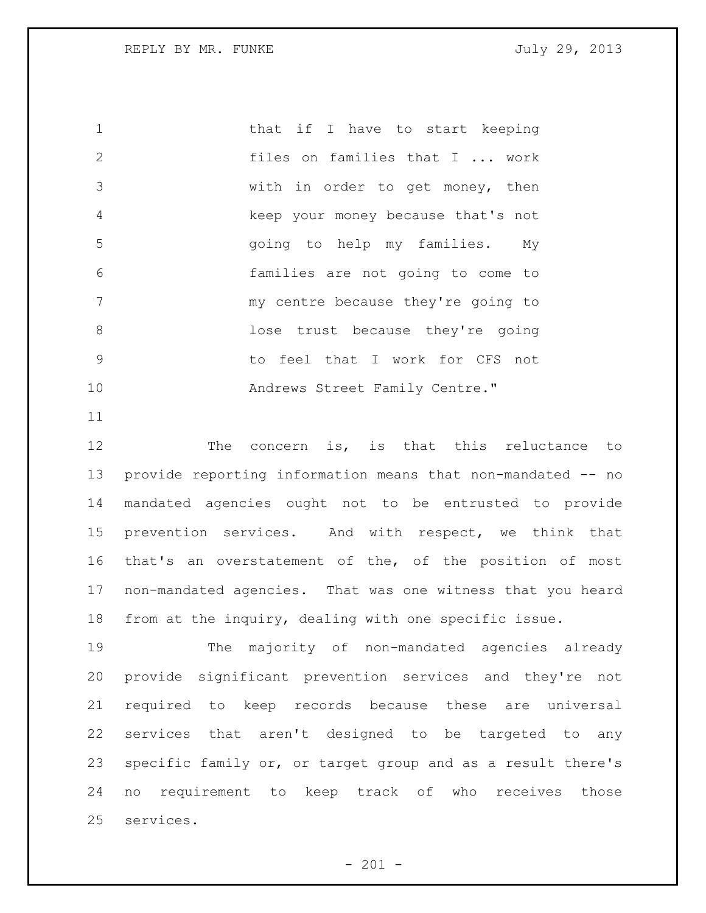> that if I have to start keeping files on families that I ... work with in order to get money, then keep your money because that's not going to help my families. My families are not going to come to my centre because they're going to lose trust because they're going to feel that I work for CFS not Andrews Street Family Centre."

The concern is, is that this reluctance to provide reporting information means that non-mandated -- no mandated agencies ought not to be entrusted to provide prevention services. And with respect, we think that that's an overstatement of the, of the position of most non-mandated agencies. That was one witness that you heard from at the inquiry, dealing with one specific issue.

The majority of non-mandated agencies already provide significant prevention services and they're not required to keep records because these are universal services that aren't designed to be targeted to any specific family or, or target group and as a result there's no requirement to keep track of who receives those services.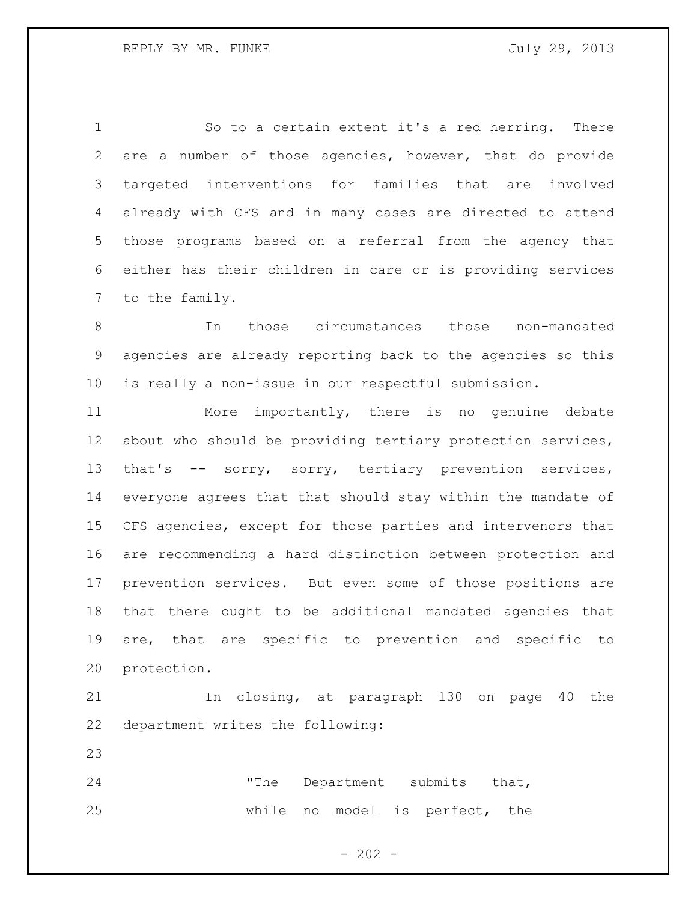So to a certain extent it's a red herring. There are a number of those agencies, however, that do provide targeted interventions for families that are involved already with CFS and in many cases are directed to attend those programs based on a referral from the agency that either has their children in care or is providing services to the family.

In those circumstances those non-mandated agencies are already reporting back to the agencies so this is really a non-issue in our respectful submission.

More importantly, there is no genuine debate about who should be providing tertiary protection services, that's -- sorry, sorry, tertiary prevention services, everyone agrees that that should stay within the mandate of CFS agencies, except for those parties and intervenors that are recommending a hard distinction between protection and prevention services. But even some of those positions are that there ought to be additional mandated agencies that are, that are specific to prevention and specific to protection.

In closing, at paragraph 130 on page 40 the department writes the following:

> "The Department submits that, while no model is perfect, the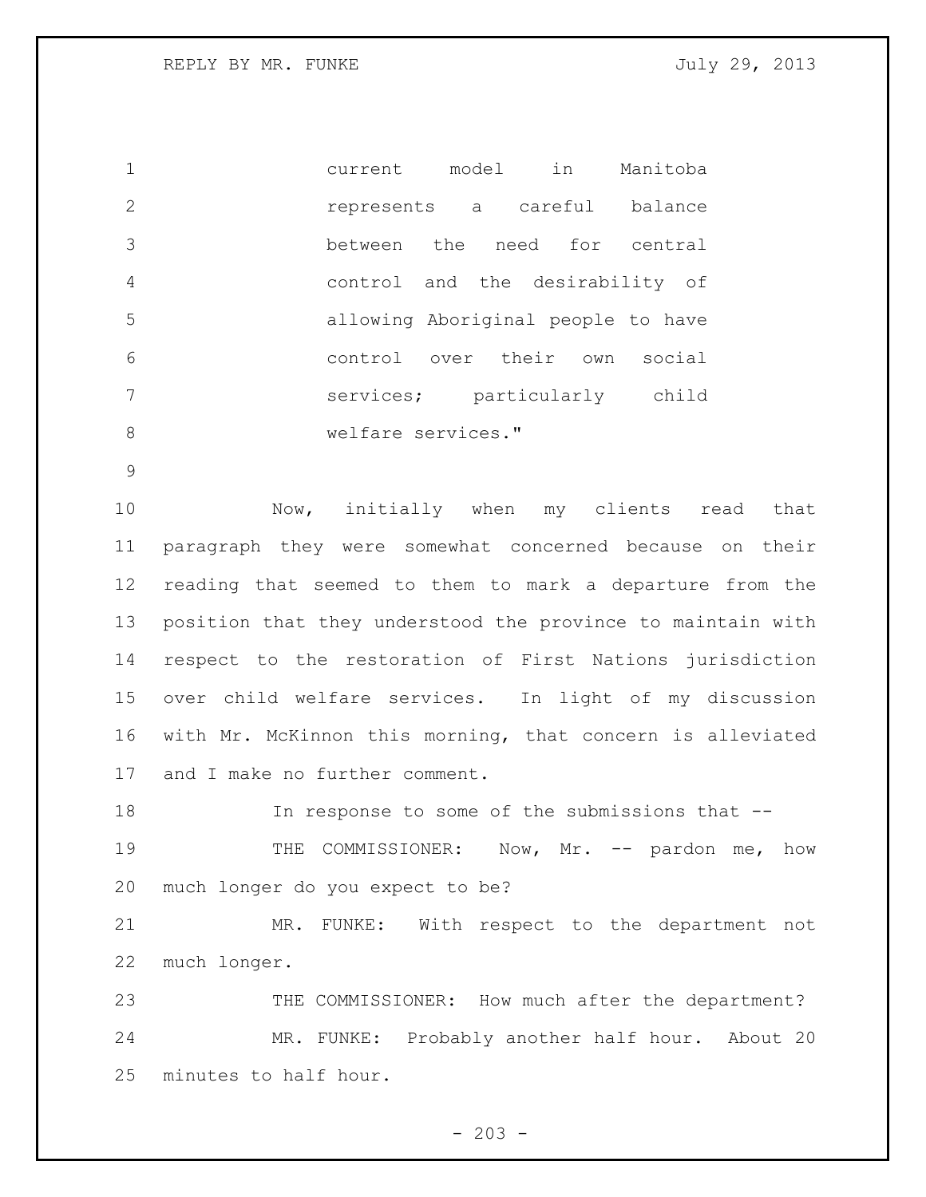> current model in Manitoba represents a careful balance between the need for central control and the desirability of allowing Aboriginal people to have control over their own social services; particularly child welfare services."

Now, initially when my clients read that paragraph they were somewhat concerned because on their reading that seemed to them to mark a departure from the position that they understood the province to maintain with respect to the restoration of First Nations jurisdiction over child welfare services. In light of my discussion with Mr. McKinnon this morning, that concern is alleviated and I make no further comment.

In response to some of the submissions that --

THE COMMISSIONER: Now, Mr. -- pardon me, how much longer do you expect to be?

MR. FUNKE: With respect to the department not much longer.

THE COMMISSIONER: How much after the department?

MR. FUNKE: Probably another half hour. About 20 minutes to half hour.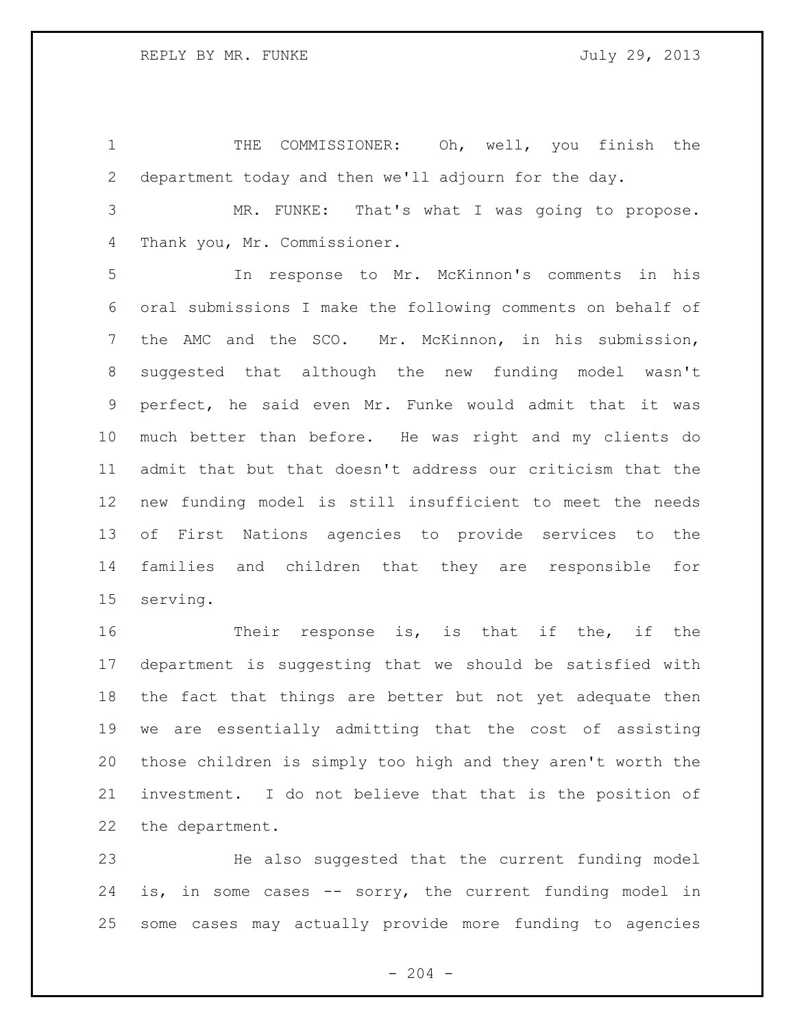THE COMMISSIONER: Oh, well, you finish the department today and then we'll adjourn for the day.

MR. FUNKE: That's what I was going to propose. Thank you, Mr. Commissioner.

In response to Mr. McKinnon's comments in his oral submissions I make the following comments on behalf of the AMC and the SCO. Mr. McKinnon, in his submission, suggested that although the new funding model wasn't perfect, he said even Mr. Funke would admit that it was much better than before. He was right and my clients do admit that but that doesn't address our criticism that the new funding model is still insufficient to meet the needs of First Nations agencies to provide services to the families and children that they are responsible for serving.

Their response is, is that if the, if the department is suggesting that we should be satisfied with the fact that things are better but not yet adequate then we are essentially admitting that the cost of assisting those children is simply too high and they aren't worth the investment. I do not believe that that is the position of the department.

He also suggested that the current funding model is, in some cases -- sorry, the current funding model in some cases may actually provide more funding to agencies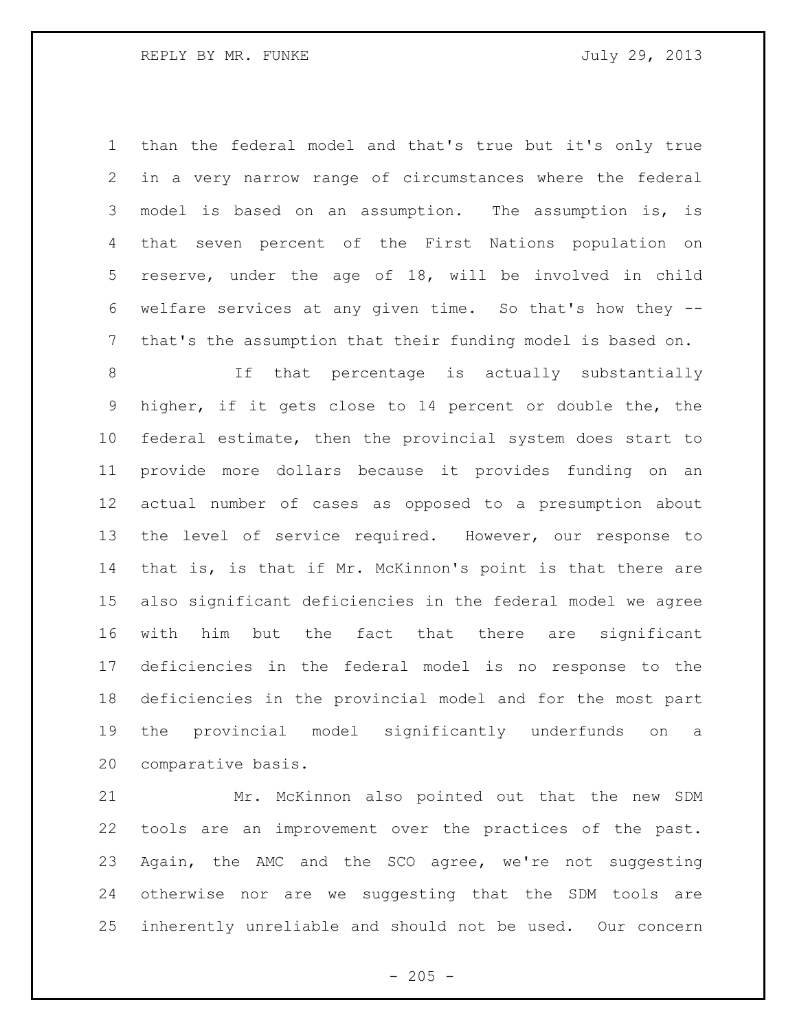than the federal model and that's true but it's only true in a very narrow range of circumstances where the federal model is based on an assumption. The assumption is, is that seven percent of the First Nations population on reserve, under the age of 18, will be involved in child welfare services at any given time. So that's how they -- that's the assumption that their funding model is based on.

If that percentage is actually substantially higher, if it gets close to 14 percent or double the, the federal estimate, then the provincial system does start to provide more dollars because it provides funding on an actual number of cases as opposed to a presumption about the level of service required. However, our response to that is, is that if Mr. McKinnon's point is that there are also significant deficiencies in the federal model we agree with him but the fact that there are significant deficiencies in the federal model is no response to the deficiencies in the provincial model and for the most part the provincial model significantly underfunds on a comparative basis.

Mr. McKinnon also pointed out that the new SDM tools are an improvement over the practices of the past. Again, the AMC and the SCO agree, we're not suggesting otherwise nor are we suggesting that the SDM tools are inherently unreliable and should not be used. Our concern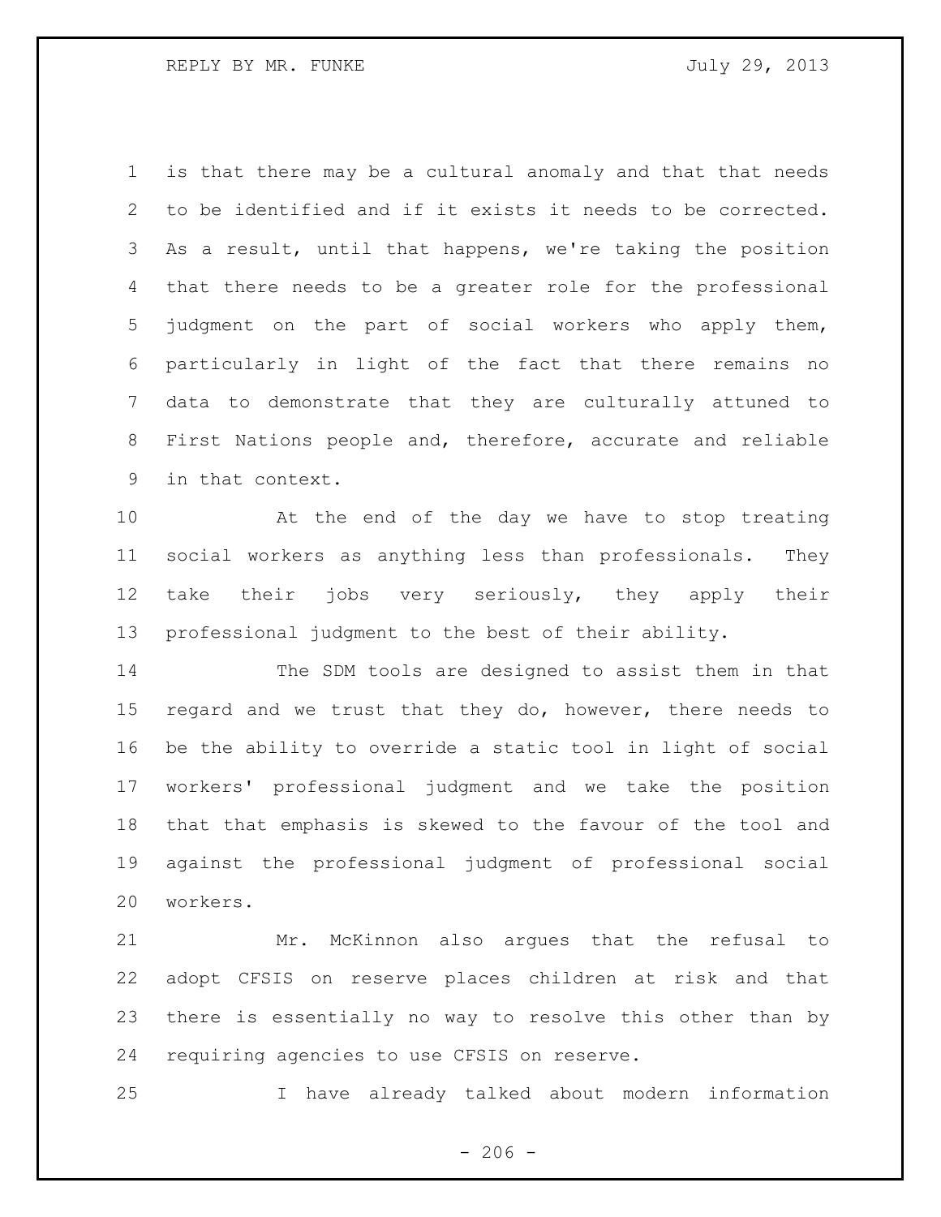is that there may be a cultural anomaly and that that needs to be identified and if it exists it needs to be corrected. As a result, until that happens, we're taking the position that there needs to be a greater role for the professional judgment on the part of social workers who apply them, particularly in light of the fact that there remains no data to demonstrate that they are culturally attuned to First Nations people and, therefore, accurate and reliable in that context.

At the end of the day we have to stop treating social workers as anything less than professionals. They take their jobs very seriously, they apply their professional judgment to the best of their ability.

The SDM tools are designed to assist them in that regard and we trust that they do, however, there needs to be the ability to override a static tool in light of social workers' professional judgment and we take the position that that emphasis is skewed to the favour of the tool and against the professional judgment of professional social workers.

Mr. McKinnon also argues that the refusal to adopt CFSIS on reserve places children at risk and that there is essentially no way to resolve this other than by requiring agencies to use CFSIS on reserve.

I have already talked about modern information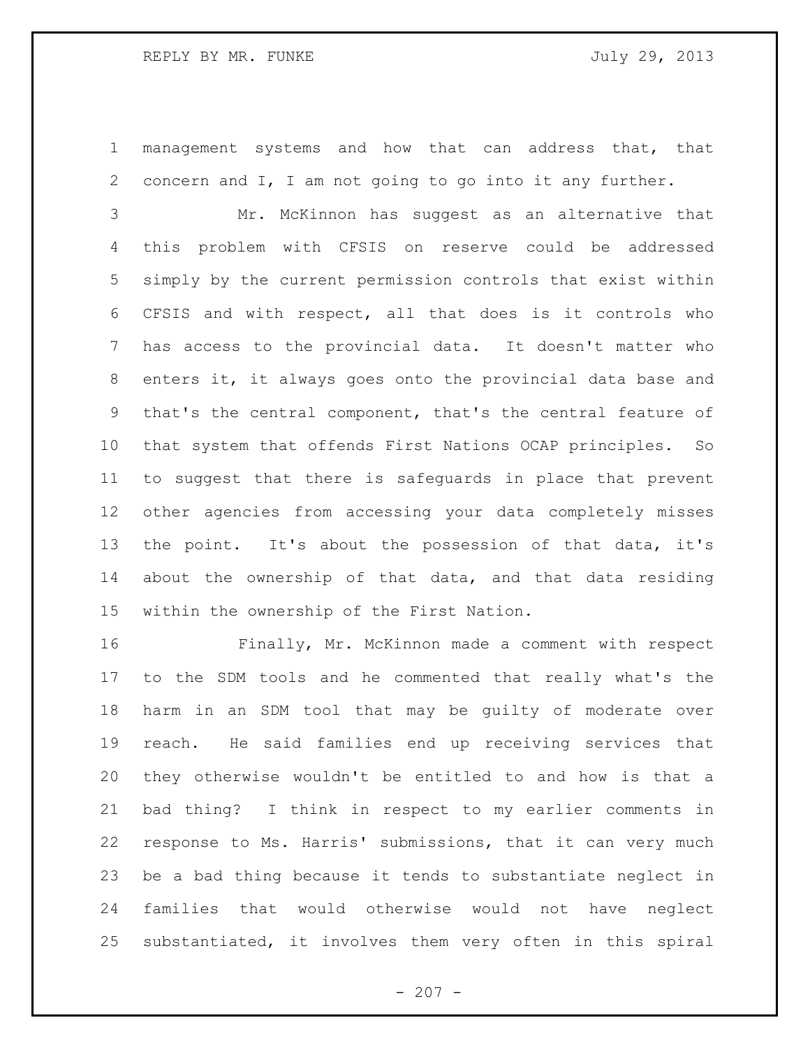management systems and how that can address that, that concern and I, I am not going to go into it any further.

Mr. McKinnon has suggest as an alternative that this problem with CFSIS on reserve could be addressed simply by the current permission controls that exist within CFSIS and with respect, all that does is it controls who has access to the provincial data. It doesn't matter who enters it, it always goes onto the provincial data base and that's the central component, that's the central feature of that system that offends First Nations OCAP principles. So to suggest that there is safeguards in place that prevent other agencies from accessing your data completely misses the point. It's about the possession of that data, it's about the ownership of that data, and that data residing within the ownership of the First Nation.

Finally, Mr. McKinnon made a comment with respect to the SDM tools and he commented that really what's the harm in an SDM tool that may be guilty of moderate over reach. He said families end up receiving services that they otherwise wouldn't be entitled to and how is that a bad thing? I think in respect to my earlier comments in response to Ms. Harris' submissions, that it can very much be a bad thing because it tends to substantiate neglect in families that would otherwise would not have neglect substantiated, it involves them very often in this spiral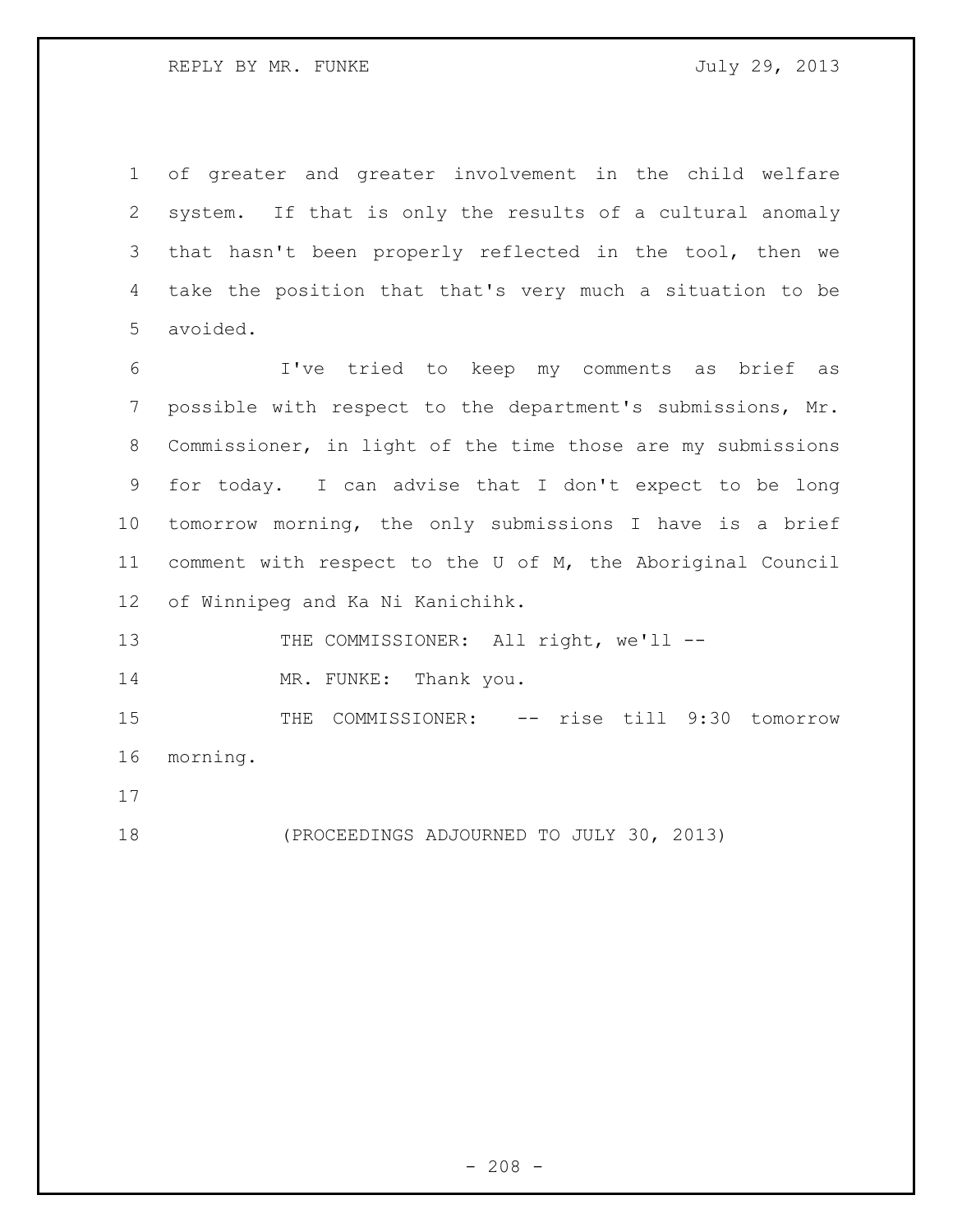of greater and greater involvement in the child welfare system. If that is only the results of a cultural anomaly that hasn't been properly reflected in the tool, then we take the position that that's very much a situation to be avoided.

I've tried to keep my comments as brief as possible with respect to the department's submissions, Mr. Commissioner, in light of the time those are my submissions for today. I can advise that I don't expect to be long tomorrow morning, the only submissions I have is a brief comment with respect to the U of M, the Aboriginal Council of Winnipeg and Ka Ni Kanichihk.

THE COMMISSIONER: All right, we'll --

MR. FUNKE: Thank you.

THE COMMISSIONER: -- rise till 9:30 tomorrow morning.

(PROCEEDINGS ADJOURNED TO JULY 30, 2013)